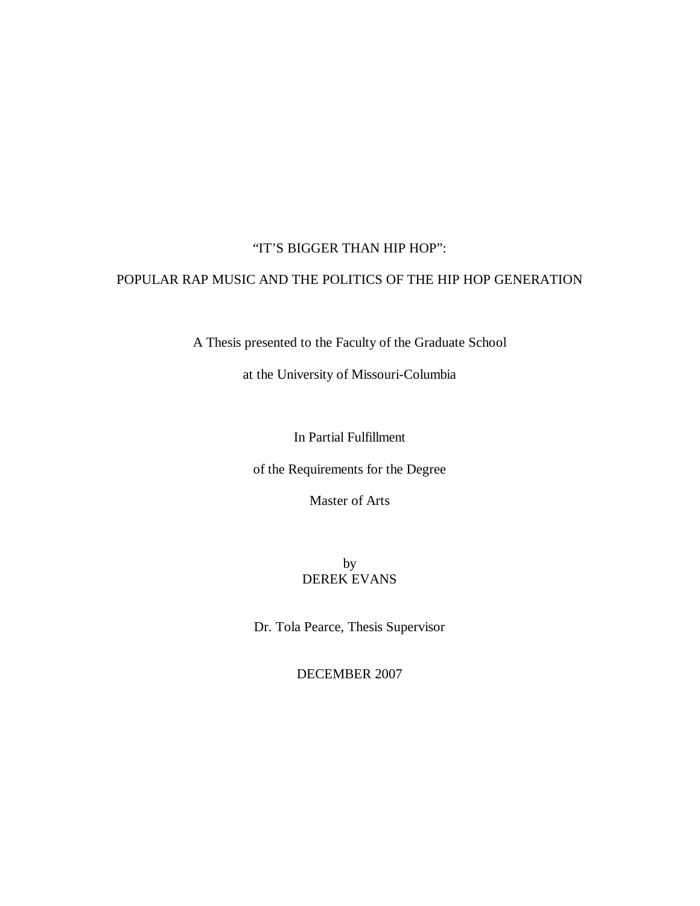# "IT'S BIGGER THAN HIP HOP":

# POPULAR RAP MUSIC AND THE POLITICS OF THE HIP HOP GENERATION

A Thesis presented to the Faculty of the Graduate School

at the University of Missouri-Columbia

In Partial Fulfillment

of the Requirements for the Degree

Master of Arts

by
DEREK EVANS

Dr. Tola Pearce, Thesis Supervisor

DECEMBER 2007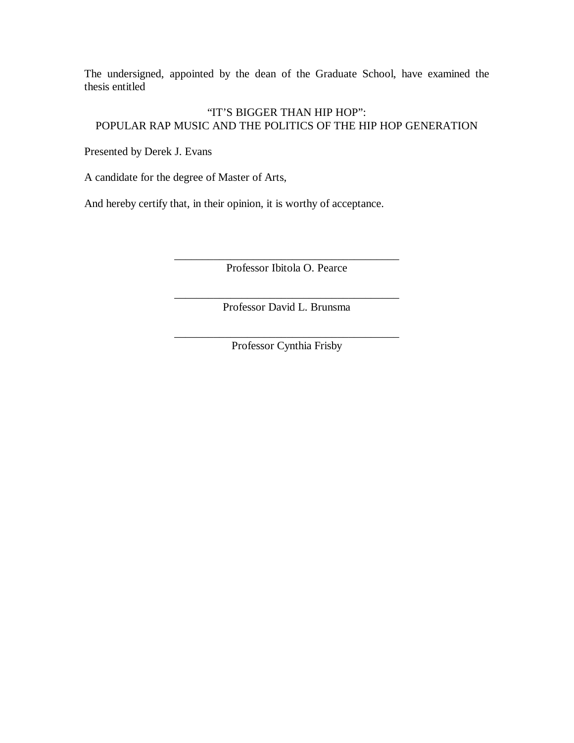The undersigned, appointed by the dean of the Graduate School, have examined the thesis entitled

“IT’S BIGGER THAN HIP HOP”:
POPULAR RAP MUSIC AND THE POLITICS OF THE HIP HOP GENERATION

Presented by Derek J. Evans

A candidate for the degree of Master of Arts,

And hereby certify that, in their opinion, it is worthy of acceptance.

\_\_\_\_\_\_\_\_\_\_\_\_\_\_\_\_\_\_\_\_\_\_\_\_\_\_\_\_\_\_\_\_\_\_\_\_\_\_\_\_
Professor Ibitola O. Pearce

\_\_\_\_\_\_\_\_\_\_\_\_\_\_\_\_\_\_\_\_\_\_\_\_\_\_\_\_\_\_\_\_\_\_\_\_\_\_\_\_
Professor David L. Brunsma

\_\_\_\_\_\_\_\_\_\_\_\_\_\_\_\_\_\_\_\_\_\_\_\_\_\_\_\_\_\_\_\_\_\_\_\_\_\_\_\_
Professor Cynthia Frisby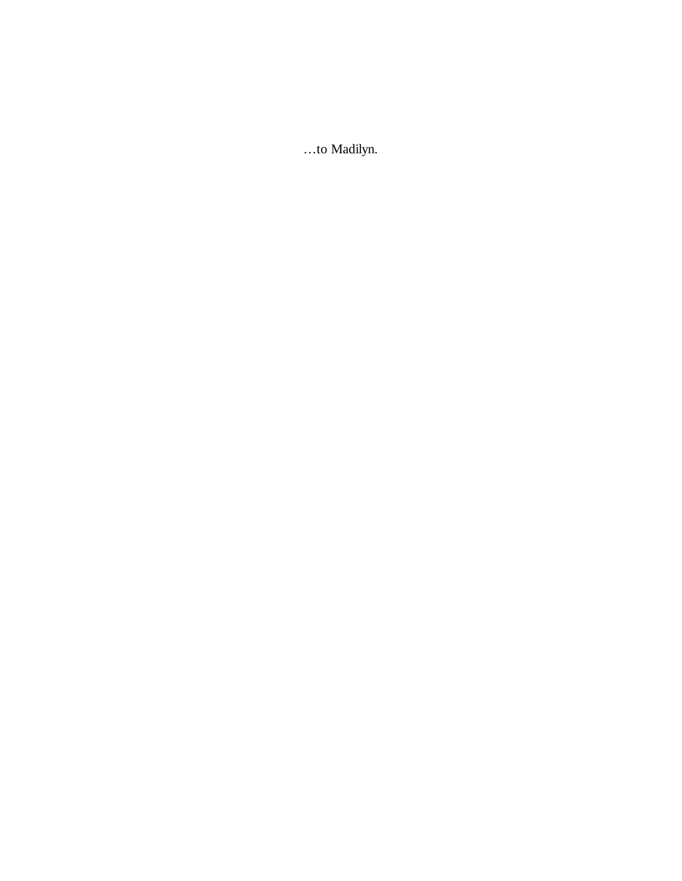…to Madilyn.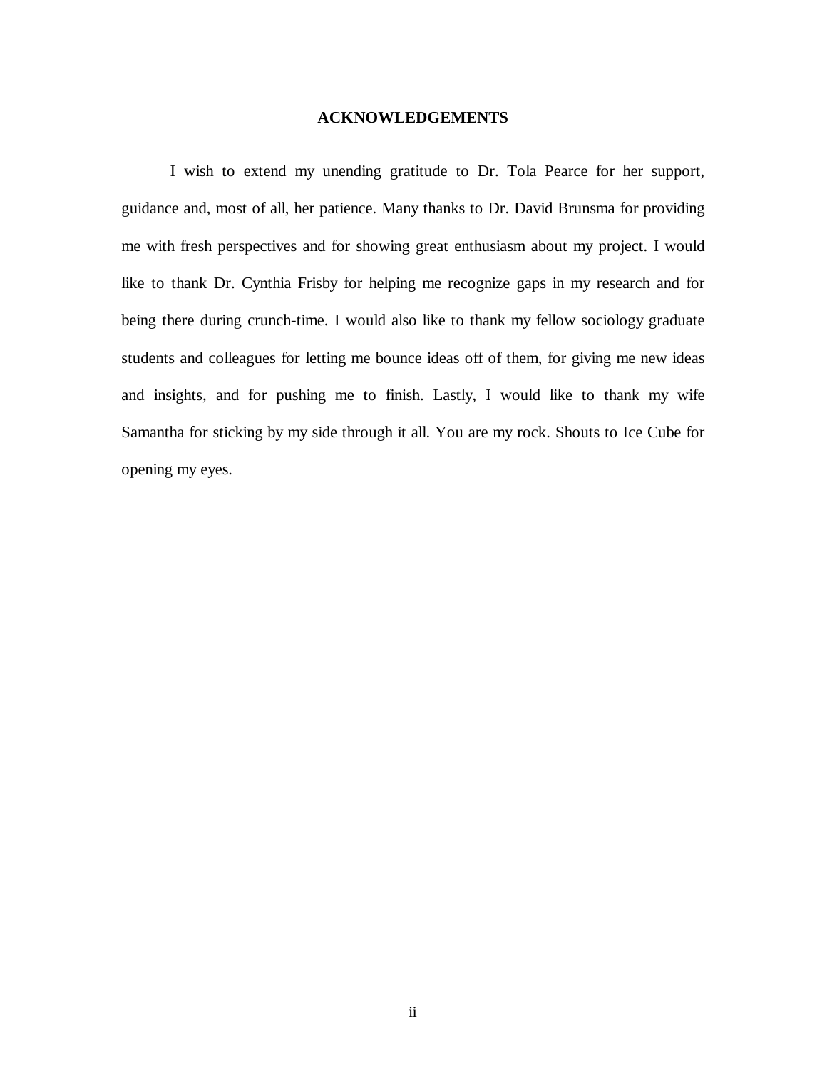# ACKNOWLEDGEMENTS

I wish to extend my unending gratitude to Dr. Tola Pearce for her support, guidance and, most of all, her patience. Many thanks to Dr. David Brunsma for providing me with fresh perspectives and for showing great enthusiasm about my project. I would like to thank Dr. Cynthia Frisby for helping me recognize gaps in my research and for being there during crunch-time. I would also like to thank my fellow sociology graduate students and colleagues for letting me bounce ideas off of them, for giving me new ideas and insights, and for pushing me to finish. Lastly, I would like to thank my wife Samantha for sticking by my side through it all. You are my rock. Shouts to Ice Cube for opening my eyes.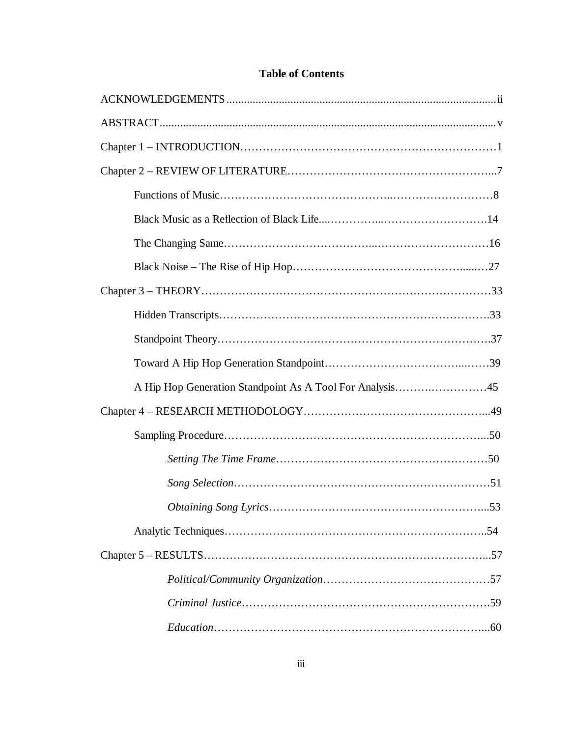**Table of Contents**

ACKNOWLEDGEMENTS ..... ii

ABSTRACT ..... v

Chapter 1 – INTRODUCTION ..... 1

Chapter 2 – REVIEW OF LITERATURE ..... 7

- Functions of Music ..... 8
- Black Music as a Reflection of Black Life ..... 14
- The Changing Same ..... 16
- Black Noise – The Rise of Hip Hop ..... 27

Chapter 3 – THEORY ..... 33

- Hidden Transcripts ..... 33
- Standpoint Theory ..... 37
- Toward A Hip Hop Generation Standpoint ..... 39
- A Hip Hop Generation Standpoint As A Tool For Analysis ..... 45

Chapter 4 – RESEARCH METHODOLOGY ..... 49

- Sampling Procedure ..... 50
  - *Setting The Time Frame* ..... 50
  - *Song Selection* ..... 51
  - *Obtaining Song Lyrics* ..... 53
- Analytic Techniques ..... 54

Chapter 5 – RESULTS ..... 57

  - *Political/Community Organization* ..... 57
  - *Criminal Justice* ..... 59
  - *Education* ..... 60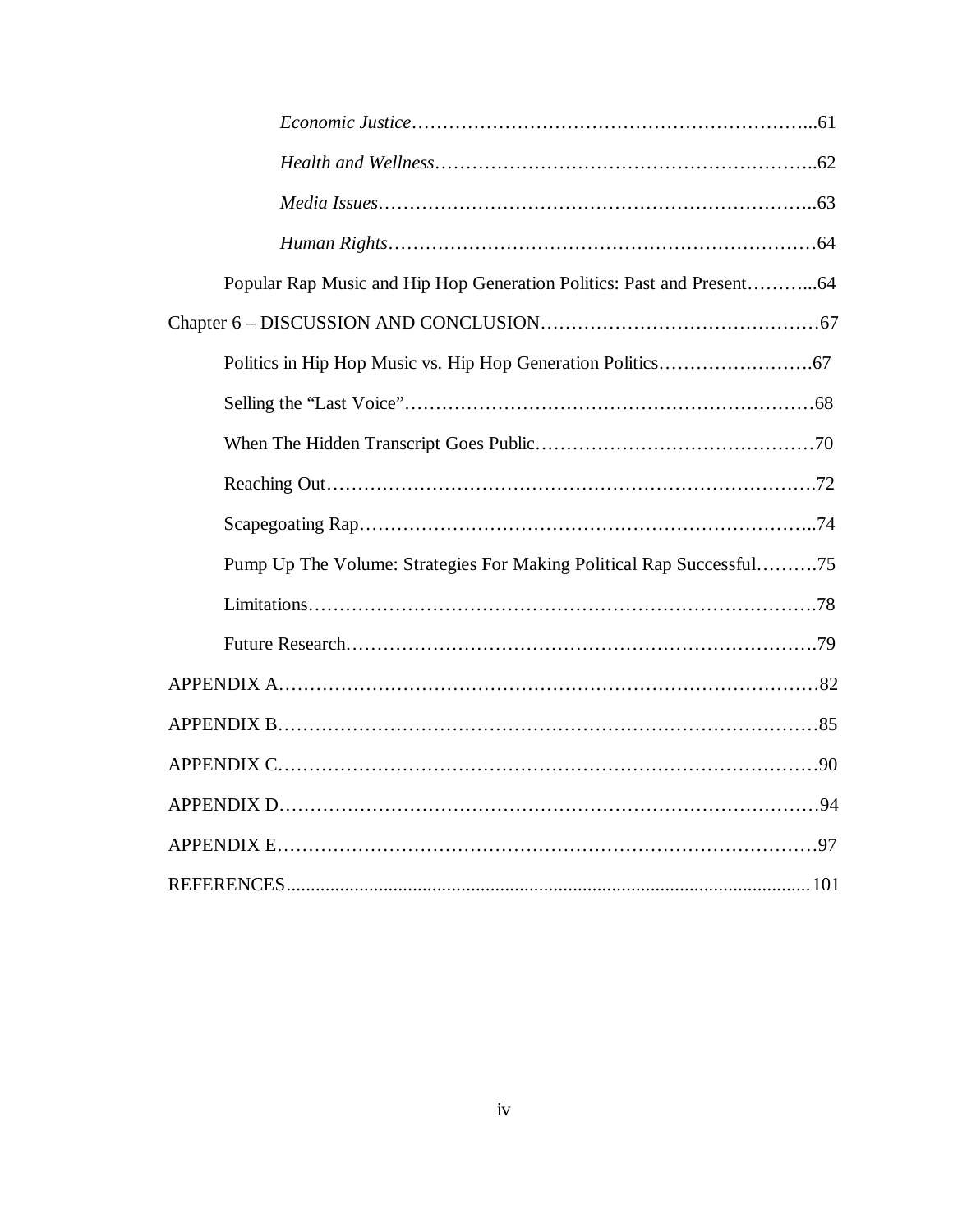*Economic Justice*……………………………………………………………...61

*Health and Wellness*……………………………………………………..62

*Media Issues*………………………………………………………………..63

*Human Rights*……………………………………………………………64

Popular Rap Music and Hip Hop Generation Politics: Past and Present………...64

Chapter 6 – DISCUSSION AND CONCLUSION………………………………………67

Politics in Hip Hop Music vs. Hip Hop Generation Politics…………………….67

Selling the "Last Voice"………………………………………………………68

When The Hidden Transcript Goes Public………………………………………70

Reaching Out………………………………………………………………….72

Scapegoating Rap……………………………………………………………..74

Pump Up The Volume: Strategies For Making Political Rap Successful……….75

Limitations…………………………………………………………………….78

Future Research……………………………………………………………….79

APPENDIX A……………………………………………………………………………82

APPENDIX B……………………………………………………………………………85

APPENDIX C……………………………………………………………………………90

APPENDIX D……………………………………………………………………………94

APPENDIX E……………………………………………………………………………97

REFERENCES...........................................................................................................101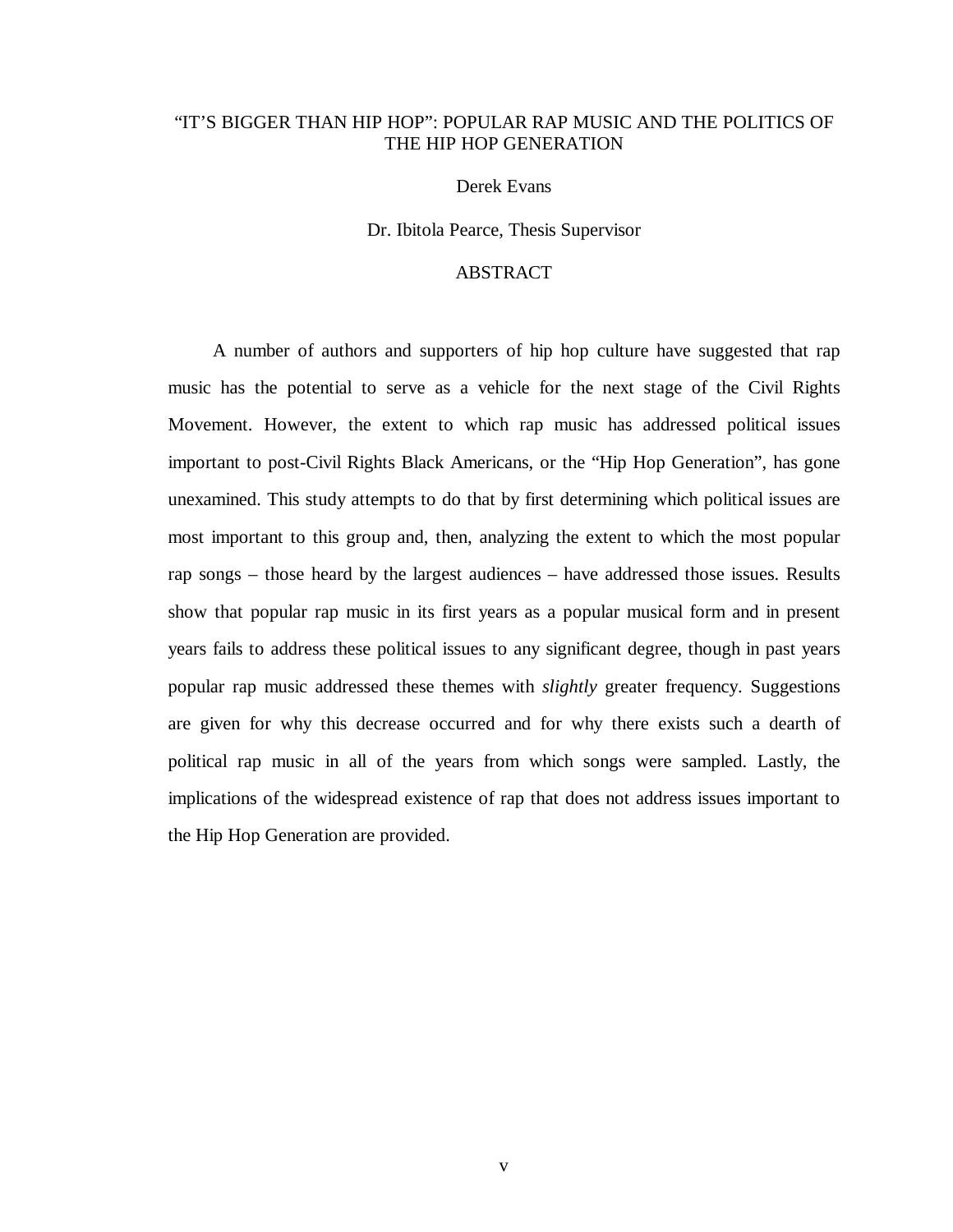# "IT'S BIGGER THAN HIP HOP": POPULAR RAP MUSIC AND THE POLITICS OF THE HIP HOP GENERATION

Derek Evans

Dr. Ibitola Pearce, Thesis Supervisor

## ABSTRACT

A number of authors and supporters of hip hop culture have suggested that rap music has the potential to serve as a vehicle for the next stage of the Civil Rights Movement. However, the extent to which rap music has addressed political issues important to post-Civil Rights Black Americans, or the "Hip Hop Generation", has gone unexamined. This study attempts to do that by first determining which political issues are most important to this group and, then, analyzing the extent to which the most popular rap songs – those heard by the largest audiences – have addressed those issues. Results show that popular rap music in its first years as a popular musical form and in present years fails to address these political issues to any significant degree, though in past years popular rap music addressed these themes with *slightly* greater frequency. Suggestions are given for why this decrease occurred and for why there exists such a dearth of political rap music in all of the years from which songs were sampled. Lastly, the implications of the widespread existence of rap that does not address issues important to the Hip Hop Generation are provided.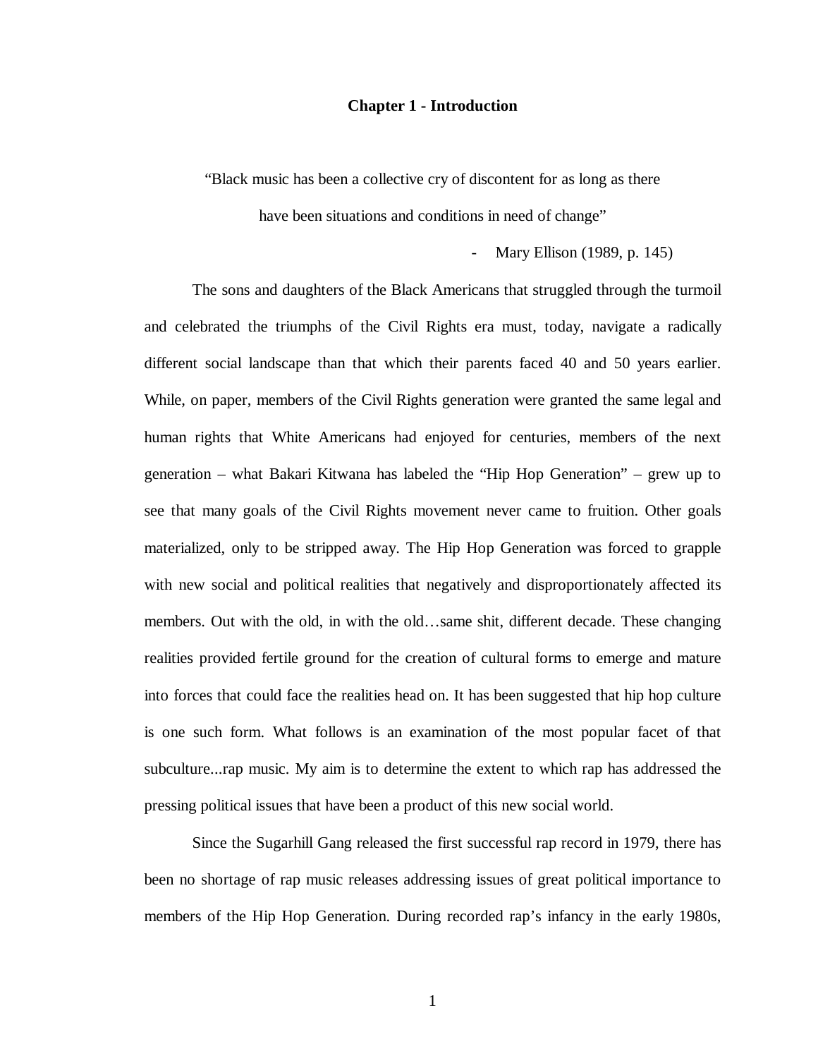# Chapter 1 - Introduction

> "Black music has been a collective cry of discontent for as long as there have been situations and conditions in need of change"
>
> \- Mary Ellison (1989, p. 145)

The sons and daughters of the Black Americans that struggled through the turmoil and celebrated the triumphs of the Civil Rights era must, today, navigate a radically different social landscape than that which their parents faced 40 and 50 years earlier. While, on paper, members of the Civil Rights generation were granted the same legal and human rights that White Americans had enjoyed for centuries, members of the next generation – what Bakari Kitwana has labeled the "Hip Hop Generation" – grew up to see that many goals of the Civil Rights movement never came to fruition. Other goals materialized, only to be stripped away. The Hip Hop Generation was forced to grapple with new social and political realities that negatively and disproportionately affected its members. Out with the old, in with the old…same shit, different decade. These changing realities provided fertile ground for the creation of cultural forms to emerge and mature into forces that could face the realities head on. It has been suggested that hip hop culture is one such form. What follows is an examination of the most popular facet of that subculture...rap music. My aim is to determine the extent to which rap has addressed the pressing political issues that have been a product of this new social world.

Since the Sugarhill Gang released the first successful rap record in 1979, there has been no shortage of rap music releases addressing issues of great political importance to members of the Hip Hop Generation. During recorded rap's infancy in the early 1980s,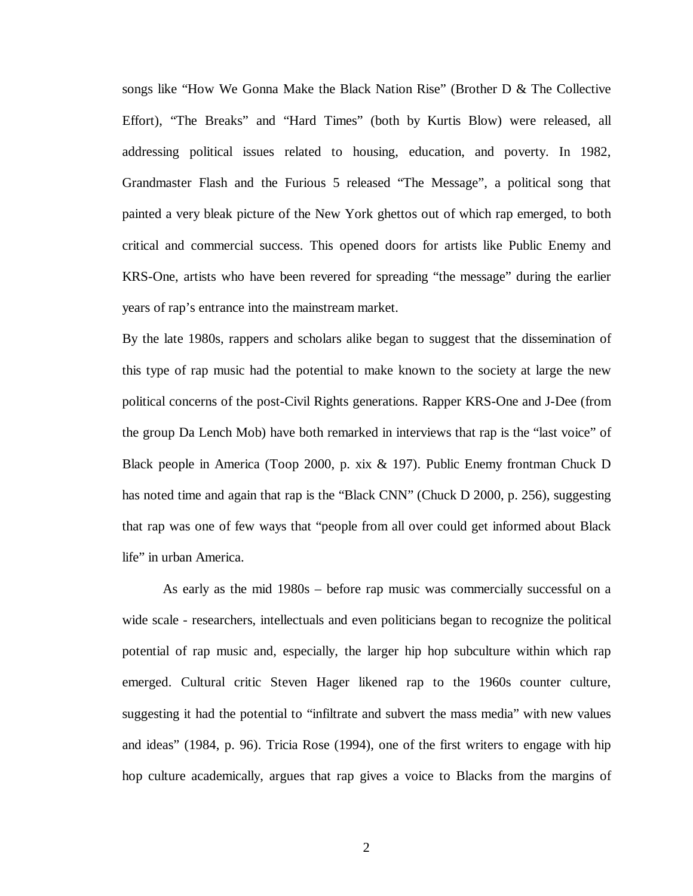songs like "How We Gonna Make the Black Nation Rise" (Brother D & The Collective Effort), "The Breaks" and "Hard Times" (both by Kurtis Blow) were released, all addressing political issues related to housing, education, and poverty. In 1982, Grandmaster Flash and the Furious 5 released "The Message", a political song that painted a very bleak picture of the New York ghettos out of which rap emerged, to both critical and commercial success. This opened doors for artists like Public Enemy and KRS-One, artists who have been revered for spreading "the message" during the earlier years of rap's entrance into the mainstream market.

By the late 1980s, rappers and scholars alike began to suggest that the dissemination of this type of rap music had the potential to make known to the society at large the new political concerns of the post-Civil Rights generations. Rapper KRS-One and J-Dee (from the group Da Lench Mob) have both remarked in interviews that rap is the "last voice" of Black people in America (Toop 2000, p. xix & 197). Public Enemy frontman Chuck D has noted time and again that rap is the "Black CNN" (Chuck D 2000, p. 256), suggesting that rap was one of few ways that "people from all over could get informed about Black life" in urban America.

As early as the mid 1980s – before rap music was commercially successful on a wide scale - researchers, intellectuals and even politicians began to recognize the political potential of rap music and, especially, the larger hip hop subculture within which rap emerged. Cultural critic Steven Hager likened rap to the 1960s counter culture, suggesting it had the potential to "infiltrate and subvert the mass media" with new values and ideas" (1984, p. 96). Tricia Rose (1994), one of the first writers to engage with hip hop culture academically, argues that rap gives a voice to Blacks from the margins of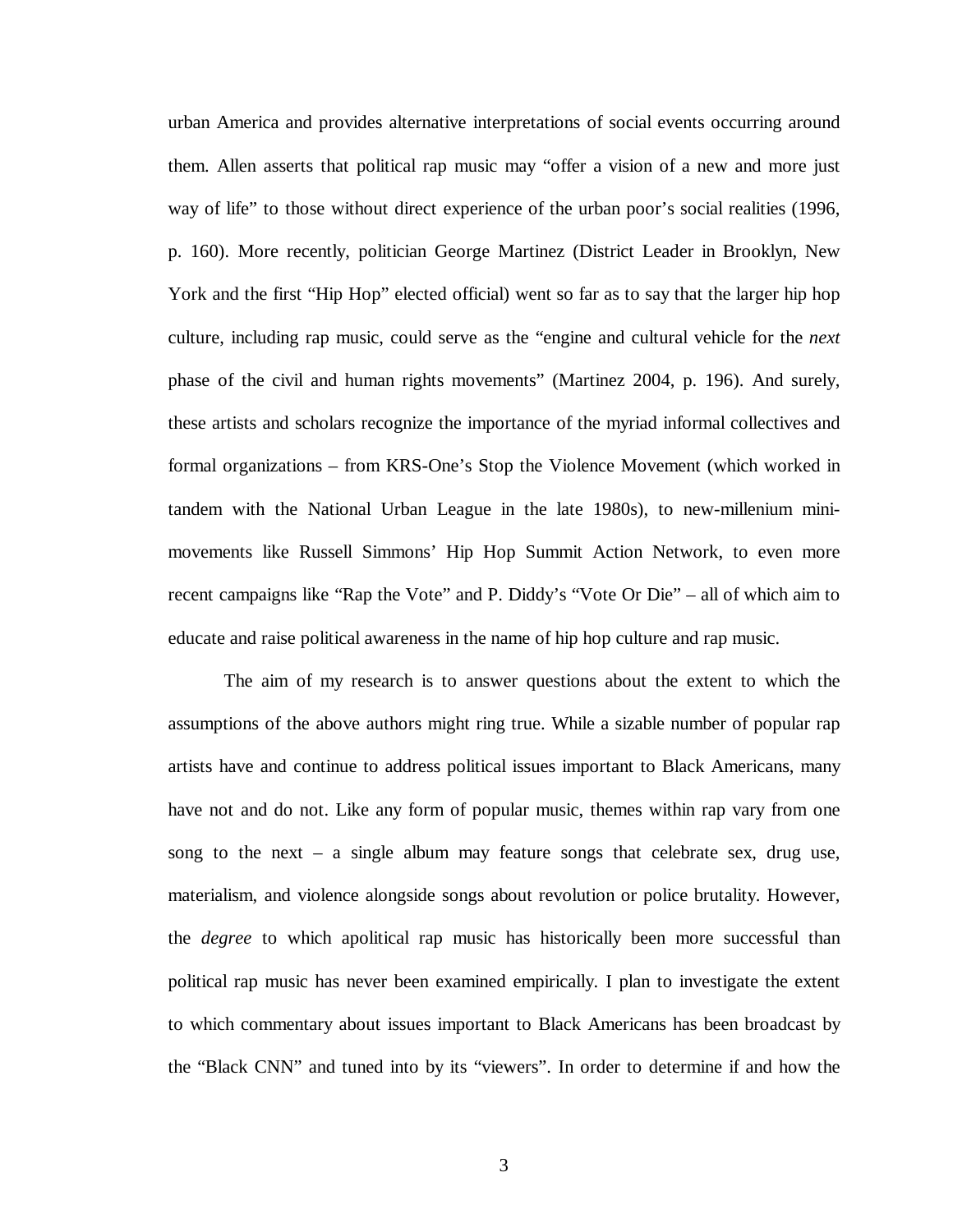urban America and provides alternative interpretations of social events occurring around them. Allen asserts that political rap music may "offer a vision of a new and more just way of life" to those without direct experience of the urban poor's social realities (1996, p. 160). More recently, politician George Martinez (District Leader in Brooklyn, New York and the first "Hip Hop" elected official) went so far as to say that the larger hip hop culture, including rap music, could serve as the "engine and cultural vehicle for the *next* phase of the civil and human rights movements" (Martinez 2004, p. 196). And surely, these artists and scholars recognize the importance of the myriad informal collectives and formal organizations – from KRS-One's Stop the Violence Movement (which worked in tandem with the National Urban League in the late 1980s), to new-millenium mini-movements like Russell Simmons' Hip Hop Summit Action Network, to even more recent campaigns like "Rap the Vote" and P. Diddy's "Vote Or Die" – all of which aim to educate and raise political awareness in the name of hip hop culture and rap music.

The aim of my research is to answer questions about the extent to which the assumptions of the above authors might ring true. While a sizable number of popular rap artists have and continue to address political issues important to Black Americans, many have not and do not. Like any form of popular music, themes within rap vary from one song to the next – a single album may feature songs that celebrate sex, drug use, materialism, and violence alongside songs about revolution or police brutality. However, the *degree* to which apolitical rap music has historically been more successful than political rap music has never been examined empirically. I plan to investigate the extent to which commentary about issues important to Black Americans has been broadcast by the "Black CNN" and tuned into by its "viewers". In order to determine if and how the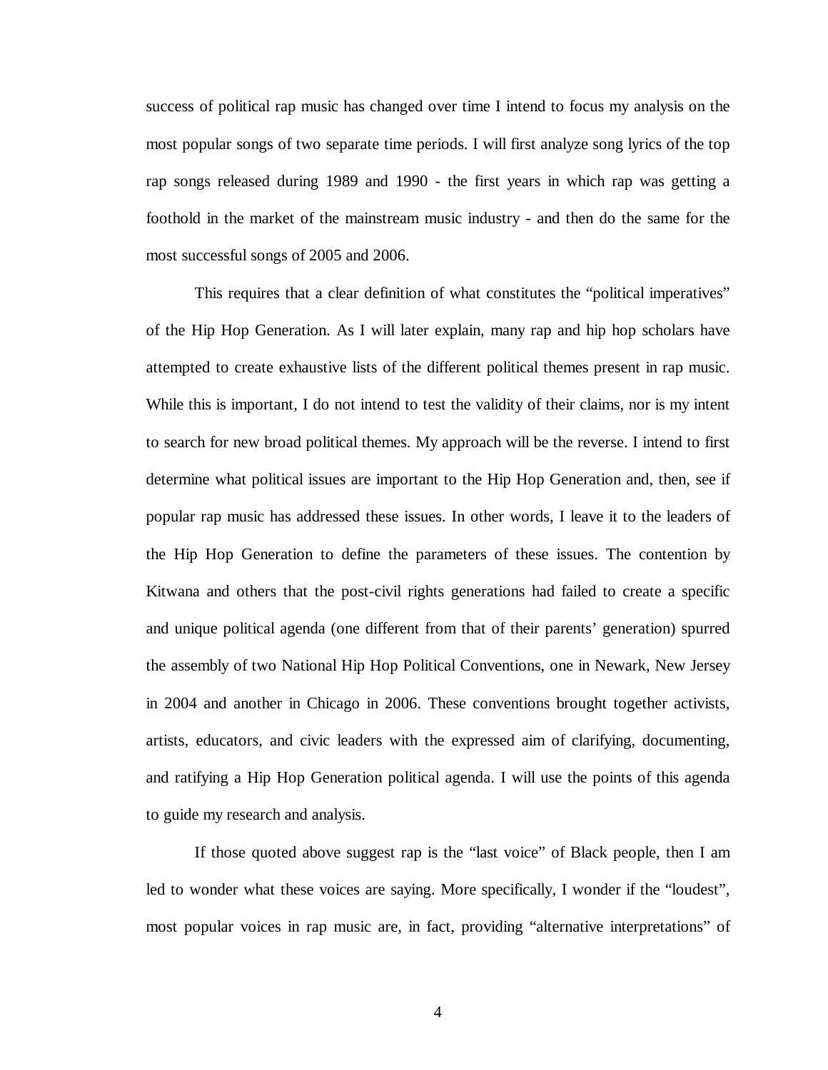success of political rap music has changed over time I intend to focus my analysis on the most popular songs of two separate time periods. I will first analyze song lyrics of the top rap songs released during 1989 and 1990 - the first years in which rap was getting a foothold in the market of the mainstream music industry - and then do the same for the most successful songs of 2005 and 2006.

This requires that a clear definition of what constitutes the "political imperatives" of the Hip Hop Generation. As I will later explain, many rap and hip hop scholars have attempted to create exhaustive lists of the different political themes present in rap music. While this is important, I do not intend to test the validity of their claims, nor is my intent to search for new broad political themes. My approach will be the reverse. I intend to first determine what political issues are important to the Hip Hop Generation and, then, see if popular rap music has addressed these issues. In other words, I leave it to the leaders of the Hip Hop Generation to define the parameters of these issues. The contention by Kitwana and others that the post-civil rights generations had failed to create a specific and unique political agenda (one different from that of their parents' generation) spurred the assembly of two National Hip Hop Political Conventions, one in Newark, New Jersey in 2004 and another in Chicago in 2006. These conventions brought together activists, artists, educators, and civic leaders with the expressed aim of clarifying, documenting, and ratifying a Hip Hop Generation political agenda. I will use the points of this agenda to guide my research and analysis.

If those quoted above suggest rap is the "last voice" of Black people, then I am led to wonder what these voices are saying. More specifically, I wonder if the "loudest", most popular voices in rap music are, in fact, providing "alternative interpretations" of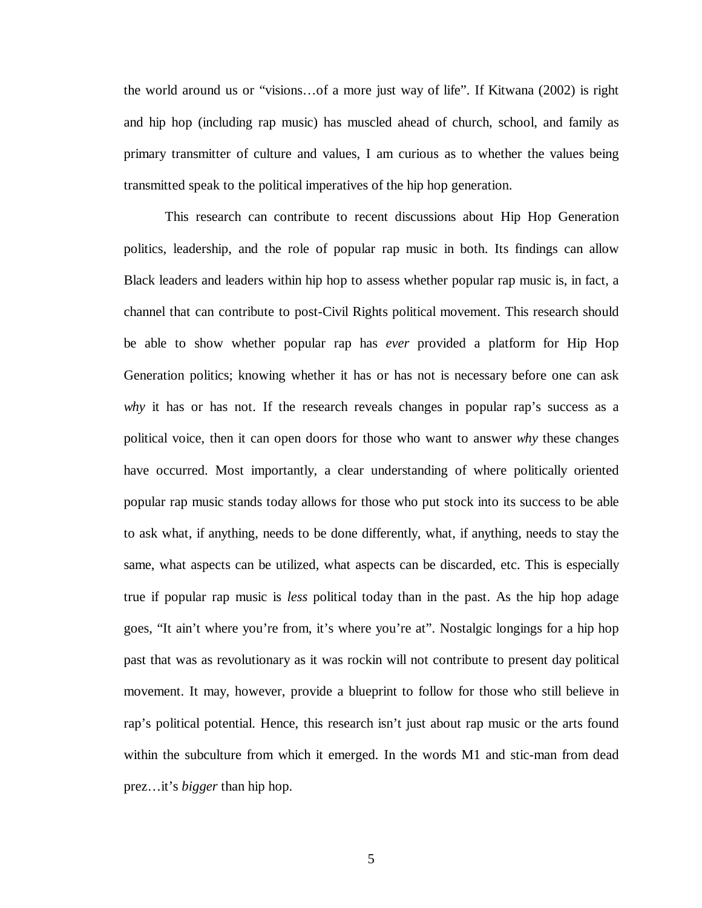the world around us or "visions…of a more just way of life". If Kitwana (2002) is right and hip hop (including rap music) has muscled ahead of church, school, and family as primary transmitter of culture and values, I am curious as to whether the values being transmitted speak to the political imperatives of the hip hop generation.

This research can contribute to recent discussions about Hip Hop Generation politics, leadership, and the role of popular rap music in both. Its findings can allow Black leaders and leaders within hip hop to assess whether popular rap music is, in fact, a channel that can contribute to post-Civil Rights political movement. This research should be able to show whether popular rap has *ever* provided a platform for Hip Hop Generation politics; knowing whether it has or has not is necessary before one can ask *why* it has or has not. If the research reveals changes in popular rap's success as a political voice, then it can open doors for those who want to answer *why* these changes have occurred. Most importantly, a clear understanding of where politically oriented popular rap music stands today allows for those who put stock into its success to be able to ask what, if anything, needs to be done differently, what, if anything, needs to stay the same, what aspects can be utilized, what aspects can be discarded, etc. This is especially true if popular rap music is *less* political today than in the past. As the hip hop adage goes, "It ain't where you're from, it's where you're at". Nostalgic longings for a hip hop past that was as revolutionary as it was rockin will not contribute to present day political movement. It may, however, provide a blueprint to follow for those who still believe in rap's political potential. Hence, this research isn't just about rap music or the arts found within the subculture from which it emerged. In the words M1 and stic-man from dead prez…it's *bigger* than hip hop.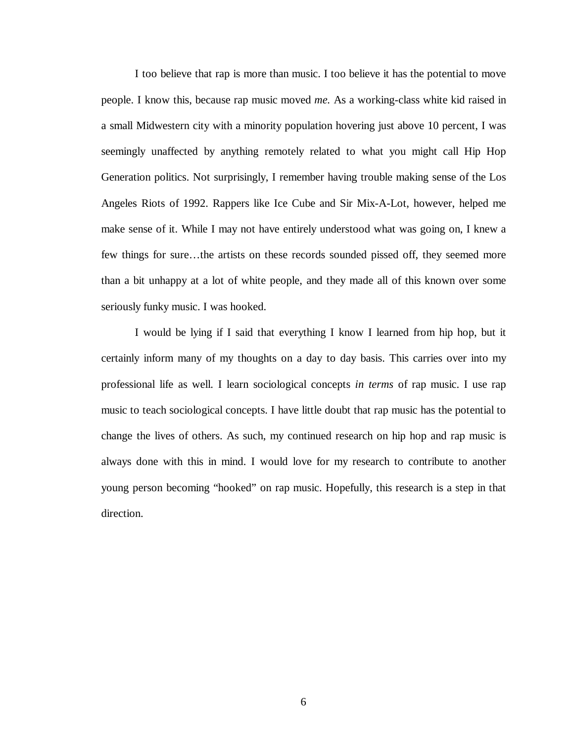I too believe that rap is more than music. I too believe it has the potential to move people. I know this, because rap music moved *me.* As a working-class white kid raised in a small Midwestern city with a minority population hovering just above 10 percent, I was seemingly unaffected by anything remotely related to what you might call Hip Hop Generation politics. Not surprisingly, I remember having trouble making sense of the Los Angeles Riots of 1992. Rappers like Ice Cube and Sir Mix-A-Lot, however, helped me make sense of it. While I may not have entirely understood what was going on, I knew a few things for sure…the artists on these records sounded pissed off, they seemed more than a bit unhappy at a lot of white people, and they made all of this known over some seriously funky music. I was hooked.

I would be lying if I said that everything I know I learned from hip hop, but it certainly inform many of my thoughts on a day to day basis. This carries over into my professional life as well. I learn sociological concepts *in terms* of rap music. I use rap music to teach sociological concepts. I have little doubt that rap music has the potential to change the lives of others. As such, my continued research on hip hop and rap music is always done with this in mind. I would love for my research to contribute to another young person becoming "hooked" on rap music. Hopefully, this research is a step in that direction.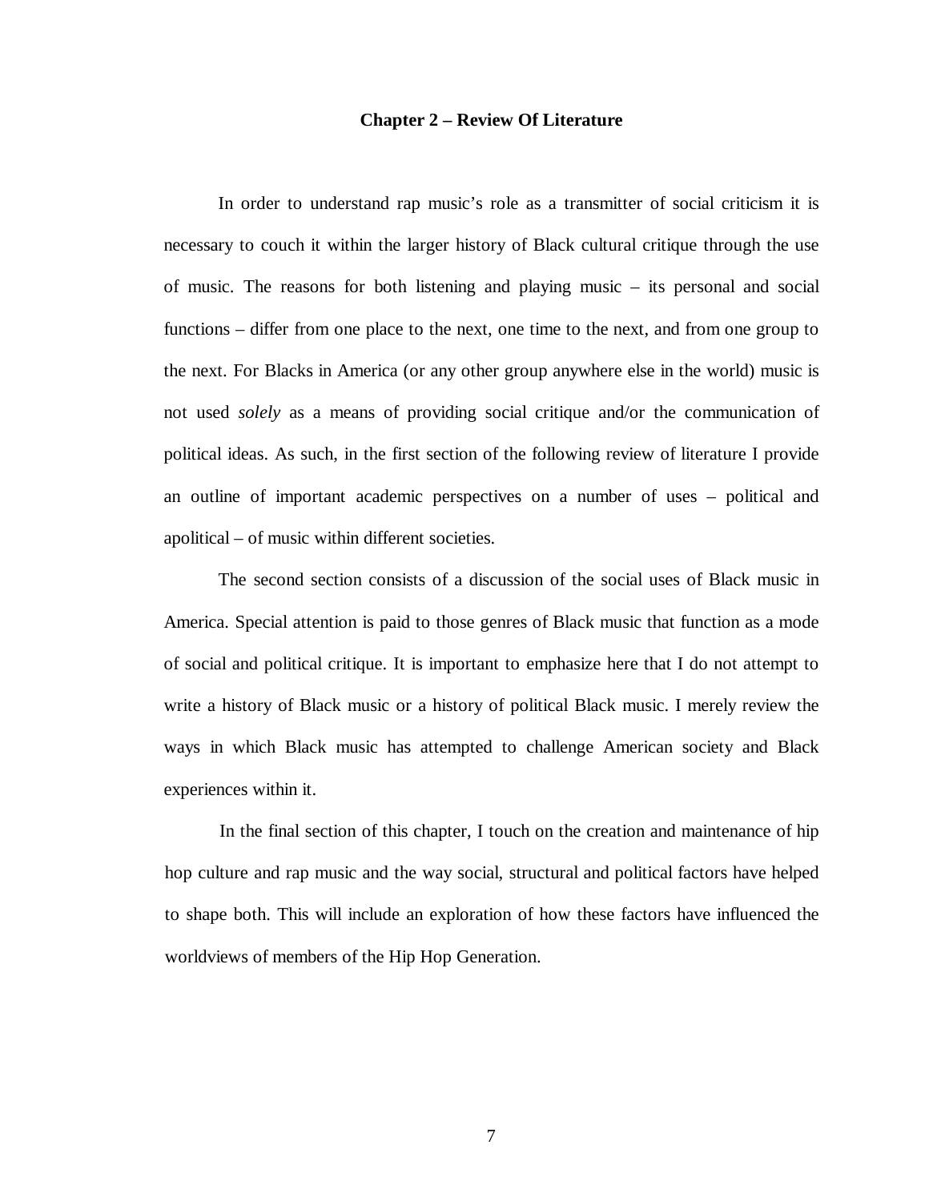# Chapter 2 – Review Of Literature

In order to understand rap music's role as a transmitter of social criticism it is necessary to couch it within the larger history of Black cultural critique through the use of music. The reasons for both listening and playing music – its personal and social functions – differ from one place to the next, one time to the next, and from one group to the next. For Blacks in America (or any other group anywhere else in the world) music is not used *solely* as a means of providing social critique and/or the communication of political ideas. As such, in the first section of the following review of literature I provide an outline of important academic perspectives on a number of uses – political and apolitical – of music within different societies.

The second section consists of a discussion of the social uses of Black music in America. Special attention is paid to those genres of Black music that function as a mode of social and political critique. It is important to emphasize here that I do not attempt to write a history of Black music or a history of political Black music. I merely review the ways in which Black music has attempted to challenge American society and Black experiences within it.

In the final section of this chapter, I touch on the creation and maintenance of hip hop culture and rap music and the way social, structural and political factors have helped to shape both. This will include an exploration of how these factors have influenced the worldviews of members of the Hip Hop Generation.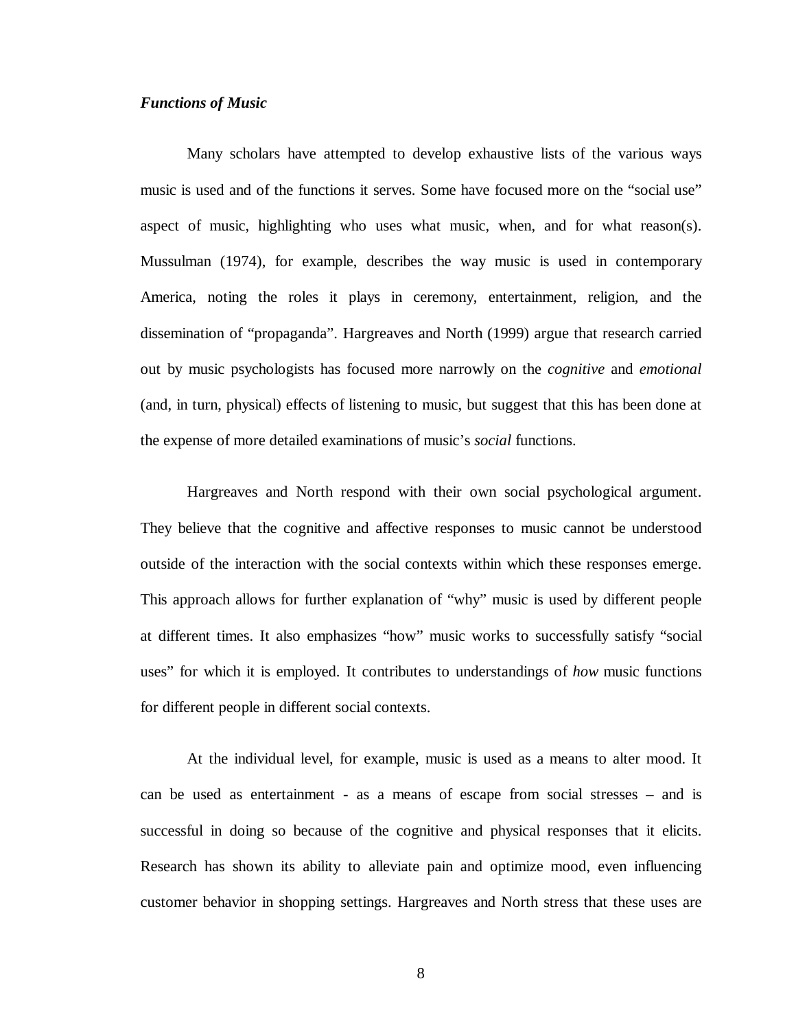### *Functions of Music*

Many scholars have attempted to develop exhaustive lists of the various ways music is used and of the functions it serves. Some have focused more on the "social use" aspect of music, highlighting who uses what music, when, and for what reason(s). Mussulman (1974), for example, describes the way music is used in contemporary America, noting the roles it plays in ceremony, entertainment, religion, and the dissemination of "propaganda". Hargreaves and North (1999) argue that research carried out by music psychologists has focused more narrowly on the *cognitive* and *emotional* (and, in turn, physical) effects of listening to music, but suggest that this has been done at the expense of more detailed examinations of music's *social* functions.

Hargreaves and North respond with their own social psychological argument. They believe that the cognitive and affective responses to music cannot be understood outside of the interaction with the social contexts within which these responses emerge. This approach allows for further explanation of "why" music is used by different people at different times. It also emphasizes "how" music works to successfully satisfy "social uses" for which it is employed. It contributes to understandings of *how* music functions for different people in different social contexts.

At the individual level, for example, music is used as a means to alter mood. It can be used as entertainment - as a means of escape from social stresses – and is successful in doing so because of the cognitive and physical responses that it elicits. Research has shown its ability to alleviate pain and optimize mood, even influencing customer behavior in shopping settings. Hargreaves and North stress that these uses are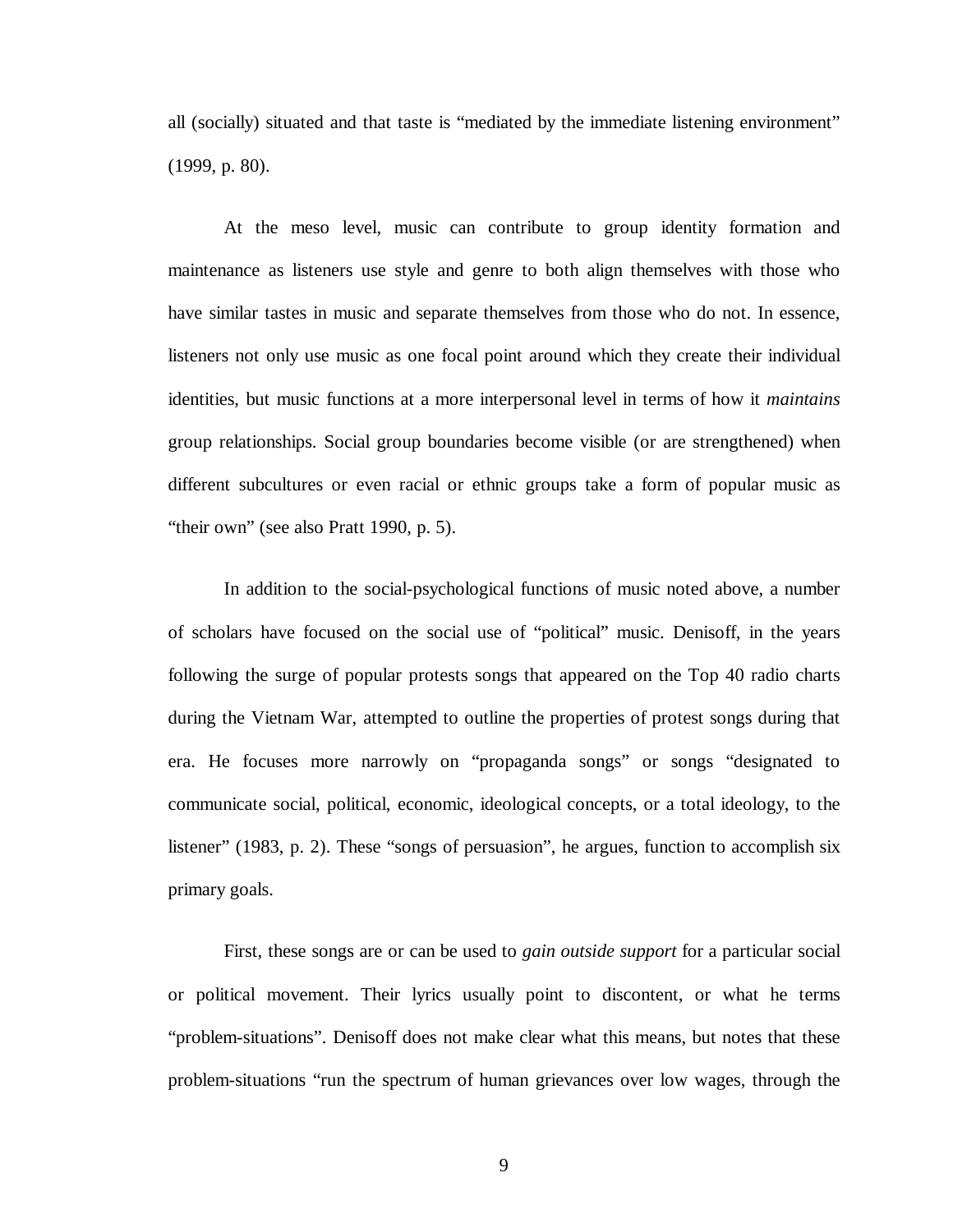all (socially) situated and that taste is "mediated by the immediate listening environment" (1999, p. 80).

At the meso level, music can contribute to group identity formation and maintenance as listeners use style and genre to both align themselves with those who have similar tastes in music and separate themselves from those who do not. In essence, listeners not only use music as one focal point around which they create their individual identities, but music functions at a more interpersonal level in terms of how it *maintains* group relationships. Social group boundaries become visible (or are strengthened) when different subcultures or even racial or ethnic groups take a form of popular music as "their own" (see also Pratt 1990, p. 5).

In addition to the social-psychological functions of music noted above, a number of scholars have focused on the social use of "political" music. Denisoff, in the years following the surge of popular protests songs that appeared on the Top 40 radio charts during the Vietnam War, attempted to outline the properties of protest songs during that era. He focuses more narrowly on "propaganda songs" or songs "designated to communicate social, political, economic, ideological concepts, or a total ideology, to the listener" (1983, p. 2). These "songs of persuasion", he argues, function to accomplish six primary goals.

First, these songs are or can be used to *gain outside support* for a particular social or political movement. Their lyrics usually point to discontent, or what he terms "problem-situations". Denisoff does not make clear what this means, but notes that these problem-situations "run the spectrum of human grievances over low wages, through the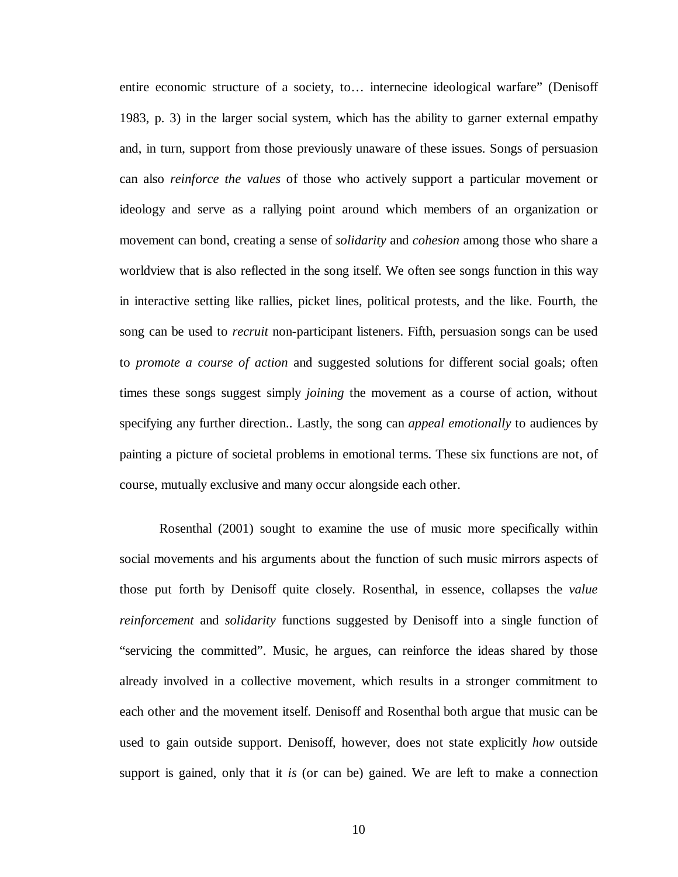entire economic structure of a society, to… internecine ideological warfare" (Denisoff 1983, p. 3) in the larger social system, which has the ability to garner external empathy and, in turn, support from those previously unaware of these issues. Songs of persuasion can also *reinforce the values* of those who actively support a particular movement or ideology and serve as a rallying point around which members of an organization or movement can bond, creating a sense of *solidarity* and *cohesion* among those who share a worldview that is also reflected in the song itself. We often see songs function in this way in interactive setting like rallies, picket lines, political protests, and the like. Fourth, the song can be used to *recruit* non-participant listeners. Fifth, persuasion songs can be used to *promote a course of action* and suggested solutions for different social goals; often times these songs suggest simply *joining* the movement as a course of action, without specifying any further direction.. Lastly, the song can *appeal emotionally* to audiences by painting a picture of societal problems in emotional terms. These six functions are not, of course, mutually exclusive and many occur alongside each other.

Rosenthal (2001) sought to examine the use of music more specifically within social movements and his arguments about the function of such music mirrors aspects of those put forth by Denisoff quite closely. Rosenthal, in essence, collapses the *value reinforcement* and *solidarity* functions suggested by Denisoff into a single function of "servicing the committed". Music, he argues, can reinforce the ideas shared by those already involved in a collective movement, which results in a stronger commitment to each other and the movement itself. Denisoff and Rosenthal both argue that music can be used to gain outside support. Denisoff, however, does not state explicitly *how* outside support is gained, only that it *is* (or can be) gained. We are left to make a connection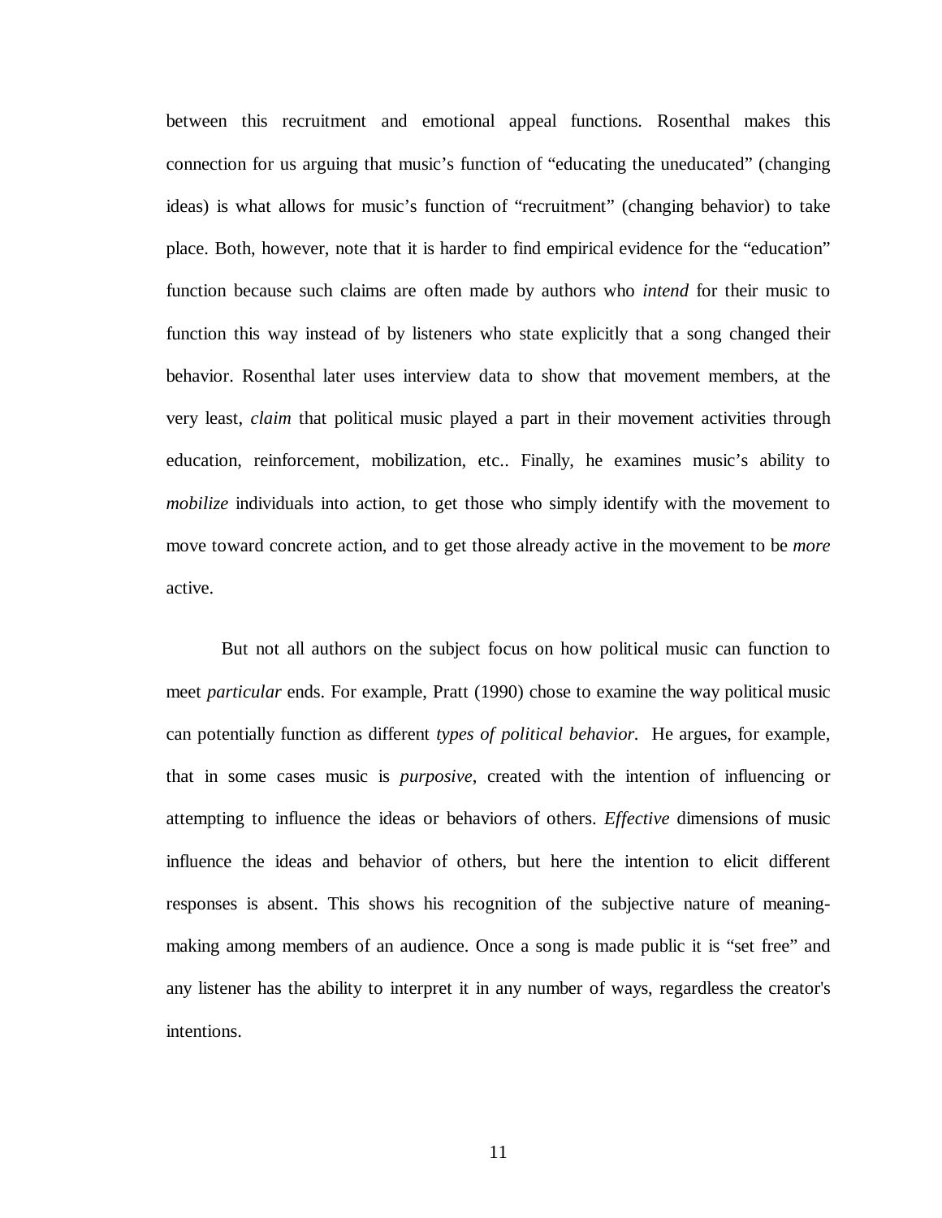between this recruitment and emotional appeal functions. Rosenthal makes this connection for us arguing that music's function of "educating the uneducated" (changing ideas) is what allows for music's function of "recruitment" (changing behavior) to take place. Both, however, note that it is harder to find empirical evidence for the "education" function because such claims are often made by authors who *intend* for their music to function this way instead of by listeners who state explicitly that a song changed their behavior. Rosenthal later uses interview data to show that movement members, at the very least, *claim* that political music played a part in their movement activities through education, reinforcement, mobilization, etc.. Finally, he examines music's ability to *mobilize* individuals into action, to get those who simply identify with the movement to move toward concrete action, and to get those already active in the movement to be *more* active.

But not all authors on the subject focus on how political music can function to meet *particular* ends. For example, Pratt (1990) chose to examine the way political music can potentially function as different *types of political behavior*. He argues, for example, that in some cases music is *purposive*, created with the intention of influencing or attempting to influence the ideas or behaviors of others. *Effective* dimensions of music influence the ideas and behavior of others, but here the intention to elicit different responses is absent. This shows his recognition of the subjective nature of meaning-making among members of an audience. Once a song is made public it is "set free" and any listener has the ability to interpret it in any number of ways, regardless the creator's intentions.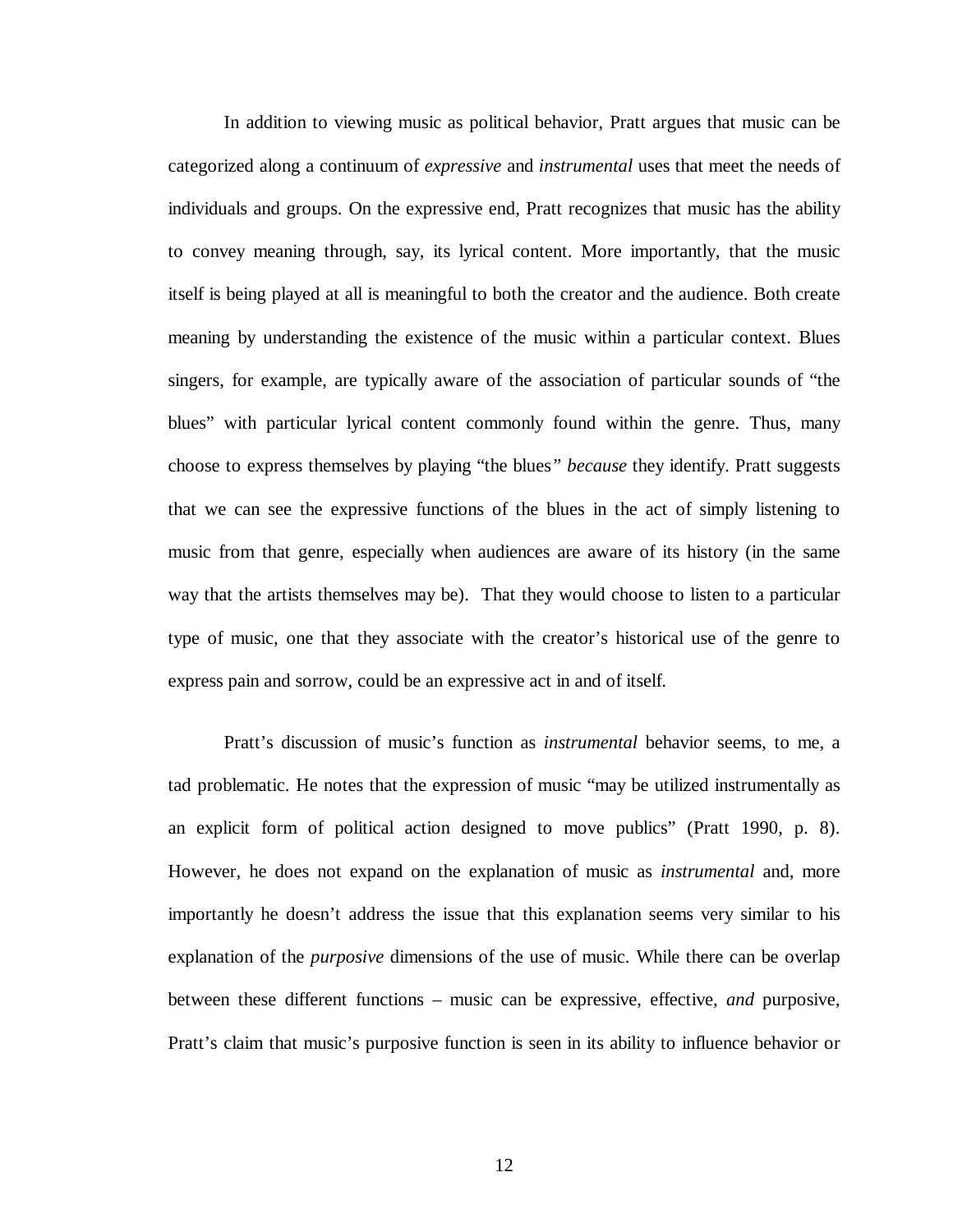In addition to viewing music as political behavior, Pratt argues that music can be categorized along a continuum of *expressive* and *instrumental* uses that meet the needs of individuals and groups. On the expressive end, Pratt recognizes that music has the ability to convey meaning through, say, its lyrical content. More importantly, that the music itself is being played at all is meaningful to both the creator and the audience. Both create meaning by understanding the existence of the music within a particular context. Blues singers, for example, are typically aware of the association of particular sounds of "the blues" with particular lyrical content commonly found within the genre. Thus, many choose to express themselves by playing "the blues" *because* they identify. Pratt suggests that we can see the expressive functions of the blues in the act of simply listening to music from that genre, especially when audiences are aware of its history (in the same way that the artists themselves may be). That they would choose to listen to a particular type of music, one that they associate with the creator's historical use of the genre to express pain and sorrow, could be an expressive act in and of itself.

Pratt's discussion of music's function as *instrumental* behavior seems, to me, a tad problematic. He notes that the expression of music "may be utilized instrumentally as an explicit form of political action designed to move publics" (Pratt 1990, p. 8). However, he does not expand on the explanation of music as *instrumental* and, more importantly he doesn't address the issue that this explanation seems very similar to his explanation of the *purposive* dimensions of the use of music. While there can be overlap between these different functions – music can be expressive, effective, *and* purposive, Pratt's claim that music's purposive function is seen in its ability to influence behavior or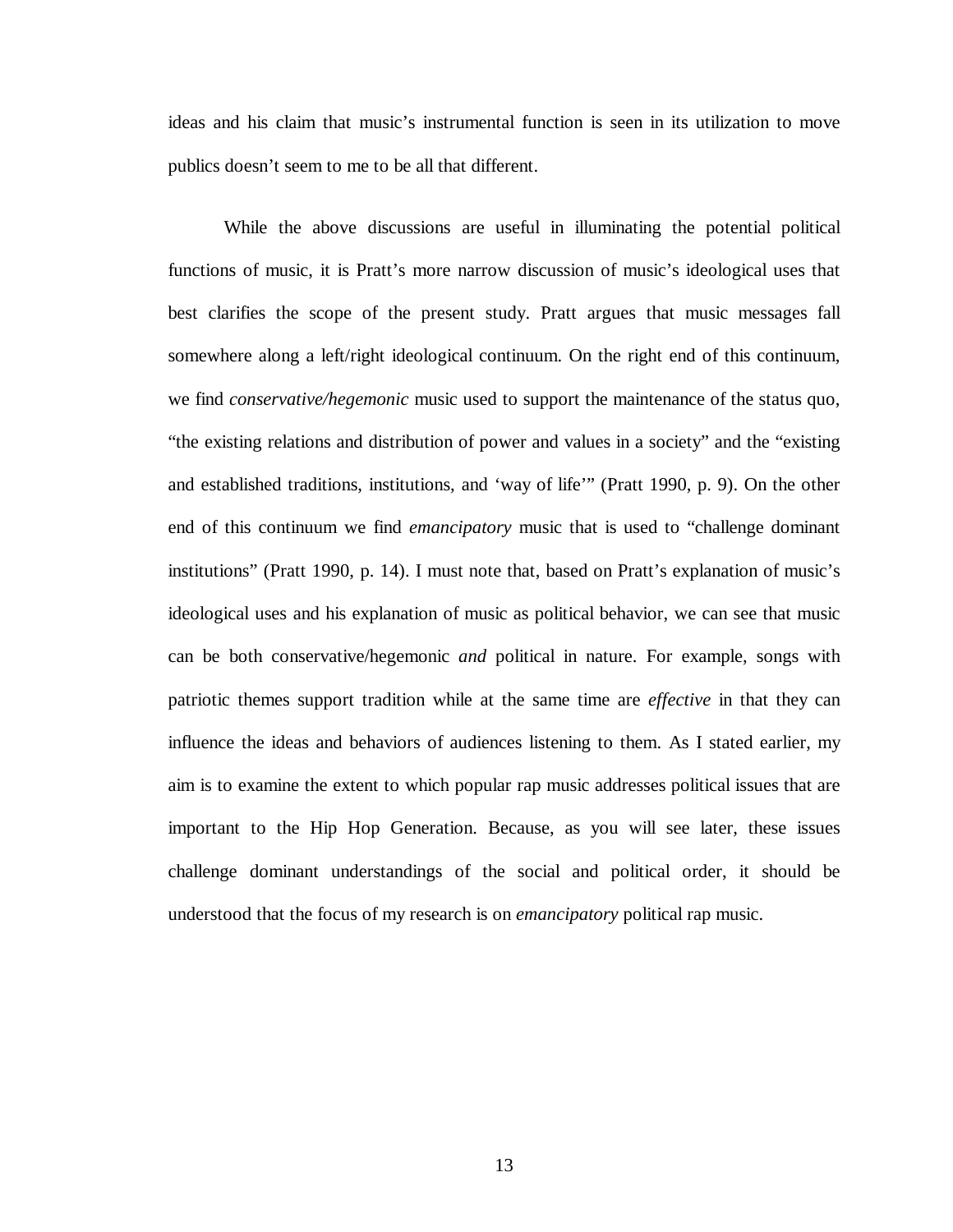ideas and his claim that music's instrumental function is seen in its utilization to move publics doesn't seem to me to be all that different.

While the above discussions are useful in illuminating the potential political functions of music, it is Pratt's more narrow discussion of music's ideological uses that best clarifies the scope of the present study. Pratt argues that music messages fall somewhere along a left/right ideological continuum. On the right end of this continuum, we find *conservative/hegemonic* music used to support the maintenance of the status quo, "the existing relations and distribution of power and values in a society" and the "existing and established traditions, institutions, and 'way of life'" (Pratt 1990, p. 9). On the other end of this continuum we find *emancipatory* music that is used to "challenge dominant institutions" (Pratt 1990, p. 14). I must note that, based on Pratt's explanation of music's ideological uses and his explanation of music as political behavior, we can see that music can be both conservative/hegemonic *and* political in nature. For example, songs with patriotic themes support tradition while at the same time are *effective* in that they can influence the ideas and behaviors of audiences listening to them. As I stated earlier, my aim is to examine the extent to which popular rap music addresses political issues that are important to the Hip Hop Generation. Because, as you will see later, these issues challenge dominant understandings of the social and political order, it should be understood that the focus of my research is on *emancipatory* political rap music.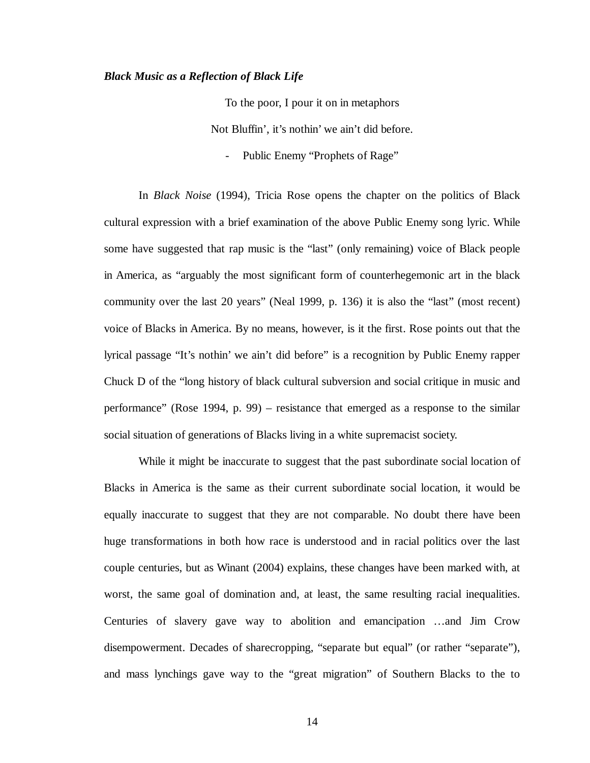***Black Music as a Reflection of Black Life***

To the poor, I pour it on in metaphors

Not Bluffin', it's nothin' we ain't did before.

- Public Enemy "Prophets of Rage"

In *Black Noise* (1994), Tricia Rose opens the chapter on the politics of Black cultural expression with a brief examination of the above Public Enemy song lyric. While some have suggested that rap music is the "last" (only remaining) voice of Black people in America, as "arguably the most significant form of counterhegemonic art in the black community over the last 20 years" (Neal 1999, p. 136) it is also the "last" (most recent) voice of Blacks in America. By no means, however, is it the first. Rose points out that the lyrical passage "It's nothin' we ain't did before" is a recognition by Public Enemy rapper Chuck D of the "long history of black cultural subversion and social critique in music and performance" (Rose 1994, p. 99) – resistance that emerged as a response to the similar social situation of generations of Blacks living in a white supremacist society.

While it might be inaccurate to suggest that the past subordinate social location of Blacks in America is the same as their current subordinate social location, it would be equally inaccurate to suggest that they are not comparable. No doubt there have been huge transformations in both how race is understood and in racial politics over the last couple centuries, but as Winant (2004) explains, these changes have been marked with, at worst, the same goal of domination and, at least, the same resulting racial inequalities. Centuries of slavery gave way to abolition and emancipation …and Jim Crow disempowerment. Decades of sharecropping, "separate but equal" (or rather "separate"), and mass lynchings gave way to the "great migration" of Southern Blacks to the to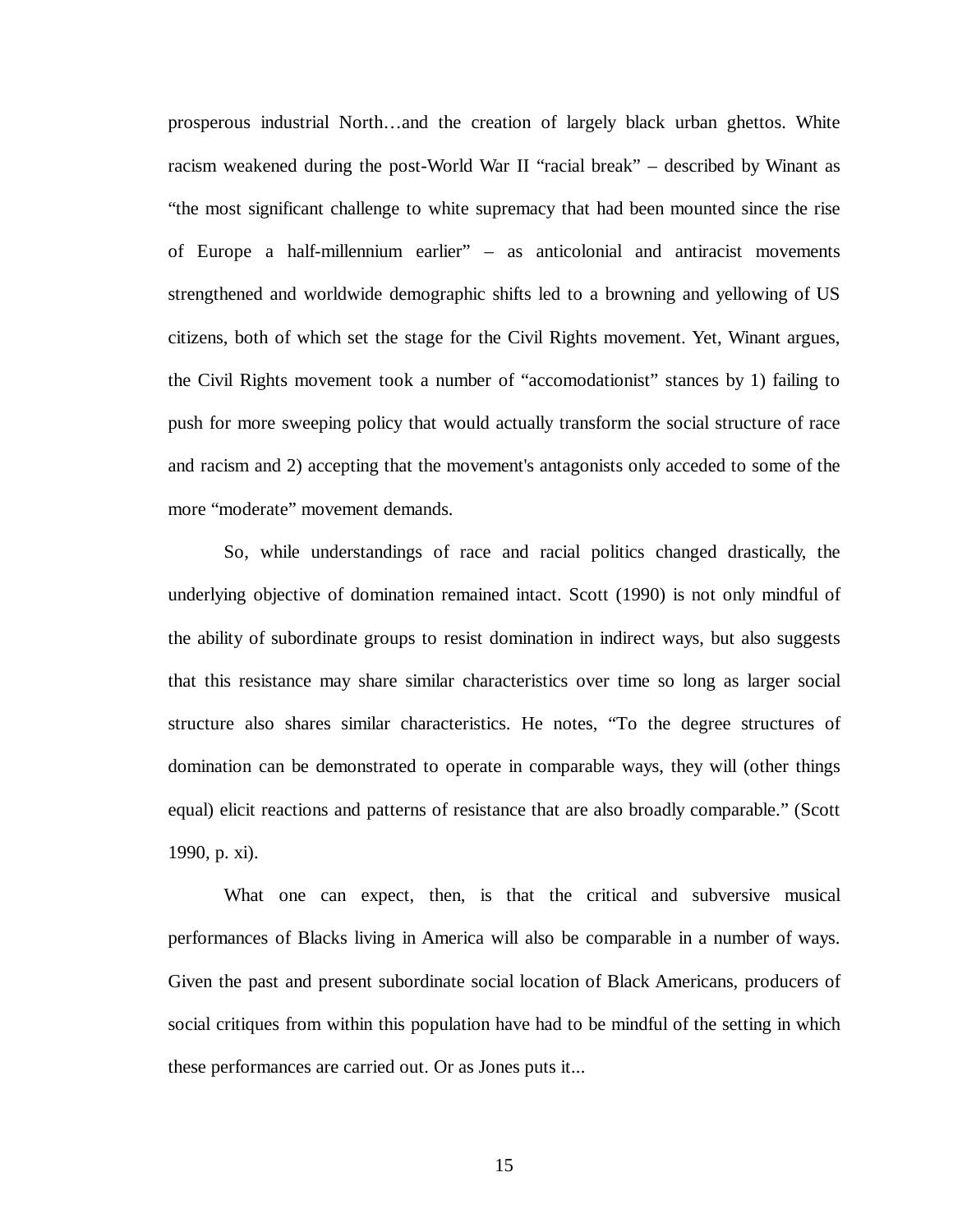prosperous industrial North…and the creation of largely black urban ghettos. White racism weakened during the post-World War II "racial break" – described by Winant as "the most significant challenge to white supremacy that had been mounted since the rise of Europe a half-millennium earlier" – as anticolonial and antiracist movements strengthened and worldwide demographic shifts led to a browning and yellowing of US citizens, both of which set the stage for the Civil Rights movement. Yet, Winant argues, the Civil Rights movement took a number of "accomodationist" stances by 1) failing to push for more sweeping policy that would actually transform the social structure of race and racism and 2) accepting that the movement's antagonists only acceded to some of the more "moderate" movement demands.

So, while understandings of race and racial politics changed drastically, the underlying objective of domination remained intact. Scott (1990) is not only mindful of the ability of subordinate groups to resist domination in indirect ways, but also suggests that this resistance may share similar characteristics over time so long as larger social structure also shares similar characteristics. He notes, "To the degree structures of domination can be demonstrated to operate in comparable ways, they will (other things equal) elicit reactions and patterns of resistance that are also broadly comparable." (Scott 1990, p. xi).

What one can expect, then, is that the critical and subversive musical performances of Blacks living in America will also be comparable in a number of ways. Given the past and present subordinate social location of Black Americans, producers of social critiques from within this population have had to be mindful of the setting in which these performances are carried out. Or as Jones puts it...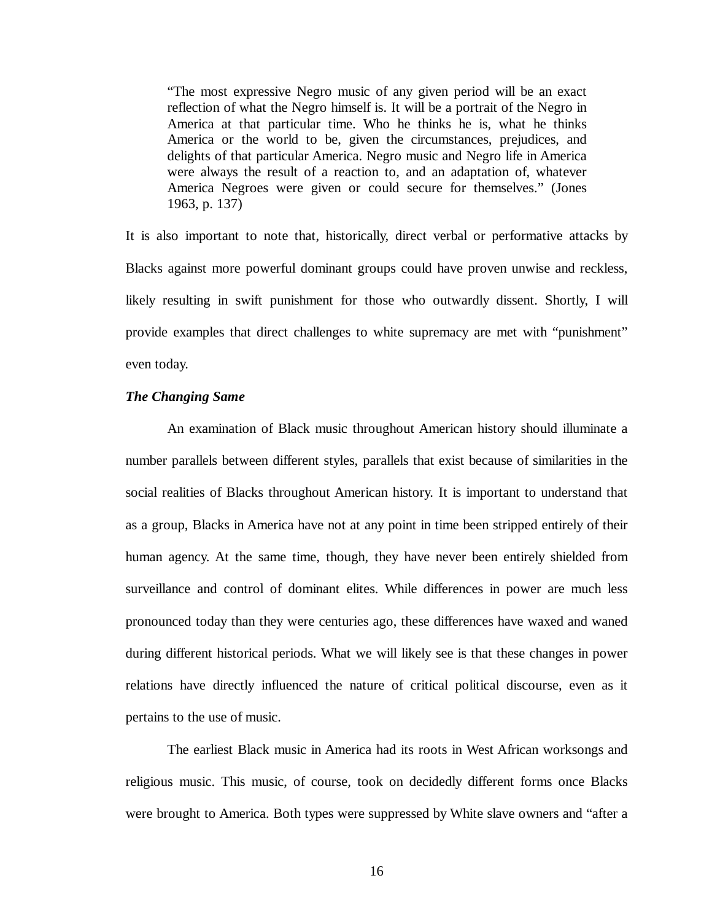> "The most expressive Negro music of any given period will be an exact reflection of what the Negro himself is. It will be a portrait of the Negro in America at that particular time. Who he thinks he is, what he thinks America or the world to be, given the circumstances, prejudices, and delights of that particular America. Negro music and Negro life in America were always the result of a reaction to, and an adaptation of, whatever America Negroes were given or could secure for themselves." (Jones 1963, p. 137)

It is also important to note that, historically, direct verbal or performative attacks by Blacks against more powerful dominant groups could have proven unwise and reckless, likely resulting in swift punishment for those who outwardly dissent. Shortly, I will provide examples that direct challenges to white supremacy are met with "punishment" even today.

***The Changing Same***

An examination of Black music throughout American history should illuminate a number parallels between different styles, parallels that exist because of similarities in the social realities of Blacks throughout American history. It is important to understand that as a group, Blacks in America have not at any point in time been stripped entirely of their human agency. At the same time, though, they have never been entirely shielded from surveillance and control of dominant elites. While differences in power are much less pronounced today than they were centuries ago, these differences have waxed and waned during different historical periods. What we will likely see is that these changes in power relations have directly influenced the nature of critical political discourse, even as it pertains to the use of music.

The earliest Black music in America had its roots in West African worksongs and religious music. This music, of course, took on decidedly different forms once Blacks were brought to America. Both types were suppressed by White slave owners and "after a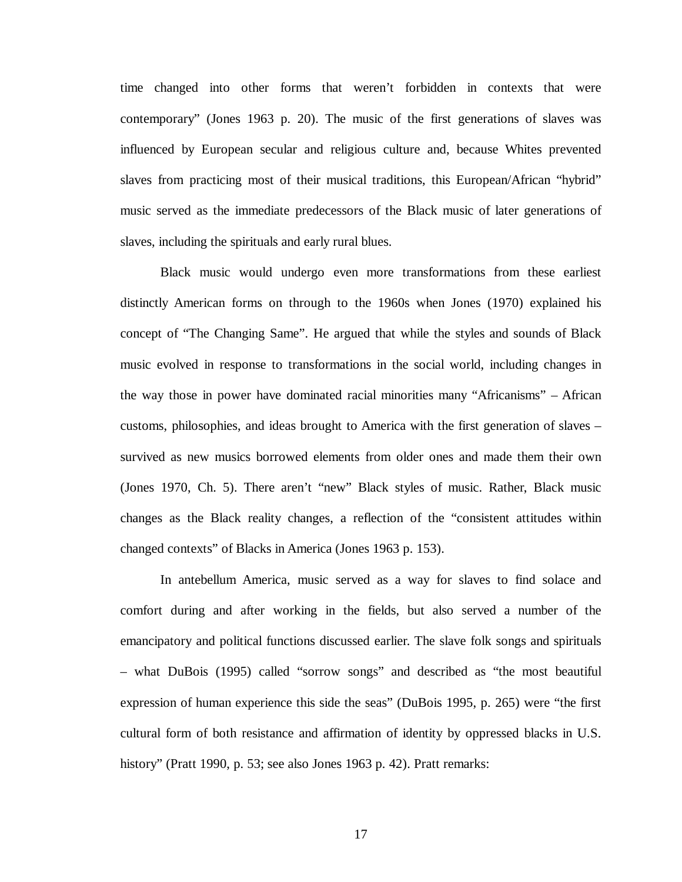time changed into other forms that weren't forbidden in contexts that were contemporary" (Jones 1963 p. 20). The music of the first generations of slaves was influenced by European secular and religious culture and, because Whites prevented slaves from practicing most of their musical traditions, this European/African "hybrid" music served as the immediate predecessors of the Black music of later generations of slaves, including the spirituals and early rural blues.

Black music would undergo even more transformations from these earliest distinctly American forms on through to the 1960s when Jones (1970) explained his concept of "The Changing Same". He argued that while the styles and sounds of Black music evolved in response to transformations in the social world, including changes in the way those in power have dominated racial minorities many "Africanisms" – African customs, philosophies, and ideas brought to America with the first generation of slaves – survived as new musics borrowed elements from older ones and made them their own (Jones 1970, Ch. 5). There aren't "new" Black styles of music. Rather, Black music changes as the Black reality changes, a reflection of the "consistent attitudes within changed contexts" of Blacks in America (Jones 1963 p. 153).

In antebellum America, music served as a way for slaves to find solace and comfort during and after working in the fields, but also served a number of the emancipatory and political functions discussed earlier. The slave folk songs and spirituals – what DuBois (1995) called "sorrow songs" and described as "the most beautiful expression of human experience this side the seas" (DuBois 1995, p. 265) were "the first cultural form of both resistance and affirmation of identity by oppressed blacks in U.S. history" (Pratt 1990, p. 53; see also Jones 1963 p. 42). Pratt remarks: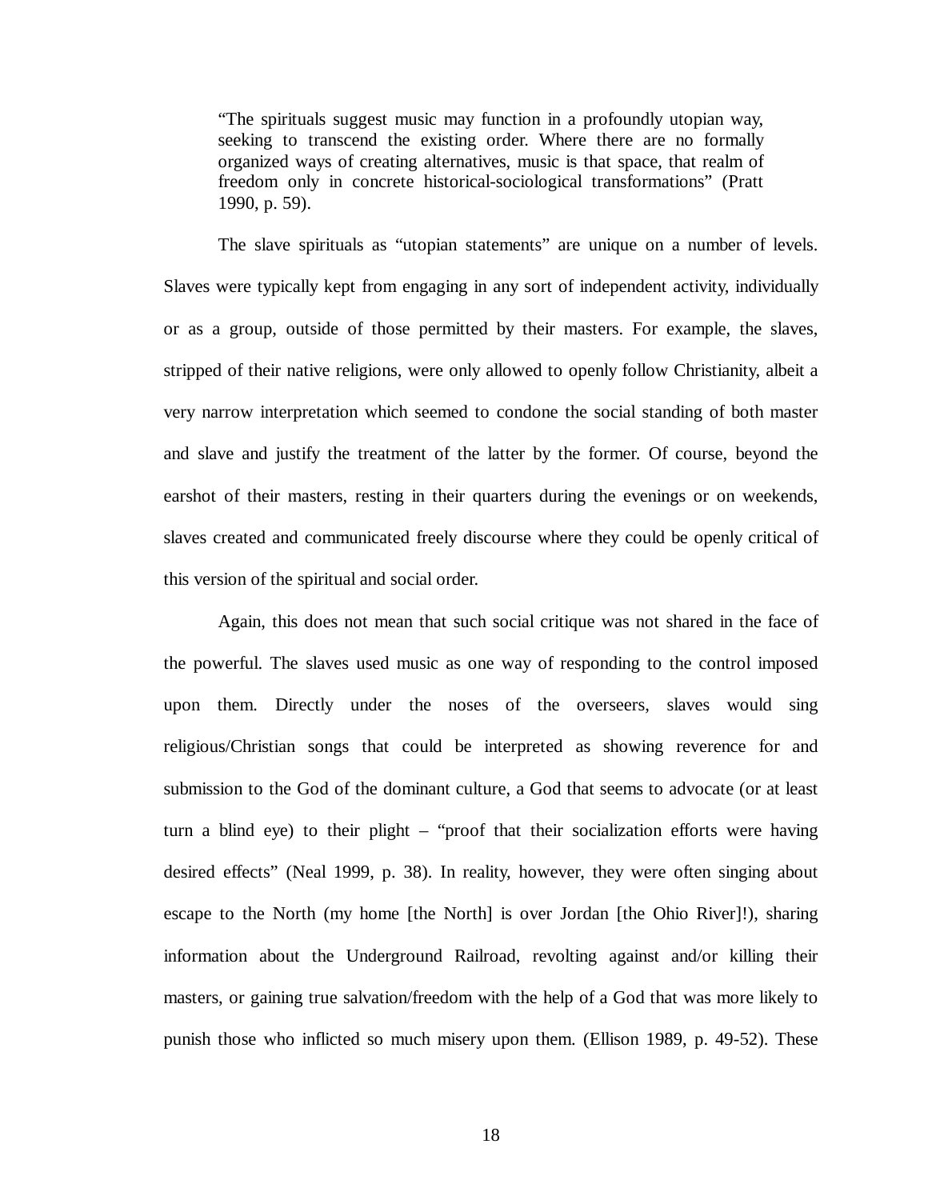> "The spirituals suggest music may function in a profoundly utopian way, seeking to transcend the existing order. Where there are no formally organized ways of creating alternatives, music is that space, that realm of freedom only in concrete historical-sociological transformations" (Pratt 1990, p. 59).

The slave spirituals as "utopian statements" are unique on a number of levels. Slaves were typically kept from engaging in any sort of independent activity, individually or as a group, outside of those permitted by their masters. For example, the slaves, stripped of their native religions, were only allowed to openly follow Christianity, albeit a very narrow interpretation which seemed to condone the social standing of both master and slave and justify the treatment of the latter by the former. Of course, beyond the earshot of their masters, resting in their quarters during the evenings or on weekends, slaves created and communicated freely discourse where they could be openly critical of this version of the spiritual and social order.

Again, this does not mean that such social critique was not shared in the face of the powerful. The slaves used music as one way of responding to the control imposed upon them. Directly under the noses of the overseers, slaves would sing religious/Christian songs that could be interpreted as showing reverence for and submission to the God of the dominant culture, a God that seems to advocate (or at least turn a blind eye) to their plight – "proof that their socialization efforts were having desired effects" (Neal 1999, p. 38). In reality, however, they were often singing about escape to the North (my home [the North] is over Jordan [the Ohio River]!), sharing information about the Underground Railroad, revolting against and/or killing their masters, or gaining true salvation/freedom with the help of a God that was more likely to punish those who inflicted so much misery upon them. (Ellison 1989, p. 49-52). These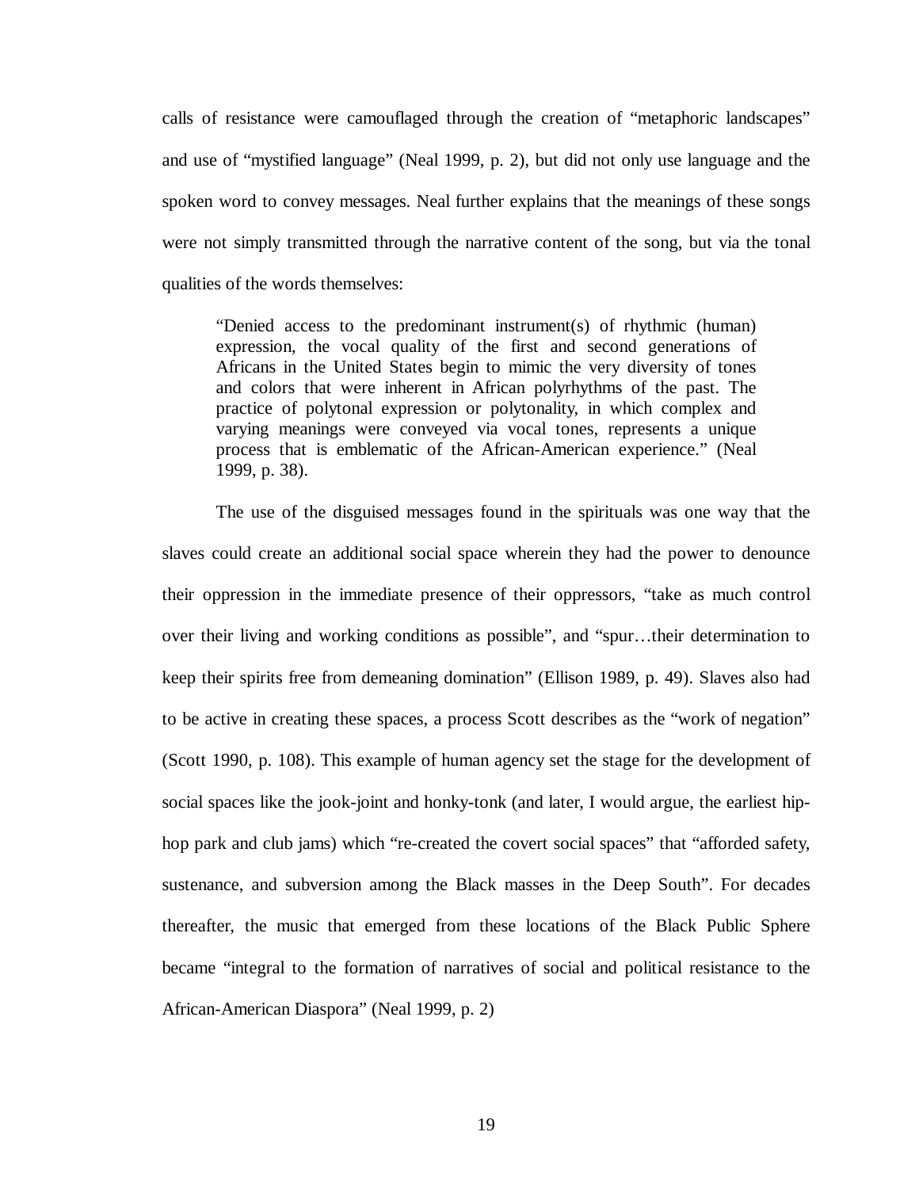calls of resistance were camouflaged through the creation of "metaphoric landscapes" and use of "mystified language" (Neal 1999, p. 2), but did not only use language and the spoken word to convey messages. Neal further explains that the meanings of these songs were not simply transmitted through the narrative content of the song, but via the tonal qualities of the words themselves:

> "Denied access to the predominant instrument(s) of rhythmic (human) expression, the vocal quality of the first and second generations of Africans in the United States begin to mimic the very diversity of tones and colors that were inherent in African polyrhythms of the past. The practice of polytonal expression or polytonality, in which complex and varying meanings were conveyed via vocal tones, represents a unique process that is emblematic of the African-American experience." (Neal 1999, p. 38).

The use of the disguised messages found in the spirituals was one way that the slaves could create an additional social space wherein they had the power to denounce their oppression in the immediate presence of their oppressors, "take as much control over their living and working conditions as possible", and "spur…their determination to keep their spirits free from demeaning domination" (Ellison 1989, p. 49). Slaves also had to be active in creating these spaces, a process Scott describes as the "work of negation" (Scott 1990, p. 108). This example of human agency set the stage for the development of social spaces like the jook-joint and honky-tonk (and later, I would argue, the earliest hip-hop park and club jams) which "re-created the covert social spaces" that "afforded safety, sustenance, and subversion among the Black masses in the Deep South". For decades thereafter, the music that emerged from these locations of the Black Public Sphere became "integral to the formation of narratives of social and political resistance to the African-American Diaspora" (Neal 1999, p. 2)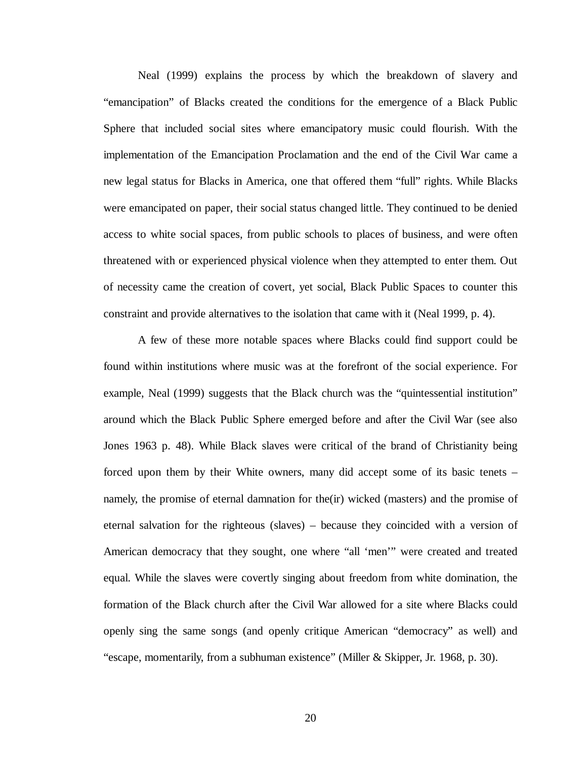Neal (1999) explains the process by which the breakdown of slavery and "emancipation" of Blacks created the conditions for the emergence of a Black Public Sphere that included social sites where emancipatory music could flourish. With the implementation of the Emancipation Proclamation and the end of the Civil War came a new legal status for Blacks in America, one that offered them "full" rights. While Blacks were emancipated on paper, their social status changed little. They continued to be denied access to white social spaces, from public schools to places of business, and were often threatened with or experienced physical violence when they attempted to enter them. Out of necessity came the creation of covert, yet social, Black Public Spaces to counter this constraint and provide alternatives to the isolation that came with it (Neal 1999, p. 4).

A few of these more notable spaces where Blacks could find support could be found within institutions where music was at the forefront of the social experience. For example, Neal (1999) suggests that the Black church was the "quintessential institution" around which the Black Public Sphere emerged before and after the Civil War (see also Jones 1963 p. 48). While Black slaves were critical of the brand of Christianity being forced upon them by their White owners, many did accept some of its basic tenets – namely, the promise of eternal damnation for the(ir) wicked (masters) and the promise of eternal salvation for the righteous (slaves) – because they coincided with a version of American democracy that they sought, one where "all 'men'" were created and treated equal. While the slaves were covertly singing about freedom from white domination, the formation of the Black church after the Civil War allowed for a site where Blacks could openly sing the same songs (and openly critique American "democracy" as well) and "escape, momentarily, from a subhuman existence" (Miller & Skipper, Jr. 1968, p. 30).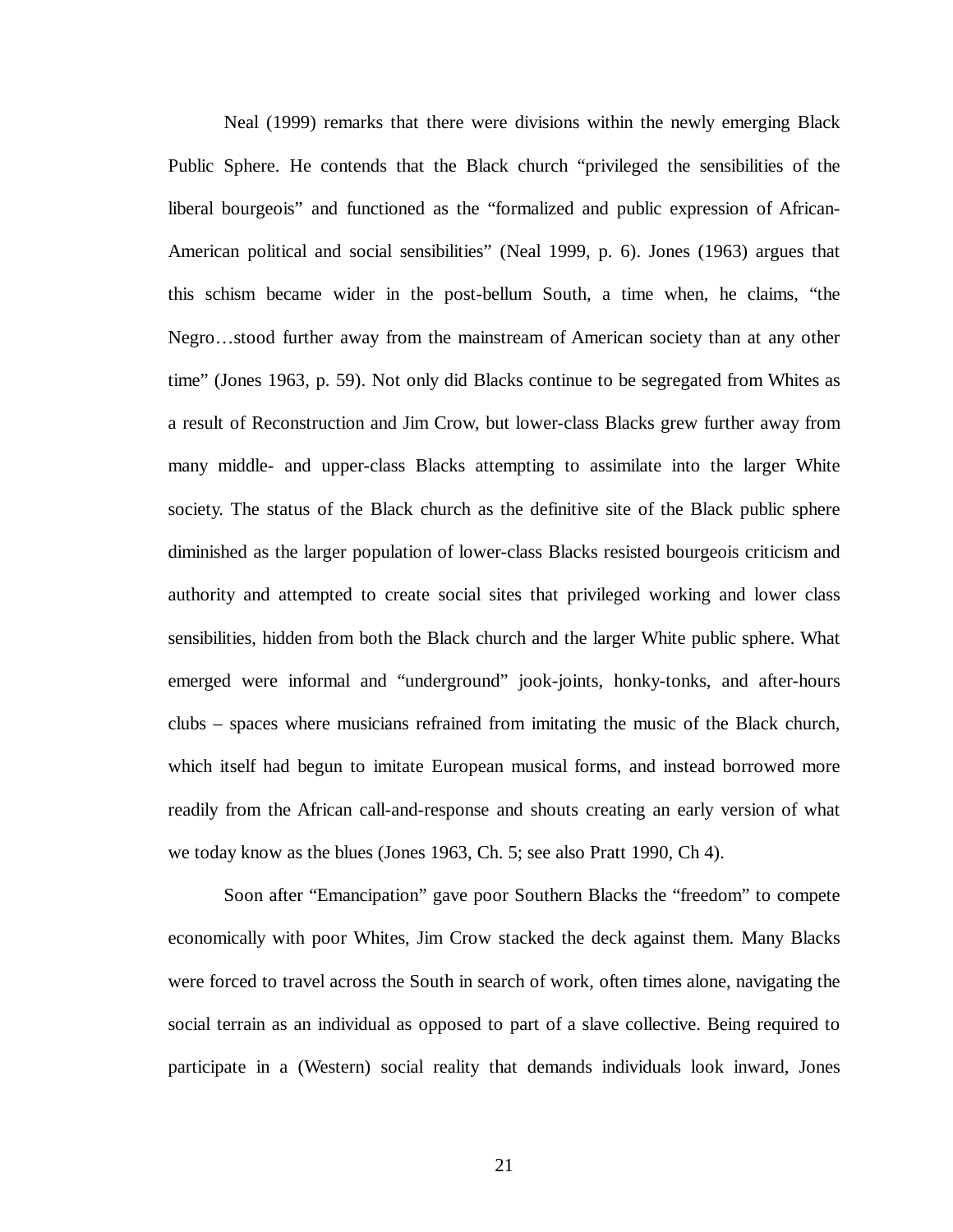Neal (1999) remarks that there were divisions within the newly emerging Black Public Sphere. He contends that the Black church "privileged the sensibilities of the liberal bourgeois" and functioned as the "formalized and public expression of African-American political and social sensibilities" (Neal 1999, p. 6). Jones (1963) argues that this schism became wider in the post-bellum South, a time when, he claims, "the Negro…stood further away from the mainstream of American society than at any other time" (Jones 1963, p. 59). Not only did Blacks continue to be segregated from Whites as a result of Reconstruction and Jim Crow, but lower-class Blacks grew further away from many middle- and upper-class Blacks attempting to assimilate into the larger White society. The status of the Black church as the definitive site of the Black public sphere diminished as the larger population of lower-class Blacks resisted bourgeois criticism and authority and attempted to create social sites that privileged working and lower class sensibilities, hidden from both the Black church and the larger White public sphere. What emerged were informal and "underground" jook-joints, honky-tonks, and after-hours clubs – spaces where musicians refrained from imitating the music of the Black church, which itself had begun to imitate European musical forms, and instead borrowed more readily from the African call-and-response and shouts creating an early version of what we today know as the blues (Jones 1963, Ch. 5; see also Pratt 1990, Ch 4).

Soon after "Emancipation" gave poor Southern Blacks the "freedom" to compete economically with poor Whites, Jim Crow stacked the deck against them. Many Blacks were forced to travel across the South in search of work, often times alone, navigating the social terrain as an individual as opposed to part of a slave collective. Being required to participate in a (Western) social reality that demands individuals look inward, Jones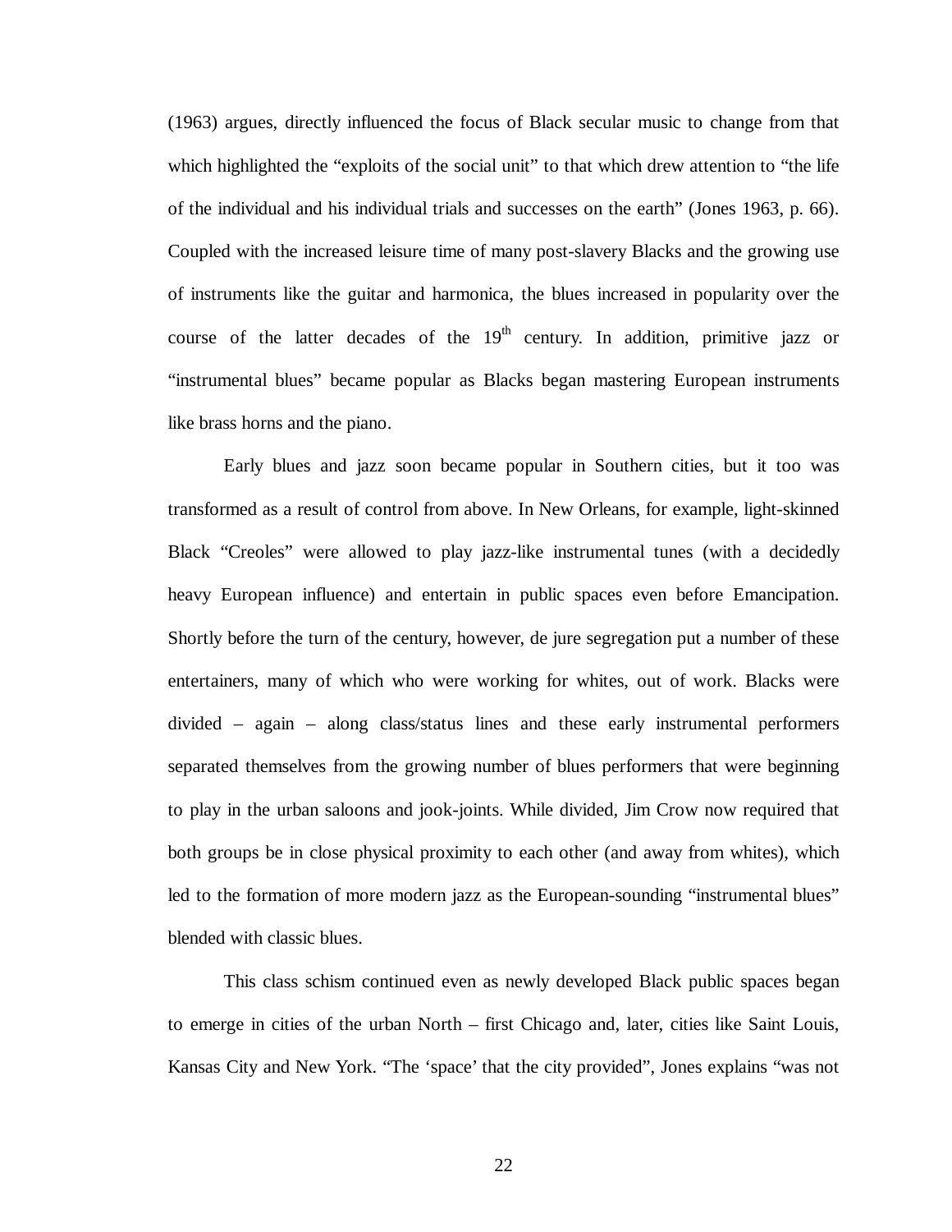(1963) argues, directly influenced the focus of Black secular music to change from that which highlighted the "exploits of the social unit" to that which drew attention to "the life of the individual and his individual trials and successes on the earth" (Jones 1963, p. 66). Coupled with the increased leisure time of many post-slavery Blacks and the growing use of instruments like the guitar and harmonica, the blues increased in popularity over the course of the latter decades of the 19th century. In addition, primitive jazz or "instrumental blues" became popular as Blacks began mastering European instruments like brass horns and the piano.

Early blues and jazz soon became popular in Southern cities, but it too was transformed as a result of control from above. In New Orleans, for example, light-skinned Black "Creoles" were allowed to play jazz-like instrumental tunes (with a decidedly heavy European influence) and entertain in public spaces even before Emancipation. Shortly before the turn of the century, however, de jure segregation put a number of these entertainers, many of which who were working for whites, out of work. Blacks were divided – again – along class/status lines and these early instrumental performers separated themselves from the growing number of blues performers that were beginning to play in the urban saloons and jook-joints. While divided, Jim Crow now required that both groups be in close physical proximity to each other (and away from whites), which led to the formation of more modern jazz as the European-sounding "instrumental blues" blended with classic blues.

This class schism continued even as newly developed Black public spaces began to emerge in cities of the urban North – first Chicago and, later, cities like Saint Louis, Kansas City and New York. "The 'space' that the city provided", Jones explains "was not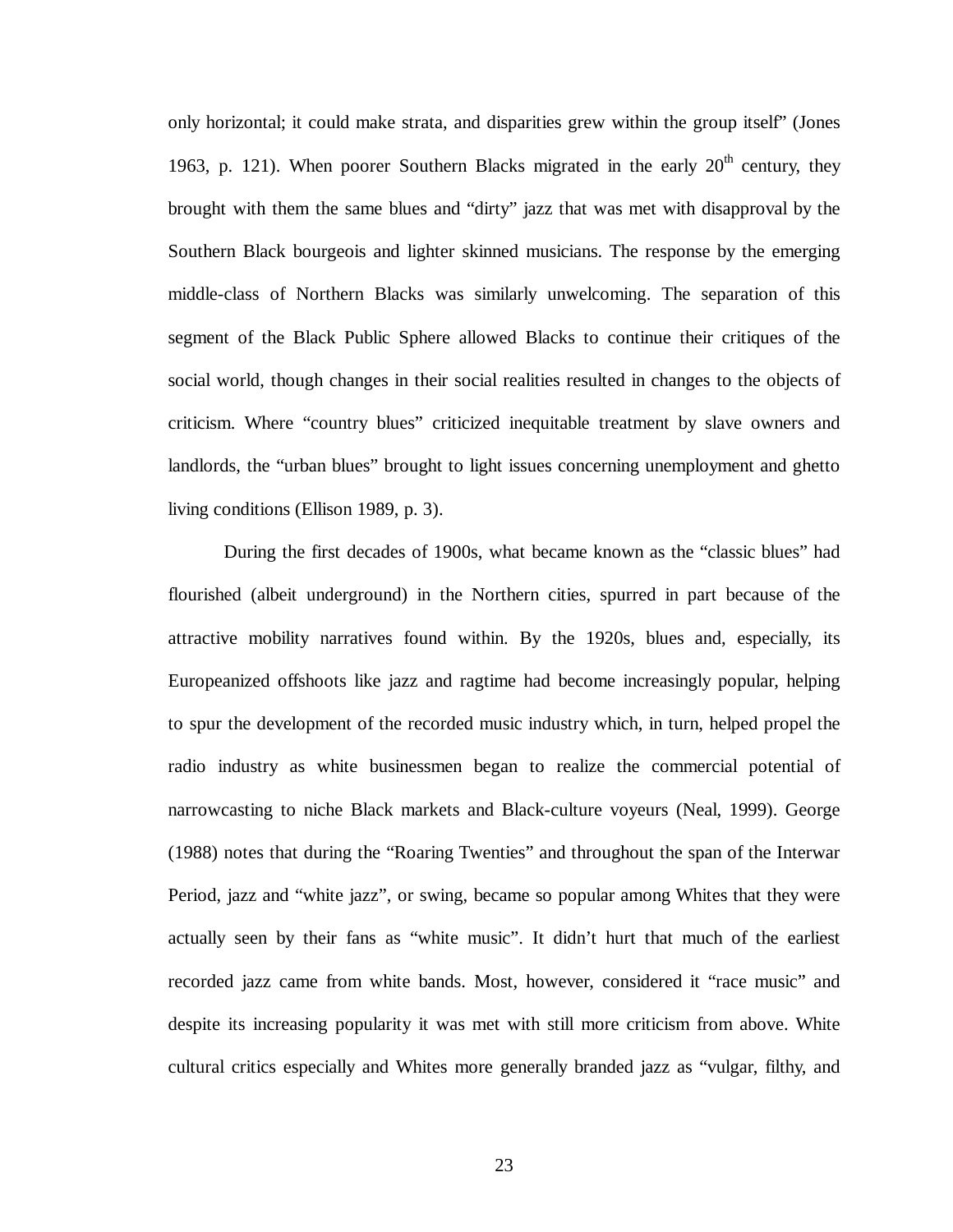only horizontal; it could make strata, and disparities grew within the group itself" (Jones 1963, p. 121). When poorer Southern Blacks migrated in the early 20th century, they brought with them the same blues and "dirty" jazz that was met with disapproval by the Southern Black bourgeois and lighter skinned musicians. The response by the emerging middle-class of Northern Blacks was similarly unwelcoming. The separation of this segment of the Black Public Sphere allowed Blacks to continue their critiques of the social world, though changes in their social realities resulted in changes to the objects of criticism. Where "country blues" criticized inequitable treatment by slave owners and landlords, the "urban blues" brought to light issues concerning unemployment and ghetto living conditions (Ellison 1989, p. 3).

During the first decades of 1900s, what became known as the "classic blues" had flourished (albeit underground) in the Northern cities, spurred in part because of the attractive mobility narratives found within. By the 1920s, blues and, especially, its Europeanized offshoots like jazz and ragtime had become increasingly popular, helping to spur the development of the recorded music industry which, in turn, helped propel the radio industry as white businessmen began to realize the commercial potential of narrowcasting to niche Black markets and Black-culture voyeurs (Neal, 1999). George (1988) notes that during the "Roaring Twenties" and throughout the span of the Interwar Period, jazz and "white jazz", or swing, became so popular among Whites that they were actually seen by their fans as "white music". It didn't hurt that much of the earliest recorded jazz came from white bands. Most, however, considered it "race music" and despite its increasing popularity it was met with still more criticism from above. White cultural critics especially and Whites more generally branded jazz as "vulgar, filthy, and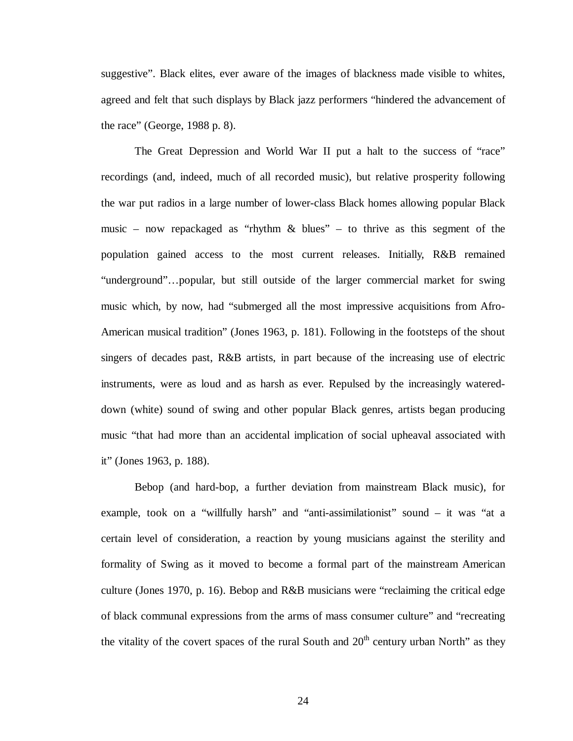suggestive". Black elites, ever aware of the images of blackness made visible to whites, agreed and felt that such displays by Black jazz performers "hindered the advancement of the race" (George, 1988 p. 8).

The Great Depression and World War II put a halt to the success of "race" recordings (and, indeed, much of all recorded music), but relative prosperity following the war put radios in a large number of lower-class Black homes allowing popular Black music – now repackaged as "rhythm & blues" – to thrive as this segment of the population gained access to the most current releases. Initially, R&B remained "underground"…popular, but still outside of the larger commercial market for swing music which, by now, had "submerged all the most impressive acquisitions from Afro-American musical tradition" (Jones 1963, p. 181). Following in the footsteps of the shout singers of decades past, R&B artists, in part because of the increasing use of electric instruments, were as loud and as harsh as ever. Repulsed by the increasingly watered-down (white) sound of swing and other popular Black genres, artists began producing music "that had more than an accidental implication of social upheaval associated with it" (Jones 1963, p. 188).

Bebop (and hard-bop, a further deviation from mainstream Black music), for example, took on a "willfully harsh" and "anti-assimilationist" sound – it was "at a certain level of consideration, a reaction by young musicians against the sterility and formality of Swing as it moved to become a formal part of the mainstream American culture (Jones 1970, p. 16). Bebop and R&B musicians were "reclaiming the critical edge of black communal expressions from the arms of mass consumer culture" and "recreating the vitality of the covert spaces of the rural South and 20th century urban North" as they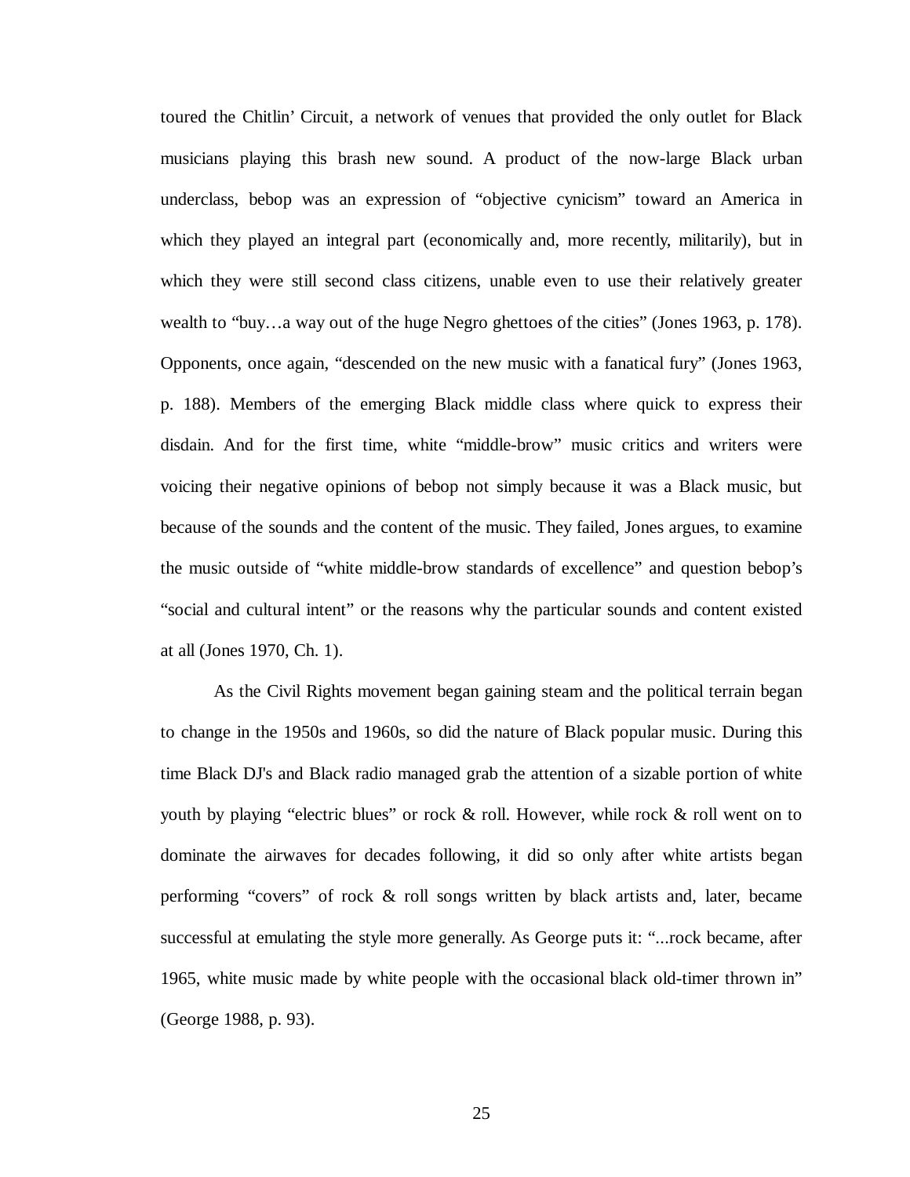toured the Chitlin' Circuit, a network of venues that provided the only outlet for Black musicians playing this brash new sound. A product of the now-large Black urban underclass, bebop was an expression of "objective cynicism" toward an America in which they played an integral part (economically and, more recently, militarily), but in which they were still second class citizens, unable even to use their relatively greater wealth to "buy…a way out of the huge Negro ghettoes of the cities" (Jones 1963, p. 178). Opponents, once again, "descended on the new music with a fanatical fury" (Jones 1963, p. 188). Members of the emerging Black middle class where quick to express their disdain. And for the first time, white "middle-brow" music critics and writers were voicing their negative opinions of bebop not simply because it was a Black music, but because of the sounds and the content of the music. They failed, Jones argues, to examine the music outside of "white middle-brow standards of excellence" and question bebop's "social and cultural intent" or the reasons why the particular sounds and content existed at all (Jones 1970, Ch. 1).

As the Civil Rights movement began gaining steam and the political terrain began to change in the 1950s and 1960s, so did the nature of Black popular music. During this time Black DJ's and Black radio managed grab the attention of a sizable portion of white youth by playing "electric blues" or rock & roll. However, while rock & roll went on to dominate the airwaves for decades following, it did so only after white artists began performing "covers" of rock & roll songs written by black artists and, later, became successful at emulating the style more generally. As George puts it: "...rock became, after 1965, white music made by white people with the occasional black old-timer thrown in" (George 1988, p. 93).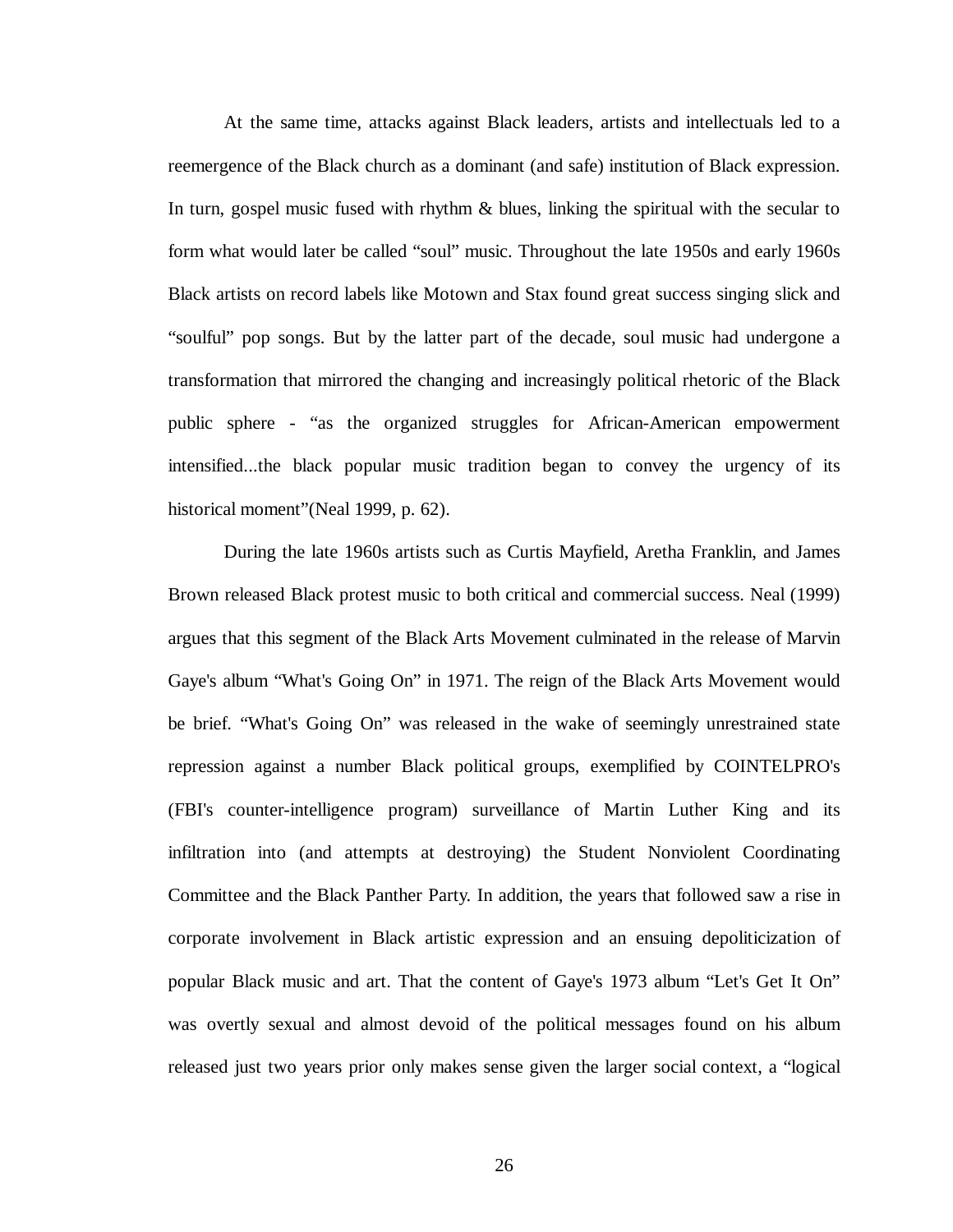At the same time, attacks against Black leaders, artists and intellectuals led to a reemergence of the Black church as a dominant (and safe) institution of Black expression. In turn, gospel music fused with rhythm & blues, linking the spiritual with the secular to form what would later be called "soul" music. Throughout the late 1950s and early 1960s Black artists on record labels like Motown and Stax found great success singing slick and "soulful" pop songs. But by the latter part of the decade, soul music had undergone a transformation that mirrored the changing and increasingly political rhetoric of the Black public sphere - "as the organized struggles for African-American empowerment intensified...the black popular music tradition began to convey the urgency of its historical moment"(Neal 1999, p. 62).

During the late 1960s artists such as Curtis Mayfield, Aretha Franklin, and James Brown released Black protest music to both critical and commercial success. Neal (1999) argues that this segment of the Black Arts Movement culminated in the release of Marvin Gaye's album "What's Going On" in 1971. The reign of the Black Arts Movement would be brief. "What's Going On" was released in the wake of seemingly unrestrained state repression against a number Black political groups, exemplified by COINTELPRO's (FBI's counter-intelligence program) surveillance of Martin Luther King and its infiltration into (and attempts at destroying) the Student Nonviolent Coordinating Committee and the Black Panther Party. In addition, the years that followed saw a rise in corporate involvement in Black artistic expression and an ensuing depoliticization of popular Black music and art. That the content of Gaye's 1973 album "Let's Get It On" was overtly sexual and almost devoid of the political messages found on his album released just two years prior only makes sense given the larger social context, a "logical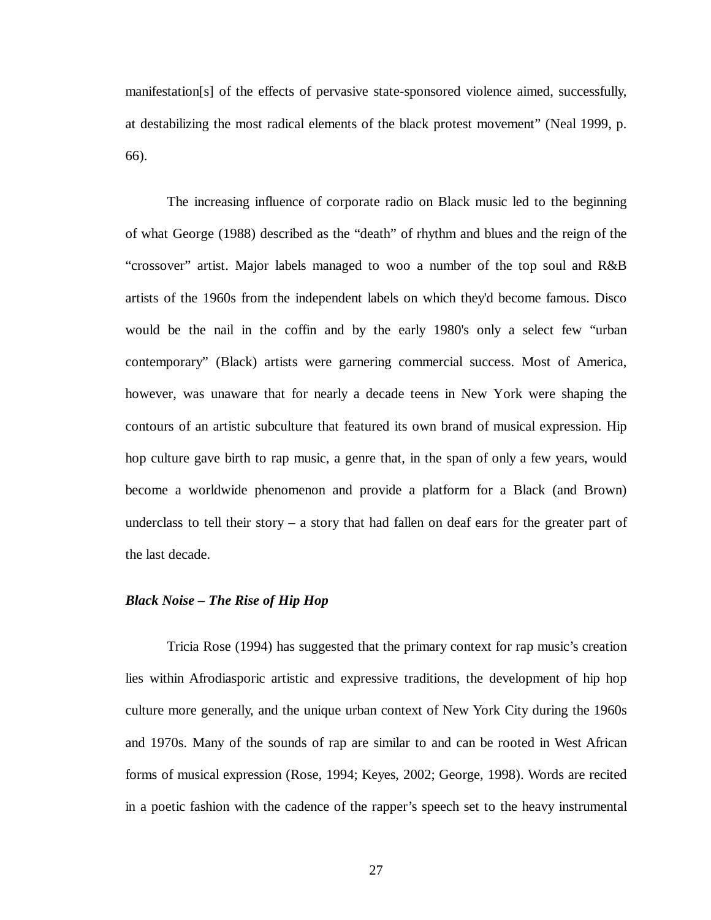manifestation[s] of the effects of pervasive state-sponsored violence aimed, successfully, at destabilizing the most radical elements of the black protest movement" (Neal 1999, p. 66).

The increasing influence of corporate radio on Black music led to the beginning of what George (1988) described as the "death" of rhythm and blues and the reign of the "crossover" artist. Major labels managed to woo a number of the top soul and R&B artists of the 1960s from the independent labels on which they'd become famous. Disco would be the nail in the coffin and by the early 1980's only a select few "urban contemporary" (Black) artists were garnering commercial success. Most of America, however, was unaware that for nearly a decade teens in New York were shaping the contours of an artistic subculture that featured its own brand of musical expression. Hip hop culture gave birth to rap music, a genre that, in the span of only a few years, would become a worldwide phenomenon and provide a platform for a Black (and Brown) underclass to tell their story – a story that had fallen on deaf ears for the greater part of the last decade.

### *Black Noise – The Rise of Hip Hop*

Tricia Rose (1994) has suggested that the primary context for rap music's creation lies within Afrodiasporic artistic and expressive traditions, the development of hip hop culture more generally, and the unique urban context of New York City during the 1960s and 1970s. Many of the sounds of rap are similar to and can be rooted in West African forms of musical expression (Rose, 1994; Keyes, 2002; George, 1998). Words are recited in a poetic fashion with the cadence of the rapper's speech set to the heavy instrumental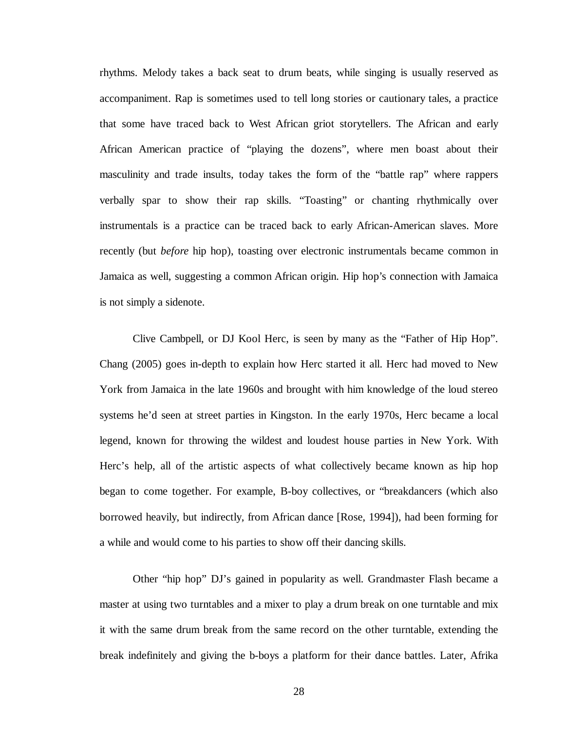rhythms. Melody takes a back seat to drum beats, while singing is usually reserved as accompaniment. Rap is sometimes used to tell long stories or cautionary tales, a practice that some have traced back to West African griot storytellers. The African and early African American practice of "playing the dozens", where men boast about their masculinity and trade insults, today takes the form of the "battle rap" where rappers verbally spar to show their rap skills. "Toasting" or chanting rhythmically over instrumentals is a practice can be traced back to early African-American slaves. More recently (but *before* hip hop), toasting over electronic instrumentals became common in Jamaica as well, suggesting a common African origin. Hip hop's connection with Jamaica is not simply a sidenote.

Clive Cambpell, or DJ Kool Herc, is seen by many as the "Father of Hip Hop". Chang (2005) goes in-depth to explain how Herc started it all. Herc had moved to New York from Jamaica in the late 1960s and brought with him knowledge of the loud stereo systems he'd seen at street parties in Kingston. In the early 1970s, Herc became a local legend, known for throwing the wildest and loudest house parties in New York. With Herc's help, all of the artistic aspects of what collectively became known as hip hop began to come together. For example, B-boy collectives, or "breakdancers (which also borrowed heavily, but indirectly, from African dance [Rose, 1994]), had been forming for a while and would come to his parties to show off their dancing skills.

Other "hip hop" DJ's gained in popularity as well. Grandmaster Flash became a master at using two turntables and a mixer to play a drum break on one turntable and mix it with the same drum break from the same record on the other turntable, extending the break indefinitely and giving the b-boys a platform for their dance battles. Later, Afrika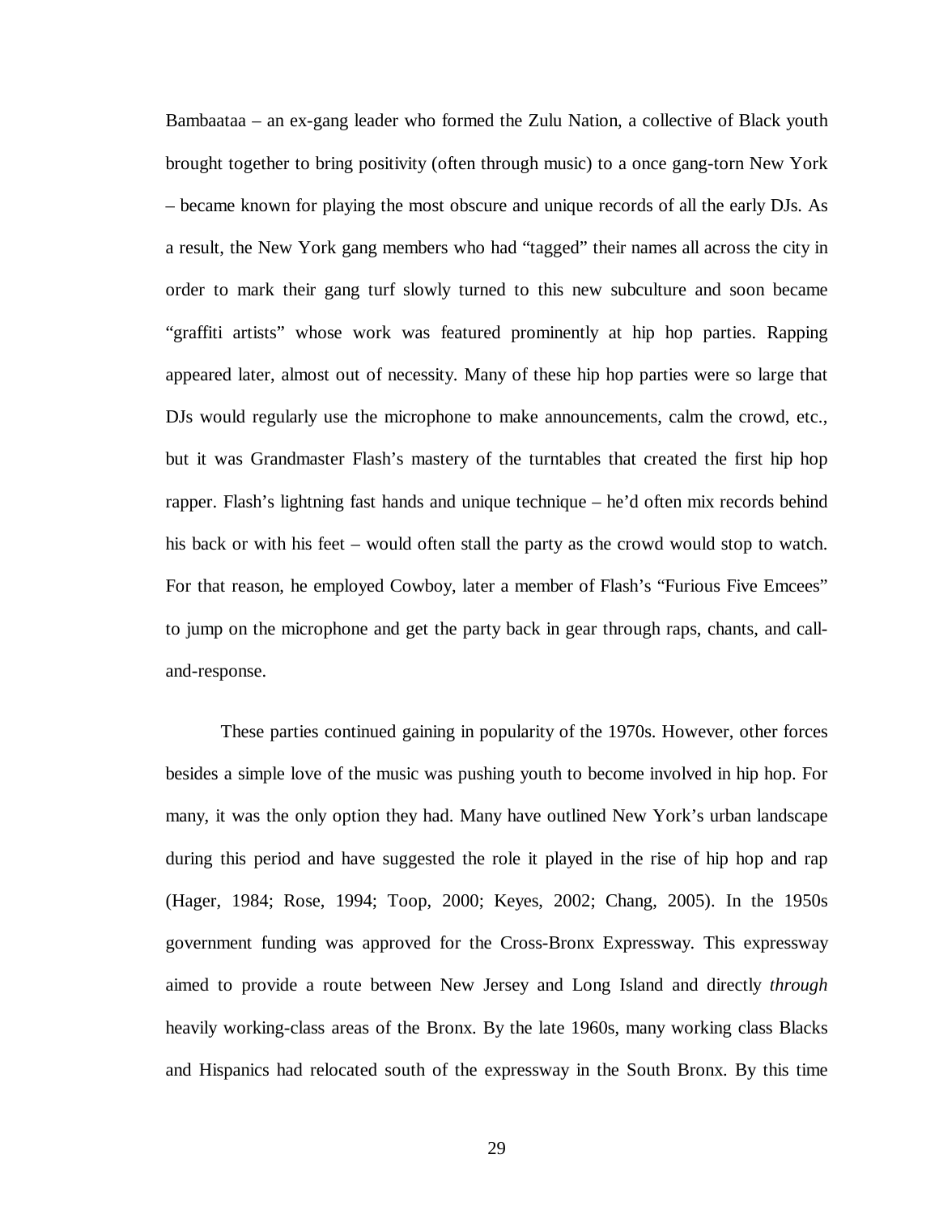Bambaataa – an ex-gang leader who formed the Zulu Nation, a collective of Black youth brought together to bring positivity (often through music) to a once gang-torn New York – became known for playing the most obscure and unique records of all the early DJs. As a result, the New York gang members who had "tagged" their names all across the city in order to mark their gang turf slowly turned to this new subculture and soon became "graffiti artists" whose work was featured prominently at hip hop parties. Rapping appeared later, almost out of necessity. Many of these hip hop parties were so large that DJs would regularly use the microphone to make announcements, calm the crowd, etc., but it was Grandmaster Flash's mastery of the turntables that created the first hip hop rapper. Flash's lightning fast hands and unique technique – he'd often mix records behind his back or with his feet – would often stall the party as the crowd would stop to watch. For that reason, he employed Cowboy, later a member of Flash's "Furious Five Emcees" to jump on the microphone and get the party back in gear through raps, chants, and call-and-response.

These parties continued gaining in popularity of the 1970s. However, other forces besides a simple love of the music was pushing youth to become involved in hip hop. For many, it was the only option they had. Many have outlined New York's urban landscape during this period and have suggested the role it played in the rise of hip hop and rap (Hager, 1984; Rose, 1994; Toop, 2000; Keyes, 2002; Chang, 2005). In the 1950s government funding was approved for the Cross-Bronx Expressway. This expressway aimed to provide a route between New Jersey and Long Island and directly *through* heavily working-class areas of the Bronx. By the late 1960s, many working class Blacks and Hispanics had relocated south of the expressway in the South Bronx. By this time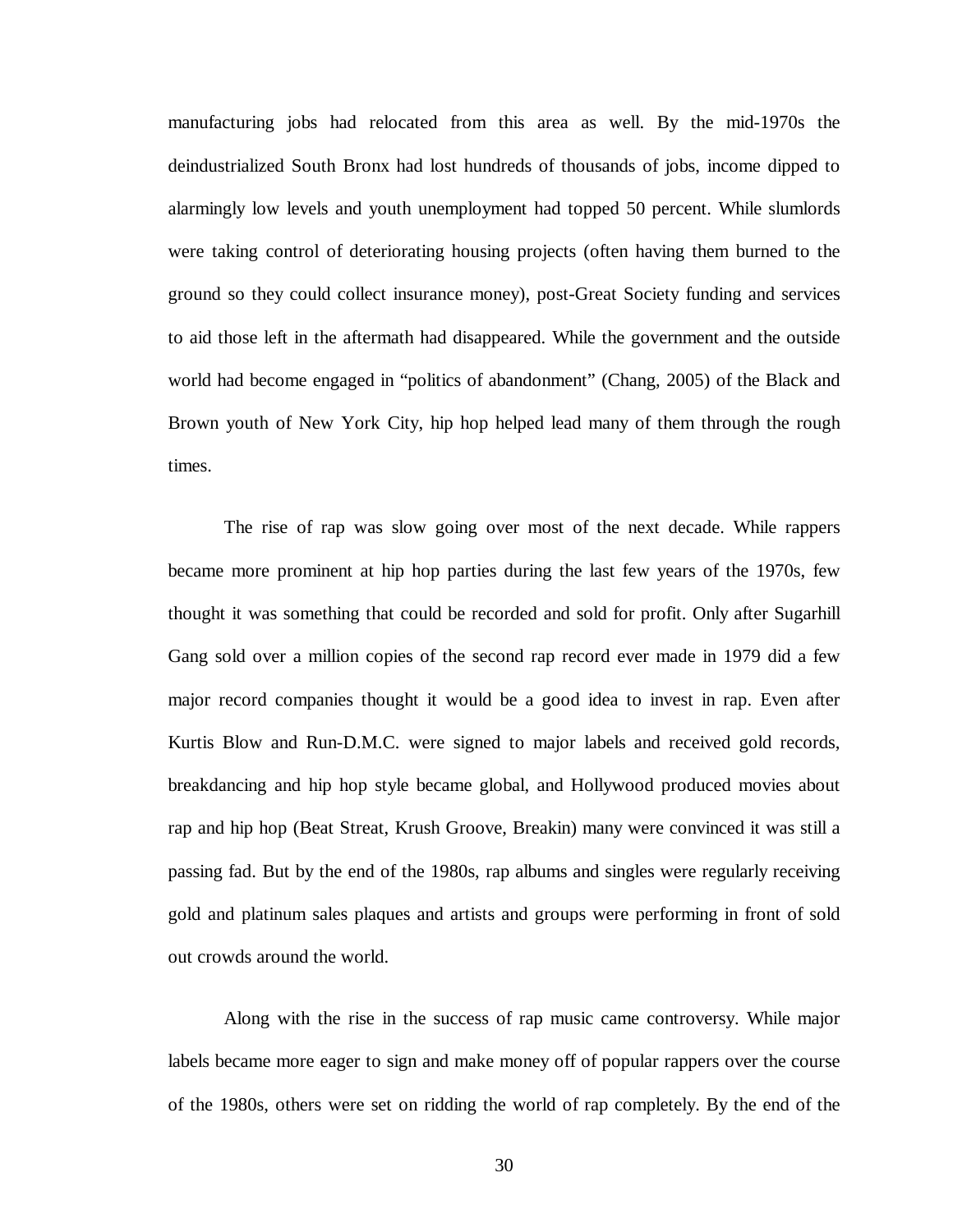manufacturing jobs had relocated from this area as well. By the mid-1970s the deindustrialized South Bronx had lost hundreds of thousands of jobs, income dipped to alarmingly low levels and youth unemployment had topped 50 percent. While slumlords were taking control of deteriorating housing projects (often having them burned to the ground so they could collect insurance money), post-Great Society funding and services to aid those left in the aftermath had disappeared. While the government and the outside world had become engaged in "politics of abandonment" (Chang, 2005) of the Black and Brown youth of New York City, hip hop helped lead many of them through the rough times.

The rise of rap was slow going over most of the next decade. While rappers became more prominent at hip hop parties during the last few years of the 1970s, few thought it was something that could be recorded and sold for profit. Only after Sugarhill Gang sold over a million copies of the second rap record ever made in 1979 did a few major record companies thought it would be a good idea to invest in rap. Even after Kurtis Blow and Run-D.M.C. were signed to major labels and received gold records, breakdancing and hip hop style became global, and Hollywood produced movies about rap and hip hop (Beat Streat, Krush Groove, Breakin) many were convinced it was still a passing fad. But by the end of the 1980s, rap albums and singles were regularly receiving gold and platinum sales plaques and artists and groups were performing in front of sold out crowds around the world.

Along with the rise in the success of rap music came controversy. While major labels became more eager to sign and make money off of popular rappers over the course of the 1980s, others were set on ridding the world of rap completely. By the end of the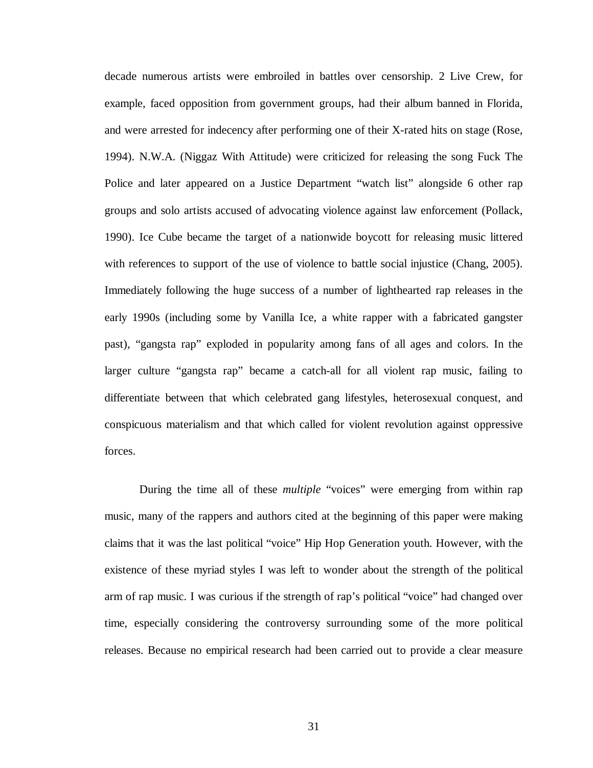decade numerous artists were embroiled in battles over censorship. 2 Live Crew, for example, faced opposition from government groups, had their album banned in Florida, and were arrested for indecency after performing one of their X-rated hits on stage (Rose, 1994). N.W.A. (Niggaz With Attitude) were criticized for releasing the song Fuck The Police and later appeared on a Justice Department "watch list" alongside 6 other rap groups and solo artists accused of advocating violence against law enforcement (Pollack, 1990). Ice Cube became the target of a nationwide boycott for releasing music littered with references to support of the use of violence to battle social injustice (Chang, 2005). Immediately following the huge success of a number of lighthearted rap releases in the early 1990s (including some by Vanilla Ice, a white rapper with a fabricated gangster past), "gangsta rap" exploded in popularity among fans of all ages and colors. In the larger culture "gangsta rap" became a catch-all for all violent rap music, failing to differentiate between that which celebrated gang lifestyles, heterosexual conquest, and conspicuous materialism and that which called for violent revolution against oppressive forces.

During the time all of these *multiple* "voices" were emerging from within rap music, many of the rappers and authors cited at the beginning of this paper were making claims that it was the last political "voice" Hip Hop Generation youth. However, with the existence of these myriad styles I was left to wonder about the strength of the political arm of rap music. I was curious if the strength of rap's political "voice" had changed over time, especially considering the controversy surrounding some of the more political releases. Because no empirical research had been carried out to provide a clear measure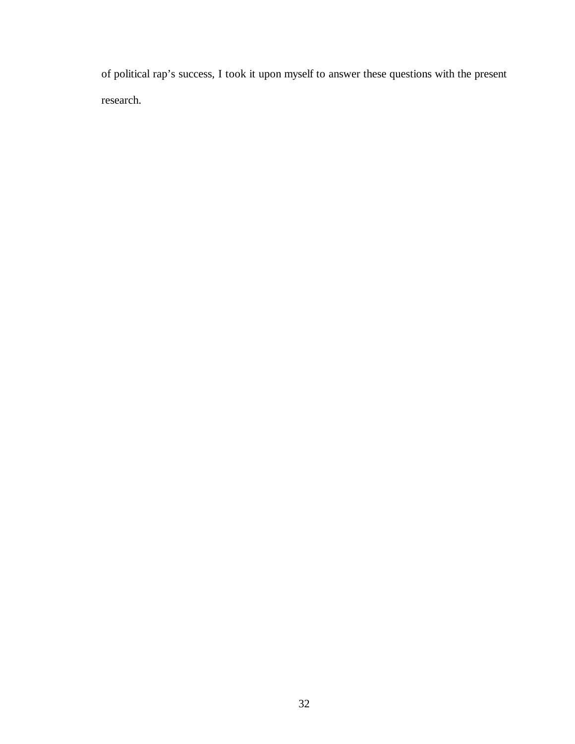of political rap's success, I took it upon myself to answer these questions with the present research.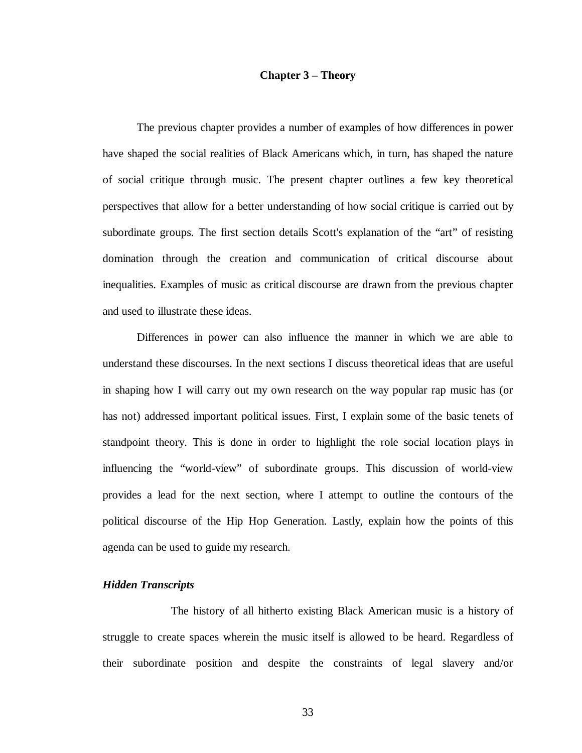# Chapter 3 – Theory

The previous chapter provides a number of examples of how differences in power have shaped the social realities of Black Americans which, in turn, has shaped the nature of social critique through music. The present chapter outlines a few key theoretical perspectives that allow for a better understanding of how social critique is carried out by subordinate groups. The first section details Scott's explanation of the "art" of resisting domination through the creation and communication of critical discourse about inequalities. Examples of music as critical discourse are drawn from the previous chapter and used to illustrate these ideas.

Differences in power can also influence the manner in which we are able to understand these discourses. In the next sections I discuss theoretical ideas that are useful in shaping how I will carry out my own research on the way popular rap music has (or has not) addressed important political issues. First, I explain some of the basic tenets of standpoint theory. This is done in order to highlight the role social location plays in influencing the "world-view" of subordinate groups. This discussion of world-view provides a lead for the next section, where I attempt to outline the contours of the political discourse of the Hip Hop Generation. Lastly, explain how the points of this agenda can be used to guide my research.

### *Hidden Transcripts*

The history of all hitherto existing Black American music is a history of struggle to create spaces wherein the music itself is allowed to be heard. Regardless of their subordinate position and despite the constraints of legal slavery and/or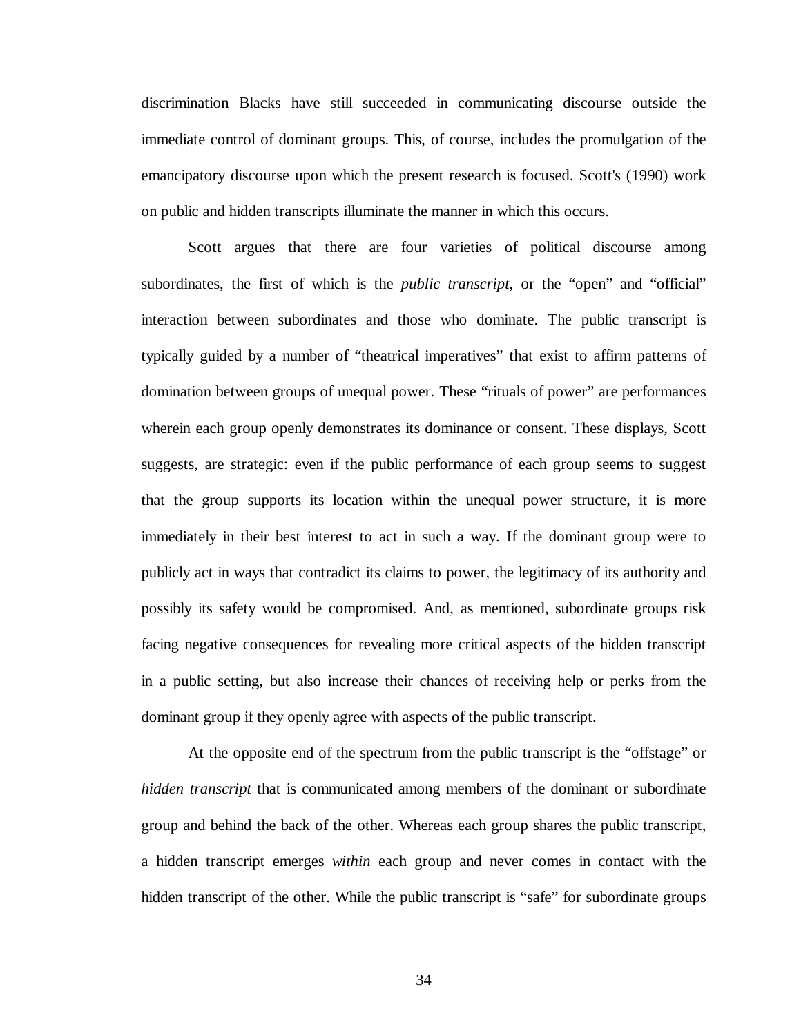discrimination Blacks have still succeeded in communicating discourse outside the immediate control of dominant groups. This, of course, includes the promulgation of the emancipatory discourse upon which the present research is focused. Scott's (1990) work on public and hidden transcripts illuminate the manner in which this occurs.

Scott argues that there are four varieties of political discourse among subordinates, the first of which is the *public transcript*, or the "open" and "official" interaction between subordinates and those who dominate. The public transcript is typically guided by a number of "theatrical imperatives" that exist to affirm patterns of domination between groups of unequal power. These "rituals of power" are performances wherein each group openly demonstrates its dominance or consent. These displays, Scott suggests, are strategic: even if the public performance of each group seems to suggest that the group supports its location within the unequal power structure, it is more immediately in their best interest to act in such a way. If the dominant group were to publicly act in ways that contradict its claims to power, the legitimacy of its authority and possibly its safety would be compromised. And, as mentioned, subordinate groups risk facing negative consequences for revealing more critical aspects of the hidden transcript in a public setting, but also increase their chances of receiving help or perks from the dominant group if they openly agree with aspects of the public transcript.

At the opposite end of the spectrum from the public transcript is the "offstage" or *hidden transcript* that is communicated among members of the dominant or subordinate group and behind the back of the other. Whereas each group shares the public transcript, a hidden transcript emerges *within* each group and never comes in contact with the hidden transcript of the other. While the public transcript is "safe" for subordinate groups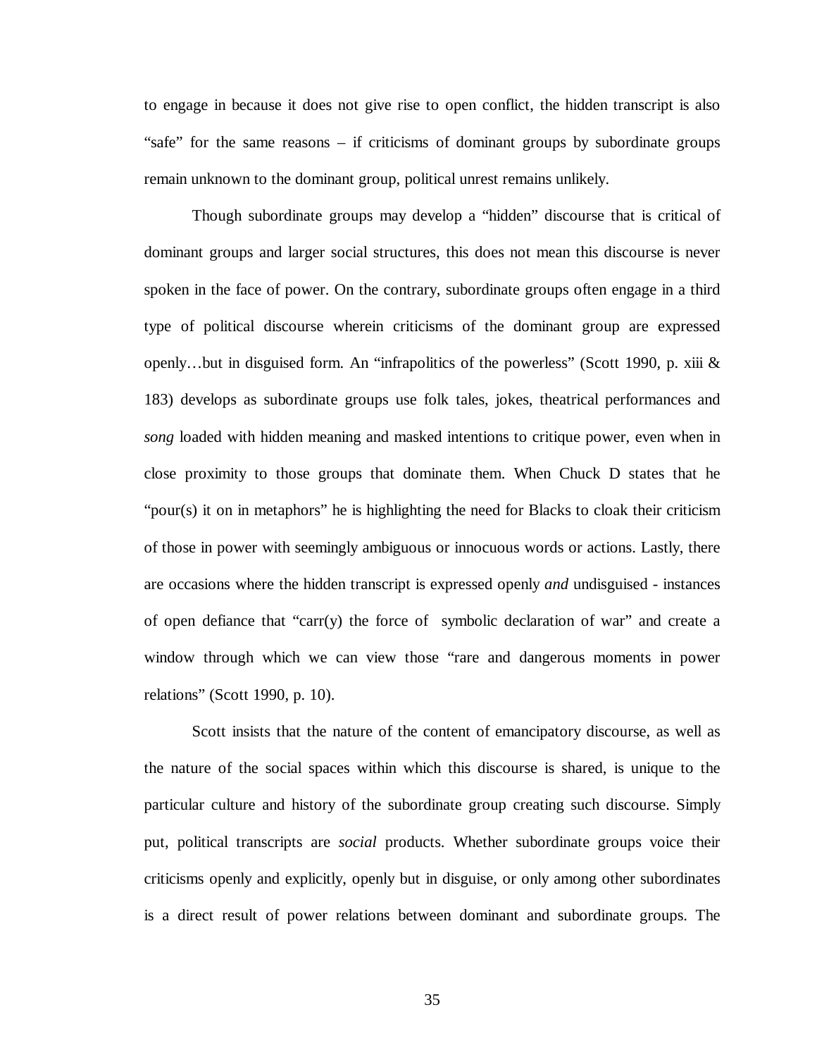to engage in because it does not give rise to open conflict, the hidden transcript is also "safe" for the same reasons – if criticisms of dominant groups by subordinate groups remain unknown to the dominant group, political unrest remains unlikely.

Though subordinate groups may develop a "hidden" discourse that is critical of dominant groups and larger social structures, this does not mean this discourse is never spoken in the face of power. On the contrary, subordinate groups often engage in a third type of political discourse wherein criticisms of the dominant group are expressed openly…but in disguised form. An "infrapolitics of the powerless" (Scott 1990, p. xiii & 183) develops as subordinate groups use folk tales, jokes, theatrical performances and *song* loaded with hidden meaning and masked intentions to critique power, even when in close proximity to those groups that dominate them. When Chuck D states that he "pour(s) it on in metaphors" he is highlighting the need for Blacks to cloak their criticism of those in power with seemingly ambiguous or innocuous words or actions. Lastly, there are occasions where the hidden transcript is expressed openly *and* undisguised - instances of open defiance that "carr(y) the force of symbolic declaration of war" and create a window through which we can view those "rare and dangerous moments in power relations" (Scott 1990, p. 10).

Scott insists that the nature of the content of emancipatory discourse, as well as the nature of the social spaces within which this discourse is shared, is unique to the particular culture and history of the subordinate group creating such discourse. Simply put, political transcripts are *social* products. Whether subordinate groups voice their criticisms openly and explicitly, openly but in disguise, or only among other subordinates is a direct result of power relations between dominant and subordinate groups. The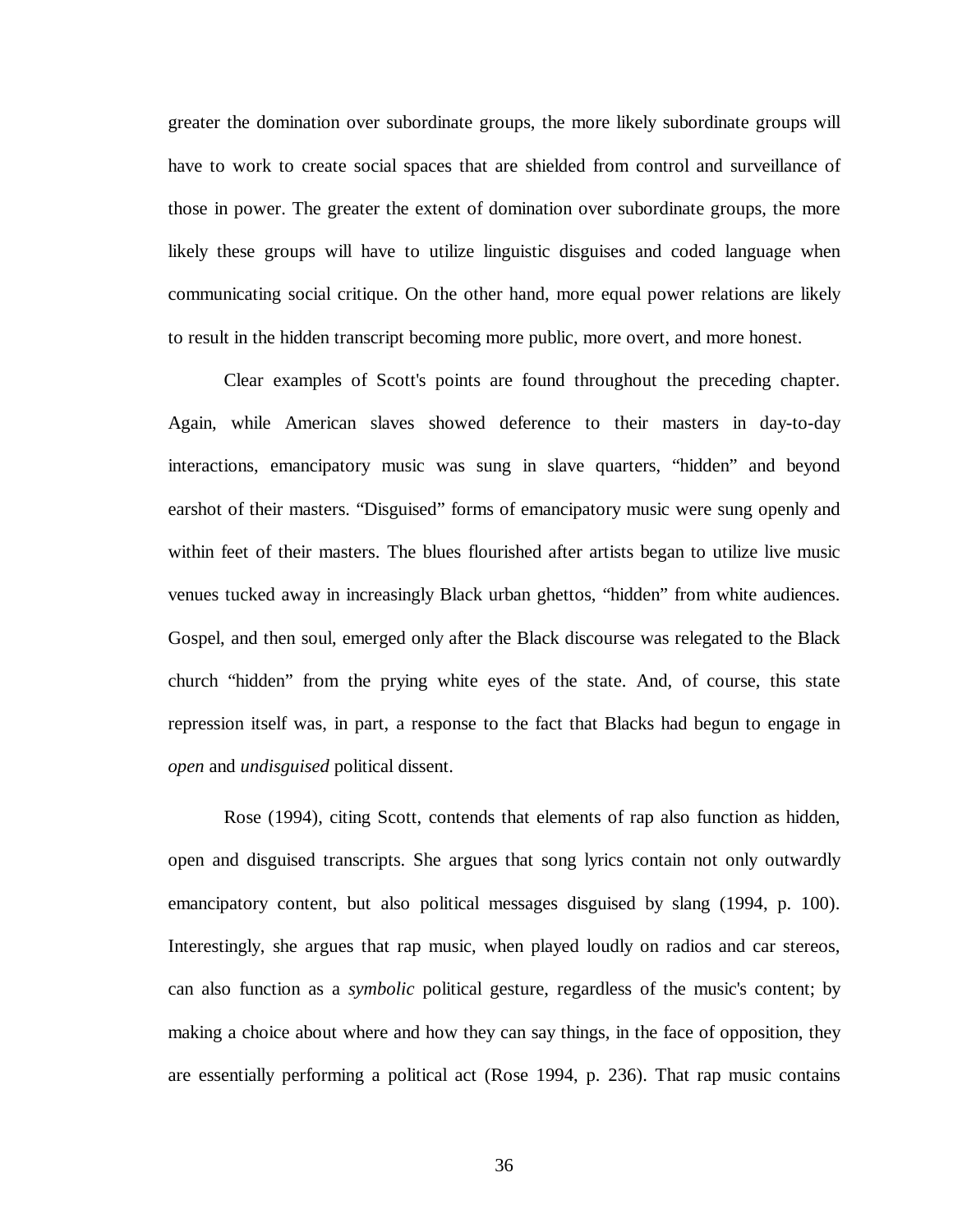greater the domination over subordinate groups, the more likely subordinate groups will have to work to create social spaces that are shielded from control and surveillance of those in power. The greater the extent of domination over subordinate groups, the more likely these groups will have to utilize linguistic disguises and coded language when communicating social critique. On the other hand, more equal power relations are likely to result in the hidden transcript becoming more public, more overt, and more honest.

Clear examples of Scott's points are found throughout the preceding chapter. Again, while American slaves showed deference to their masters in day-to-day interactions, emancipatory music was sung in slave quarters, "hidden" and beyond earshot of their masters. "Disguised" forms of emancipatory music were sung openly and within feet of their masters. The blues flourished after artists began to utilize live music venues tucked away in increasingly Black urban ghettos, "hidden" from white audiences. Gospel, and then soul, emerged only after the Black discourse was relegated to the Black church "hidden" from the prying white eyes of the state. And, of course, this state repression itself was, in part, a response to the fact that Blacks had begun to engage in *open* and *undisguised* political dissent.

Rose (1994), citing Scott, contends that elements of rap also function as hidden, open and disguised transcripts. She argues that song lyrics contain not only outwardly emancipatory content, but also political messages disguised by slang (1994, p. 100). Interestingly, she argues that rap music, when played loudly on radios and car stereos, can also function as a *symbolic* political gesture, regardless of the music's content; by making a choice about where and how they can say things, in the face of opposition, they are essentially performing a political act (Rose 1994, p. 236). That rap music contains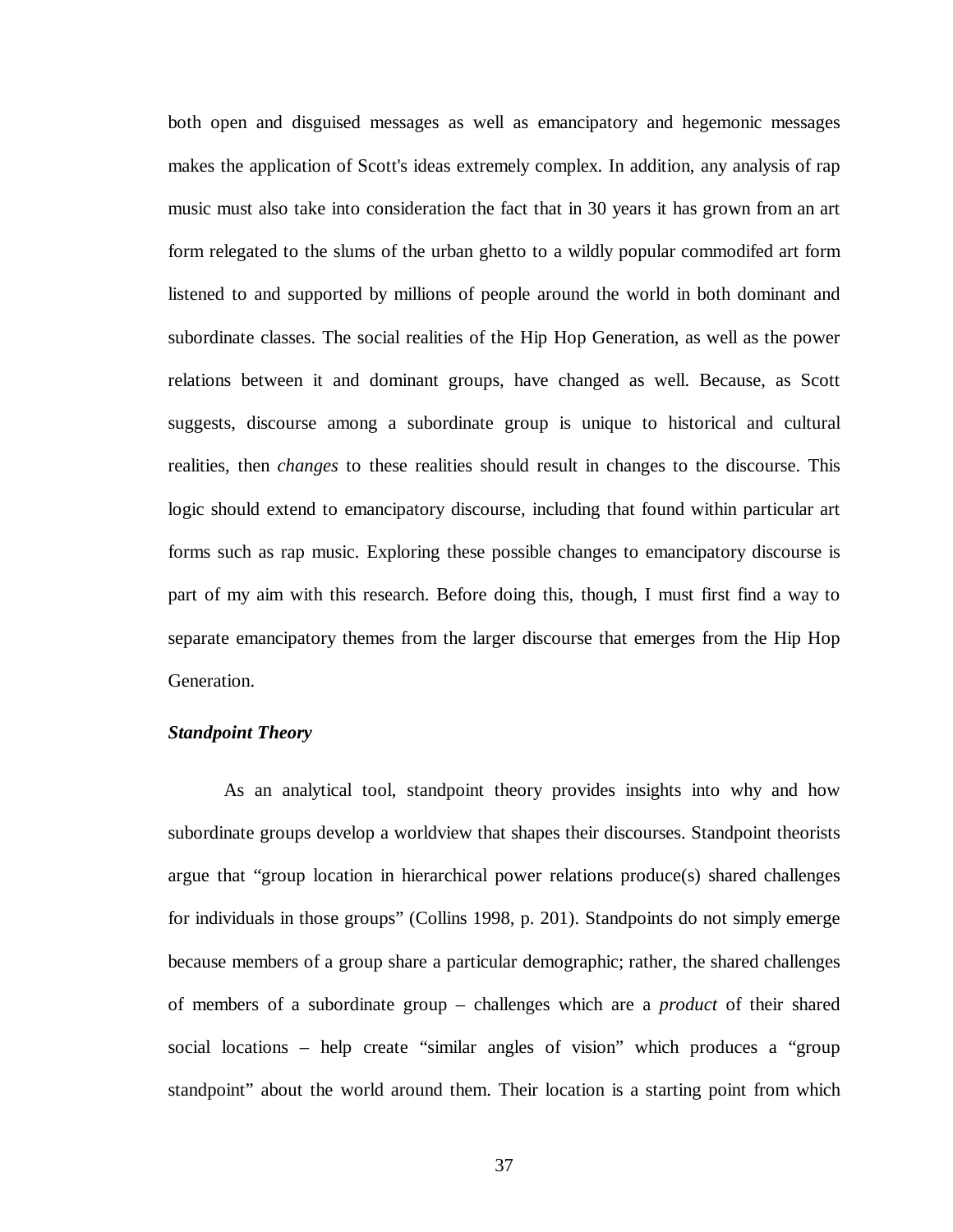both open and disguised messages as well as emancipatory and hegemonic messages makes the application of Scott's ideas extremely complex. In addition, any analysis of rap music must also take into consideration the fact that in 30 years it has grown from an art form relegated to the slums of the urban ghetto to a wildly popular commodifed art form listened to and supported by millions of people around the world in both dominant and subordinate classes. The social realities of the Hip Hop Generation, as well as the power relations between it and dominant groups, have changed as well. Because, as Scott suggests, discourse among a subordinate group is unique to historical and cultural realities, then *changes* to these realities should result in changes to the discourse. This logic should extend to emancipatory discourse, including that found within particular art forms such as rap music. Exploring these possible changes to emancipatory discourse is part of my aim with this research. Before doing this, though, I must first find a way to separate emancipatory themes from the larger discourse that emerges from the Hip Hop Generation.

### *Standpoint Theory*

As an analytical tool, standpoint theory provides insights into why and how subordinate groups develop a worldview that shapes their discourses. Standpoint theorists argue that "group location in hierarchical power relations produce(s) shared challenges for individuals in those groups" (Collins 1998, p. 201). Standpoints do not simply emerge because members of a group share a particular demographic; rather, the shared challenges of members of a subordinate group – challenges which are a *product* of their shared social locations – help create "similar angles of vision" which produces a "group standpoint" about the world around them. Their location is a starting point from which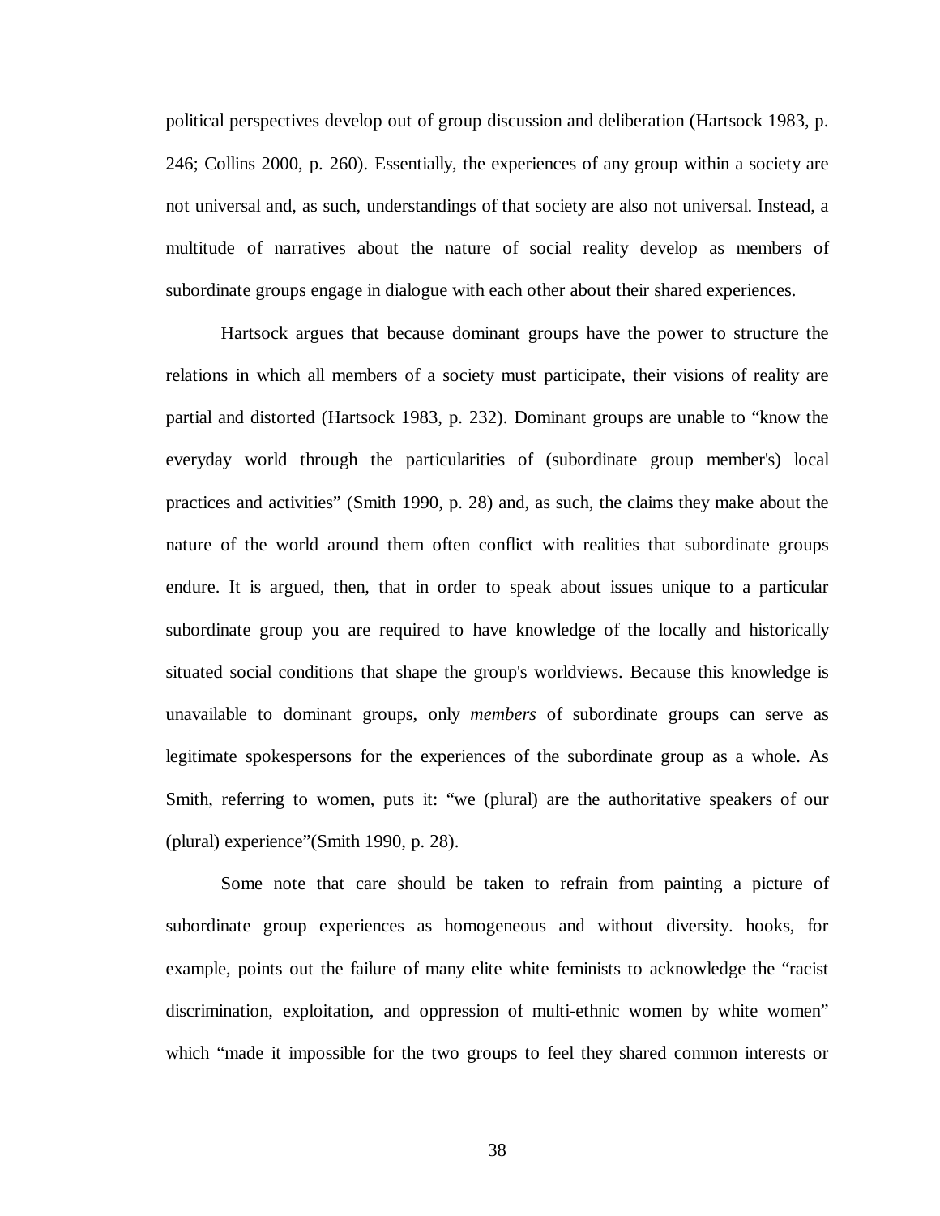political perspectives develop out of group discussion and deliberation (Hartsock 1983, p. 246; Collins 2000, p. 260). Essentially, the experiences of any group within a society are not universal and, as such, understandings of that society are also not universal. Instead, a multitude of narratives about the nature of social reality develop as members of subordinate groups engage in dialogue with each other about their shared experiences.

Hartsock argues that because dominant groups have the power to structure the relations in which all members of a society must participate, their visions of reality are partial and distorted (Hartsock 1983, p. 232). Dominant groups are unable to "know the everyday world through the particularities of (subordinate group member's) local practices and activities" (Smith 1990, p. 28) and, as such, the claims they make about the nature of the world around them often conflict with realities that subordinate groups endure. It is argued, then, that in order to speak about issues unique to a particular subordinate group you are required to have knowledge of the locally and historically situated social conditions that shape the group's worldviews. Because this knowledge is unavailable to dominant groups, only *members* of subordinate groups can serve as legitimate spokespersons for the experiences of the subordinate group as a whole. As Smith, referring to women, puts it: "we (plural) are the authoritative speakers of our (plural) experience"(Smith 1990, p. 28).

Some note that care should be taken to refrain from painting a picture of subordinate group experiences as homogeneous and without diversity. hooks, for example, points out the failure of many elite white feminists to acknowledge the "racist discrimination, exploitation, and oppression of multi-ethnic women by white women" which "made it impossible for the two groups to feel they shared common interests or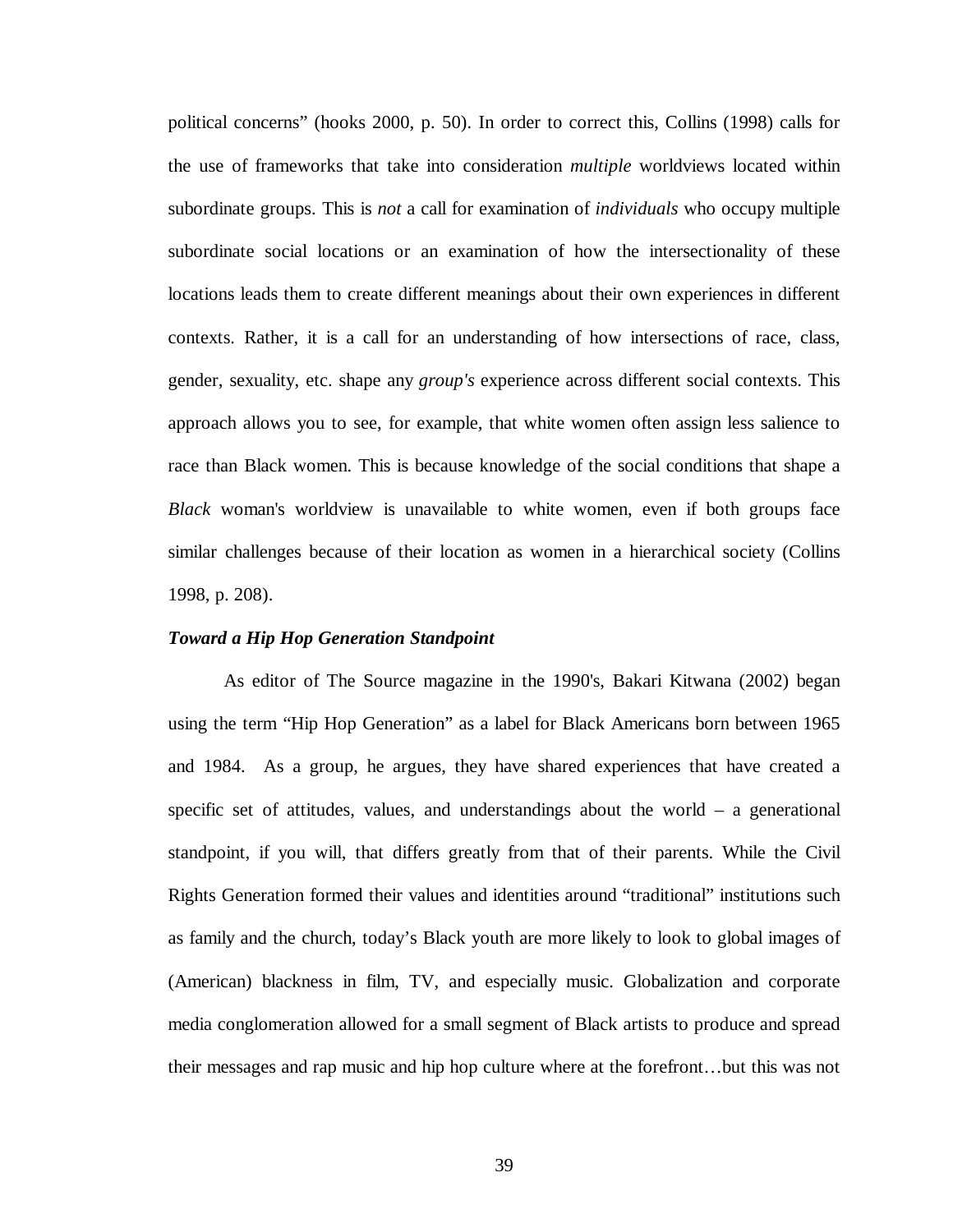political concerns" (hooks 2000, p. 50). In order to correct this, Collins (1998) calls for the use of frameworks that take into consideration *multiple* worldviews located within subordinate groups. This is *not* a call for examination of *individuals* who occupy multiple subordinate social locations or an examination of how the intersectionality of these locations leads them to create different meanings about their own experiences in different contexts. Rather, it is a call for an understanding of how intersections of race, class, gender, sexuality, etc. shape any *group's* experience across different social contexts. This approach allows you to see, for example, that white women often assign less salience to race than Black women. This is because knowledge of the social conditions that shape a *Black* woman's worldview is unavailable to white women, even if both groups face similar challenges because of their location as women in a hierarchical society (Collins 1998, p. 208).

### ***Toward a Hip Hop Generation Standpoint***

As editor of The Source magazine in the 1990's, Bakari Kitwana (2002) began using the term "Hip Hop Generation" as a label for Black Americans born between 1965 and 1984. As a group, he argues, they have shared experiences that have created a specific set of attitudes, values, and understandings about the world – a generational standpoint, if you will, that differs greatly from that of their parents. While the Civil Rights Generation formed their values and identities around "traditional" institutions such as family and the church, today's Black youth are more likely to look to global images of (American) blackness in film, TV, and especially music. Globalization and corporate media conglomeration allowed for a small segment of Black artists to produce and spread their messages and rap music and hip hop culture where at the forefront…but this was not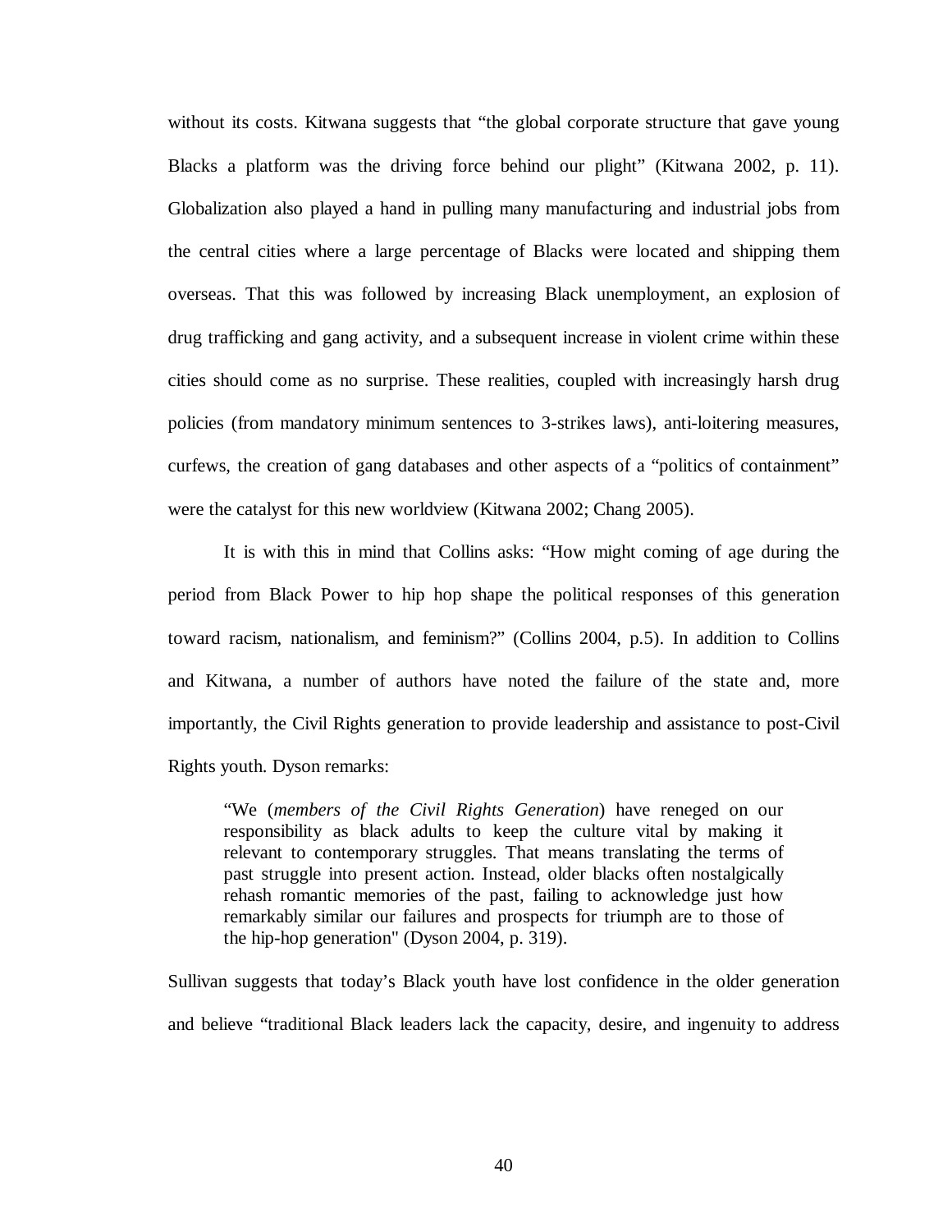without its costs. Kitwana suggests that "the global corporate structure that gave young Blacks a platform was the driving force behind our plight" (Kitwana 2002, p. 11). Globalization also played a hand in pulling many manufacturing and industrial jobs from the central cities where a large percentage of Blacks were located and shipping them overseas. That this was followed by increasing Black unemployment, an explosion of drug trafficking and gang activity, and a subsequent increase in violent crime within these cities should come as no surprise. These realities, coupled with increasingly harsh drug policies (from mandatory minimum sentences to 3-strikes laws), anti-loitering measures, curfews, the creation of gang databases and other aspects of a "politics of containment" were the catalyst for this new worldview (Kitwana 2002; Chang 2005).

It is with this in mind that Collins asks: "How might coming of age during the period from Black Power to hip hop shape the political responses of this generation toward racism, nationalism, and feminism?" (Collins 2004, p.5). In addition to Collins and Kitwana, a number of authors have noted the failure of the state and, more importantly, the Civil Rights generation to provide leadership and assistance to post-Civil Rights youth. Dyson remarks:

> "We (*members of the Civil Rights Generation*) have reneged on our responsibility as black adults to keep the culture vital by making it relevant to contemporary struggles. That means translating the terms of past struggle into present action. Instead, older blacks often nostalgically rehash romantic memories of the past, failing to acknowledge just how remarkably similar our failures and prospects for triumph are to those of the hip-hop generation" (Dyson 2004, p. 319).

Sullivan suggests that today's Black youth have lost confidence in the older generation and believe "traditional Black leaders lack the capacity, desire, and ingenuity to address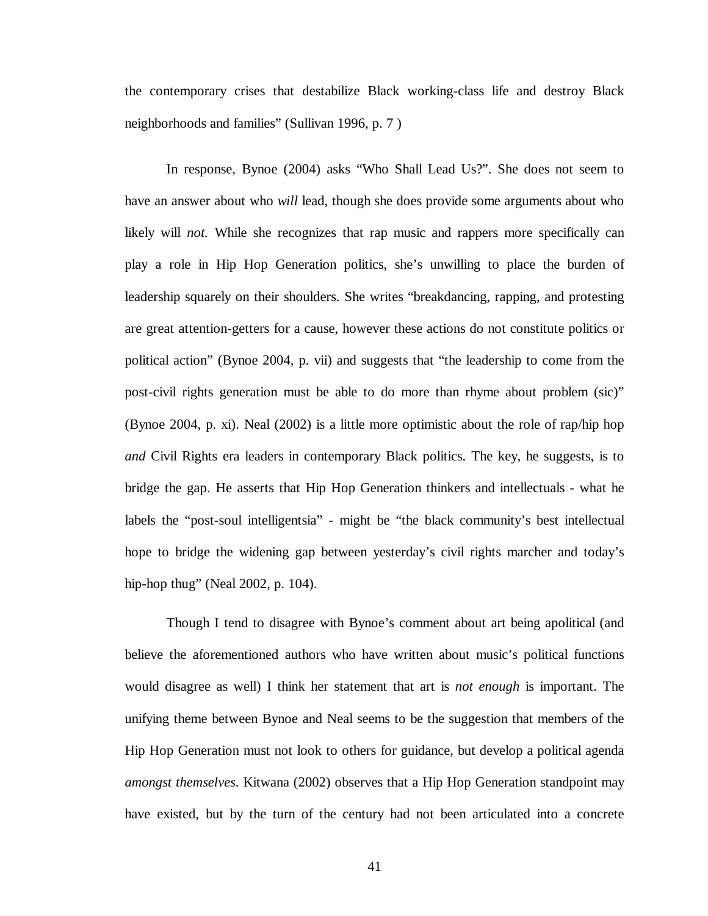the contemporary crises that destabilize Black working-class life and destroy Black neighborhoods and families" (Sullivan 1996, p. 7 )

In response, Bynoe (2004) asks "Who Shall Lead Us?". She does not seem to have an answer about who *will* lead, though she does provide some arguments about who likely will *not.* While she recognizes that rap music and rappers more specifically can play a role in Hip Hop Generation politics, she's unwilling to place the burden of leadership squarely on their shoulders. She writes "breakdancing, rapping, and protesting are great attention-getters for a cause, however these actions do not constitute politics or political action" (Bynoe 2004, p. vii) and suggests that "the leadership to come from the post-civil rights generation must be able to do more than rhyme about problem (sic)" (Bynoe 2004, p. xi). Neal (2002) is a little more optimistic about the role of rap/hip hop *and* Civil Rights era leaders in contemporary Black politics. The key, he suggests, is to bridge the gap. He asserts that Hip Hop Generation thinkers and intellectuals - what he labels the "post-soul intelligentsia" - might be "the black community's best intellectual hope to bridge the widening gap between yesterday's civil rights marcher and today's hip-hop thug" (Neal 2002, p. 104).

Though I tend to disagree with Bynoe's comment about art being apolitical (and believe the aforementioned authors who have written about music's political functions would disagree as well) I think her statement that art is *not enough* is important. The unifying theme between Bynoe and Neal seems to be the suggestion that members of the Hip Hop Generation must not look to others for guidance, but develop a political agenda *amongst themselves*. Kitwana (2002) observes that a Hip Hop Generation standpoint may have existed, but by the turn of the century had not been articulated into a concrete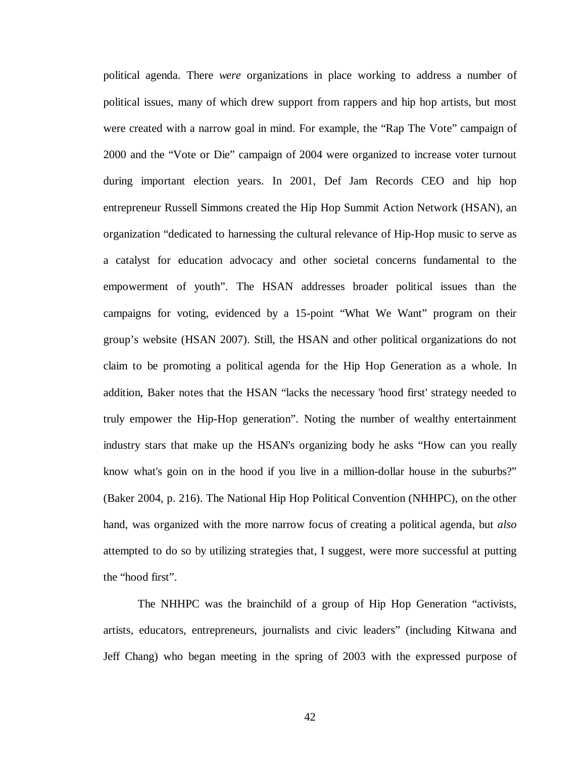political agenda. There *were* organizations in place working to address a number of political issues, many of which drew support from rappers and hip hop artists, but most were created with a narrow goal in mind. For example, the "Rap The Vote" campaign of 2000 and the "Vote or Die" campaign of 2004 were organized to increase voter turnout during important election years. In 2001, Def Jam Records CEO and hip hop entrepreneur Russell Simmons created the Hip Hop Summit Action Network (HSAN), an organization "dedicated to harnessing the cultural relevance of Hip-Hop music to serve as a catalyst for education advocacy and other societal concerns fundamental to the empowerment of youth". The HSAN addresses broader political issues than the campaigns for voting, evidenced by a 15-point "What We Want" program on their group's website (HSAN 2007). Still, the HSAN and other political organizations do not claim to be promoting a political agenda for the Hip Hop Generation as a whole. In addition, Baker notes that the HSAN "lacks the necessary 'hood first' strategy needed to truly empower the Hip-Hop generation". Noting the number of wealthy entertainment industry stars that make up the HSAN's organizing body he asks "How can you really know what's goin on in the hood if you live in a million-dollar house in the suburbs?" (Baker 2004, p. 216). The National Hip Hop Political Convention (NHHPC), on the other hand, was organized with the more narrow focus of creating a political agenda, but *also* attempted to do so by utilizing strategies that, I suggest, were more successful at putting the "hood first".

The NHHPC was the brainchild of a group of Hip Hop Generation "activists, artists, educators, entrepreneurs, journalists and civic leaders" (including Kitwana and Jeff Chang) who began meeting in the spring of 2003 with the expressed purpose of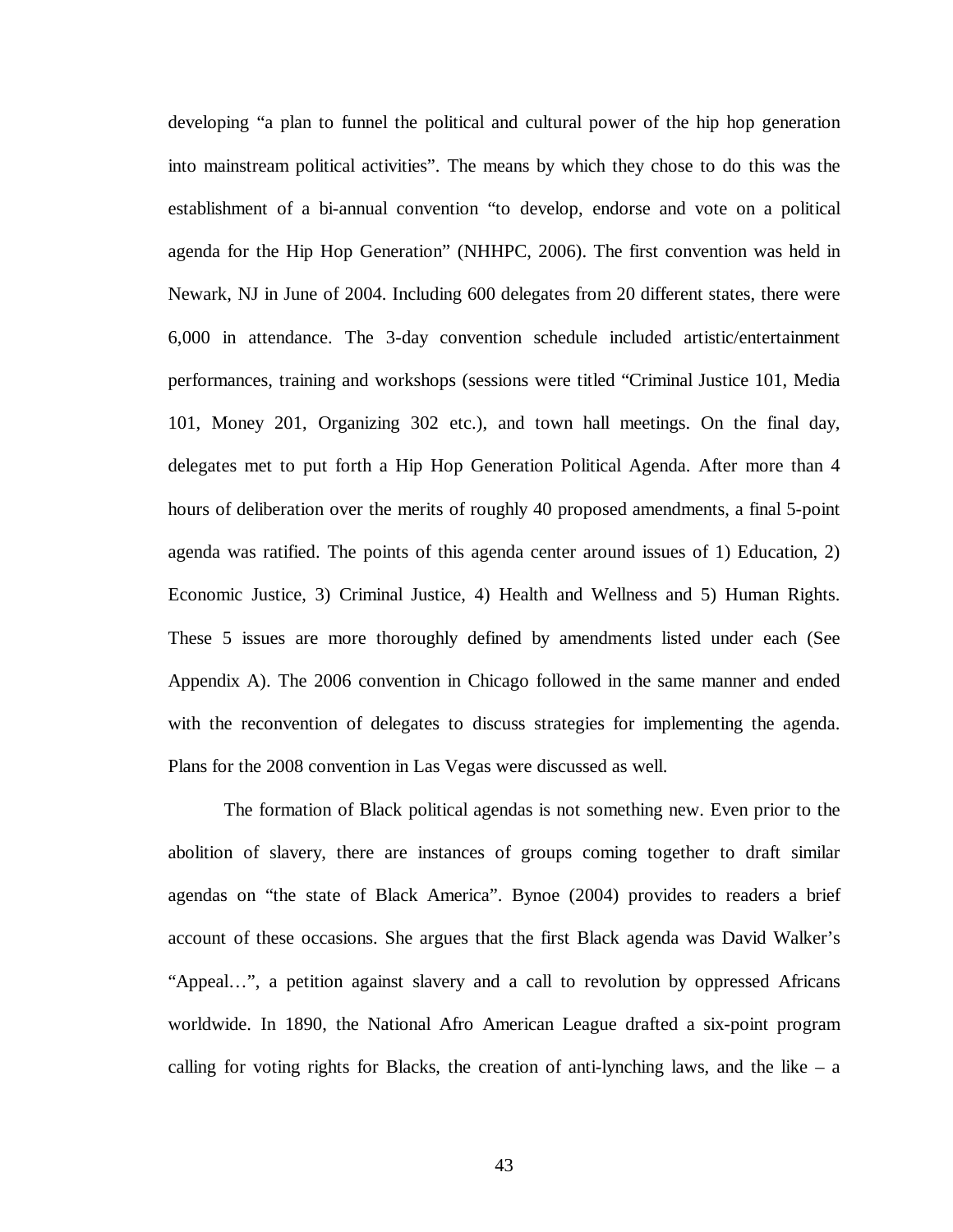developing “a plan to funnel the political and cultural power of the hip hop generation into mainstream political activities”. The means by which they chose to do this was the establishment of a bi-annual convention “to develop, endorse and vote on a political agenda for the Hip Hop Generation” (NHHPC, 2006). The first convention was held in Newark, NJ in June of 2004. Including 600 delegates from 20 different states, there were 6,000 in attendance. The 3-day convention schedule included artistic/entertainment performances, training and workshops (sessions were titled “Criminal Justice 101, Media 101, Money 201, Organizing 302 etc.), and town hall meetings. On the final day, delegates met to put forth a Hip Hop Generation Political Agenda. After more than 4 hours of deliberation over the merits of roughly 40 proposed amendments, a final 5-point agenda was ratified. The points of this agenda center around issues of 1) Education, 2) Economic Justice, 3) Criminal Justice, 4) Health and Wellness and 5) Human Rights. These 5 issues are more thoroughly defined by amendments listed under each (See Appendix A). The 2006 convention in Chicago followed in the same manner and ended with the reconvention of delegates to discuss strategies for implementing the agenda. Plans for the 2008 convention in Las Vegas were discussed as well.

The formation of Black political agendas is not something new. Even prior to the abolition of slavery, there are instances of groups coming together to draft similar agendas on “the state of Black America”. Bynoe (2004) provides to readers a brief account of these occasions. She argues that the first Black agenda was David Walker’s “Appeal…”, a petition against slavery and a call to revolution by oppressed Africans worldwide. In 1890, the National Afro American League drafted a six-point program calling for voting rights for Blacks, the creation of anti-lynching laws, and the like – a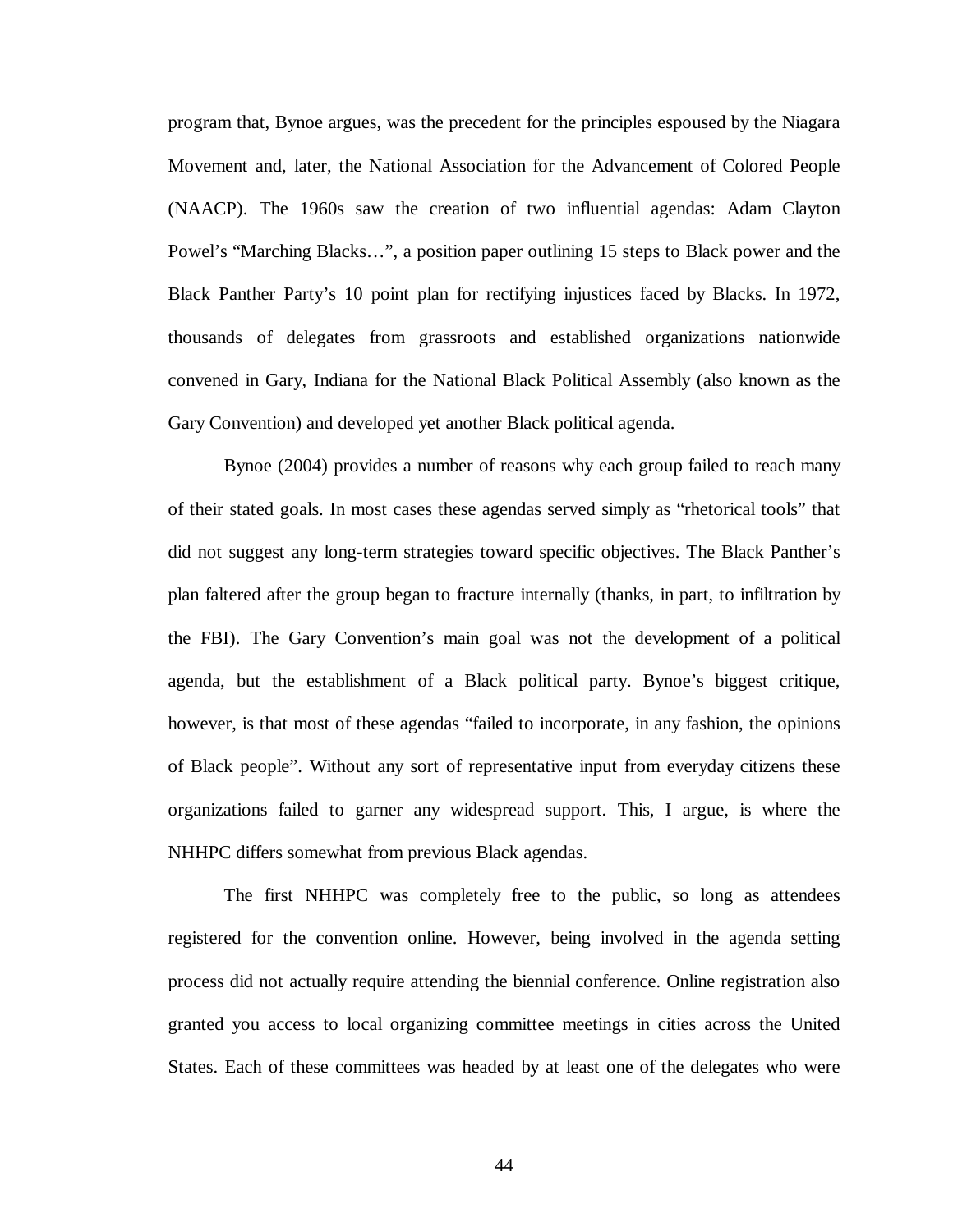program that, Bynoe argues, was the precedent for the principles espoused by the Niagara Movement and, later, the National Association for the Advancement of Colored People (NAACP). The 1960s saw the creation of two influential agendas: Adam Clayton Powel's "Marching Blacks…", a position paper outlining 15 steps to Black power and the Black Panther Party's 10 point plan for rectifying injustices faced by Blacks. In 1972, thousands of delegates from grassroots and established organizations nationwide convened in Gary, Indiana for the National Black Political Assembly (also known as the Gary Convention) and developed yet another Black political agenda.

Bynoe (2004) provides a number of reasons why each group failed to reach many of their stated goals. In most cases these agendas served simply as "rhetorical tools" that did not suggest any long-term strategies toward specific objectives. The Black Panther's plan faltered after the group began to fracture internally (thanks, in part, to infiltration by the FBI). The Gary Convention's main goal was not the development of a political agenda, but the establishment of a Black political party. Bynoe's biggest critique, however, is that most of these agendas "failed to incorporate, in any fashion, the opinions of Black people". Without any sort of representative input from everyday citizens these organizations failed to garner any widespread support. This, I argue, is where the NHHPC differs somewhat from previous Black agendas.

The first NHHPC was completely free to the public, so long as attendees registered for the convention online. However, being involved in the agenda setting process did not actually require attending the biennial conference. Online registration also granted you access to local organizing committee meetings in cities across the United States. Each of these committees was headed by at least one of the delegates who were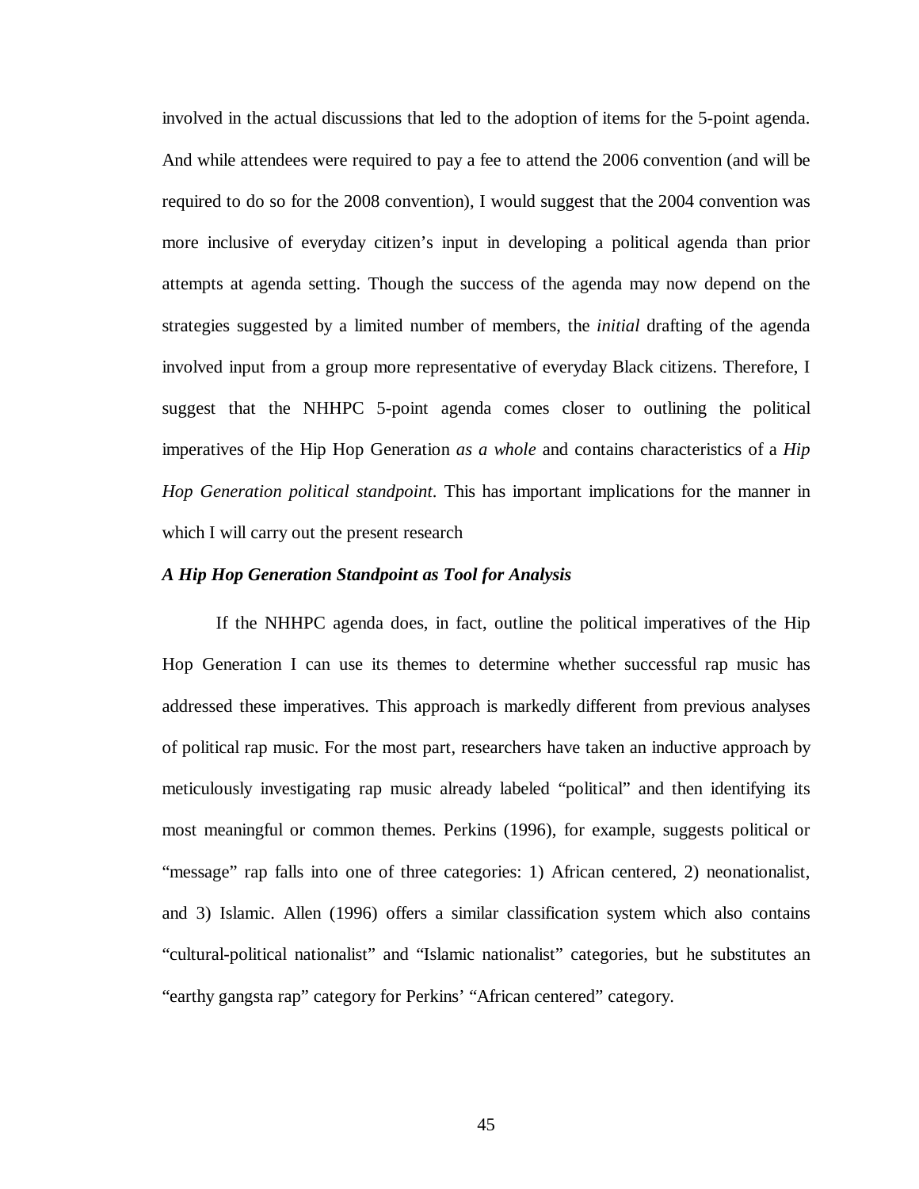involved in the actual discussions that led to the adoption of items for the 5-point agenda. And while attendees were required to pay a fee to attend the 2006 convention (and will be required to do so for the 2008 convention), I would suggest that the 2004 convention was more inclusive of everyday citizen's input in developing a political agenda than prior attempts at agenda setting. Though the success of the agenda may now depend on the strategies suggested by a limited number of members, the *initial* drafting of the agenda involved input from a group more representative of everyday Black citizens. Therefore, I suggest that the NHHPC 5-point agenda comes closer to outlining the political imperatives of the Hip Hop Generation *as a whole* and contains characteristics of a *Hip Hop Generation political standpoint*. This has important implications for the manner in which I will carry out the present research

### *A Hip Hop Generation Standpoint as Tool for Analysis*

If the NHHPC agenda does, in fact, outline the political imperatives of the Hip Hop Generation I can use its themes to determine whether successful rap music has addressed these imperatives. This approach is markedly different from previous analyses of political rap music. For the most part, researchers have taken an inductive approach by meticulously investigating rap music already labeled "political" and then identifying its most meaningful or common themes. Perkins (1996), for example, suggests political or "message" rap falls into one of three categories: 1) African centered, 2) neonationalist, and 3) Islamic. Allen (1996) offers a similar classification system which also contains "cultural-political nationalist" and "Islamic nationalist" categories, but he substitutes an "earthy gangsta rap" category for Perkins' "African centered" category.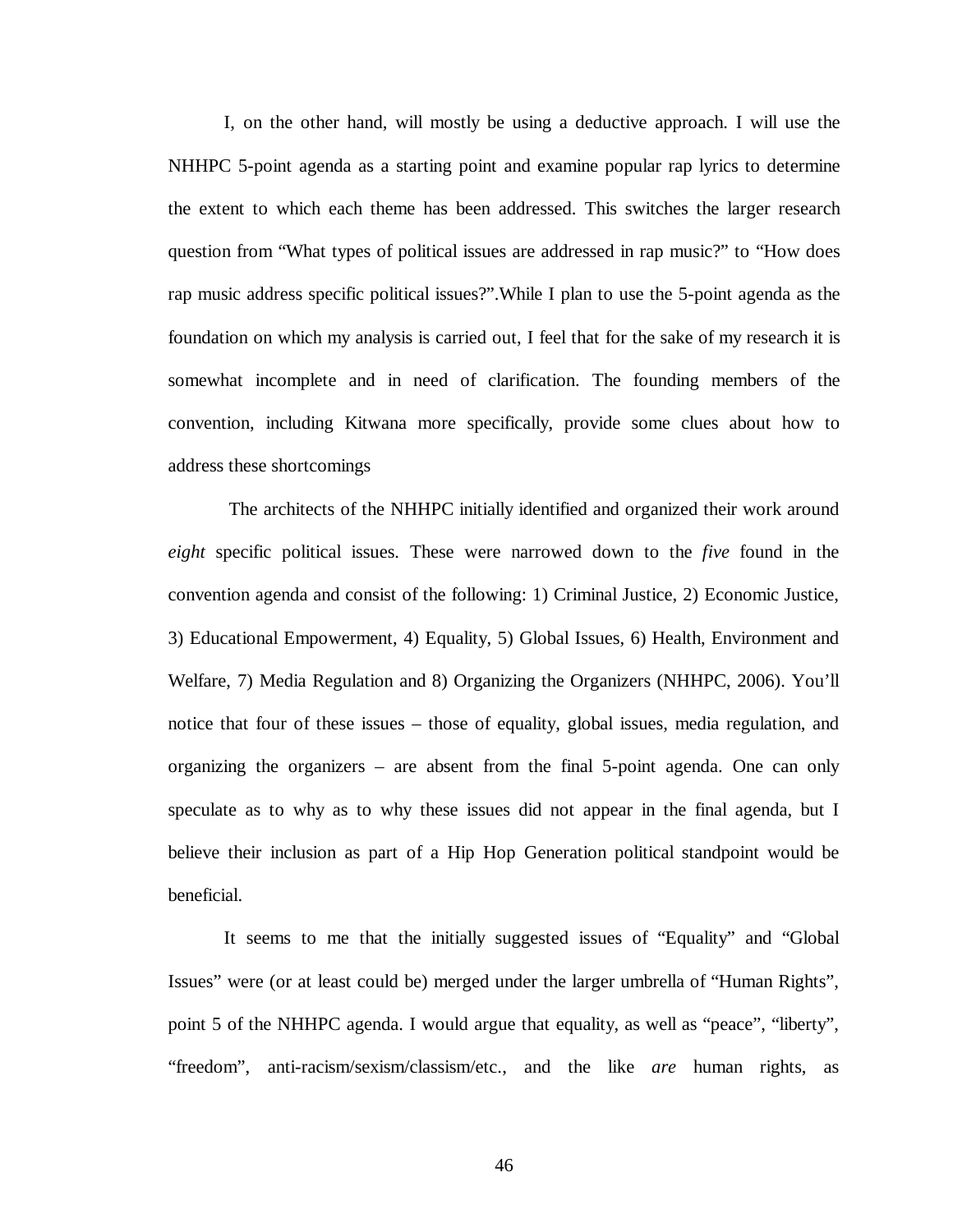I, on the other hand, will mostly be using a deductive approach. I will use the NHHPC 5-point agenda as a starting point and examine popular rap lyrics to determine the extent to which each theme has been addressed. This switches the larger research question from "What types of political issues are addressed in rap music?" to "How does rap music address specific political issues?".While I plan to use the 5-point agenda as the foundation on which my analysis is carried out, I feel that for the sake of my research it is somewhat incomplete and in need of clarification. The founding members of the convention, including Kitwana more specifically, provide some clues about how to address these shortcomings

The architects of the NHHPC initially identified and organized their work around *eight* specific political issues. These were narrowed down to the *five* found in the convention agenda and consist of the following: 1) Criminal Justice, 2) Economic Justice, 3) Educational Empowerment, 4) Equality, 5) Global Issues, 6) Health, Environment and Welfare, 7) Media Regulation and 8) Organizing the Organizers (NHHPC, 2006). You'll notice that four of these issues – those of equality, global issues, media regulation, and organizing the organizers – are absent from the final 5-point agenda. One can only speculate as to why as to why these issues did not appear in the final agenda, but I believe their inclusion as part of a Hip Hop Generation political standpoint would be beneficial.

It seems to me that the initially suggested issues of "Equality" and "Global Issues" were (or at least could be) merged under the larger umbrella of "Human Rights", point 5 of the NHHPC agenda. I would argue that equality, as well as "peace", "liberty", "freedom", anti-racism/sexism/classism/etc., and the like *are* human rights, as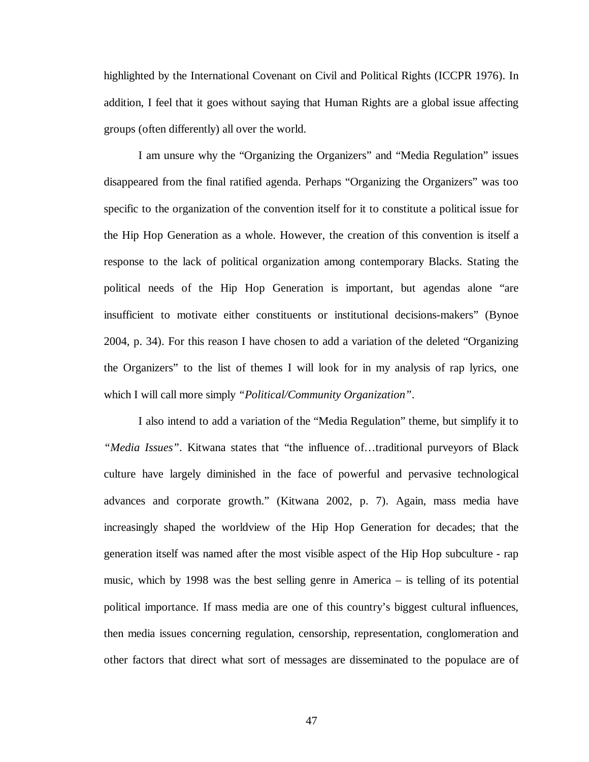highlighted by the International Covenant on Civil and Political Rights (ICCPR 1976). In addition, I feel that it goes without saying that Human Rights are a global issue affecting groups (often differently) all over the world.

I am unsure why the "Organizing the Organizers" and "Media Regulation" issues disappeared from the final ratified agenda. Perhaps "Organizing the Organizers" was too specific to the organization of the convention itself for it to constitute a political issue for the Hip Hop Generation as a whole. However, the creation of this convention is itself a response to the lack of political organization among contemporary Blacks. Stating the political needs of the Hip Hop Generation is important, but agendas alone "are insufficient to motivate either constituents or institutional decisions-makers" (Bynoe 2004, p. 34). For this reason I have chosen to add a variation of the deleted "Organizing the Organizers" to the list of themes I will look for in my analysis of rap lyrics, one which I will call more simply *"Political/Community Organization"*.

I also intend to add a variation of the "Media Regulation" theme, but simplify it to *"Media Issues"*. Kitwana states that "the influence of…traditional purveyors of Black culture have largely diminished in the face of powerful and pervasive technological advances and corporate growth." (Kitwana 2002, p. 7). Again, mass media have increasingly shaped the worldview of the Hip Hop Generation for decades; that the generation itself was named after the most visible aspect of the Hip Hop subculture - rap music, which by 1998 was the best selling genre in America – is telling of its potential political importance. If mass media are one of this country's biggest cultural influences, then media issues concerning regulation, censorship, representation, conglomeration and other factors that direct what sort of messages are disseminated to the populace are of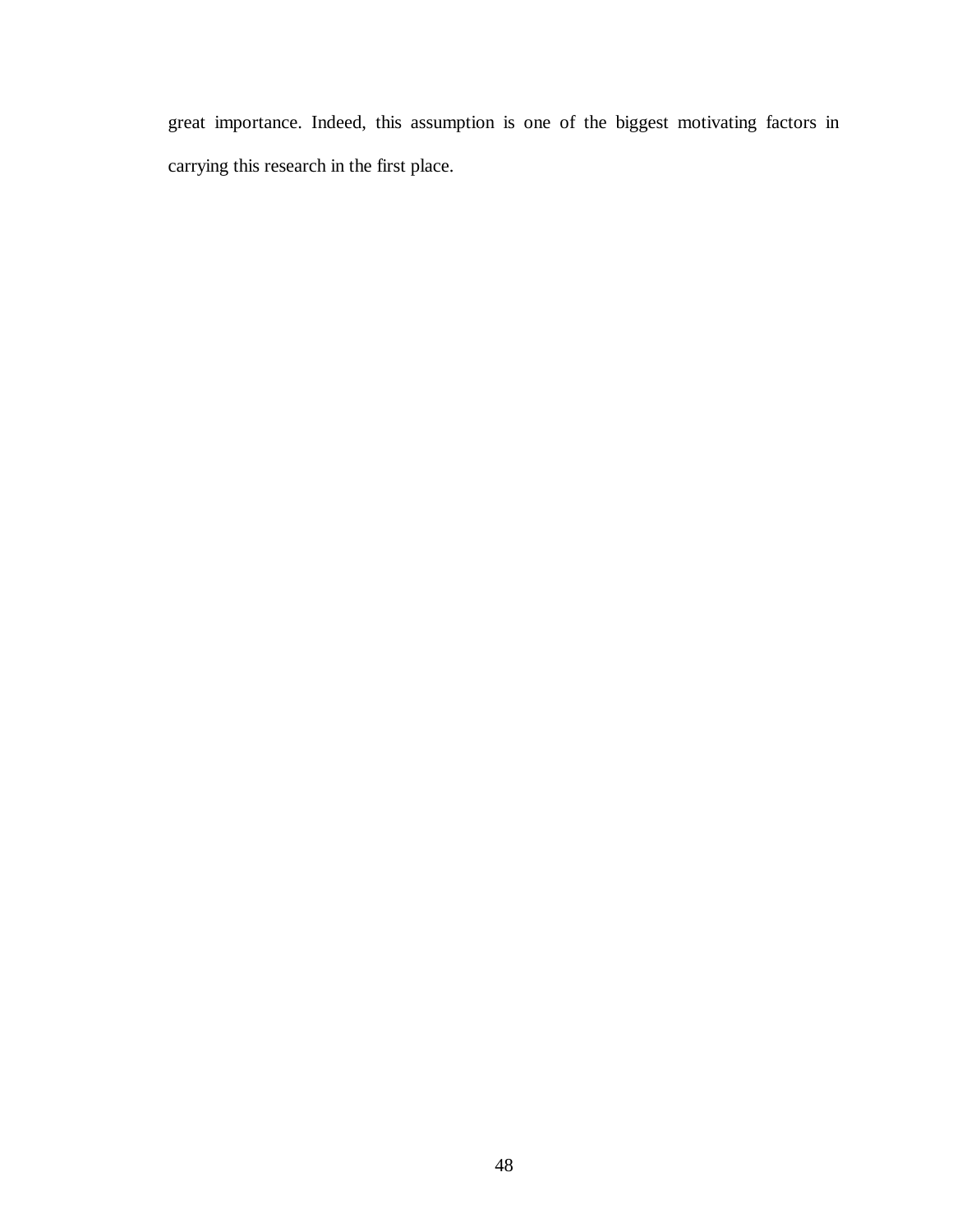great importance. Indeed, this assumption is one of the biggest motivating factors in carrying this research in the first place.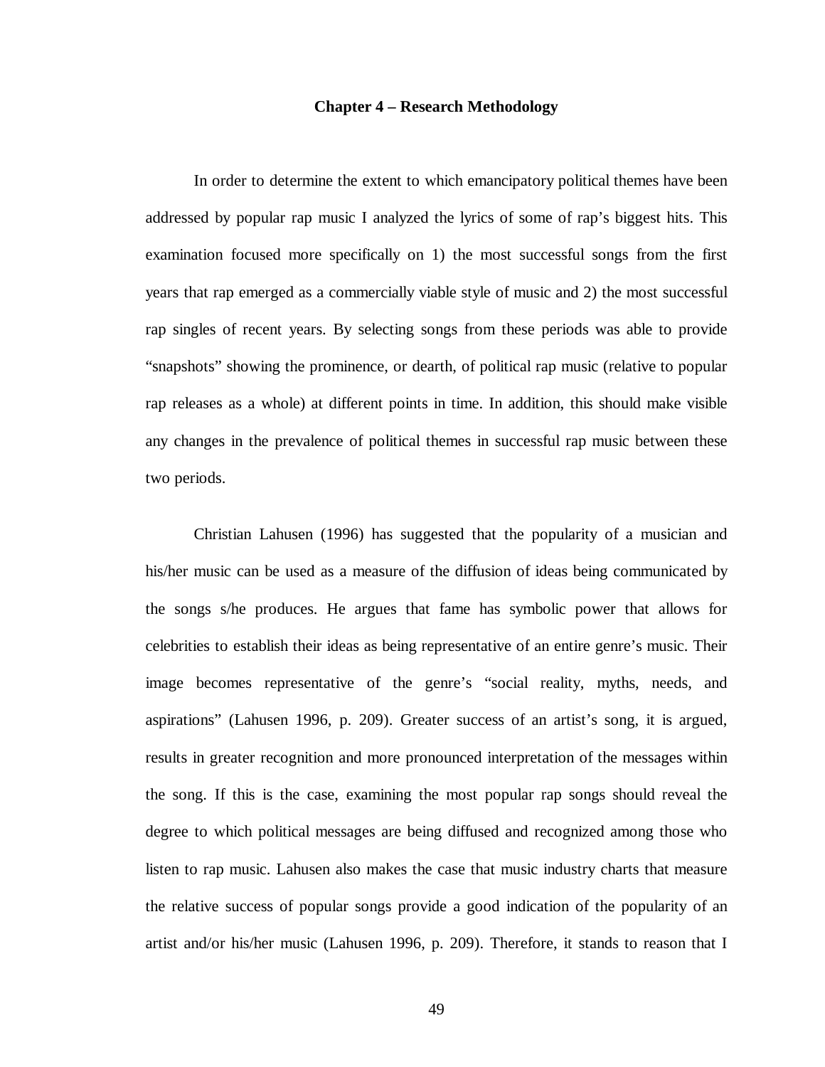# Chapter 4 – Research Methodology

In order to determine the extent to which emancipatory political themes have been addressed by popular rap music I analyzed the lyrics of some of rap's biggest hits. This examination focused more specifically on 1) the most successful songs from the first years that rap emerged as a commercially viable style of music and 2) the most successful rap singles of recent years. By selecting songs from these periods was able to provide "snapshots" showing the prominence, or dearth, of political rap music (relative to popular rap releases as a whole) at different points in time. In addition, this should make visible any changes in the prevalence of political themes in successful rap music between these two periods.

Christian Lahusen (1996) has suggested that the popularity of a musician and his/her music can be used as a measure of the diffusion of ideas being communicated by the songs s/he produces. He argues that fame has symbolic power that allows for celebrities to establish their ideas as being representative of an entire genre's music. Their image becomes representative of the genre's "social reality, myths, needs, and aspirations" (Lahusen 1996, p. 209). Greater success of an artist's song, it is argued, results in greater recognition and more pronounced interpretation of the messages within the song. If this is the case, examining the most popular rap songs should reveal the degree to which political messages are being diffused and recognized among those who listen to rap music. Lahusen also makes the case that music industry charts that measure the relative success of popular songs provide a good indication of the popularity of an artist and/or his/her music (Lahusen 1996, p. 209). Therefore, it stands to reason that I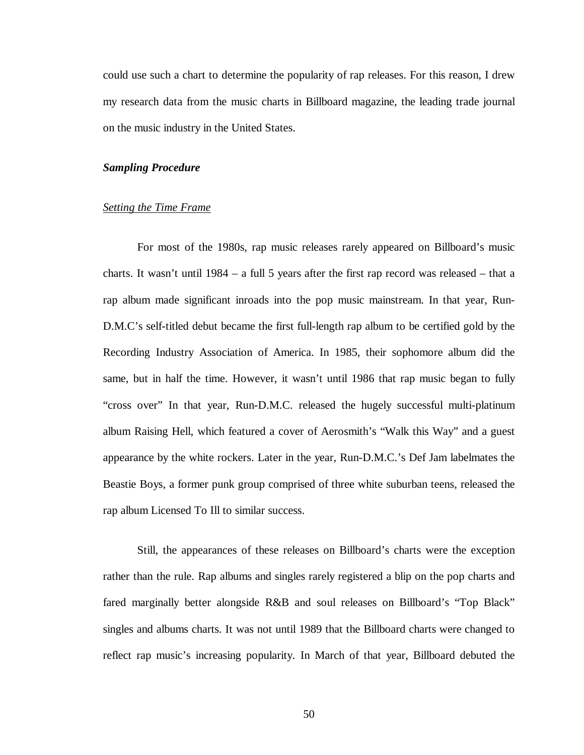could use such a chart to determine the popularity of rap releases. For this reason, I drew my research data from the music charts in Billboard magazine, the leading trade journal on the music industry in the United States.

### ***Sampling Procedure***

#### *Setting the Time Frame*

For most of the 1980s, rap music releases rarely appeared on Billboard's music charts. It wasn't until 1984 – a full 5 years after the first rap record was released – that a rap album made significant inroads into the pop music mainstream. In that year, Run-D.M.C's self-titled debut became the first full-length rap album to be certified gold by the Recording Industry Association of America. In 1985, their sophomore album did the same, but in half the time. However, it wasn't until 1986 that rap music began to fully "cross over" In that year, Run-D.M.C. released the hugely successful multi-platinum album Raising Hell, which featured a cover of Aerosmith's "Walk this Way" and a guest appearance by the white rockers. Later in the year, Run-D.M.C.'s Def Jam labelmates the Beastie Boys, a former punk group comprised of three white suburban teens, released the rap album Licensed To Ill to similar success.

Still, the appearances of these releases on Billboard's charts were the exception rather than the rule. Rap albums and singles rarely registered a blip on the pop charts and fared marginally better alongside R&B and soul releases on Billboard's "Top Black" singles and albums charts. It was not until 1989 that the Billboard charts were changed to reflect rap music's increasing popularity. In March of that year, Billboard debuted the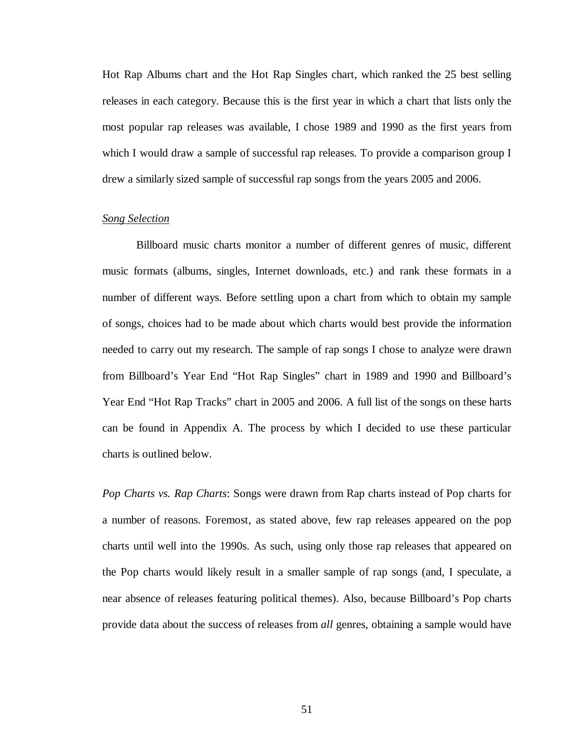Hot Rap Albums chart and the Hot Rap Singles chart, which ranked the 25 best selling releases in each category. Because this is the first year in which a chart that lists only the most popular rap releases was available, I chose 1989 and 1990 as the first years from which I would draw a sample of successful rap releases. To provide a comparison group I drew a similarly sized sample of successful rap songs from the years 2005 and 2006.

<u>*Song Selection*</u>

Billboard music charts monitor a number of different genres of music, different music formats (albums, singles, Internet downloads, etc.) and rank these formats in a number of different ways. Before settling upon a chart from which to obtain my sample of songs, choices had to be made about which charts would best provide the information needed to carry out my research. The sample of rap songs I chose to analyze were drawn from Billboard's Year End "Hot Rap Singles" chart in 1989 and 1990 and Billboard's Year End "Hot Rap Tracks" chart in 2005 and 2006. A full list of the songs on these harts can be found in Appendix A. The process by which I decided to use these particular charts is outlined below.

*Pop Charts vs. Rap Charts*: Songs were drawn from Rap charts instead of Pop charts for a number of reasons. Foremost, as stated above, few rap releases appeared on the pop charts until well into the 1990s. As such, using only those rap releases that appeared on the Pop charts would likely result in a smaller sample of rap songs (and, I speculate, a near absence of releases featuring political themes). Also, because Billboard's Pop charts provide data about the success of releases from *all* genres, obtaining a sample would have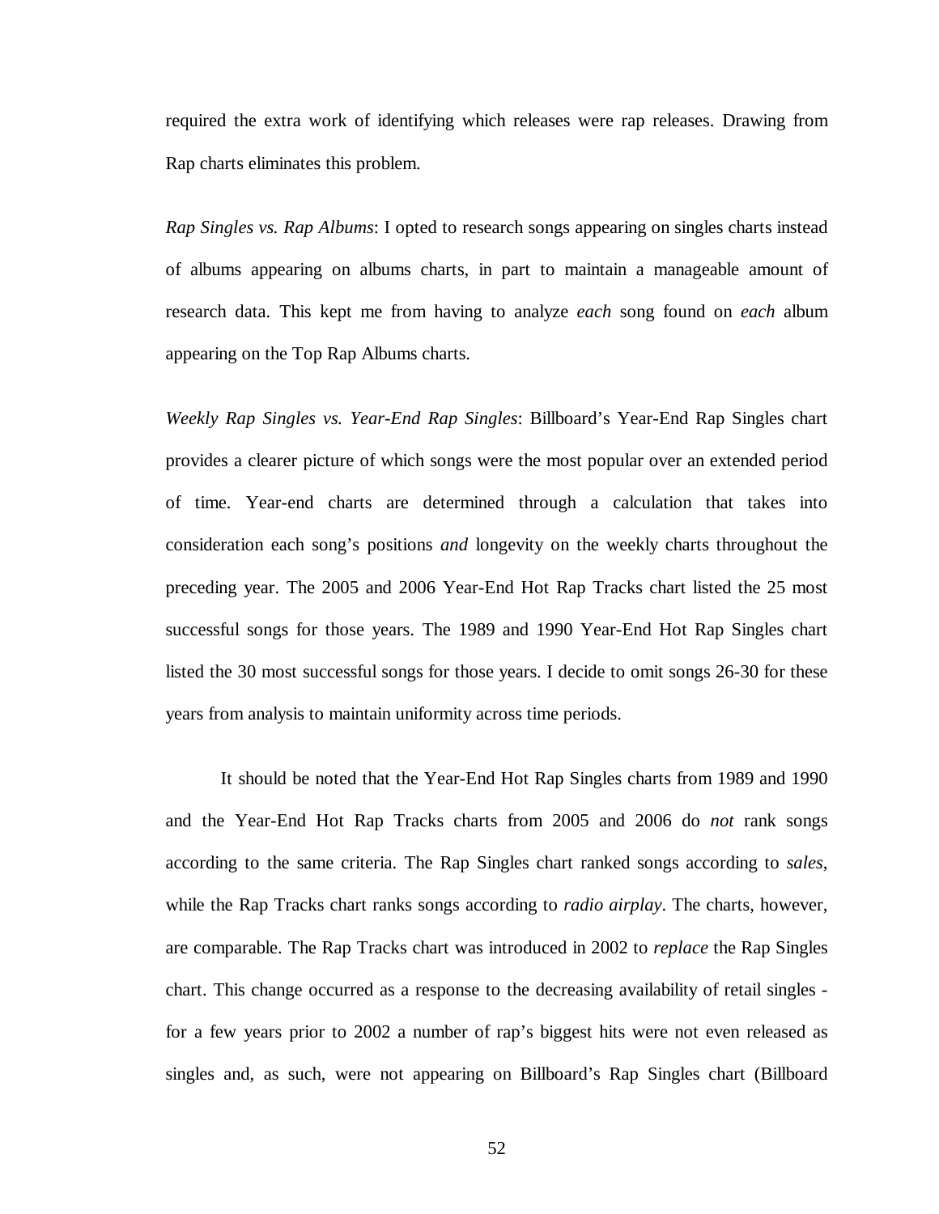required the extra work of identifying which releases were rap releases. Drawing from Rap charts eliminates this problem.

*Rap Singles vs. Rap Albums*: I opted to research songs appearing on singles charts instead of albums appearing on albums charts, in part to maintain a manageable amount of research data. This kept me from having to analyze *each* song found on *each* album appearing on the Top Rap Albums charts.

*Weekly Rap Singles vs. Year-End Rap Singles*: Billboard's Year-End Rap Singles chart provides a clearer picture of which songs were the most popular over an extended period of time. Year-end charts are determined through a calculation that takes into consideration each song's positions *and* longevity on the weekly charts throughout the preceding year. The 2005 and 2006 Year-End Hot Rap Tracks chart listed the 25 most successful songs for those years. The 1989 and 1990 Year-End Hot Rap Singles chart listed the 30 most successful songs for those years. I decide to omit songs 26-30 for these years from analysis to maintain uniformity across time periods.

It should be noted that the Year-End Hot Rap Singles charts from 1989 and 1990 and the Year-End Hot Rap Tracks charts from 2005 and 2006 do *not* rank songs according to the same criteria. The Rap Singles chart ranked songs according to *sales*, while the Rap Tracks chart ranks songs according to *radio airplay*. The charts, however, are comparable. The Rap Tracks chart was introduced in 2002 to *replace* the Rap Singles chart. This change occurred as a response to the decreasing availability of retail singles - for a few years prior to 2002 a number of rap's biggest hits were not even released as singles and, as such, were not appearing on Billboard's Rap Singles chart (Billboard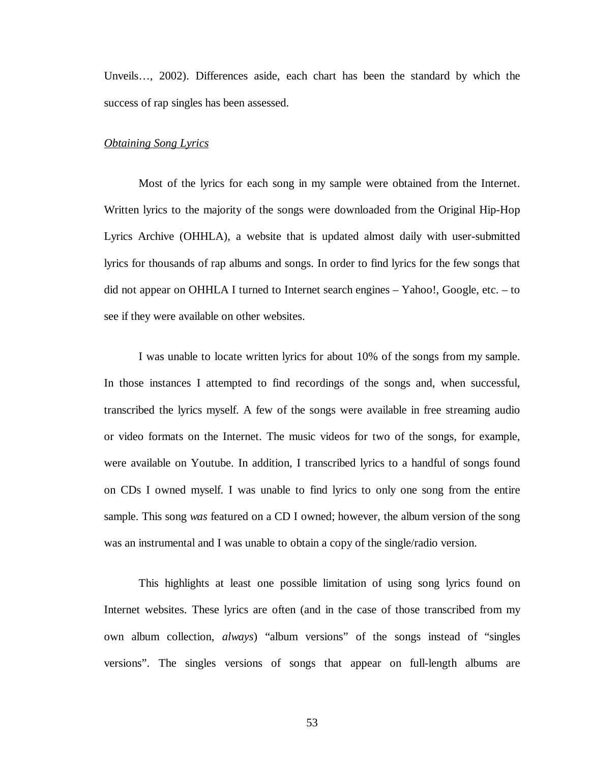Unveils…, 2002). Differences aside, each chart has been the standard by which the success of rap singles has been assessed.

*Obtaining Song Lyrics*

Most of the lyrics for each song in my sample were obtained from the Internet. Written lyrics to the majority of the songs were downloaded from the Original Hip-Hop Lyrics Archive (OHHLA), a website that is updated almost daily with user-submitted lyrics for thousands of rap albums and songs. In order to find lyrics for the few songs that did not appear on OHHLA I turned to Internet search engines – Yahoo!, Google, etc. – to see if they were available on other websites.

I was unable to locate written lyrics for about 10% of the songs from my sample. In those instances I attempted to find recordings of the songs and, when successful, transcribed the lyrics myself. A few of the songs were available in free streaming audio or video formats on the Internet. The music videos for two of the songs, for example, were available on Youtube. In addition, I transcribed lyrics to a handful of songs found on CDs I owned myself. I was unable to find lyrics to only one song from the entire sample. This song *was* featured on a CD I owned; however, the album version of the song was an instrumental and I was unable to obtain a copy of the single/radio version.

This highlights at least one possible limitation of using song lyrics found on Internet websites. These lyrics are often (and in the case of those transcribed from my own album collection, *always*) "album versions" of the songs instead of "singles versions". The singles versions of songs that appear on full-length albums are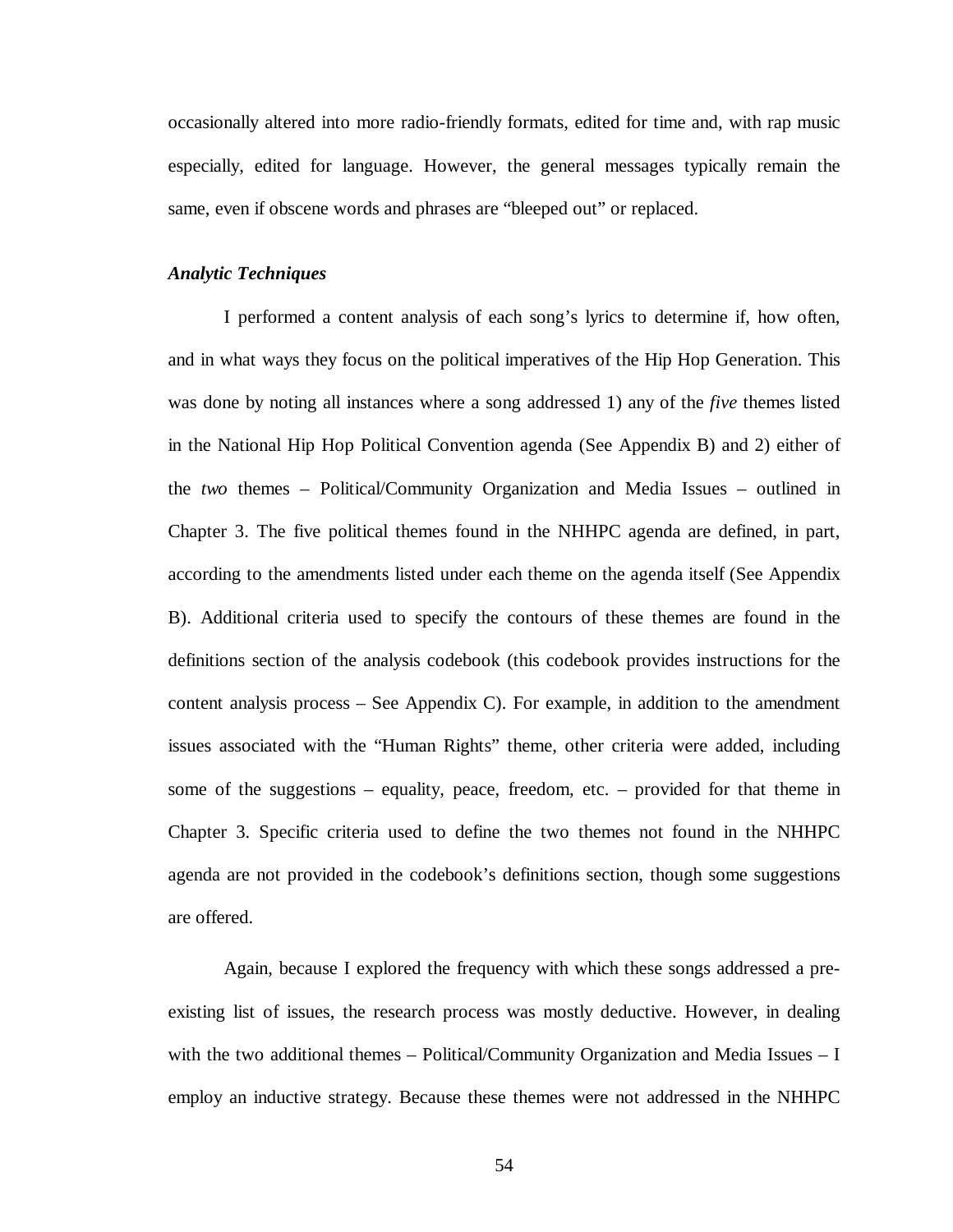occasionally altered into more radio-friendly formats, edited for time and, with rap music especially, edited for language. However, the general messages typically remain the same, even if obscene words and phrases are "bleeped out" or replaced.

### *Analytic Techniques*

I performed a content analysis of each song's lyrics to determine if, how often, and in what ways they focus on the political imperatives of the Hip Hop Generation. This was done by noting all instances where a song addressed 1) any of the *five* themes listed in the National Hip Hop Political Convention agenda (See Appendix B) and 2) either of the *two* themes – Political/Community Organization and Media Issues – outlined in Chapter 3. The five political themes found in the NHHPC agenda are defined, in part, according to the amendments listed under each theme on the agenda itself (See Appendix B). Additional criteria used to specify the contours of these themes are found in the definitions section of the analysis codebook (this codebook provides instructions for the content analysis process – See Appendix C). For example, in addition to the amendment issues associated with the "Human Rights" theme, other criteria were added, including some of the suggestions – equality, peace, freedom, etc. – provided for that theme in Chapter 3. Specific criteria used to define the two themes not found in the NHHPC agenda are not provided in the codebook's definitions section, though some suggestions are offered.

Again, because I explored the frequency with which these songs addressed a pre-existing list of issues, the research process was mostly deductive. However, in dealing with the two additional themes – Political/Community Organization and Media Issues – I employ an inductive strategy. Because these themes were not addressed in the NHHPC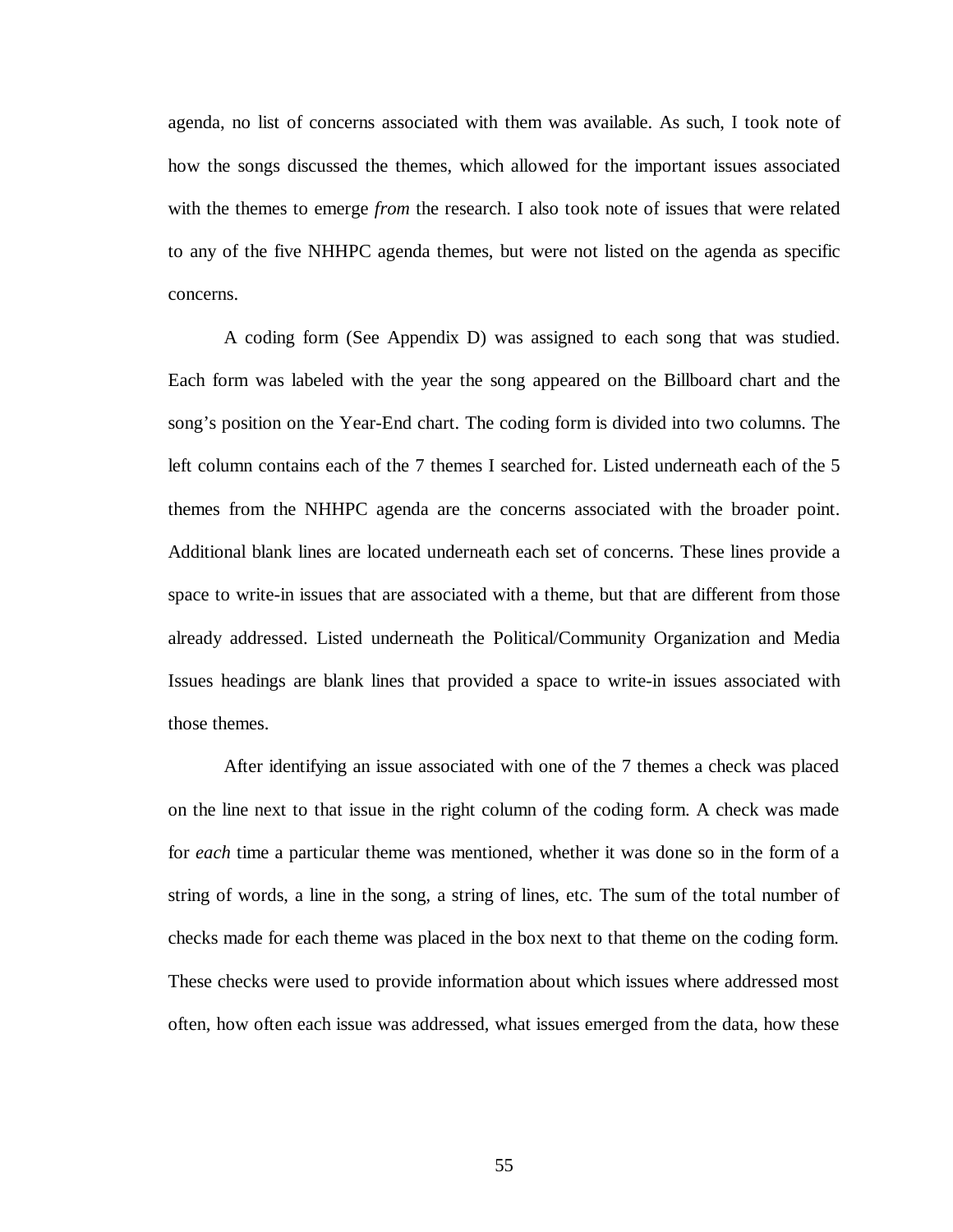agenda, no list of concerns associated with them was available. As such, I took note of how the songs discussed the themes, which allowed for the important issues associated with the themes to emerge *from* the research. I also took note of issues that were related to any of the five NHHPC agenda themes, but were not listed on the agenda as specific concerns.

A coding form (See Appendix D) was assigned to each song that was studied. Each form was labeled with the year the song appeared on the Billboard chart and the song's position on the Year-End chart. The coding form is divided into two columns. The left column contains each of the 7 themes I searched for. Listed underneath each of the 5 themes from the NHHPC agenda are the concerns associated with the broader point. Additional blank lines are located underneath each set of concerns. These lines provide a space to write-in issues that are associated with a theme, but that are different from those already addressed. Listed underneath the Political/Community Organization and Media Issues headings are blank lines that provided a space to write-in issues associated with those themes.

After identifying an issue associated with one of the 7 themes a check was placed on the line next to that issue in the right column of the coding form. A check was made for *each* time a particular theme was mentioned, whether it was done so in the form of a string of words, a line in the song, a string of lines, etc. The sum of the total number of checks made for each theme was placed in the box next to that theme on the coding form. These checks were used to provide information about which issues where addressed most often, how often each issue was addressed, what issues emerged from the data, how these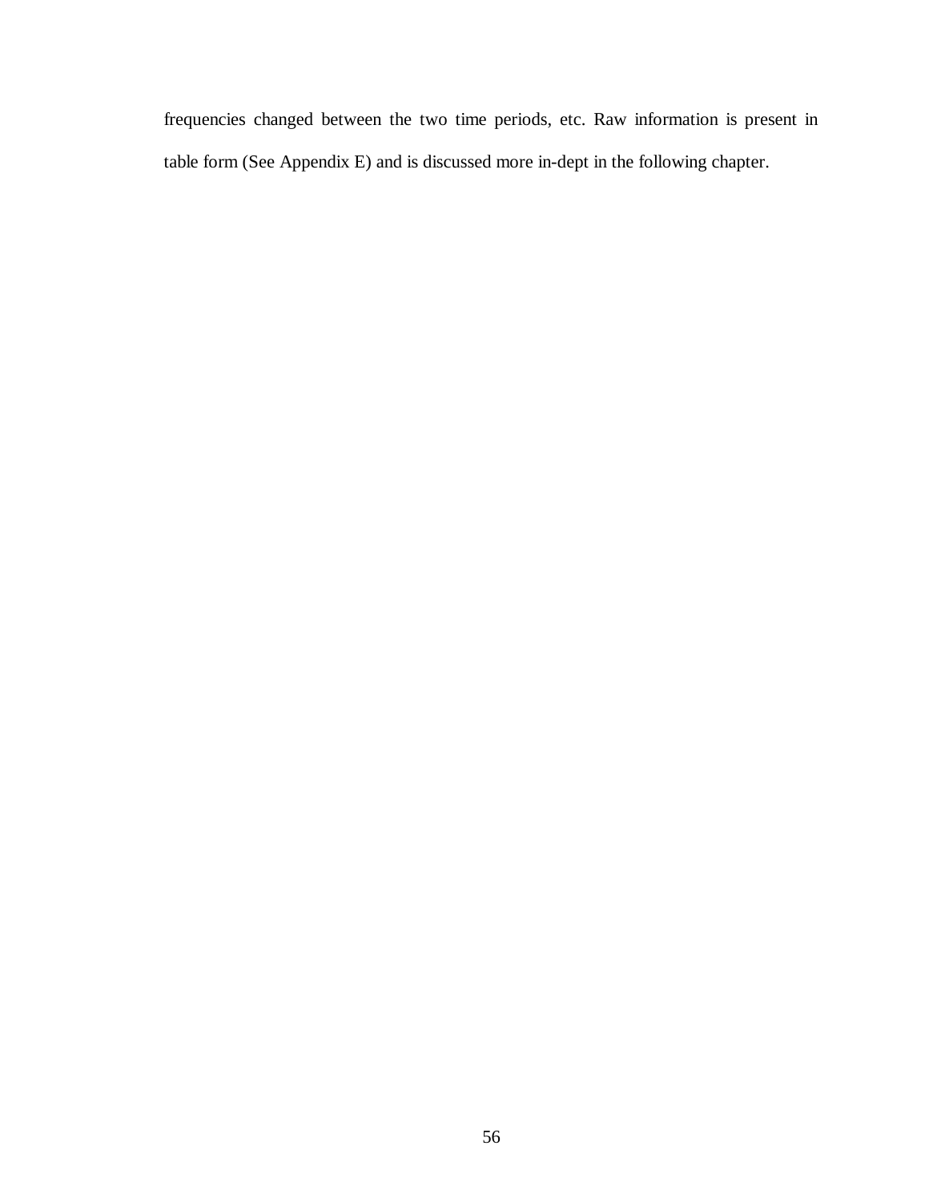frequencies changed between the two time periods, etc. Raw information is present in table form (See Appendix E) and is discussed more in-dept in the following chapter.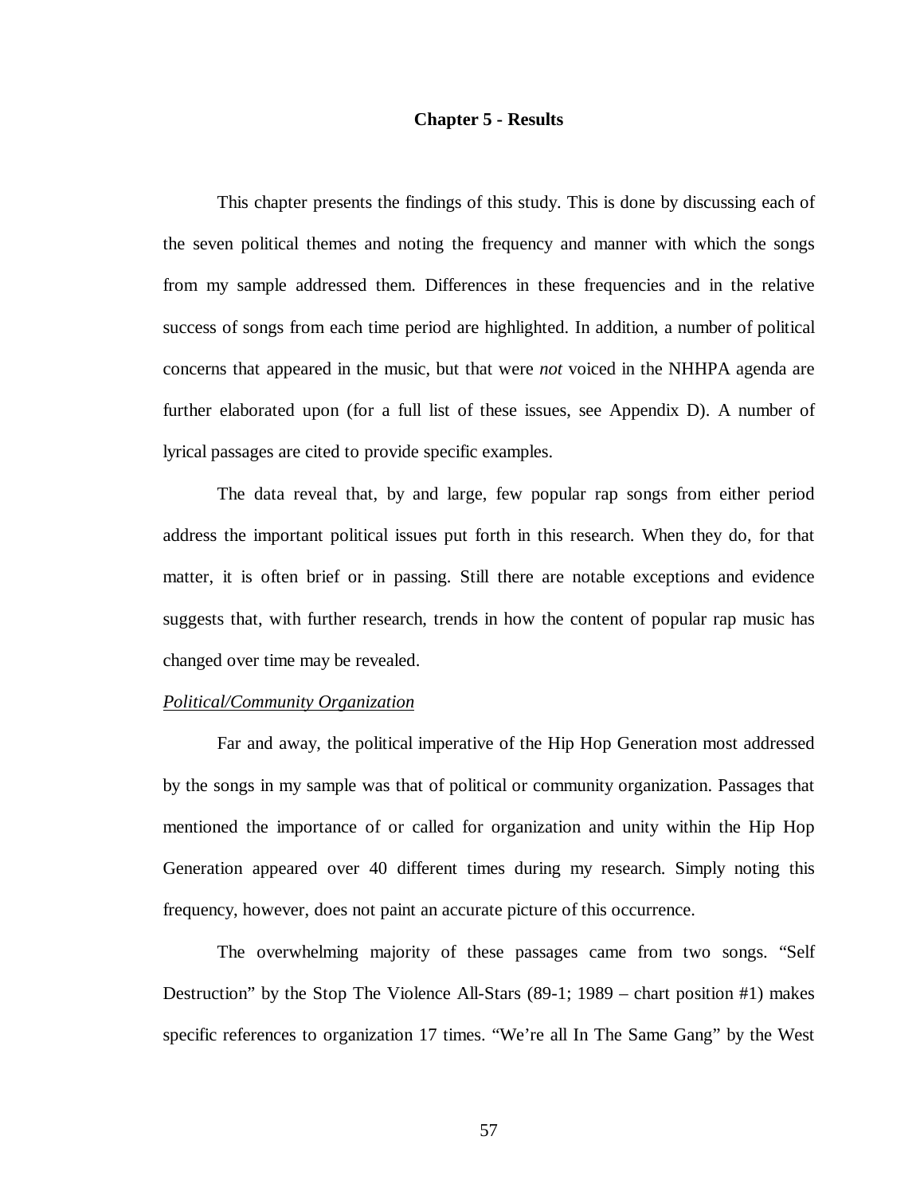## Chapter 5 - Results

This chapter presents the findings of this study. This is done by discussing each of the seven political themes and noting the frequency and manner with which the songs from my sample addressed them. Differences in these frequencies and in the relative success of songs from each time period are highlighted. In addition, a number of political concerns that appeared in the music, but that were *not* voiced in the NHHPA agenda are further elaborated upon (for a full list of these issues, see Appendix D). A number of lyrical passages are cited to provide specific examples.

The data reveal that, by and large, few popular rap songs from either period address the important political issues put forth in this research. When they do, for that matter, it is often brief or in passing. Still there are notable exceptions and evidence suggests that, with further research, trends in how the content of popular rap music has changed over time may be revealed.

<u>*Political/Community Organization*</u>

Far and away, the political imperative of the Hip Hop Generation most addressed by the songs in my sample was that of political or community organization. Passages that mentioned the importance of or called for organization and unity within the Hip Hop Generation appeared over 40 different times during my research. Simply noting this frequency, however, does not paint an accurate picture of this occurrence.

The overwhelming majority of these passages came from two songs. "Self Destruction" by the Stop The Violence All-Stars (89-1; 1989 – chart position #1) makes specific references to organization 17 times. "We're all In The Same Gang" by the West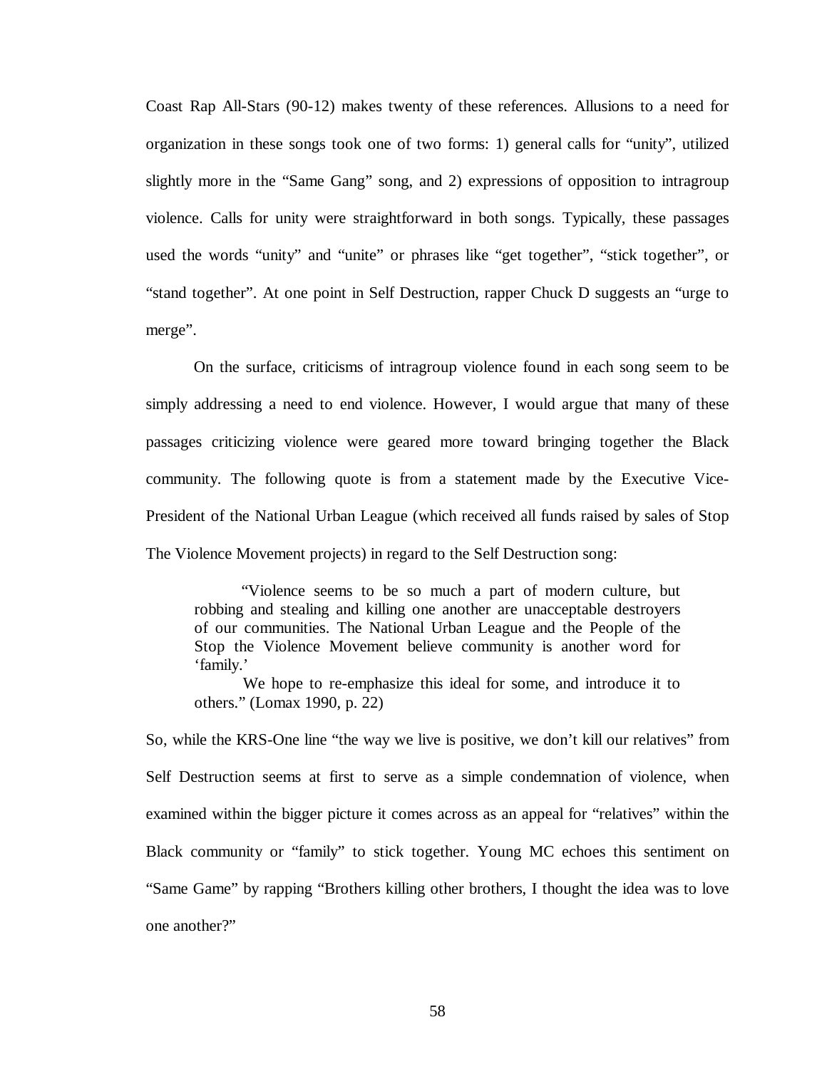Coast Rap All-Stars (90-12) makes twenty of these references. Allusions to a need for organization in these songs took one of two forms: 1) general calls for "unity", utilized slightly more in the "Same Gang" song, and 2) expressions of opposition to intragroup violence. Calls for unity were straightforward in both songs. Typically, these passages used the words "unity" and "unite" or phrases like "get together", "stick together", or "stand together". At one point in Self Destruction, rapper Chuck D suggests an "urge to merge".

On the surface, criticisms of intragroup violence found in each song seem to be simply addressing a need to end violence. However, I would argue that many of these passages criticizing violence were geared more toward bringing together the Black community. The following quote is from a statement made by the Executive Vice-President of the National Urban League (which received all funds raised by sales of Stop The Violence Movement projects) in regard to the Self Destruction song:

> "Violence seems to be so much a part of modern culture, but robbing and stealing and killing one another are unacceptable destroyers of our communities. The National Urban League and the People of the Stop the Violence Movement believe community is another word for 'family.'
>
> We hope to re-emphasize this ideal for some, and introduce it to others." (Lomax 1990, p. 22)

So, while the KRS-One line "the way we live is positive, we don't kill our relatives" from Self Destruction seems at first to serve as a simple condemnation of violence, when examined within the bigger picture it comes across as an appeal for "relatives" within the Black community or "family" to stick together. Young MC echoes this sentiment on "Same Game" by rapping "Brothers killing other brothers, I thought the idea was to love one another?"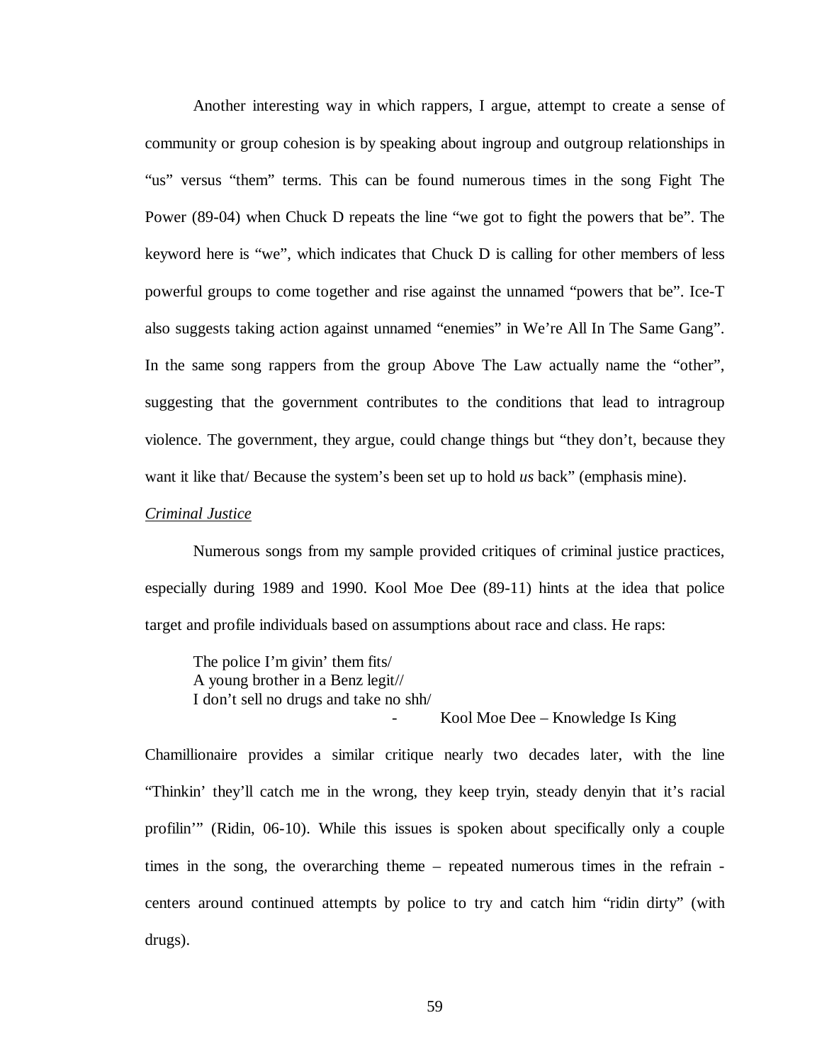Another interesting way in which rappers, I argue, attempt to create a sense of community or group cohesion is by speaking about ingroup and outgroup relationships in "us" versus "them" terms. This can be found numerous times in the song Fight The Power (89-04) when Chuck D repeats the line "we got to fight the powers that be". The keyword here is "we", which indicates that Chuck D is calling for other members of less powerful groups to come together and rise against the unnamed "powers that be". Ice-T also suggests taking action against unnamed "enemies" in We're All In The Same Gang". In the same song rappers from the group Above The Law actually name the "other", suggesting that the government contributes to the conditions that lead to intragroup violence. The government, they argue, could change things but "they don't, because they want it like that/ Because the system's been set up to hold *us* back" (emphasis mine).

*Criminal Justice*

Numerous songs from my sample provided critiques of criminal justice practices, especially during 1989 and 1990. Kool Moe Dee (89-11) hints at the idea that police target and profile individuals based on assumptions about race and class. He raps:

> The police I'm givin' them fits/
> A young brother in a Benz legit//
> I don't sell no drugs and take no shh/
> - Kool Moe Dee – Knowledge Is King

Chamillionaire provides a similar critique nearly two decades later, with the line "Thinkin' they'll catch me in the wrong, they keep tryin, steady denyin that it's racial profilin'" (Ridin, 06-10). While this issues is spoken about specifically only a couple times in the song, the overarching theme – repeated numerous times in the refrain - centers around continued attempts by police to try and catch him "ridin dirty" (with drugs).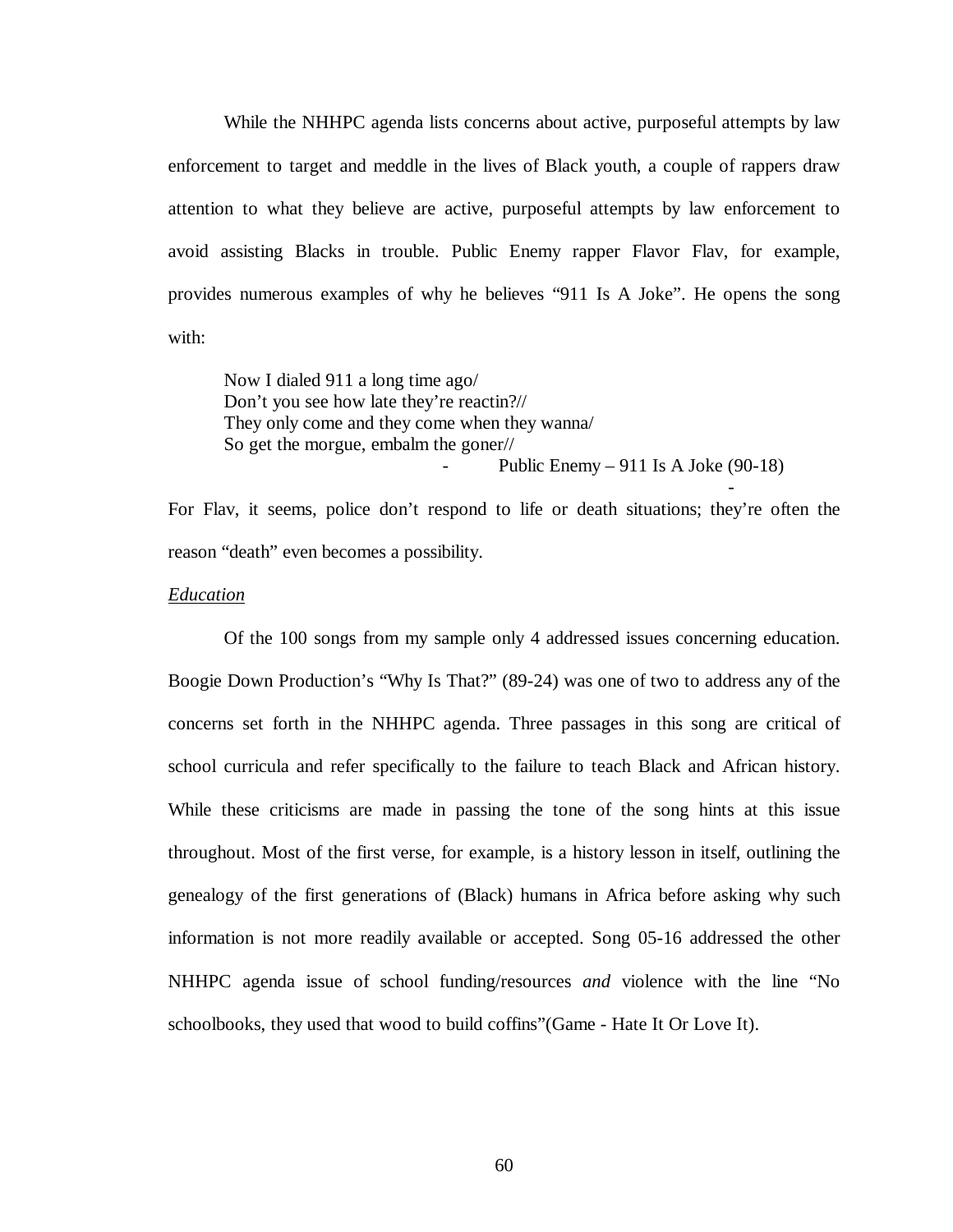While the NHHPC agenda lists concerns about active, purposeful attempts by law enforcement to target and meddle in the lives of Black youth, a couple of rappers draw attention to what they believe are active, purposeful attempts by law enforcement to avoid assisting Blacks in trouble. Public Enemy rapper Flavor Flav, for example, provides numerous examples of why he believes "911 Is A Joke". He opens the song with:

> Now I dialed 911 a long time ago/
> Don't you see how late they're reactin?//
> They only come and they come when they wanna/
> So get the morgue, embalm the goner//
>
> \- Public Enemy – 911 Is A Joke (90-18)

For Flav, it seems, police don't respond to life or death situations; they're often the reason "death" even becomes a possibility.

*Education*

Of the 100 songs from my sample only 4 addressed issues concerning education. Boogie Down Production's "Why Is That?" (89-24) was one of two to address any of the concerns set forth in the NHHPC agenda. Three passages in this song are critical of school curricula and refer specifically to the failure to teach Black and African history. While these criticisms are made in passing the tone of the song hints at this issue throughout. Most of the first verse, for example, is a history lesson in itself, outlining the genealogy of the first generations of (Black) humans in Africa before asking why such information is not more readily available or accepted. Song 05-16 addressed the other NHHPC agenda issue of school funding/resources *and* violence with the line "No schoolbooks, they used that wood to build coffins"(Game - Hate It Or Love It).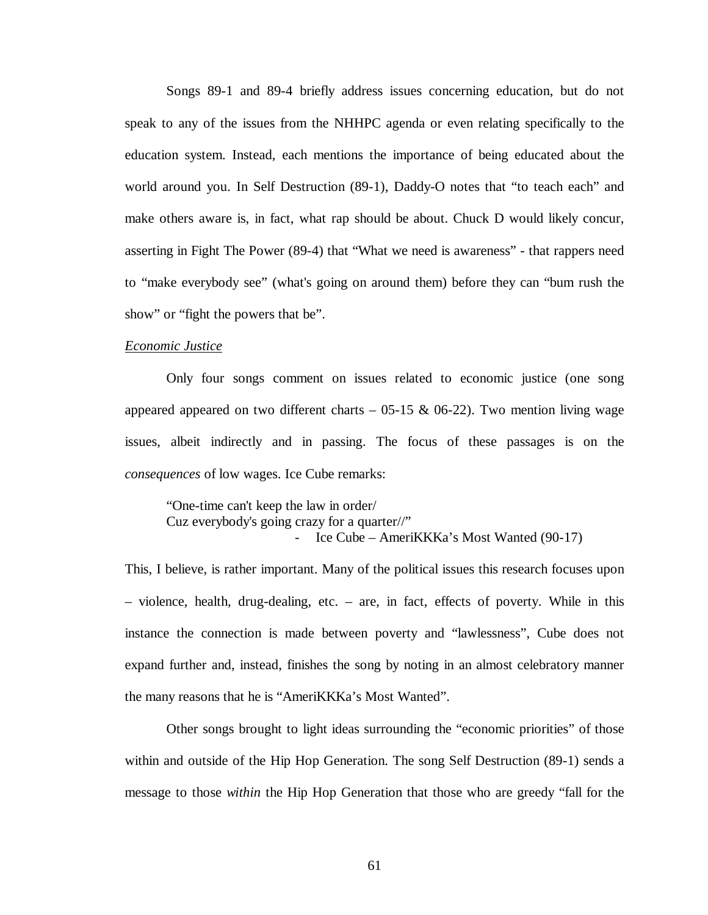Songs 89-1 and 89-4 briefly address issues concerning education, but do not speak to any of the issues from the NHHPC agenda or even relating specifically to the education system. Instead, each mentions the importance of being educated about the world around you. In Self Destruction (89-1), Daddy-O notes that "to teach each" and make others aware is, in fact, what rap should be about. Chuck D would likely concur, asserting in Fight The Power (89-4) that "What we need is awareness" - that rappers need to "make everybody see" (what's going on around them) before they can "bum rush the show" or "fight the powers that be".

*Economic Justice*

Only four songs comment on issues related to economic justice (one song appeared appeared on two different charts – 05-15 & 06-22). Two mention living wage issues, albeit indirectly and in passing. The focus of these passages is on the *consequences* of low wages. Ice Cube remarks:

> "One-time can't keep the law in order/
> Cuz everybody's going crazy for a quarter//"
> - Ice Cube – AmeriKKKa's Most Wanted (90-17)

This, I believe, is rather important. Many of the political issues this research focuses upon – violence, health, drug-dealing, etc. – are, in fact, effects of poverty. While in this instance the connection is made between poverty and "lawlessness", Cube does not expand further and, instead, finishes the song by noting in an almost celebratory manner the many reasons that he is "AmeriKKKa's Most Wanted".

Other songs brought to light ideas surrounding the "economic priorities" of those within and outside of the Hip Hop Generation. The song Self Destruction (89-1) sends a message to those *within* the Hip Hop Generation that those who are greedy "fall for the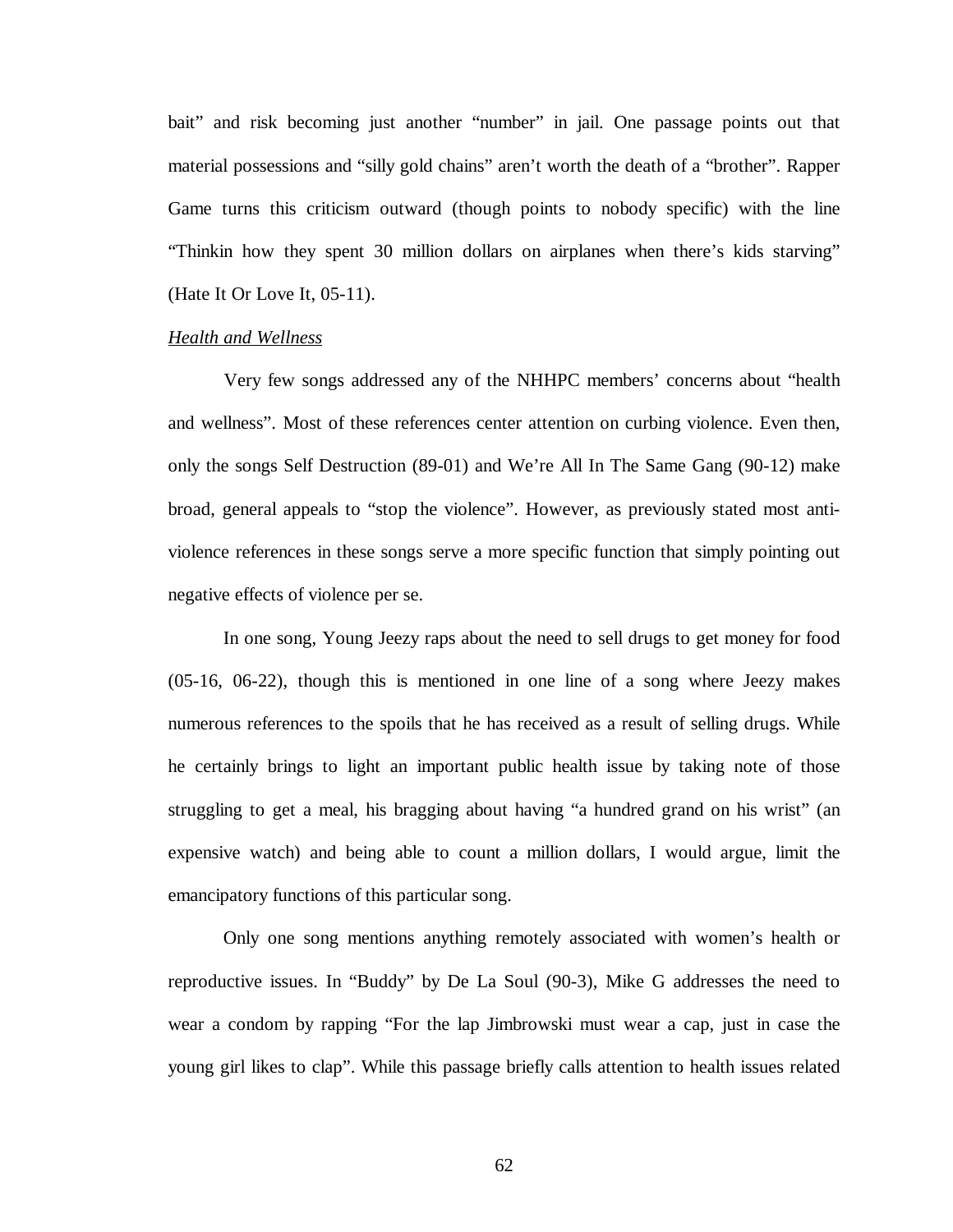bait" and risk becoming just another "number" in jail. One passage points out that material possessions and "silly gold chains" aren't worth the death of a "brother". Rapper Game turns this criticism outward (though points to nobody specific) with the line "Thinkin how they spent 30 million dollars on airplanes when there's kids starving" (Hate It Or Love It, 05-11).

*Health and Wellness*

Very few songs addressed any of the NHHPC members' concerns about "health and wellness". Most of these references center attention on curbing violence. Even then, only the songs Self Destruction (89-01) and We're All In The Same Gang (90-12) make broad, general appeals to "stop the violence". However, as previously stated most anti-violence references in these songs serve a more specific function that simply pointing out negative effects of violence per se.

In one song, Young Jeezy raps about the need to sell drugs to get money for food (05-16, 06-22), though this is mentioned in one line of a song where Jeezy makes numerous references to the spoils that he has received as a result of selling drugs. While he certainly brings to light an important public health issue by taking note of those struggling to get a meal, his bragging about having "a hundred grand on his wrist" (an expensive watch) and being able to count a million dollars, I would argue, limit the emancipatory functions of this particular song.

Only one song mentions anything remotely associated with women's health or reproductive issues. In "Buddy" by De La Soul (90-3), Mike G addresses the need to wear a condom by rapping "For the lap Jimbrowski must wear a cap, just in case the young girl likes to clap". While this passage briefly calls attention to health issues related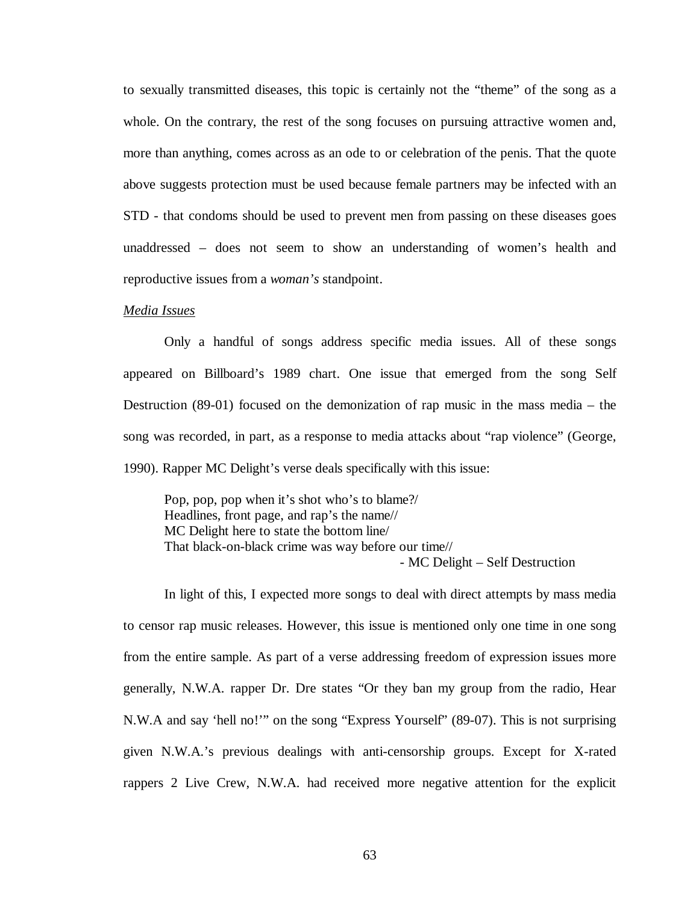to sexually transmitted diseases, this topic is certainly not the "theme" of the song as a whole. On the contrary, the rest of the song focuses on pursuing attractive women and, more than anything, comes across as an ode to or celebration of the penis. That the quote above suggests protection must be used because female partners may be infected with an STD - that condoms should be used to prevent men from passing on these diseases goes unaddressed – does not seem to show an understanding of women's health and reproductive issues from a *woman's* standpoint.

<u>*Media Issues*</u>

Only a handful of songs address specific media issues. All of these songs appeared on Billboard's 1989 chart. One issue that emerged from the song Self Destruction (89-01) focused on the demonization of rap music in the mass media – the song was recorded, in part, as a response to media attacks about "rap violence" (George, 1990). Rapper MC Delight's verse deals specifically with this issue:

> Pop, pop, pop when it's shot who's to blame?/
> Headlines, front page, and rap's the name//
> MC Delight here to state the bottom line/
> That black-on-black crime was way before our time//
>
> - MC Delight – Self Destruction

In light of this, I expected more songs to deal with direct attempts by mass media to censor rap music releases. However, this issue is mentioned only one time in one song from the entire sample. As part of a verse addressing freedom of expression issues more generally, N.W.A. rapper Dr. Dre states "Or they ban my group from the radio, Hear N.W.A and say 'hell no!'" on the song "Express Yourself" (89-07). This is not surprising given N.W.A.'s previous dealings with anti-censorship groups. Except for X-rated rappers 2 Live Crew, N.W.A. had received more negative attention for the explicit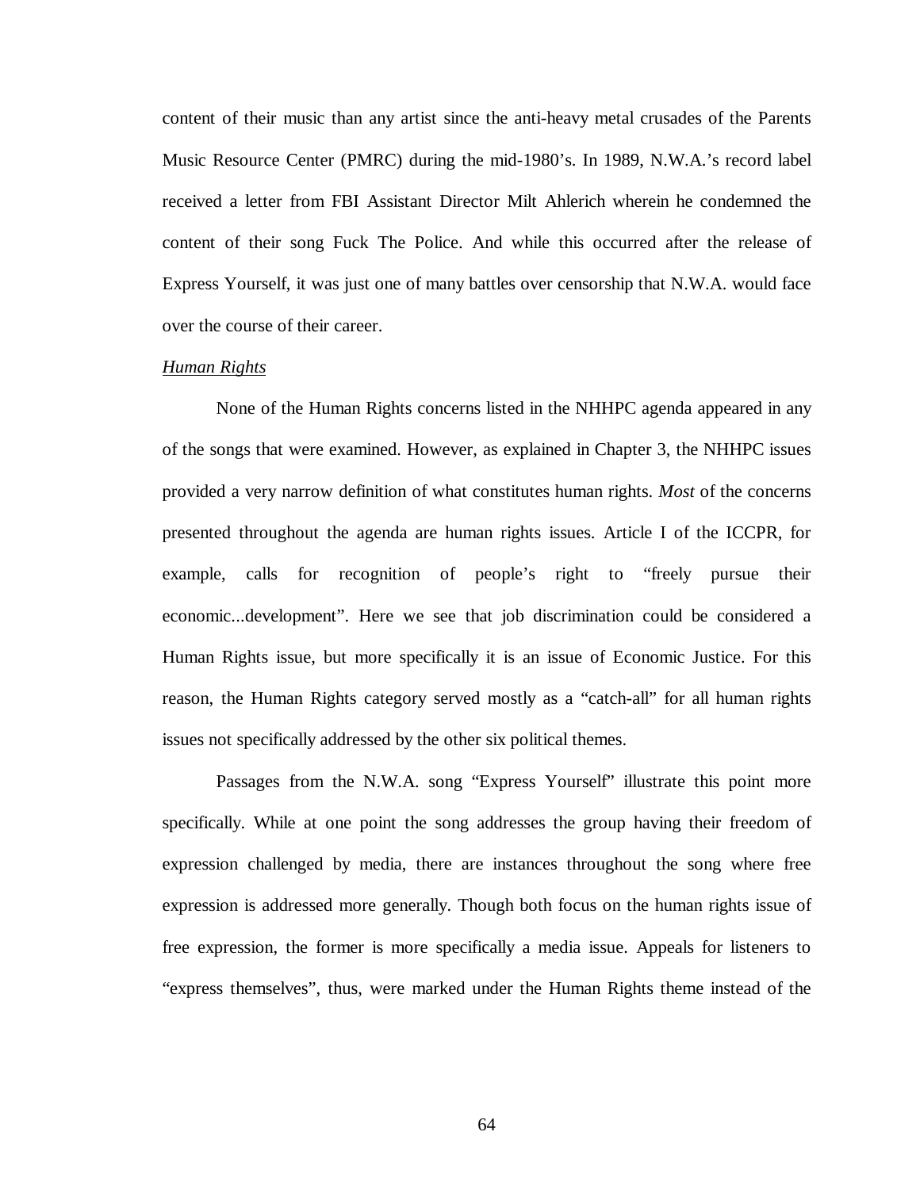content of their music than any artist since the anti-heavy metal crusades of the Parents Music Resource Center (PMRC) during the mid-1980's. In 1989, N.W.A.'s record label received a letter from FBI Assistant Director Milt Ahlerich wherein he condemned the content of their song Fuck The Police. And while this occurred after the release of Express Yourself, it was just one of many battles over censorship that N.W.A. would face over the course of their career.

*Human Rights*

None of the Human Rights concerns listed in the NHHPC agenda appeared in any of the songs that were examined. However, as explained in Chapter 3, the NHHPC issues provided a very narrow definition of what constitutes human rights. *Most* of the concerns presented throughout the agenda are human rights issues. Article I of the ICCPR, for example, calls for recognition of people's right to "freely pursue their economic...development". Here we see that job discrimination could be considered a Human Rights issue, but more specifically it is an issue of Economic Justice. For this reason, the Human Rights category served mostly as a "catch-all" for all human rights issues not specifically addressed by the other six political themes.

Passages from the N.W.A. song "Express Yourself" illustrate this point more specifically. While at one point the song addresses the group having their freedom of expression challenged by media, there are instances throughout the song where free expression is addressed more generally. Though both focus on the human rights issue of free expression, the former is more specifically a media issue. Appeals for listeners to "express themselves", thus, were marked under the Human Rights theme instead of the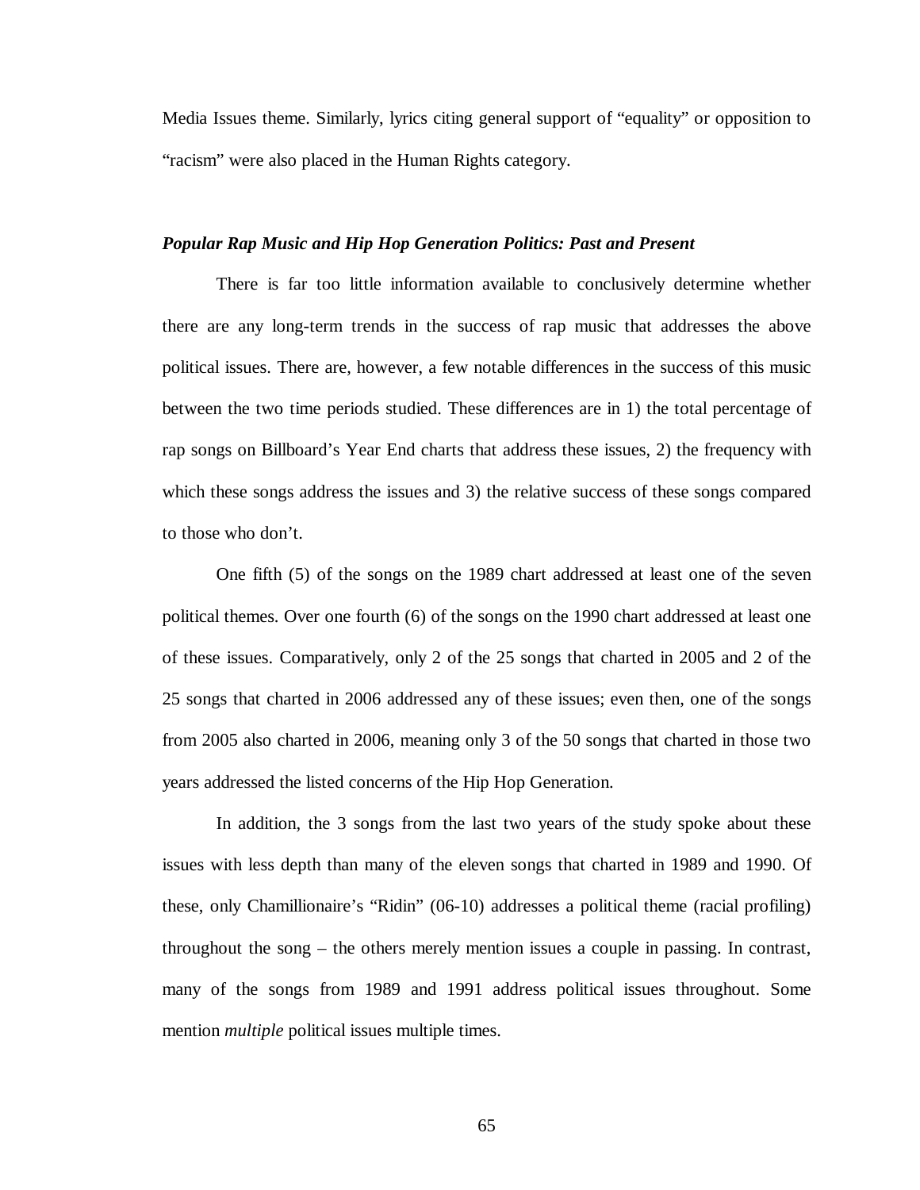Media Issues theme. Similarly, lyrics citing general support of "equality" or opposition to "racism" were also placed in the Human Rights category.

### *Popular Rap Music and Hip Hop Generation Politics: Past and Present*

There is far too little information available to conclusively determine whether there are any long-term trends in the success of rap music that addresses the above political issues. There are, however, a few notable differences in the success of this music between the two time periods studied. These differences are in 1) the total percentage of rap songs on Billboard's Year End charts that address these issues, 2) the frequency with which these songs address the issues and 3) the relative success of these songs compared to those who don't.

One fifth (5) of the songs on the 1989 chart addressed at least one of the seven political themes. Over one fourth (6) of the songs on the 1990 chart addressed at least one of these issues. Comparatively, only 2 of the 25 songs that charted in 2005 and 2 of the 25 songs that charted in 2006 addressed any of these issues; even then, one of the songs from 2005 also charted in 2006, meaning only 3 of the 50 songs that charted in those two years addressed the listed concerns of the Hip Hop Generation.

In addition, the 3 songs from the last two years of the study spoke about these issues with less depth than many of the eleven songs that charted in 1989 and 1990. Of these, only Chamillionaire's "Ridin" (06-10) addresses a political theme (racial profiling) throughout the song – the others merely mention issues a couple in passing. In contrast, many of the songs from 1989 and 1991 address political issues throughout. Some mention *multiple* political issues multiple times.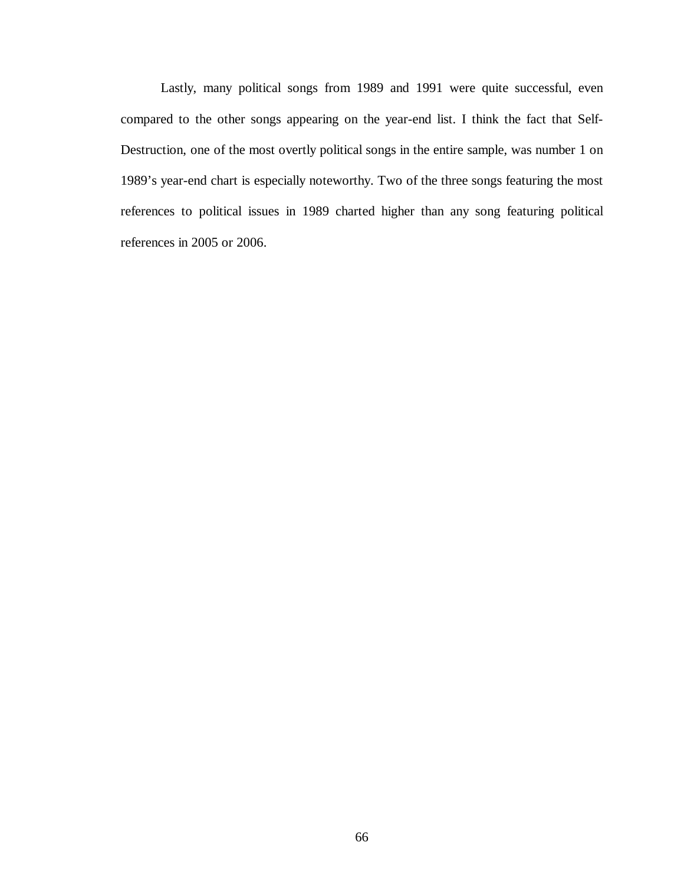Lastly, many political songs from 1989 and 1991 were quite successful, even compared to the other songs appearing on the year-end list. I think the fact that Self-Destruction, one of the most overtly political songs in the entire sample, was number 1 on 1989's year-end chart is especially noteworthy. Two of the three songs featuring the most references to political issues in 1989 charted higher than any song featuring political references in 2005 or 2006.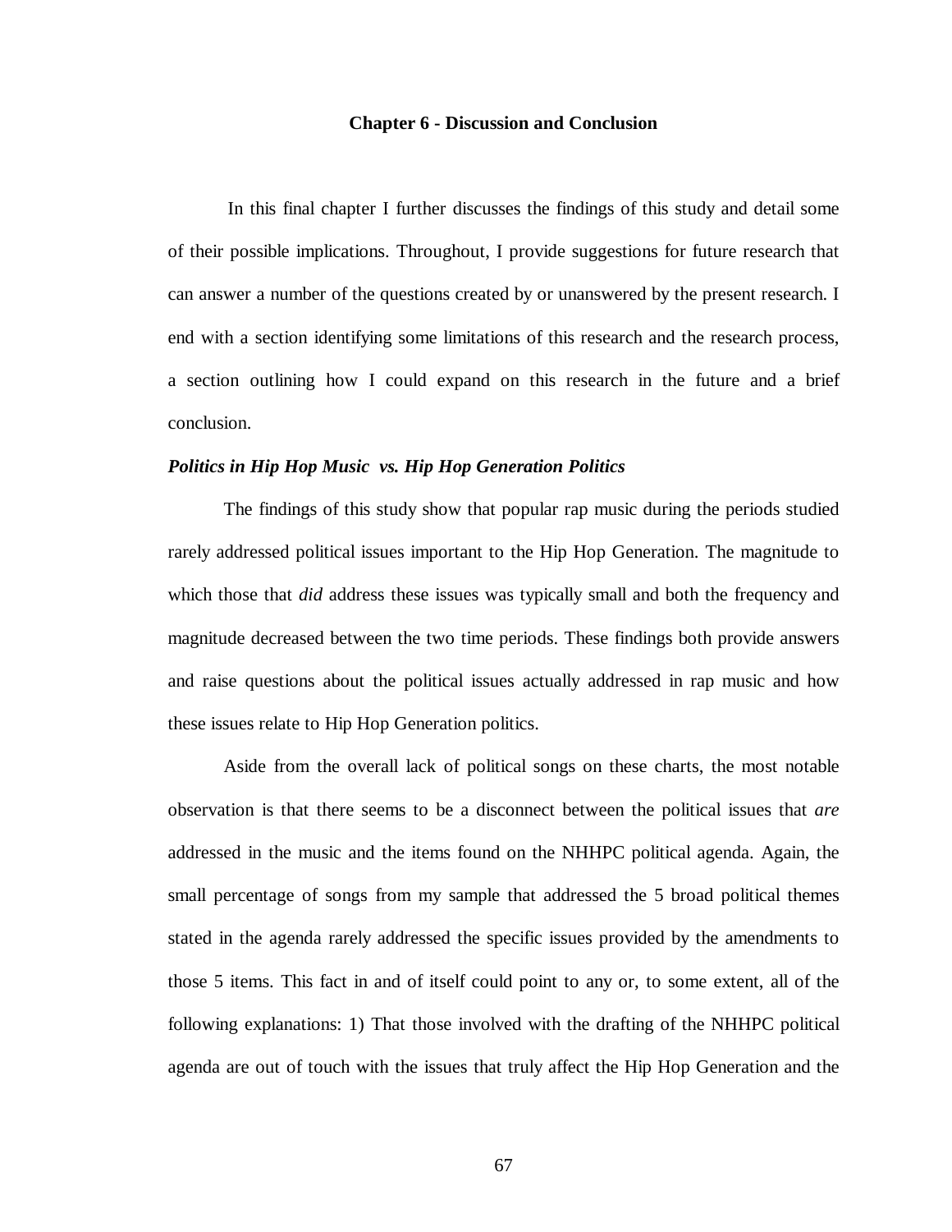## Chapter 6 - Discussion and Conclusion

In this final chapter I further discusses the findings of this study and detail some of their possible implications. Throughout, I provide suggestions for future research that can answer a number of the questions created by or unanswered by the present research. I end with a section identifying some limitations of this research and the research process, a section outlining how I could expand on this research in the future and a brief conclusion.

### *Politics in Hip Hop Music vs. Hip Hop Generation Politics*

The findings of this study show that popular rap music during the periods studied rarely addressed political issues important to the Hip Hop Generation. The magnitude to which those that *did* address these issues was typically small and both the frequency and magnitude decreased between the two time periods. These findings both provide answers and raise questions about the political issues actually addressed in rap music and how these issues relate to Hip Hop Generation politics.

Aside from the overall lack of political songs on these charts, the most notable observation is that there seems to be a disconnect between the political issues that *are* addressed in the music and the items found on the NHHPC political agenda. Again, the small percentage of songs from my sample that addressed the 5 broad political themes stated in the agenda rarely addressed the specific issues provided by the amendments to those 5 items. This fact in and of itself could point to any or, to some extent, all of the following explanations: 1) That those involved with the drafting of the NHHPC political agenda are out of touch with the issues that truly affect the Hip Hop Generation and the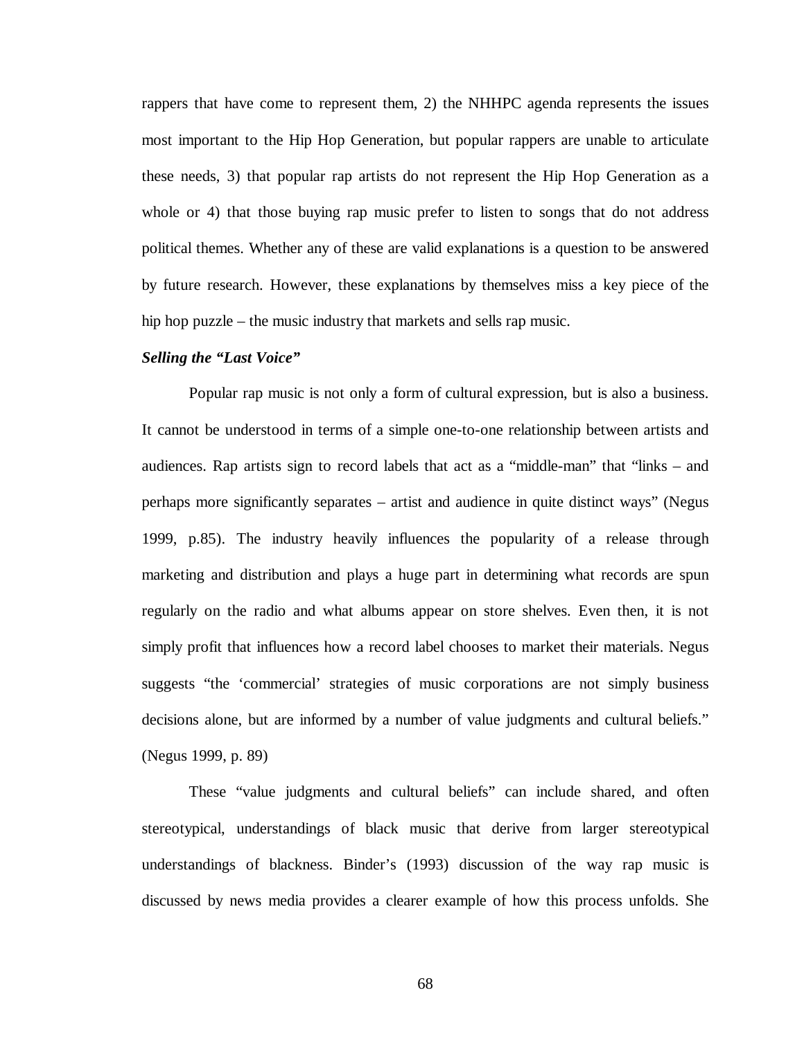rappers that have come to represent them, 2) the NHHPC agenda represents the issues most important to the Hip Hop Generation, but popular rappers are unable to articulate these needs, 3) that popular rap artists do not represent the Hip Hop Generation as a whole or 4) that those buying rap music prefer to listen to songs that do not address political themes. Whether any of these are valid explanations is a question to be answered by future research. However, these explanations by themselves miss a key piece of the hip hop puzzle – the music industry that markets and sells rap music.

***Selling the "Last Voice"***

Popular rap music is not only a form of cultural expression, but is also a business. It cannot be understood in terms of a simple one-to-one relationship between artists and audiences. Rap artists sign to record labels that act as a "middle-man" that "links – and perhaps more significantly separates – artist and audience in quite distinct ways" (Negus 1999, p.85). The industry heavily influences the popularity of a release through marketing and distribution and plays a huge part in determining what records are spun regularly on the radio and what albums appear on store shelves. Even then, it is not simply profit that influences how a record label chooses to market their materials. Negus suggests "the 'commercial' strategies of music corporations are not simply business decisions alone, but are informed by a number of value judgments and cultural beliefs." (Negus 1999, p. 89)

These "value judgments and cultural beliefs" can include shared, and often stereotypical, understandings of black music that derive from larger stereotypical understandings of blackness. Binder's (1993) discussion of the way rap music is discussed by news media provides a clearer example of how this process unfolds. She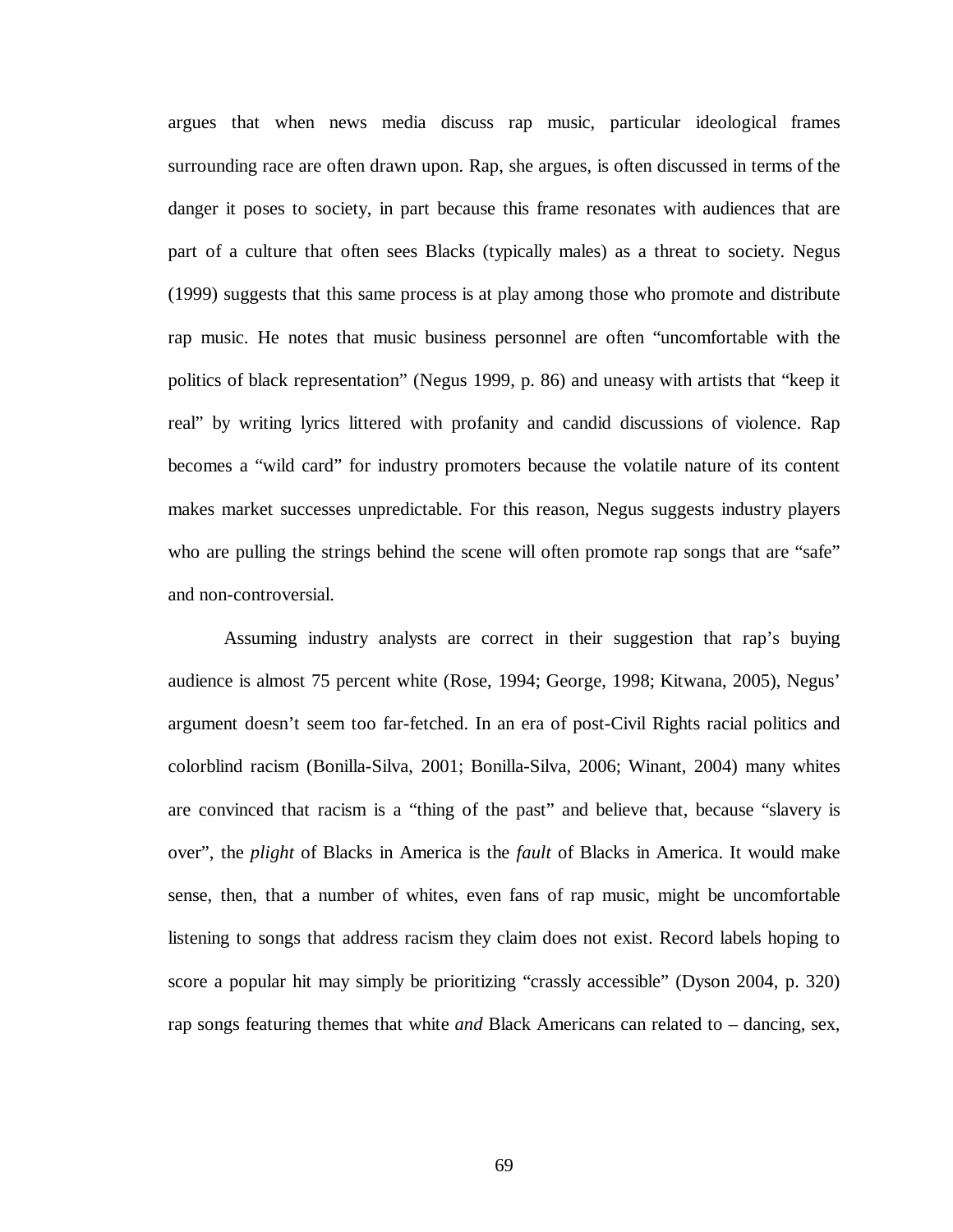argues that when news media discuss rap music, particular ideological frames surrounding race are often drawn upon. Rap, she argues, is often discussed in terms of the danger it poses to society, in part because this frame resonates with audiences that are part of a culture that often sees Blacks (typically males) as a threat to society. Negus (1999) suggests that this same process is at play among those who promote and distribute rap music. He notes that music business personnel are often "uncomfortable with the politics of black representation" (Negus 1999, p. 86) and uneasy with artists that "keep it real" by writing lyrics littered with profanity and candid discussions of violence. Rap becomes a "wild card" for industry promoters because the volatile nature of its content makes market successes unpredictable. For this reason, Negus suggests industry players who are pulling the strings behind the scene will often promote rap songs that are "safe" and non-controversial.

Assuming industry analysts are correct in their suggestion that rap's buying audience is almost 75 percent white (Rose, 1994; George, 1998; Kitwana, 2005), Negus' argument doesn't seem too far-fetched. In an era of post-Civil Rights racial politics and colorblind racism (Bonilla-Silva, 2001; Bonilla-Silva, 2006; Winant, 2004) many whites are convinced that racism is a "thing of the past" and believe that, because "slavery is over", the *plight* of Blacks in America is the *fault* of Blacks in America. It would make sense, then, that a number of whites, even fans of rap music, might be uncomfortable listening to songs that address racism they claim does not exist. Record labels hoping to score a popular hit may simply be prioritizing "crassly accessible" (Dyson 2004, p. 320) rap songs featuring themes that white *and* Black Americans can related to – dancing, sex,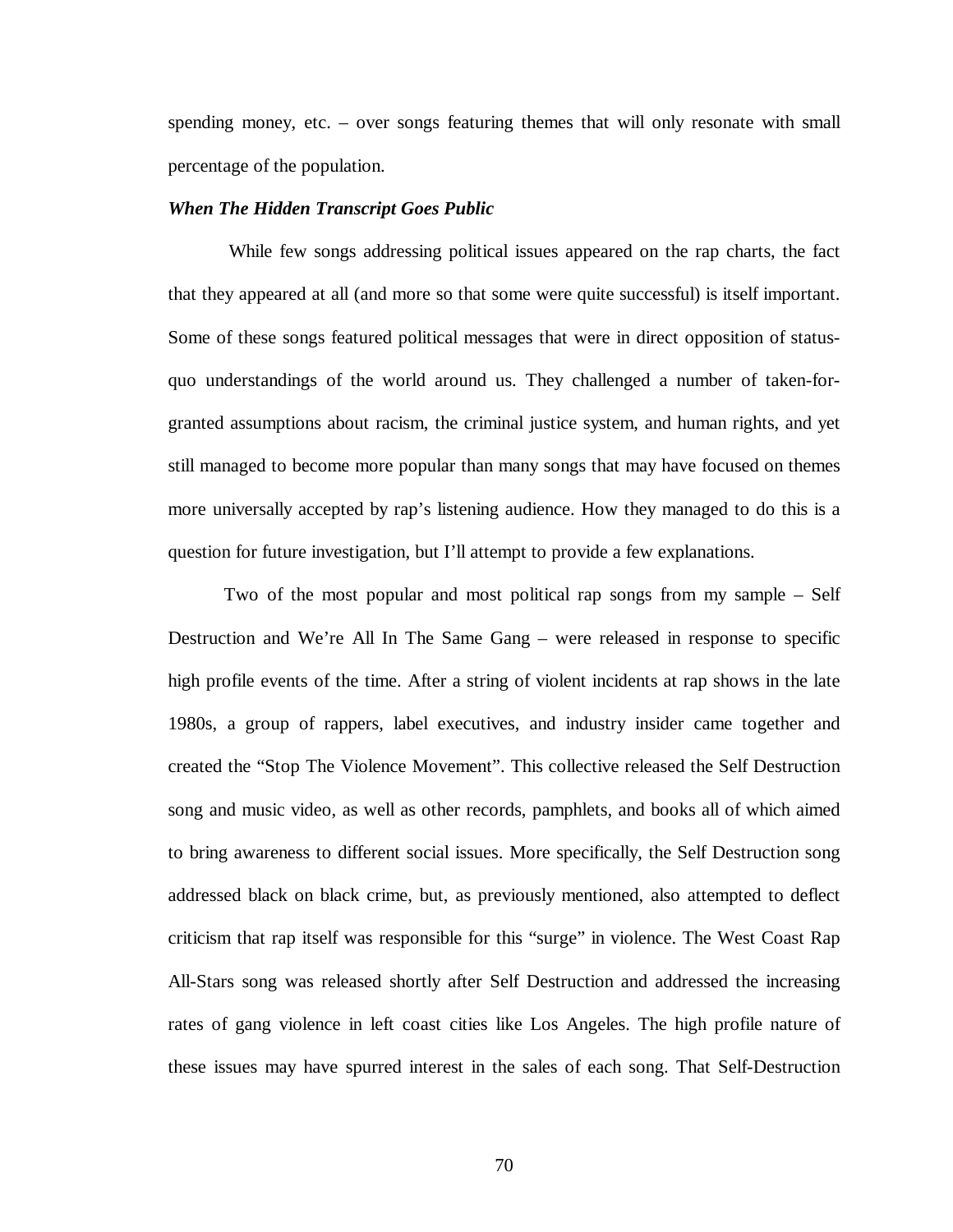spending money, etc. – over songs featuring themes that will only resonate with small percentage of the population.

### *When The Hidden Transcript Goes Public*

While few songs addressing political issues appeared on the rap charts, the fact that they appeared at all (and more so that some were quite successful) is itself important. Some of these songs featured political messages that were in direct opposition of status-quo understandings of the world around us. They challenged a number of taken-for-granted assumptions about racism, the criminal justice system, and human rights, and yet still managed to become more popular than many songs that may have focused on themes more universally accepted by rap's listening audience. How they managed to do this is a question for future investigation, but I'll attempt to provide a few explanations.

Two of the most popular and most political rap songs from my sample – Self Destruction and We're All In The Same Gang – were released in response to specific high profile events of the time. After a string of violent incidents at rap shows in the late 1980s, a group of rappers, label executives, and industry insider came together and created the "Stop The Violence Movement". This collective released the Self Destruction song and music video, as well as other records, pamphlets, and books all of which aimed to bring awareness to different social issues. More specifically, the Self Destruction song addressed black on black crime, but, as previously mentioned, also attempted to deflect criticism that rap itself was responsible for this "surge" in violence. The West Coast Rap All-Stars song was released shortly after Self Destruction and addressed the increasing rates of gang violence in left coast cities like Los Angeles. The high profile nature of these issues may have spurred interest in the sales of each song. That Self-Destruction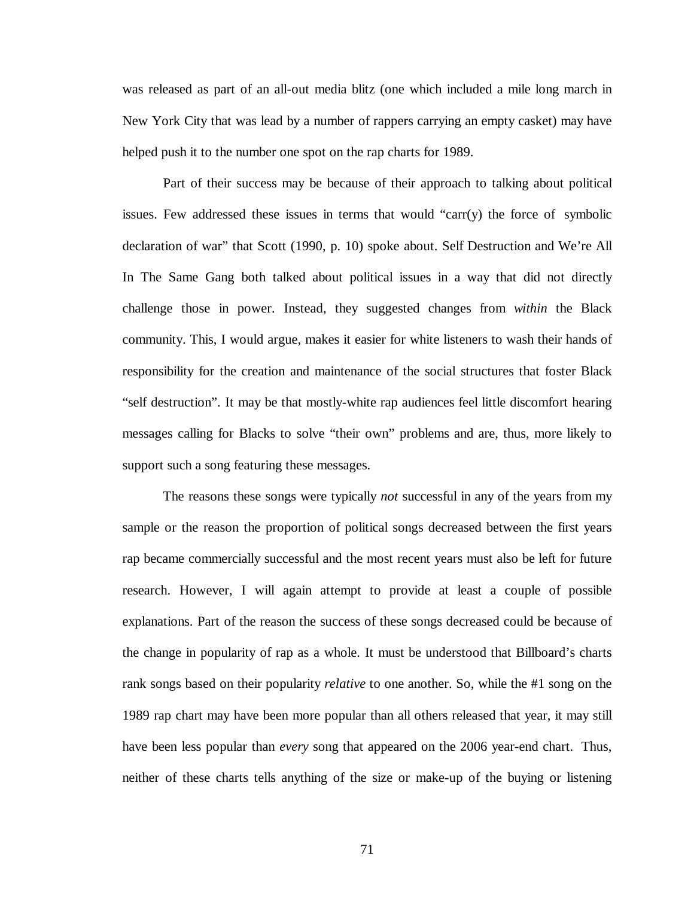was released as part of an all-out media blitz (one which included a mile long march in New York City that was lead by a number of rappers carrying an empty casket) may have helped push it to the number one spot on the rap charts for 1989.

Part of their success may be because of their approach to talking about political issues. Few addressed these issues in terms that would "carr(y) the force of symbolic declaration of war" that Scott (1990, p. 10) spoke about. Self Destruction and We're All In The Same Gang both talked about political issues in a way that did not directly challenge those in power. Instead, they suggested changes from *within* the Black community. This, I would argue, makes it easier for white listeners to wash their hands of responsibility for the creation and maintenance of the social structures that foster Black "self destruction". It may be that mostly-white rap audiences feel little discomfort hearing messages calling for Blacks to solve "their own" problems and are, thus, more likely to support such a song featuring these messages.

The reasons these songs were typically *not* successful in any of the years from my sample or the reason the proportion of political songs decreased between the first years rap became commercially successful and the most recent years must also be left for future research. However, I will again attempt to provide at least a couple of possible explanations. Part of the reason the success of these songs decreased could be because of the change in popularity of rap as a whole. It must be understood that Billboard's charts rank songs based on their popularity *relative* to one another. So, while the #1 song on the 1989 rap chart may have been more popular than all others released that year, it may still have been less popular than *every* song that appeared on the 2006 year-end chart. Thus, neither of these charts tells anything of the size or make-up of the buying or listening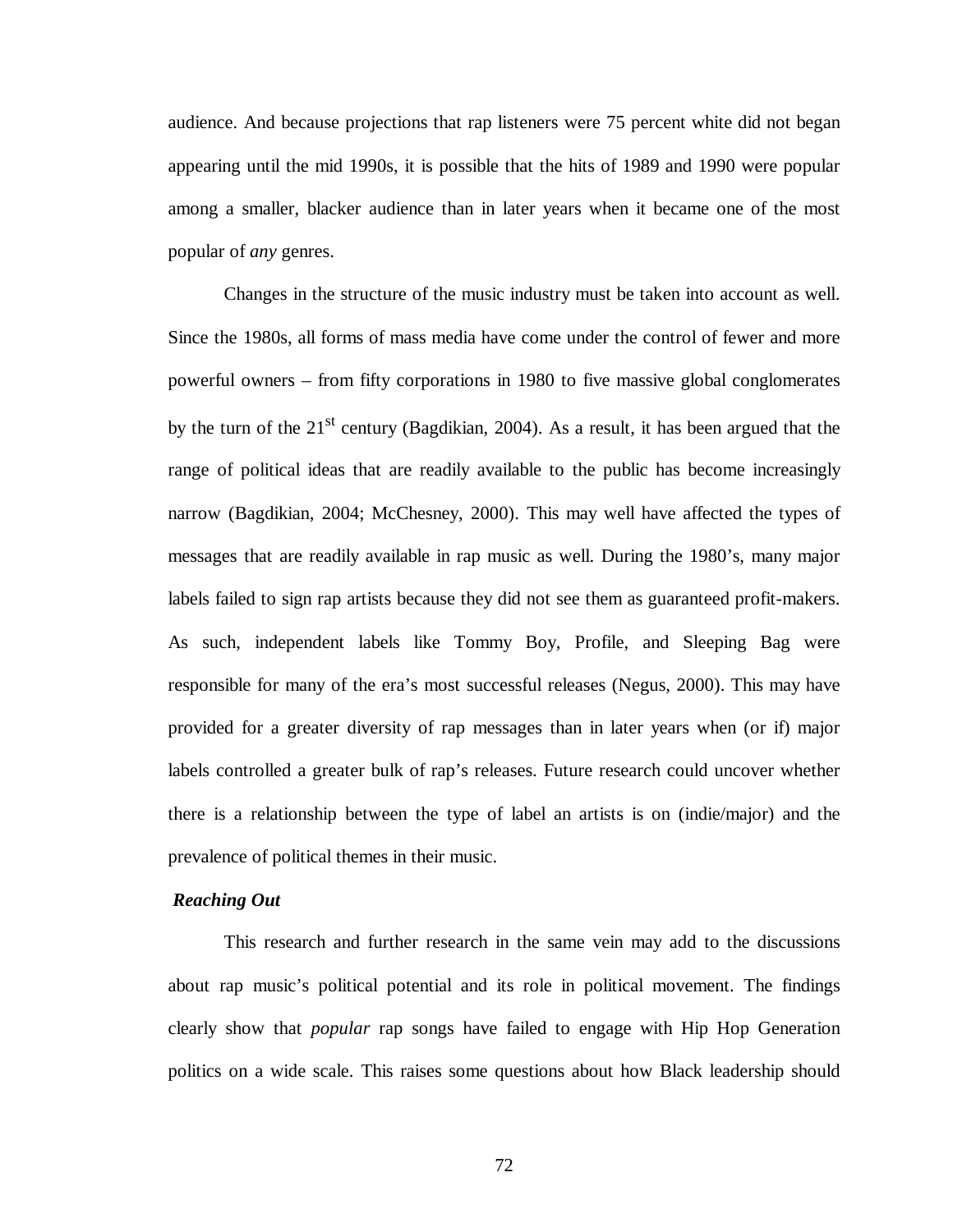audience. And because projections that rap listeners were 75 percent white did not began appearing until the mid 1990s, it is possible that the hits of 1989 and 1990 were popular among a smaller, blacker audience than in later years when it became one of the most popular of *any* genres.

Changes in the structure of the music industry must be taken into account as well. Since the 1980s, all forms of mass media have come under the control of fewer and more powerful owners – from fifty corporations in 1980 to five massive global conglomerates by the turn of the 21st century (Bagdikian, 2004). As a result, it has been argued that the range of political ideas that are readily available to the public has become increasingly narrow (Bagdikian, 2004; McChesney, 2000). This may well have affected the types of messages that are readily available in rap music as well. During the 1980's, many major labels failed to sign rap artists because they did not see them as guaranteed profit-makers. As such, independent labels like Tommy Boy, Profile, and Sleeping Bag were responsible for many of the era's most successful releases (Negus, 2000). This may have provided for a greater diversity of rap messages than in later years when (or if) major labels controlled a greater bulk of rap's releases. Future research could uncover whether there is a relationship between the type of label an artists is on (indie/major) and the prevalence of political themes in their music.

***Reaching Out***

This research and further research in the same vein may add to the discussions about rap music's political potential and its role in political movement. The findings clearly show that *popular* rap songs have failed to engage with Hip Hop Generation politics on a wide scale. This raises some questions about how Black leadership should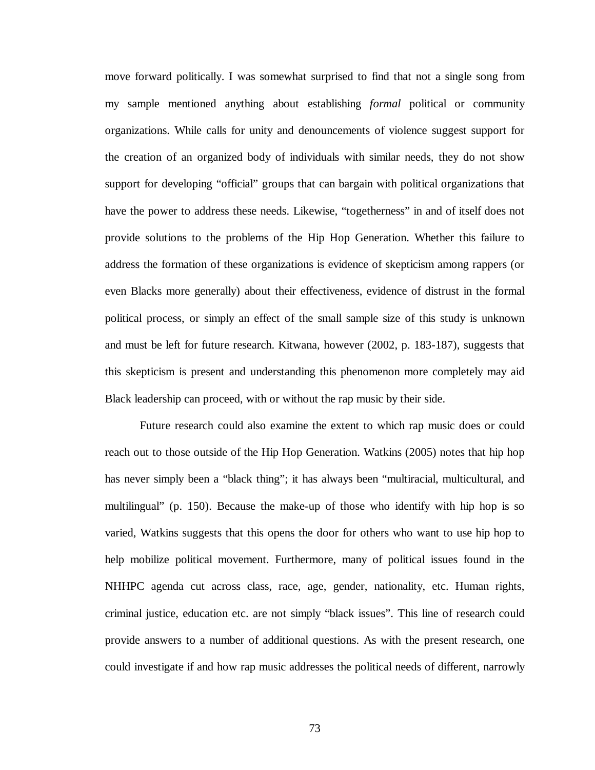move forward politically. I was somewhat surprised to find that not a single song from my sample mentioned anything about establishing *formal* political or community organizations. While calls for unity and denouncements of violence suggest support for the creation of an organized body of individuals with similar needs, they do not show support for developing "official" groups that can bargain with political organizations that have the power to address these needs. Likewise, "togetherness" in and of itself does not provide solutions to the problems of the Hip Hop Generation. Whether this failure to address the formation of these organizations is evidence of skepticism among rappers (or even Blacks more generally) about their effectiveness, evidence of distrust in the formal political process, or simply an effect of the small sample size of this study is unknown and must be left for future research. Kitwana, however (2002, p. 183-187), suggests that this skepticism is present and understanding this phenomenon more completely may aid Black leadership can proceed, with or without the rap music by their side.

Future research could also examine the extent to which rap music does or could reach out to those outside of the Hip Hop Generation. Watkins (2005) notes that hip hop has never simply been a "black thing"; it has always been "multiracial, multicultural, and multilingual" (p. 150). Because the make-up of those who identify with hip hop is so varied, Watkins suggests that this opens the door for others who want to use hip hop to help mobilize political movement. Furthermore, many of political issues found in the NHHPC agenda cut across class, race, age, gender, nationality, etc. Human rights, criminal justice, education etc. are not simply "black issues". This line of research could provide answers to a number of additional questions. As with the present research, one could investigate if and how rap music addresses the political needs of different, narrowly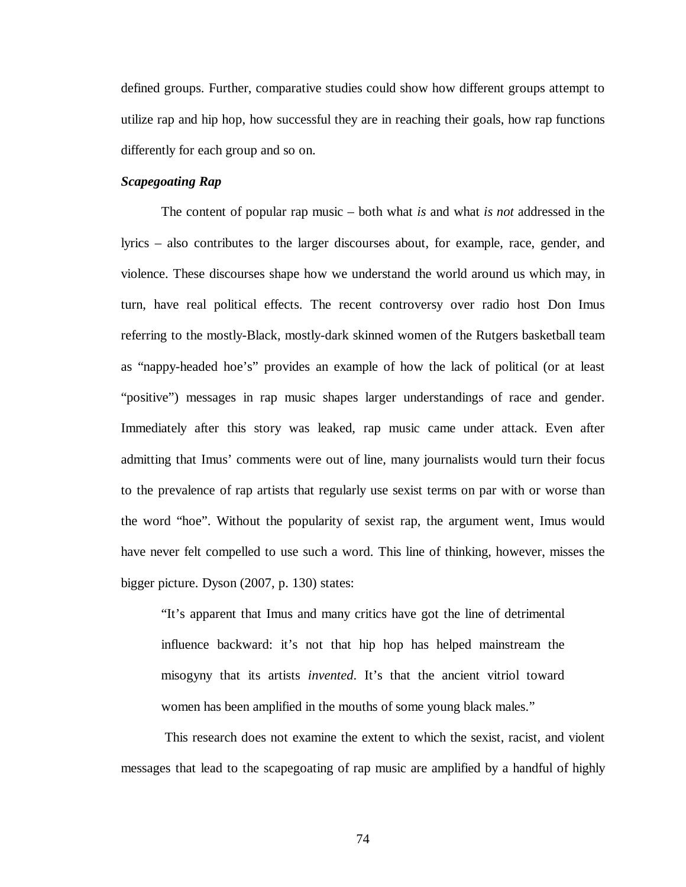defined groups. Further, comparative studies could show how different groups attempt to utilize rap and hip hop, how successful they are in reaching their goals, how rap functions differently for each group and so on.

### *Scapegoating Rap*

The content of popular rap music – both what *is* and what *is not* addressed in the lyrics – also contributes to the larger discourses about, for example, race, gender, and violence. These discourses shape how we understand the world around us which may, in turn, have real political effects. The recent controversy over radio host Don Imus referring to the mostly-Black, mostly-dark skinned women of the Rutgers basketball team as "nappy-headed hoe's" provides an example of how the lack of political (or at least "positive") messages in rap music shapes larger understandings of race and gender. Immediately after this story was leaked, rap music came under attack. Even after admitting that Imus' comments were out of line, many journalists would turn their focus to the prevalence of rap artists that regularly use sexist terms on par with or worse than the word "hoe". Without the popularity of sexist rap, the argument went, Imus would have never felt compelled to use such a word. This line of thinking, however, misses the bigger picture. Dyson (2007, p. 130) states:

> "It's apparent that Imus and many critics have got the line of detrimental influence backward: it's not that hip hop has helped mainstream the misogyny that its artists *invented*. It's that the ancient vitriol toward women has been amplified in the mouths of some young black males."

This research does not examine the extent to which the sexist, racist, and violent messages that lead to the scapegoating of rap music are amplified by a handful of highly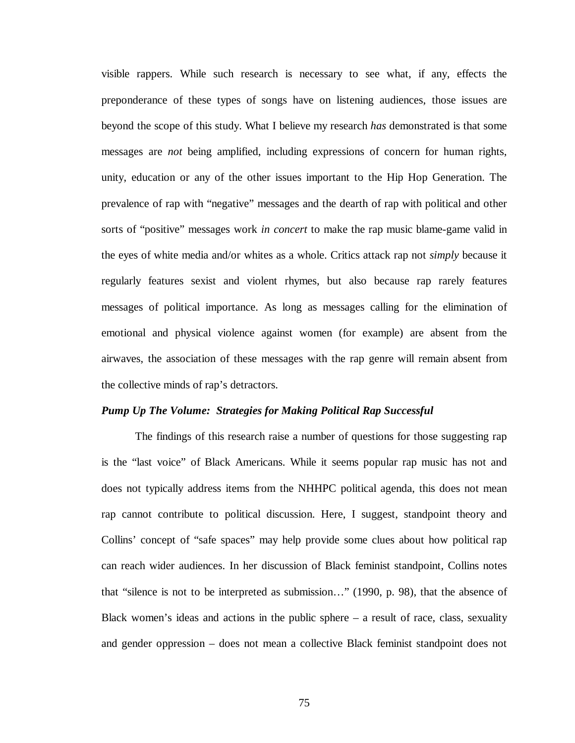visible rappers. While such research is necessary to see what, if any, effects the preponderance of these types of songs have on listening audiences, those issues are beyond the scope of this study. What I believe my research *has* demonstrated is that some messages are *not* being amplified, including expressions of concern for human rights, unity, education or any of the other issues important to the Hip Hop Generation. The prevalence of rap with "negative" messages and the dearth of rap with political and other sorts of "positive" messages work *in concert* to make the rap music blame-game valid in the eyes of white media and/or whites as a whole. Critics attack rap not *simply* because it regularly features sexist and violent rhymes, but also because rap rarely features messages of political importance. As long as messages calling for the elimination of emotional and physical violence against women (for example) are absent from the airwaves, the association of these messages with the rap genre will remain absent from the collective minds of rap's detractors.

***Pump Up The Volume: Strategies for Making Political Rap Successful***

The findings of this research raise a number of questions for those suggesting rap is the "last voice" of Black Americans. While it seems popular rap music has not and does not typically address items from the NHHPC political agenda, this does not mean rap cannot contribute to political discussion. Here, I suggest, standpoint theory and Collins' concept of "safe spaces" may help provide some clues about how political rap can reach wider audiences. In her discussion of Black feminist standpoint, Collins notes that "silence is not to be interpreted as submission…" (1990, p. 98), that the absence of Black women's ideas and actions in the public sphere – a result of race, class, sexuality and gender oppression – does not mean a collective Black feminist standpoint does not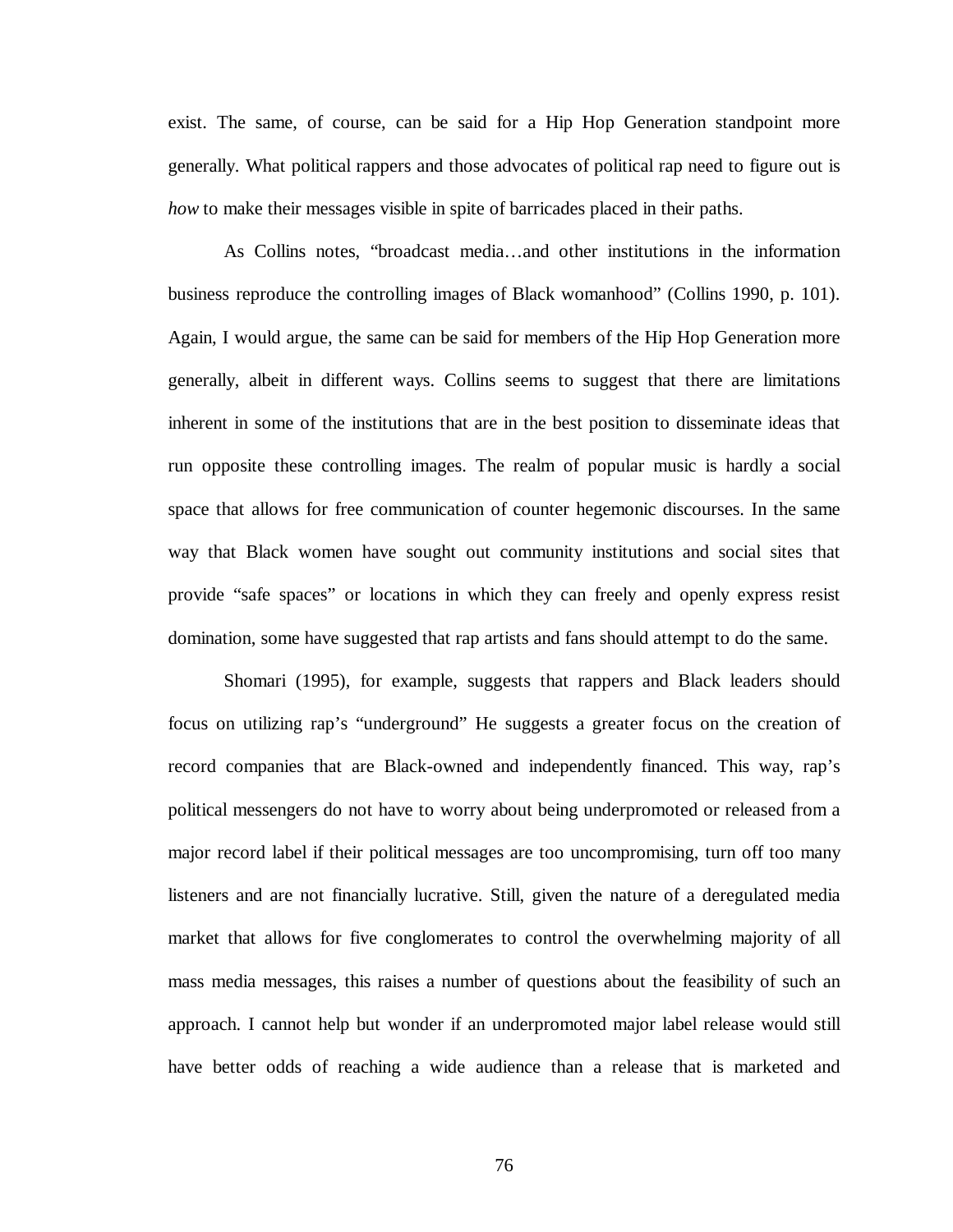exist. The same, of course, can be said for a Hip Hop Generation standpoint more generally. What political rappers and those advocates of political rap need to figure out is *how* to make their messages visible in spite of barricades placed in their paths.

As Collins notes, "broadcast media…and other institutions in the information business reproduce the controlling images of Black womanhood" (Collins 1990, p. 101). Again, I would argue, the same can be said for members of the Hip Hop Generation more generally, albeit in different ways. Collins seems to suggest that there are limitations inherent in some of the institutions that are in the best position to disseminate ideas that run opposite these controlling images. The realm of popular music is hardly a social space that allows for free communication of counter hegemonic discourses. In the same way that Black women have sought out community institutions and social sites that provide "safe spaces" or locations in which they can freely and openly express resist domination, some have suggested that rap artists and fans should attempt to do the same.

Shomari (1995), for example, suggests that rappers and Black leaders should focus on utilizing rap's "underground" He suggests a greater focus on the creation of record companies that are Black-owned and independently financed. This way, rap's political messengers do not have to worry about being underpromoted or released from a major record label if their political messages are too uncompromising, turn off too many listeners and are not financially lucrative. Still, given the nature of a deregulated media market that allows for five conglomerates to control the overwhelming majority of all mass media messages, this raises a number of questions about the feasibility of such an approach. I cannot help but wonder if an underpromoted major label release would still have better odds of reaching a wide audience than a release that is marketed and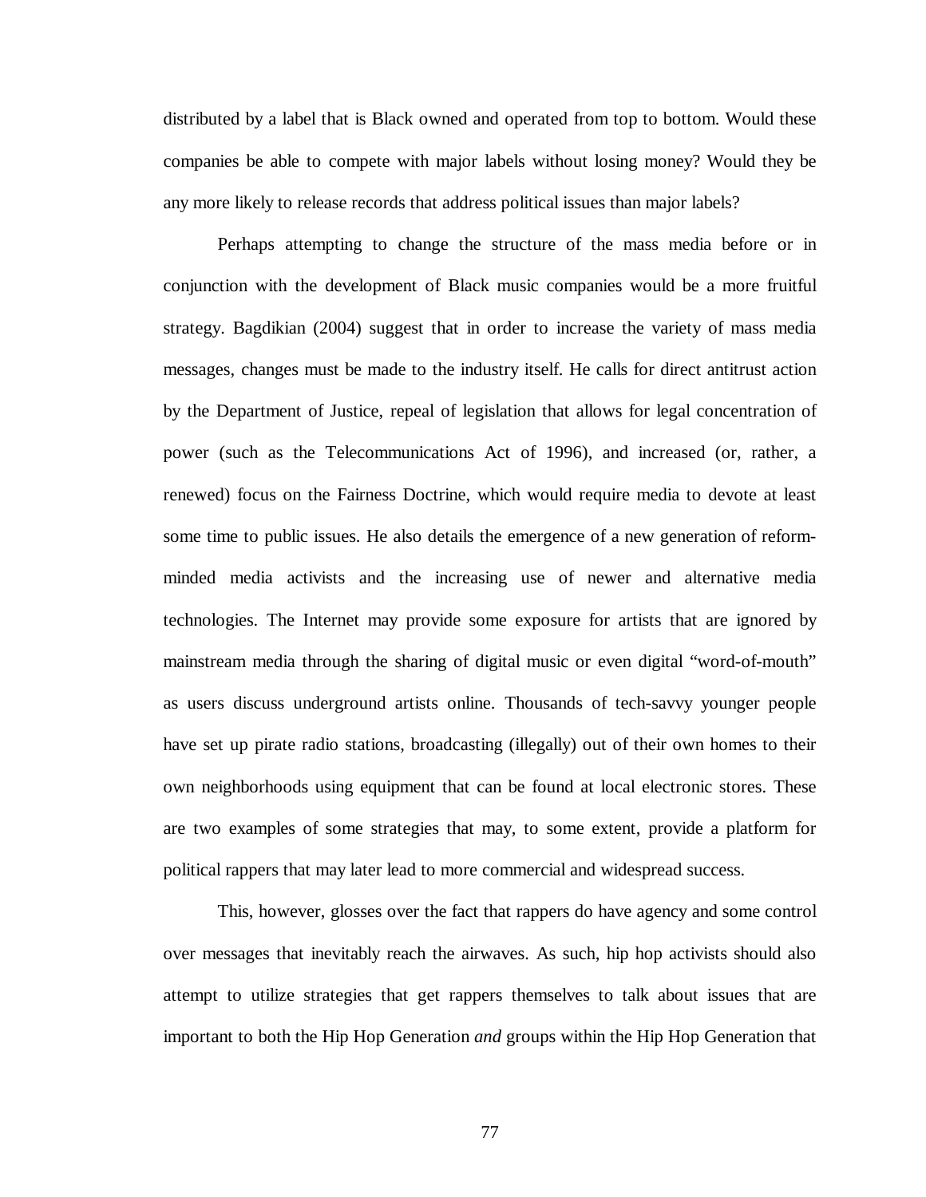distributed by a label that is Black owned and operated from top to bottom. Would these companies be able to compete with major labels without losing money? Would they be any more likely to release records that address political issues than major labels?

Perhaps attempting to change the structure of the mass media before or in conjunction with the development of Black music companies would be a more fruitful strategy. Bagdikian (2004) suggest that in order to increase the variety of mass media messages, changes must be made to the industry itself. He calls for direct antitrust action by the Department of Justice, repeal of legislation that allows for legal concentration of power (such as the Telecommunications Act of 1996), and increased (or, rather, a renewed) focus on the Fairness Doctrine, which would require media to devote at least some time to public issues. He also details the emergence of a new generation of reform-minded media activists and the increasing use of newer and alternative media technologies. The Internet may provide some exposure for artists that are ignored by mainstream media through the sharing of digital music or even digital "word-of-mouth" as users discuss underground artists online. Thousands of tech-savvy younger people have set up pirate radio stations, broadcasting (illegally) out of their own homes to their own neighborhoods using equipment that can be found at local electronic stores. These are two examples of some strategies that may, to some extent, provide a platform for political rappers that may later lead to more commercial and widespread success.

This, however, glosses over the fact that rappers do have agency and some control over messages that inevitably reach the airwaves. As such, hip hop activists should also attempt to utilize strategies that get rappers themselves to talk about issues that are important to both the Hip Hop Generation *and* groups within the Hip Hop Generation that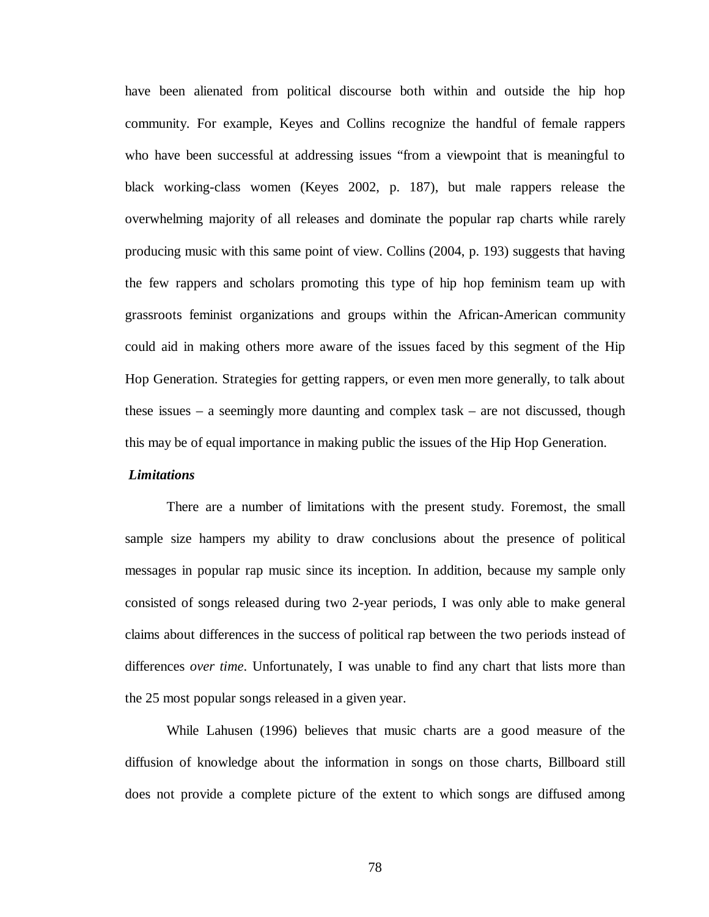have been alienated from political discourse both within and outside the hip hop community. For example, Keyes and Collins recognize the handful of female rappers who have been successful at addressing issues "from a viewpoint that is meaningful to black working-class women (Keyes 2002, p. 187), but male rappers release the overwhelming majority of all releases and dominate the popular rap charts while rarely producing music with this same point of view. Collins (2004, p. 193) suggests that having the few rappers and scholars promoting this type of hip hop feminism team up with grassroots feminist organizations and groups within the African-American community could aid in making others more aware of the issues faced by this segment of the Hip Hop Generation. Strategies for getting rappers, or even men more generally, to talk about these issues – a seemingly more daunting and complex task – are not discussed, though this may be of equal importance in making public the issues of the Hip Hop Generation.

### *Limitations*

There are a number of limitations with the present study. Foremost, the small sample size hampers my ability to draw conclusions about the presence of political messages in popular rap music since its inception. In addition, because my sample only consisted of songs released during two 2-year periods, I was only able to make general claims about differences in the success of political rap between the two periods instead of differences *over time*. Unfortunately, I was unable to find any chart that lists more than the 25 most popular songs released in a given year.

While Lahusen (1996) believes that music charts are a good measure of the diffusion of knowledge about the information in songs on those charts, Billboard still does not provide a complete picture of the extent to which songs are diffused among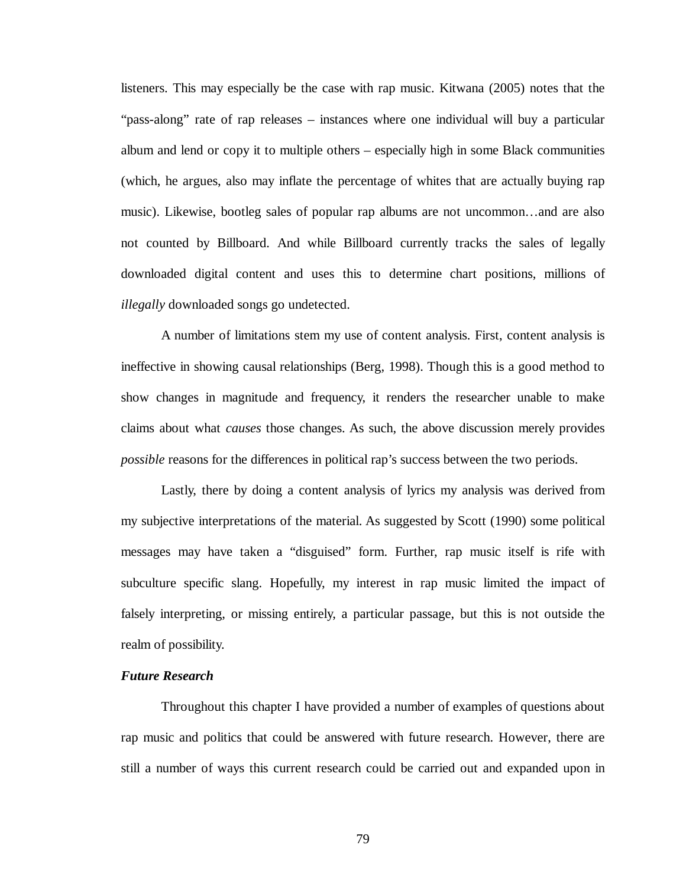listeners. This may especially be the case with rap music. Kitwana (2005) notes that the "pass-along" rate of rap releases – instances where one individual will buy a particular album and lend or copy it to multiple others – especially high in some Black communities (which, he argues, also may inflate the percentage of whites that are actually buying rap music). Likewise, bootleg sales of popular rap albums are not uncommon…and are also not counted by Billboard. And while Billboard currently tracks the sales of legally downloaded digital content and uses this to determine chart positions, millions of *illegally* downloaded songs go undetected.

A number of limitations stem my use of content analysis. First, content analysis is ineffective in showing causal relationships (Berg, 1998). Though this is a good method to show changes in magnitude and frequency, it renders the researcher unable to make claims about what *causes* those changes. As such, the above discussion merely provides *possible* reasons for the differences in political rap's success between the two periods.

Lastly, there by doing a content analysis of lyrics my analysis was derived from my subjective interpretations of the material. As suggested by Scott (1990) some political messages may have taken a "disguised" form. Further, rap music itself is rife with subculture specific slang. Hopefully, my interest in rap music limited the impact of falsely interpreting, or missing entirely, a particular passage, but this is not outside the realm of possibility.

***Future Research***

Throughout this chapter I have provided a number of examples of questions about rap music and politics that could be answered with future research. However, there are still a number of ways this current research could be carried out and expanded upon in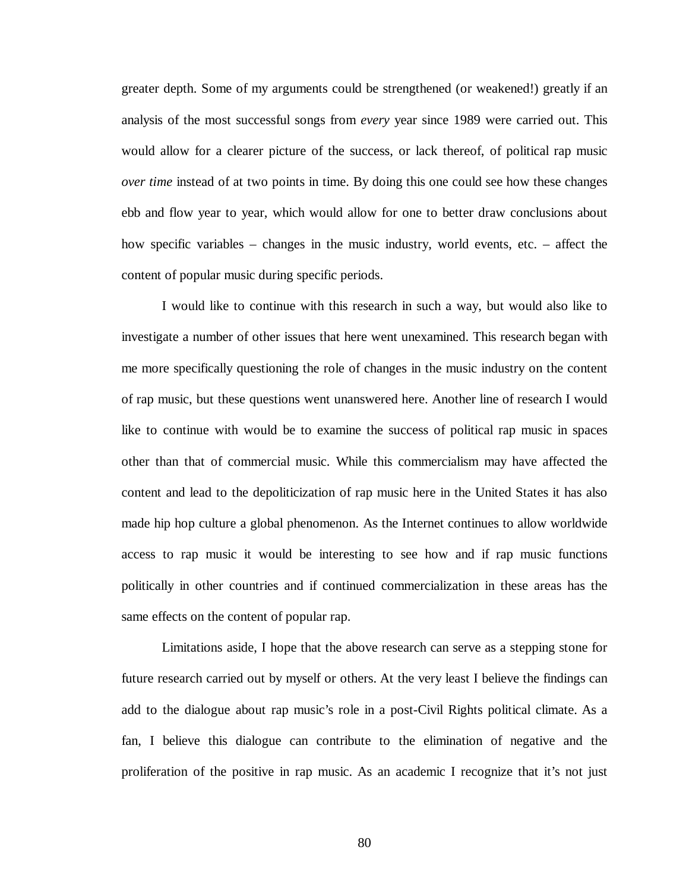greater depth. Some of my arguments could be strengthened (or weakened!) greatly if an analysis of the most successful songs from *every* year since 1989 were carried out. This would allow for a clearer picture of the success, or lack thereof, of political rap music *over time* instead of at two points in time. By doing this one could see how these changes ebb and flow year to year, which would allow for one to better draw conclusions about how specific variables – changes in the music industry, world events, etc. – affect the content of popular music during specific periods.

I would like to continue with this research in such a way, but would also like to investigate a number of other issues that here went unexamined. This research began with me more specifically questioning the role of changes in the music industry on the content of rap music, but these questions went unanswered here. Another line of research I would like to continue with would be to examine the success of political rap music in spaces other than that of commercial music. While this commercialism may have affected the content and lead to the depoliticization of rap music here in the United States it has also made hip hop culture a global phenomenon. As the Internet continues to allow worldwide access to rap music it would be interesting to see how and if rap music functions politically in other countries and if continued commercialization in these areas has the same effects on the content of popular rap.

Limitations aside, I hope that the above research can serve as a stepping stone for future research carried out by myself or others. At the very least I believe the findings can add to the dialogue about rap music's role in a post-Civil Rights political climate. As a fan, I believe this dialogue can contribute to the elimination of negative and the proliferation of the positive in rap music. As an academic I recognize that it's not just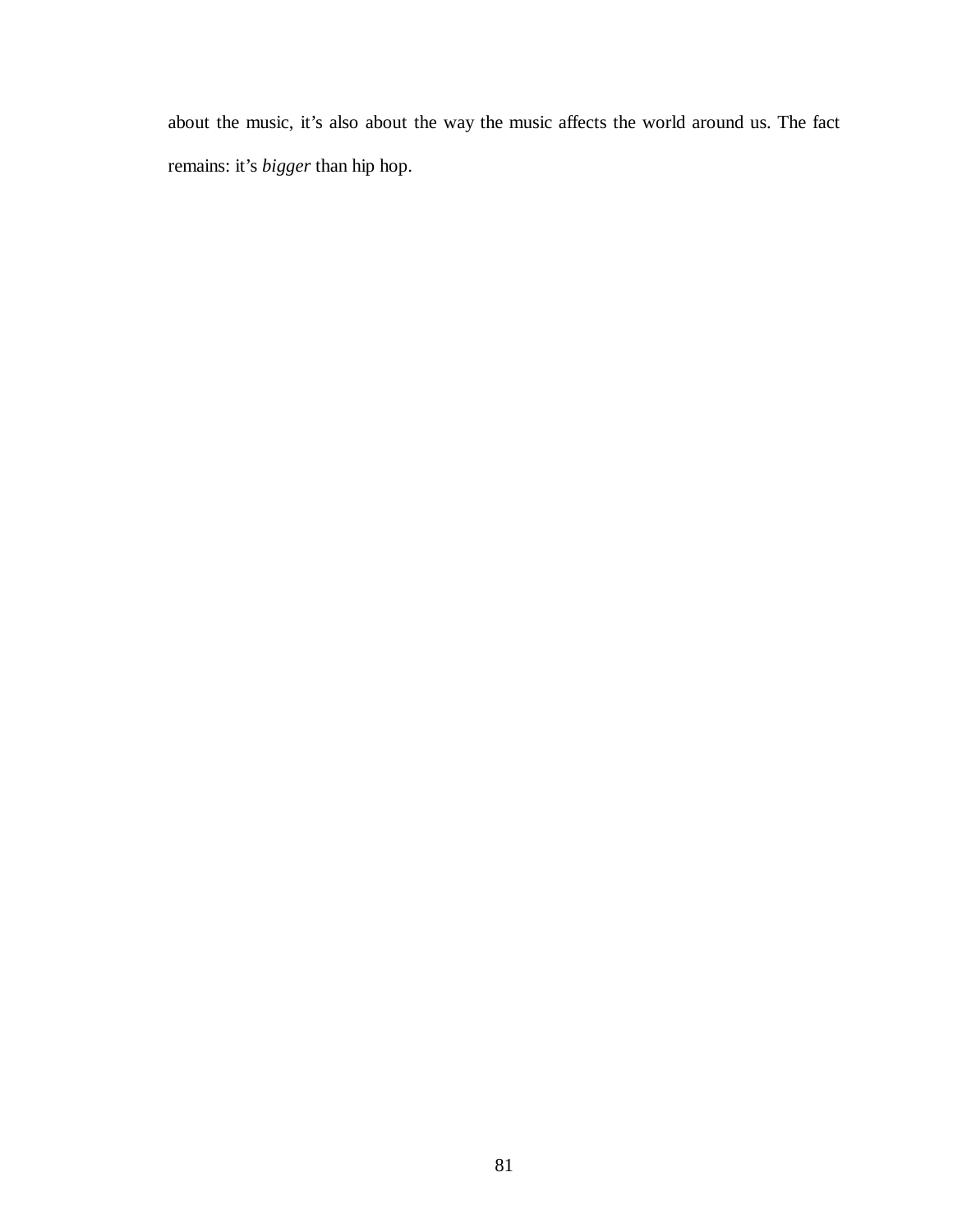about the music, it’s also about the way the music affects the world around us. The fact remains: it’s *bigger* than hip hop.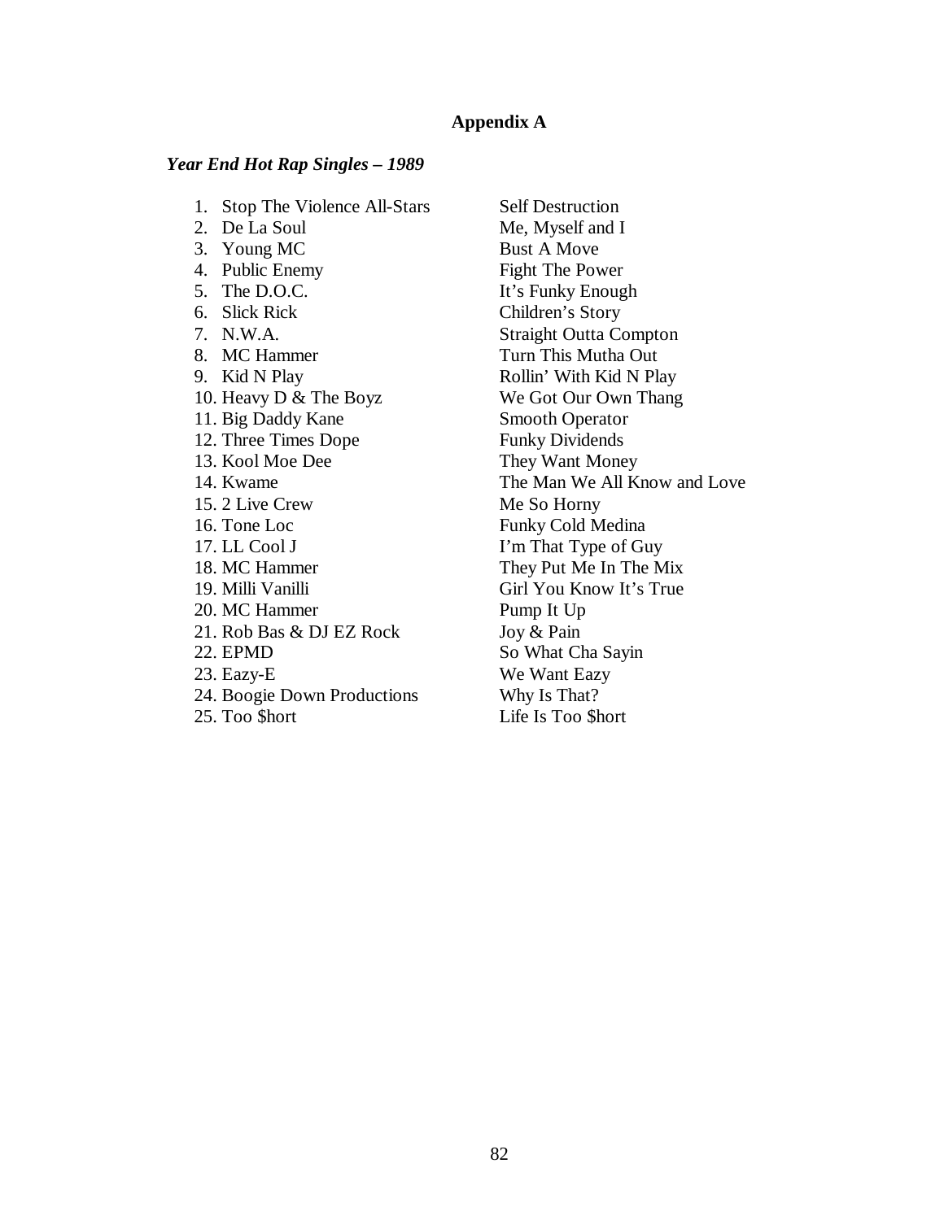# Appendix A

***Year End Hot Rap Singles – 1989***

| | Artist | Single |
|---|---|---|
| 1. | Stop The Violence All-Stars | Self Destruction |
| 2. | De La Soul | Me, Myself and I |
| 3. | Young MC | Bust A Move |
| 4. | Public Enemy | Fight The Power |
| 5. | The D.O.C. | It's Funky Enough |
| 6. | Slick Rick | Children's Story |
| 7. | N.W.A. | Straight Outta Compton |
| 8. | MC Hammer | Turn This Mutha Out |
| 9. | Kid N Play | Rollin' With Kid N Play |
| 10. | Heavy D & The Boyz | We Got Our Own Thang |
| 11. | Big Daddy Kane | Smooth Operator |
| 12. | Three Times Dope | Funky Dividends |
| 13. | Kool Moe Dee | They Want Money |
| 14. | Kwame | The Man We All Know and Love |
| 15. | 2 Live Crew | Me So Horny |
| 16. | Tone Loc | Funky Cold Medina |
| 17. | LL Cool J | I'm That Type of Guy |
| 18. | MC Hammer | They Put Me In The Mix |
| 19. | Milli Vanilli | Girl You Know It's True |
| 20. | MC Hammer | Pump It Up |
| 21. | Rob Bas & DJ EZ Rock | Joy & Pain |
| 22. | EPMD | So What Cha Sayin |
| 23. | Eazy-E | We Want Eazy |
| 24. | Boogie Down Productions | Why Is That? |
| 25. | Too $hort | Life Is Too $hort |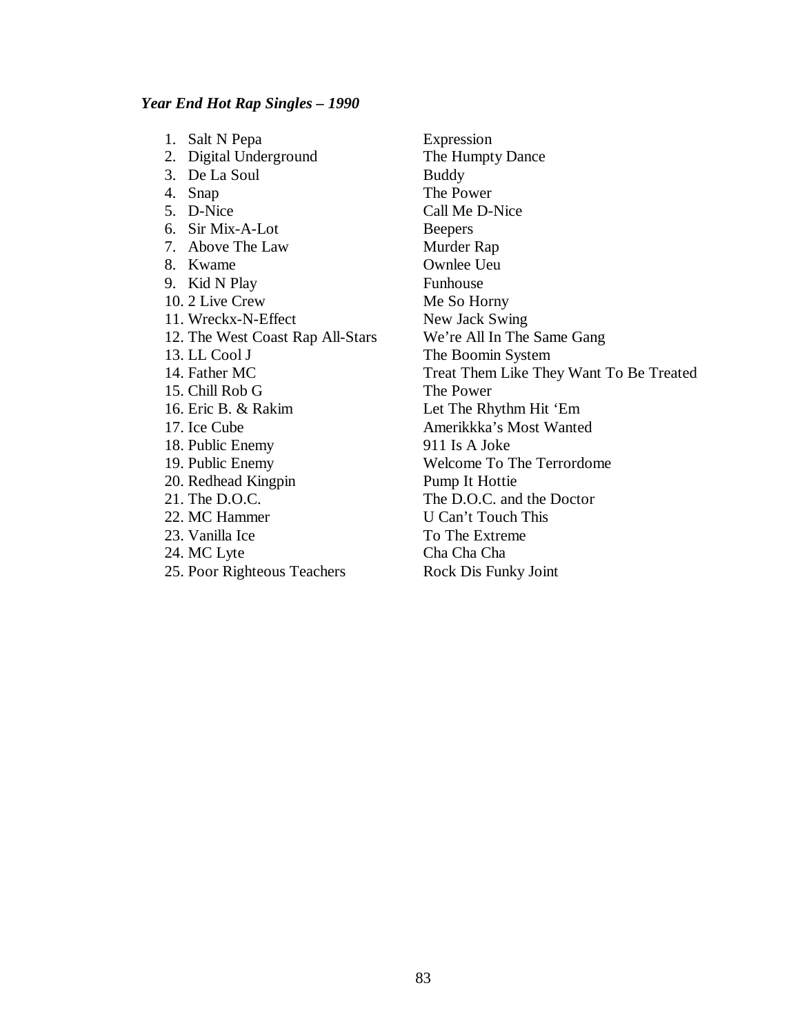*Year End Hot Rap Singles – 1990*

| | Artist | Title |
|---|---|---|
| 1. | Salt N Pepa | Expression |
| 2. | Digital Underground | The Humpty Dance |
| 3. | De La Soul | Buddy |
| 4. | Snap | The Power |
| 5. | D-Nice | Call Me D-Nice |
| 6. | Sir Mix-A-Lot | Beepers |
| 7. | Above The Law | Murder Rap |
| 8. | Kwame | Ownlee Ueu |
| 9. | Kid N Play | Funhouse |
| 10. | 2 Live Crew | Me So Horny |
| 11. | Wreckx-N-Effect | New Jack Swing |
| 12. | The West Coast Rap All-Stars | We're All In The Same Gang |
| 13. | LL Cool J | The Boomin System |
| 14. | Father MC | Treat Them Like They Want To Be Treated |
| 15. | Chill Rob G | The Power |
| 16. | Eric B. & Rakim | Let The Rhythm Hit 'Em |
| 17. | Ice Cube | Amerikkka's Most Wanted |
| 18. | Public Enemy | 911 Is A Joke |
| 19. | Public Enemy | Welcome To The Terrordome |
| 20. | Redhead Kingpin | Pump It Hottie |
| 21. | The D.O.C. | The D.O.C. and the Doctor |
| 22. | MC Hammer | U Can't Touch This |
| 23. | Vanilla Ice | To The Extreme |
| 24. | MC Lyte | Cha Cha Cha |
| 25. | Poor Righteous Teachers | Rock Dis Funky Joint |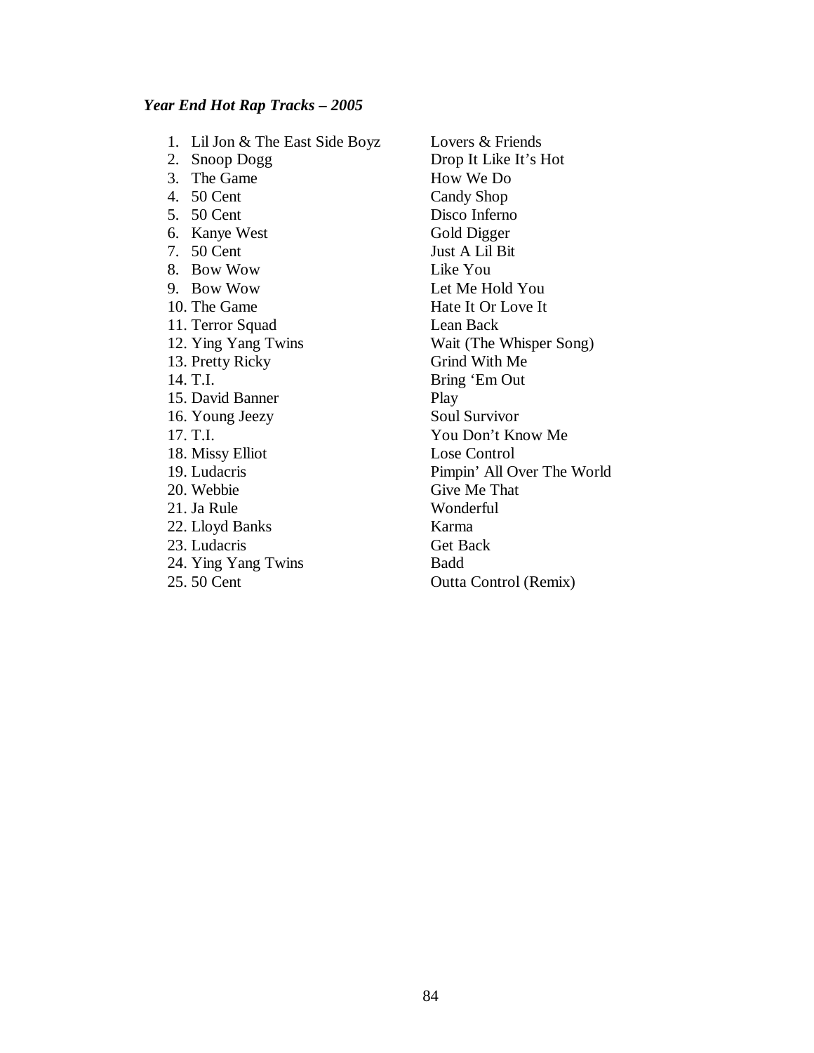***Year End Hot Rap Tracks – 2005***

| | Artist | Song |
|---|---|---|
| 1. | Lil Jon & The East Side Boyz | Lovers & Friends |
| 2. | Snoop Dogg | Drop It Like It's Hot |
| 3. | The Game | How We Do |
| 4. | 50 Cent | Candy Shop |
| 5. | 50 Cent | Disco Inferno |
| 6. | Kanye West | Gold Digger |
| 7. | 50 Cent | Just A Lil Bit |
| 8. | Bow Wow | Like You |
| 9. | Bow Wow | Let Me Hold You |
| 10. | The Game | Hate It Or Love It |
| 11. | Terror Squad | Lean Back |
| 12. | Ying Yang Twins | Wait (The Whisper Song) |
| 13. | Pretty Ricky | Grind With Me |
| 14. | T.I. | Bring 'Em Out |
| 15. | David Banner | Play |
| 16. | Young Jeezy | Soul Survivor |
| 17. | T.I. | You Don't Know Me |
| 18. | Missy Elliot | Lose Control |
| 19. | Ludacris | Pimpin' All Over The World |
| 20. | Webbie | Give Me That |
| 21. | Ja Rule | Wonderful |
| 22. | Lloyd Banks | Karma |
| 23. | Ludacris | Get Back |
| 24. | Ying Yang Twins | Badd |
| 25. | 50 Cent | Outta Control (Remix) |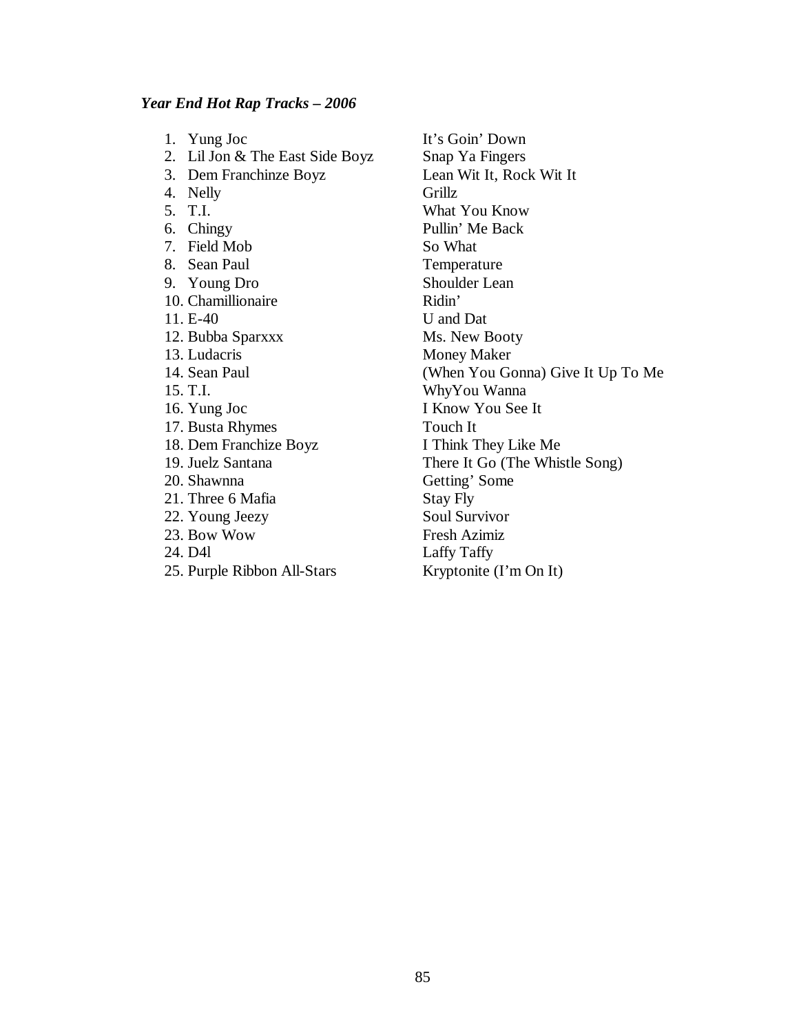***Year End Hot Rap Tracks – 2006***

| | Artist | Title |
|---|---|---|
| 1. | Yung Joc | It's Goin' Down |
| 2. | Lil Jon & The East Side Boyz | Snap Ya Fingers |
| 3. | Dem Franchinze Boyz | Lean Wit It, Rock Wit It |
| 4. | Nelly | Grillz |
| 5. | T.I. | What You Know |
| 6. | Chingy | Pullin' Me Back |
| 7. | Field Mob | So What |
| 8. | Sean Paul | Temperature |
| 9. | Young Dro | Shoulder Lean |
| 10. | Chamillionaire | Ridin' |
| 11. | E-40 | U and Dat |
| 12. | Bubba Sparxxx | Ms. New Booty |
| 13. | Ludacris | Money Maker |
| 14. | Sean Paul | (When You Gonna) Give It Up To Me |
| 15. | T.I. | WhyYou Wanna |
| 16. | Yung Joc | I Know You See It |
| 17. | Busta Rhymes | Touch It |
| 18. | Dem Franchize Boyz | I Think They Like Me |
| 19. | Juelz Santana | There It Go (The Whistle Song) |
| 20. | Shawnna | Getting' Some |
| 21. | Three 6 Mafia | Stay Fly |
| 22. | Young Jeezy | Soul Survivor |
| 23. | Bow Wow | Fresh Azimiz |
| 24. | D4l | Laffy Taffy |
| 25. | Purple Ribbon All-Stars | Kryptonite (I'm On It) |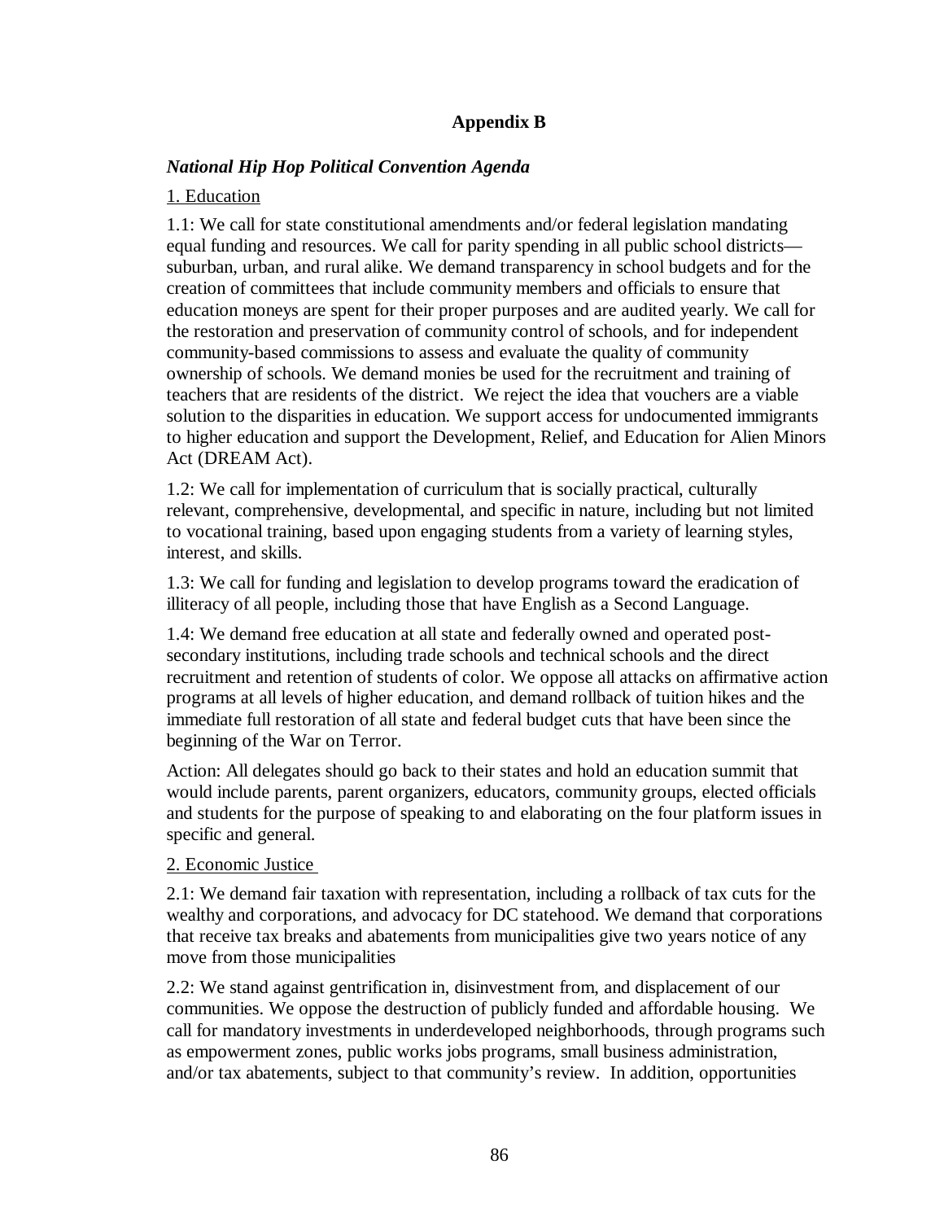## Appendix B

### *National Hip Hop Political Convention Agenda*

1. Education

1.1: We call for state constitutional amendments and/or federal legislation mandating equal funding and resources. We call for parity spending in all public school districts—suburban, urban, and rural alike. We demand transparency in school budgets and for the creation of committees that include community members and officials to ensure that education moneys are spent for their proper purposes and are audited yearly. We call for the restoration and preservation of community control of schools, and for independent community-based commissions to assess and evaluate the quality of community ownership of schools. We demand monies be used for the recruitment and training of teachers that are residents of the district. We reject the idea that vouchers are a viable solution to the disparities in education. We support access for undocumented immigrants to higher education and support the Development, Relief, and Education for Alien Minors Act (DREAM Act).

1.2: We call for implementation of curriculum that is socially practical, culturally relevant, comprehensive, developmental, and specific in nature, including but not limited to vocational training, based upon engaging students from a variety of learning styles, interest, and skills.

1.3: We call for funding and legislation to develop programs toward the eradication of illiteracy of all people, including those that have English as a Second Language.

1.4: We demand free education at all state and federally owned and operated post-secondary institutions, including trade schools and technical schools and the direct recruitment and retention of students of color. We oppose all attacks on affirmative action programs at all levels of higher education, and demand rollback of tuition hikes and the immediate full restoration of all state and federal budget cuts that have been since the beginning of the War on Terror.

Action: All delegates should go back to their states and hold an education summit that would include parents, parent organizers, educators, community groups, elected officials and students for the purpose of speaking to and elaborating on the four platform issues in specific and general.

2. Economic Justice

2.1: We demand fair taxation with representation, including a rollback of tax cuts for the wealthy and corporations, and advocacy for DC statehood. We demand that corporations that receive tax breaks and abatements from municipalities give two years notice of any move from those municipalities

2.2: We stand against gentrification in, disinvestment from, and displacement of our communities. We oppose the destruction of publicly funded and affordable housing. We call for mandatory investments in underdeveloped neighborhoods, through programs such as empowerment zones, public works jobs programs, small business administration, and/or tax abatements, subject to that community's review. In addition, opportunities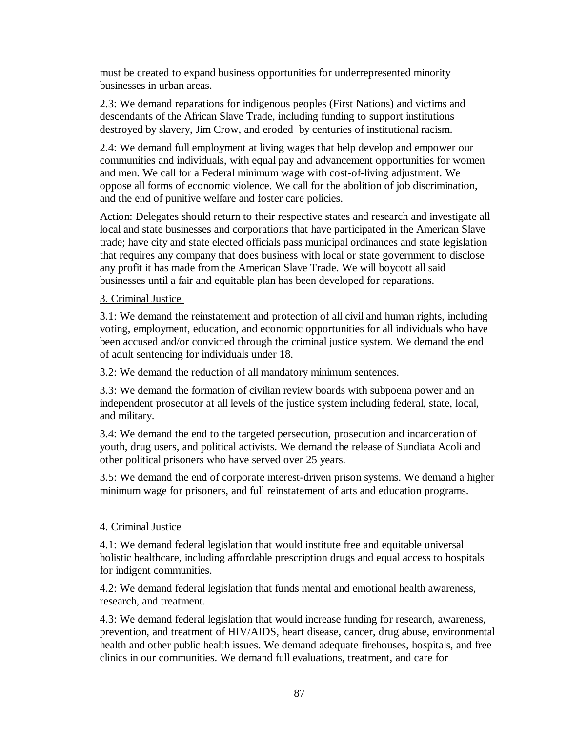must be created to expand business opportunities for underrepresented minority businesses in urban areas.

2.3: We demand reparations for indigenous peoples (First Nations) and victims and descendants of the African Slave Trade, including funding to support institutions destroyed by slavery, Jim Crow, and eroded by centuries of institutional racism.

2.4: We demand full employment at living wages that help develop and empower our communities and individuals, with equal pay and advancement opportunities for women and men. We call for a Federal minimum wage with cost-of-living adjustment. We oppose all forms of economic violence. We call for the abolition of job discrimination, and the end of punitive welfare and foster care policies.

Action: Delegates should return to their respective states and research and investigate all local and state businesses and corporations that have participated in the American Slave trade; have city and state elected officials pass municipal ordinances and state legislation that requires any company that does business with local or state government to disclose any profit it has made from the American Slave Trade. We will boycott all said businesses until a fair and equitable plan has been developed for reparations.

3. Criminal Justice

3.1: We demand the reinstatement and protection of all civil and human rights, including voting, employment, education, and economic opportunities for all individuals who have been accused and/or convicted through the criminal justice system. We demand the end of adult sentencing for individuals under 18.

3.2: We demand the reduction of all mandatory minimum sentences.

3.3: We demand the formation of civilian review boards with subpoena power and an independent prosecutor at all levels of the justice system including federal, state, local, and military.

3.4: We demand the end to the targeted persecution, prosecution and incarceration of youth, drug users, and political activists. We demand the release of Sundiata Acoli and other political prisoners who have served over 25 years.

3.5: We demand the end of corporate interest-driven prison systems. We demand a higher minimum wage for prisoners, and full reinstatement of arts and education programs.

4. Criminal Justice

4.1: We demand federal legislation that would institute free and equitable universal holistic healthcare, including affordable prescription drugs and equal access to hospitals for indigent communities.

4.2: We demand federal legislation that funds mental and emotional health awareness, research, and treatment.

4.3: We demand federal legislation that would increase funding for research, awareness, prevention, and treatment of HIV/AIDS, heart disease, cancer, drug abuse, environmental health and other public health issues. We demand adequate firehouses, hospitals, and free clinics in our communities. We demand full evaluations, treatment, and care for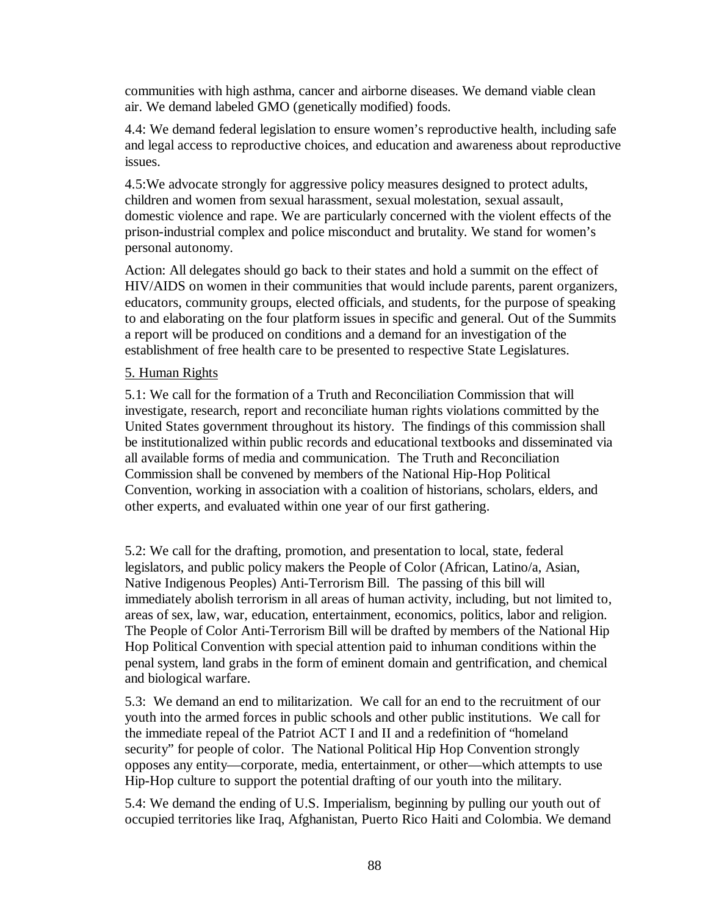communities with high asthma, cancer and airborne diseases. We demand viable clean air. We demand labeled GMO (genetically modified) foods.

4.4: We demand federal legislation to ensure women's reproductive health, including safe and legal access to reproductive choices, and education and awareness about reproductive issues.

4.5:We advocate strongly for aggressive policy measures designed to protect adults, children and women from sexual harassment, sexual molestation, sexual assault, domestic violence and rape. We are particularly concerned with the violent effects of the prison-industrial complex and police misconduct and brutality. We stand for women's personal autonomy.

Action: All delegates should go back to their states and hold a summit on the effect of HIV/AIDS on women in their communities that would include parents, parent organizers, educators, community groups, elected officials, and students, for the purpose of speaking to and elaborating on the four platform issues in specific and general. Out of the Summits a report will be produced on conditions and a demand for an investigation of the establishment of free health care to be presented to respective State Legislatures.

5. Human Rights

5.1: We call for the formation of a Truth and Reconciliation Commission that will investigate, research, report and reconciliate human rights violations committed by the United States government throughout its history. The findings of this commission shall be institutionalized within public records and educational textbooks and disseminated via all available forms of media and communication. The Truth and Reconciliation Commission shall be convened by members of the National Hip-Hop Political Convention, working in association with a coalition of historians, scholars, elders, and other experts, and evaluated within one year of our first gathering.

5.2: We call for the drafting, promotion, and presentation to local, state, federal legislators, and public policy makers the People of Color (African, Latino/a, Asian, Native Indigenous Peoples) Anti-Terrorism Bill. The passing of this bill will immediately abolish terrorism in all areas of human activity, including, but not limited to, areas of sex, law, war, education, entertainment, economics, politics, labor and religion. The People of Color Anti-Terrorism Bill will be drafted by members of the National Hip Hop Political Convention with special attention paid to inhuman conditions within the penal system, land grabs in the form of eminent domain and gentrification, and chemical and biological warfare.

5.3: We demand an end to militarization. We call for an end to the recruitment of our youth into the armed forces in public schools and other public institutions. We call for the immediate repeal of the Patriot ACT I and II and a redefinition of "homeland security" for people of color. The National Political Hip Hop Convention strongly opposes any entity—corporate, media, entertainment, or other—which attempts to use Hip-Hop culture to support the potential drafting of our youth into the military.

5.4: We demand the ending of U.S. Imperialism, beginning by pulling our youth out of occupied territories like Iraq, Afghanistan, Puerto Rico Haiti and Colombia. We demand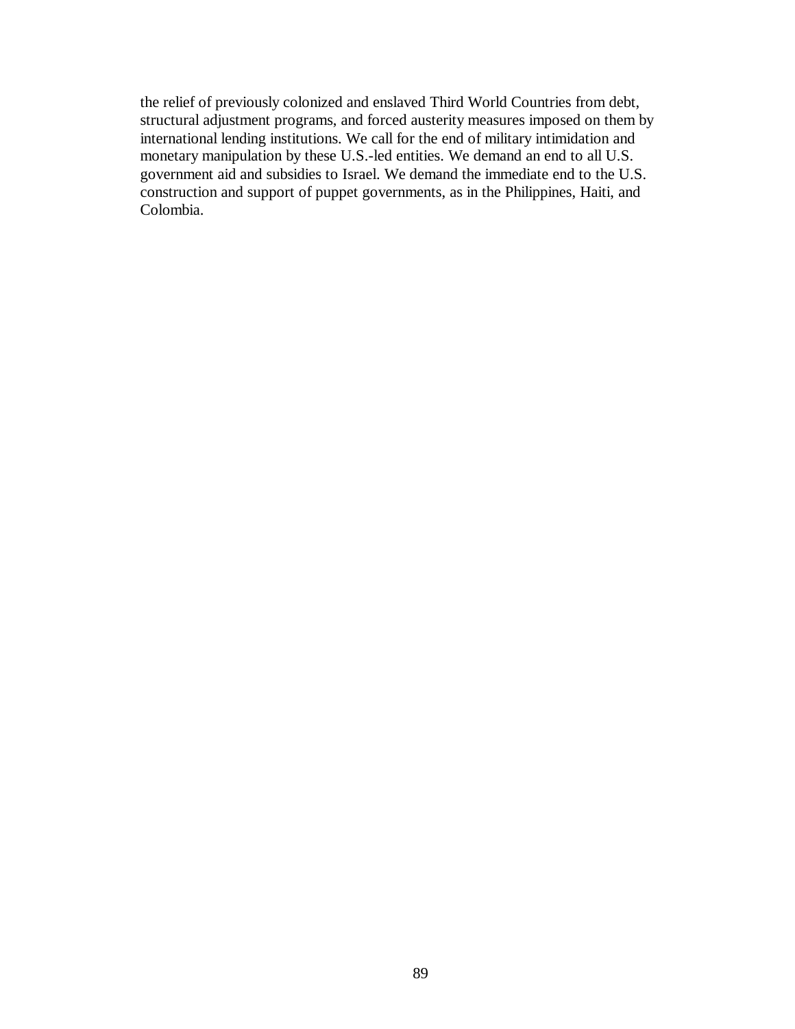the relief of previously colonized and enslaved Third World Countries from debt, structural adjustment programs, and forced austerity measures imposed on them by international lending institutions. We call for the end of military intimidation and monetary manipulation by these U.S.-led entities. We demand an end to all U.S. government aid and subsidies to Israel. We demand the immediate end to the U.S. construction and support of puppet governments, as in the Philippines, Haiti, and Colombia.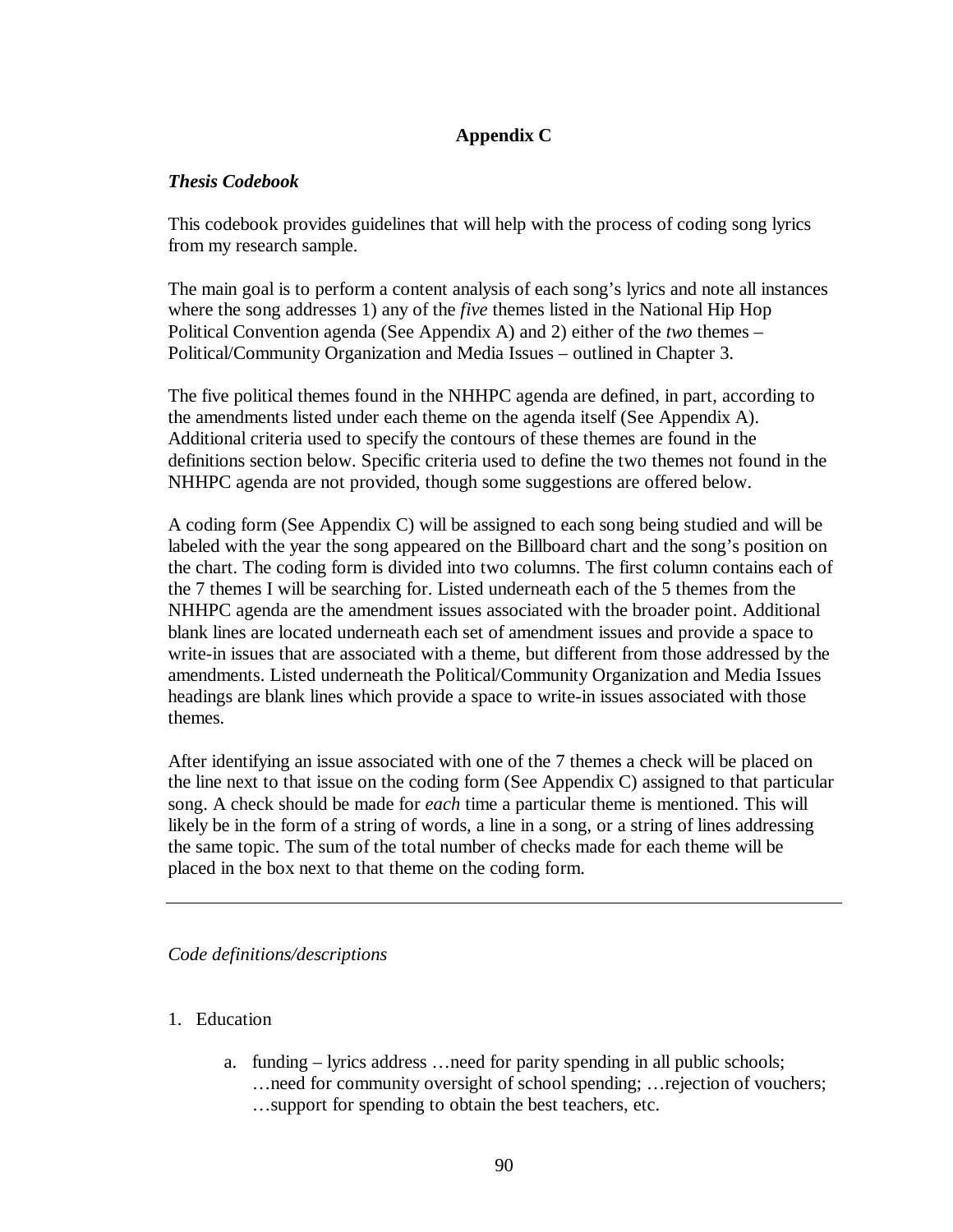## Appendix C

***Thesis Codebook***

This codebook provides guidelines that will help with the process of coding song lyrics from my research sample.

The main goal is to perform a content analysis of each song's lyrics and note all instances where the song addresses 1) any of the *five* themes listed in the National Hip Hop Political Convention agenda (See Appendix A) and 2) either of the *two* themes – Political/Community Organization and Media Issues – outlined in Chapter 3.

The five political themes found in the NHHPC agenda are defined, in part, according to the amendments listed under each theme on the agenda itself (See Appendix A). Additional criteria used to specify the contours of these themes are found in the definitions section below. Specific criteria used to define the two themes not found in the NHHPC agenda are not provided, though some suggestions are offered below.

A coding form (See Appendix C) will be assigned to each song being studied and will be labeled with the year the song appeared on the Billboard chart and the song's position on the chart. The coding form is divided into two columns. The first column contains each of the 7 themes I will be searching for. Listed underneath each of the 5 themes from the NHHPC agenda are the amendment issues associated with the broader point. Additional blank lines are located underneath each set of amendment issues and provide a space to write-in issues that are associated with a theme, but different from those addressed by the amendments. Listed underneath the Political/Community Organization and Media Issues headings are blank lines which provide a space to write-in issues associated with those themes.

After identifying an issue associated with one of the 7 themes a check will be placed on the line next to that issue on the coding form (See Appendix C) assigned to that particular song. A check should be made for *each* time a particular theme is mentioned. This will likely be in the form of a string of words, a line in a song, or a string of lines addressing the same topic. The sum of the total number of checks made for each theme will be placed in the box next to that theme on the coding form.

---

*Code definitions/descriptions*

1. Education

    a. funding – lyrics address …need for parity spending in all public schools; …need for community oversight of school spending; …rejection of vouchers; …support for spending to obtain the best teachers, etc.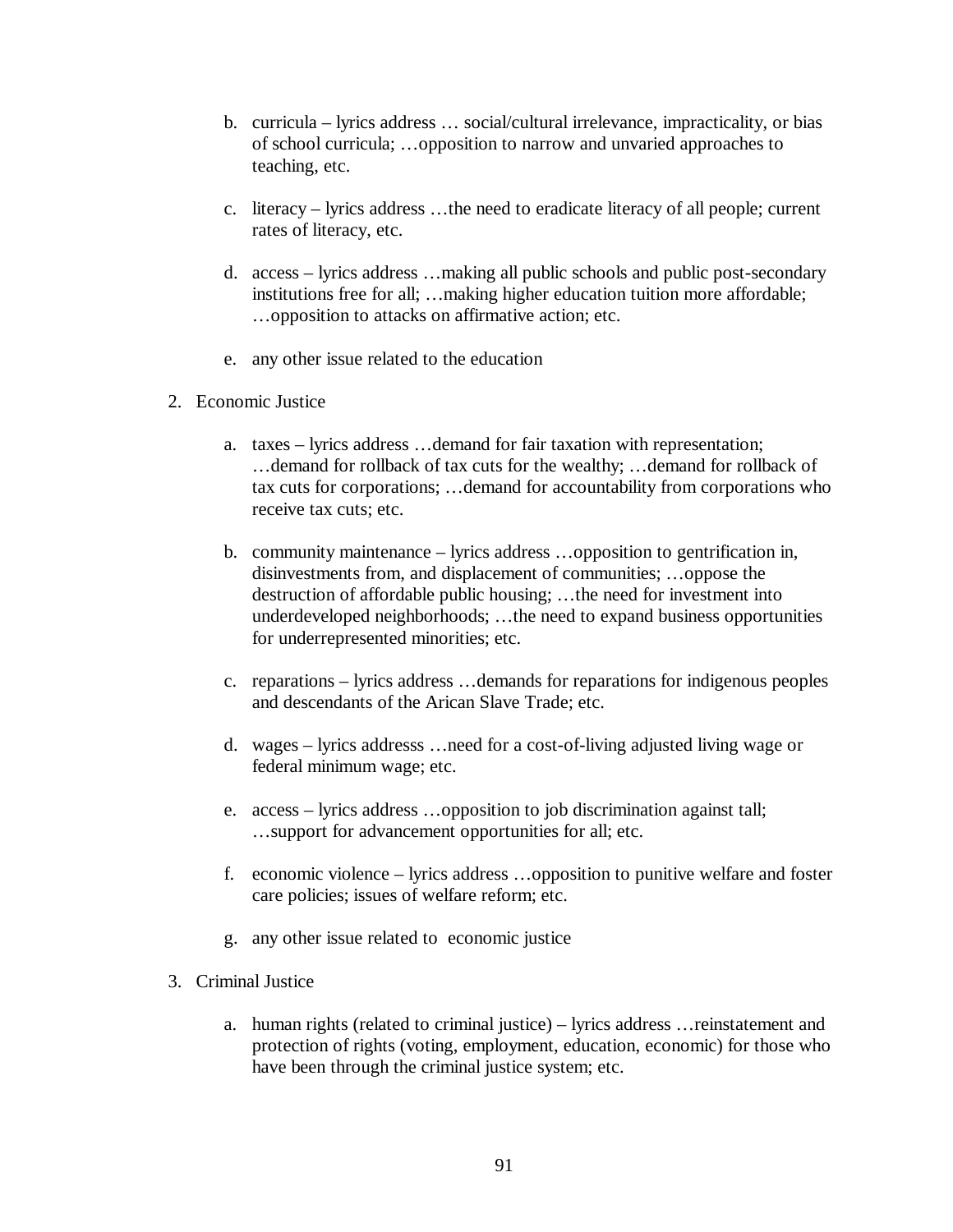b. curricula – lyrics address … social/cultural irrelevance, impracticality, or bias of school curricula; …opposition to narrow and unvaried approaches to teaching, etc.

c. literacy – lyrics address …the need to eradicate literacy of all people; current rates of literacy, etc.

d. access – lyrics address …making all public schools and public post-secondary institutions free for all; …making higher education tuition more affordable; …opposition to attacks on affirmative action; etc.

e. any other issue related to the education

2. Economic Justice

   a. taxes – lyrics address …demand for fair taxation with representation; …demand for rollback of tax cuts for the wealthy; …demand for rollback of tax cuts for corporations; …demand for accountability from corporations who receive tax cuts; etc.

   b. community maintenance – lyrics address …opposition to gentrification in, disinvestments from, and displacement of communities; …oppose the destruction of affordable public housing; …the need for investment into underdeveloped neighborhoods; …the need to expand business opportunities for underrepresented minorities; etc.

   c. reparations – lyrics address …demands for reparations for indigenous peoples and descendants of the Arican Slave Trade; etc.

   d. wages – lyrics addresss …need for a cost-of-living adjusted living wage or federal minimum wage; etc.

   e. access – lyrics address …opposition to job discrimination against tall; …support for advancement opportunities for all; etc.

   f. economic violence – lyrics address …opposition to punitive welfare and foster care policies; issues of welfare reform; etc.

   g. any other issue related to economic justice

3. Criminal Justice

   a. human rights (related to criminal justice) – lyrics address …reinstatement and protection of rights (voting, employment, education, economic) for those who have been through the criminal justice system; etc.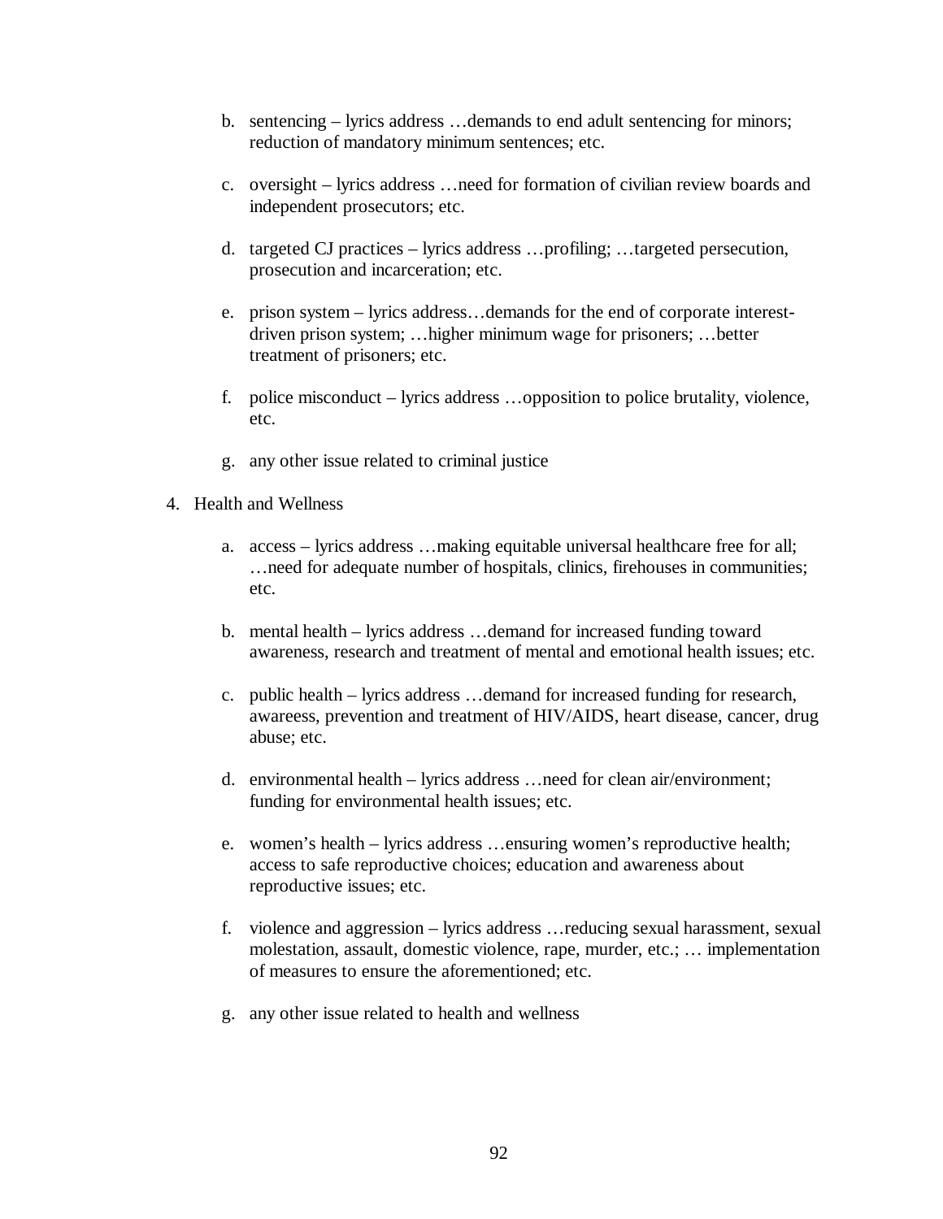b. sentencing – lyrics address …demands to end adult sentencing for minors; reduction of mandatory minimum sentences; etc.

c. oversight – lyrics address …need for formation of civilian review boards and independent prosecutors; etc.

d. targeted CJ practices – lyrics address …profiling; …targeted persecution, prosecution and incarceration; etc.

e. prison system – lyrics address…demands for the end of corporate interest-driven prison system; …higher minimum wage for prisoners; …better treatment of prisoners; etc.

f. police misconduct – lyrics address …opposition to police brutality, violence, etc.

g. any other issue related to criminal justice

4. Health and Wellness

   a. access – lyrics address …making equitable universal healthcare free for all; …need for adequate number of hospitals, clinics, firehouses in communities; etc.

   b. mental health – lyrics address …demand for increased funding toward awareness, research and treatment of mental and emotional health issues; etc.

   c. public health – lyrics address …demand for increased funding for research, awareess, prevention and treatment of HIV/AIDS, heart disease, cancer, drug abuse; etc.

   d. environmental health – lyrics address …need for clean air/environment; funding for environmental health issues; etc.

   e. women's health – lyrics address …ensuring women's reproductive health; access to safe reproductive choices; education and awareness about reproductive issues; etc.

   f. violence and aggression – lyrics address …reducing sexual harassment, sexual molestation, assault, domestic violence, rape, murder, etc.; … implementation of measures to ensure the aforementioned; etc.

   g. any other issue related to health and wellness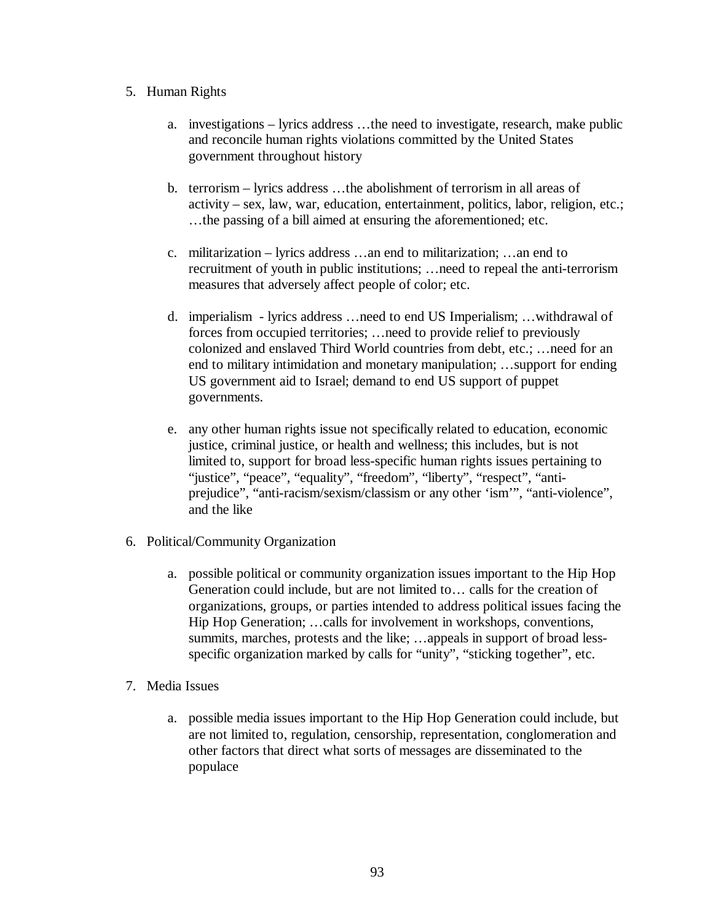5. Human Rights

    a. investigations – lyrics address …the need to investigate, research, make public and reconcile human rights violations committed by the United States government throughout history

    b. terrorism – lyrics address …the abolishment of terrorism in all areas of activity – sex, law, war, education, entertainment, politics, labor, religion, etc.; …the passing of a bill aimed at ensuring the aforementioned; etc.

    c. militarization – lyrics address …an end to militarization; …an end to recruitment of youth in public institutions; …need to repeal the anti-terrorism measures that adversely affect people of color; etc.

    d. imperialism - lyrics address …need to end US Imperialism; …withdrawal of forces from occupied territories; …need to provide relief to previously colonized and enslaved Third World countries from debt, etc.; …need for an end to military intimidation and monetary manipulation; …support for ending US government aid to Israel; demand to end US support of puppet governments.

    e. any other human rights issue not specifically related to education, economic justice, criminal justice, or health and wellness; this includes, but is not limited to, support for broad less-specific human rights issues pertaining to "justice", "peace", "equality", "freedom", "liberty", "respect", "anti-prejudice", "anti-racism/sexism/classism or any other 'ism'", "anti-violence", and the like

6. Political/Community Organization

    a. possible political or community organization issues important to the Hip Hop Generation could include, but are not limited to… calls for the creation of organizations, groups, or parties intended to address political issues facing the Hip Hop Generation; …calls for involvement in workshops, conventions, summits, marches, protests and the like; …appeals in support of broad less-specific organization marked by calls for "unity", "sticking together", etc.

7. Media Issues

    a. possible media issues important to the Hip Hop Generation could include, but are not limited to, regulation, censorship, representation, conglomeration and other factors that direct what sorts of messages are disseminated to the populace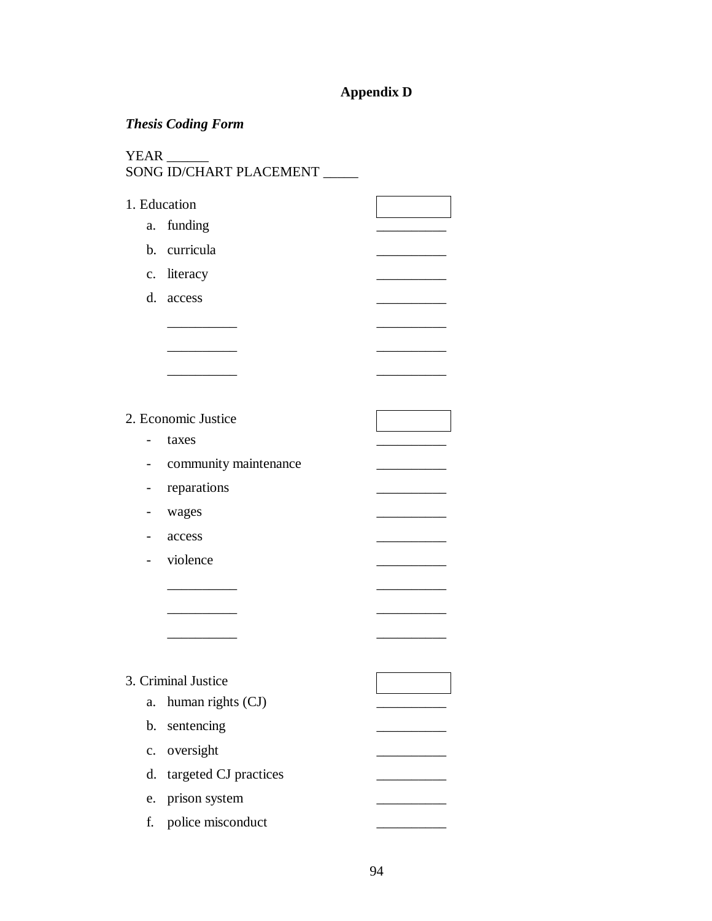## Appendix D

***Thesis Coding Form***

YEAR ______
SONG ID/CHART PLACEMENT _____

1. Education [ ]
   a. funding __________
   b. curricula __________
   c. literacy __________
   d. access __________
   __________ __________
   __________ __________
   __________ __________

2. Economic Justice [ ]
   - taxes __________
   - community maintenance __________
   - reparations __________
   - wages __________
   - access __________
   - violence __________
   __________ __________
   __________ __________
   __________ __________

3. Criminal Justice [ ]
   a. human rights (CJ) __________
   b. sentencing __________
   c. oversight __________
   d. targeted CJ practices __________
   e. prison system __________
   f. police misconduct __________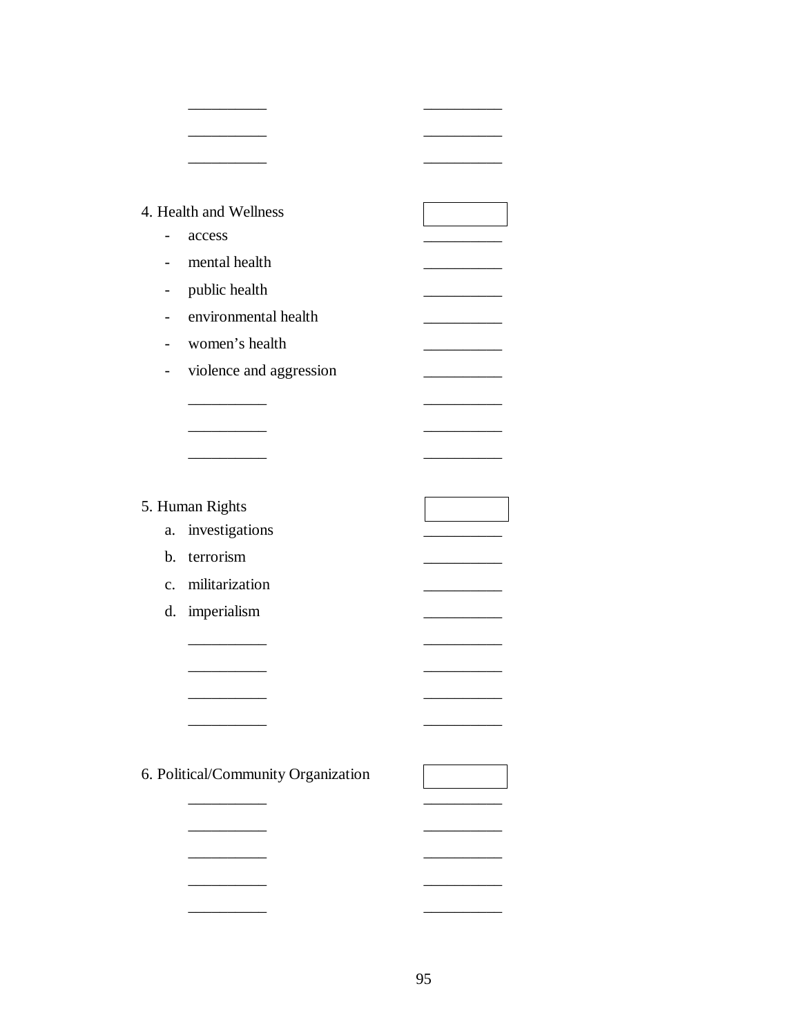__________ __________

__________ __________

__________ __________

4. Health and Wellness [    ]

- access __________
- mental health __________
- public health __________
- environmental health __________
- women's health __________
- violence and aggression __________

__________ __________

__________ __________

__________ __________

5. Human Rights [    ]

a. investigations __________
b. terrorism __________
c. militarization __________
d. imperialism __________

__________ __________

__________ __________

__________ __________

__________ __________

6. Political/Community Organization [    ]

__________ __________

__________ __________

__________ __________

__________ __________

__________ __________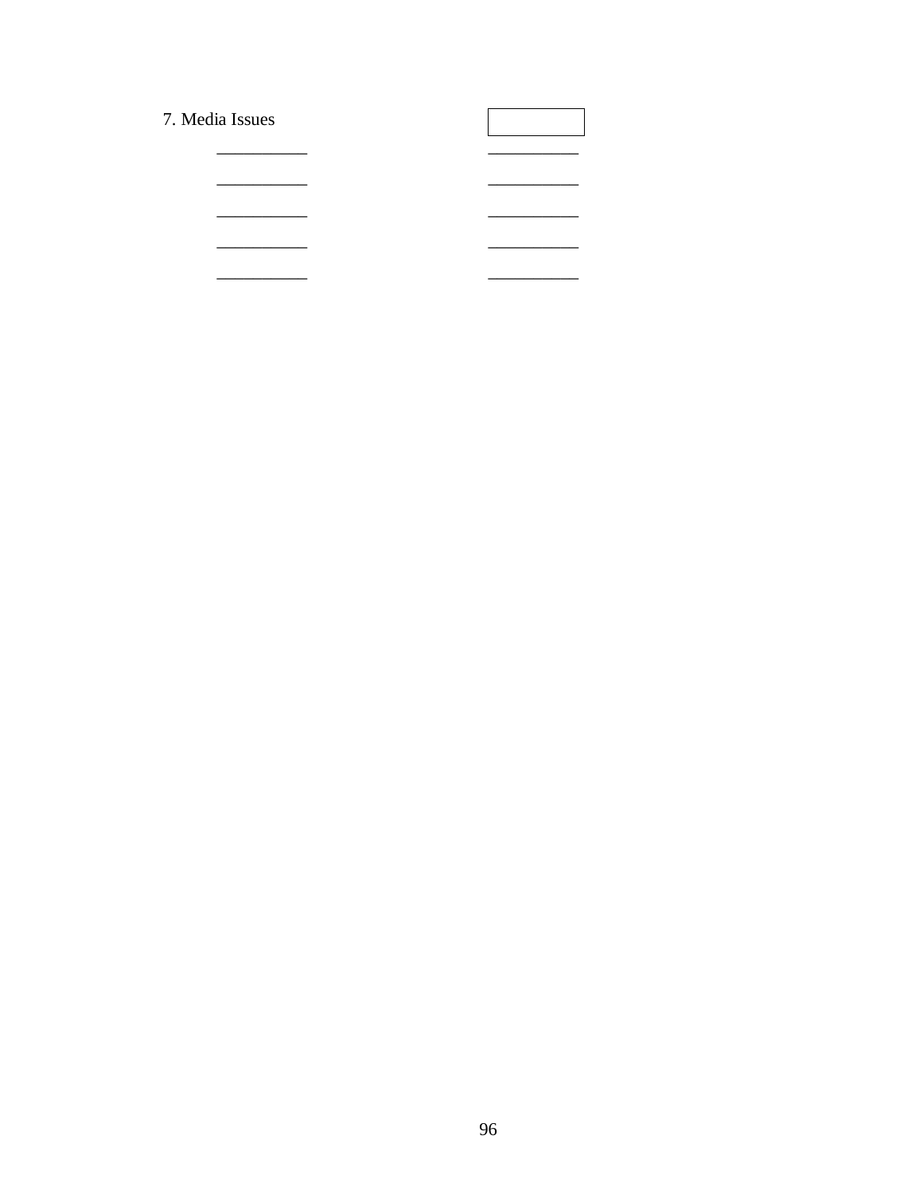7. Media Issues

| | |
|---|---|
| __________ | __________ |
| __________ | __________ |
| __________ | __________ |
| __________ | __________ |
| __________ | __________ |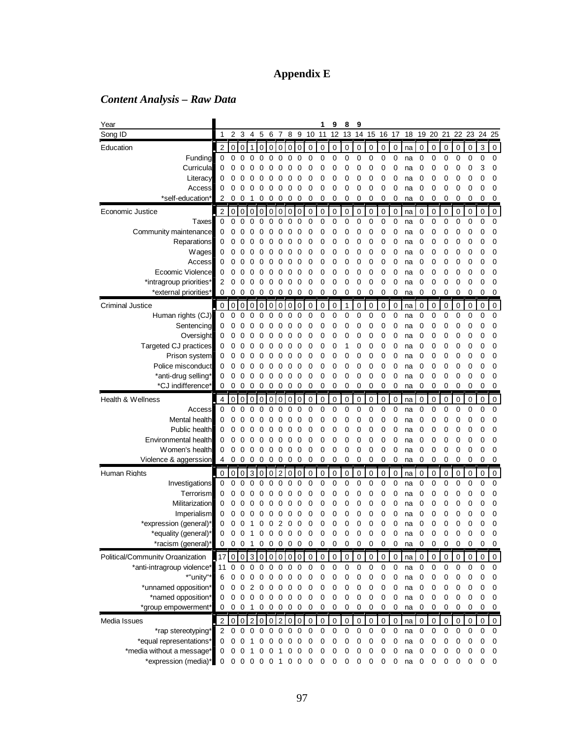# Appendix E

## *Content Analysis – Raw Data*

| Year | | | | | | | | | | | 1 | 9 | 8 | 9 | | | | | | | | | | | |
|---|---|---|---|---|---|---|---|---|---|---|---|---|---|---|---|---|---|---|---|---|---|---|---|---|---|
| Song ID | 1 | 2 | 3 | 4 | 5 | 6 | 7 | 8 | 9 | 10 | 11 | 12 | 13 | 14 | 15 | 16 | 17 | 18 | 19 | 20 | 21 | 22 | 23 | 24 | 25 |
| Education | 2 | 0 | 0 | 1 | 0 | 0 | 0 | 0 | 0 | 0 | 0 | 0 | 0 | 0 | 0 | 0 | 0 | na | 0 | 0 | 0 | 0 | 0 | 3 | 0 |
| Funding | 0 | 0 | 0 | 0 | 0 | 0 | 0 | 0 | 0 | 0 | 0 | 0 | 0 | 0 | 0 | 0 | 0 | na | 0 | 0 | 0 | 0 | 0 | 0 | 0 |
| Curricula | 0 | 0 | 0 | 0 | 0 | 0 | 0 | 0 | 0 | 0 | 0 | 0 | 0 | 0 | 0 | 0 | 0 | na | 0 | 0 | 0 | 0 | 0 | 3 | 0 |
| Literacy | 0 | 0 | 0 | 0 | 0 | 0 | 0 | 0 | 0 | 0 | 0 | 0 | 0 | 0 | 0 | 0 | 0 | na | 0 | 0 | 0 | 0 | 0 | 0 | 0 |
| Access | 0 | 0 | 0 | 0 | 0 | 0 | 0 | 0 | 0 | 0 | 0 | 0 | 0 | 0 | 0 | 0 | 0 | na | 0 | 0 | 0 | 0 | 0 | 0 | 0 |
| *self-education* | 2 | 0 | 0 | 1 | 0 | 0 | 0 | 0 | 0 | 0 | 0 | 0 | 0 | 0 | 0 | 0 | 0 | na | 0 | 0 | 0 | 0 | 0 | 0 | 0 |
| Economic Justice | 2 | 0 | 0 | 0 | 0 | 0 | 0 | 0 | 0 | 0 | 0 | 0 | 0 | 0 | 0 | 0 | 0 | na | 0 | 0 | 0 | 0 | 0 | 0 | 0 |
| Taxes | 0 | 0 | 0 | 0 | 0 | 0 | 0 | 0 | 0 | 0 | 0 | 0 | 0 | 0 | 0 | 0 | 0 | na | 0 | 0 | 0 | 0 | 0 | 0 | 0 |
| Community maintenance | 0 | 0 | 0 | 0 | 0 | 0 | 0 | 0 | 0 | 0 | 0 | 0 | 0 | 0 | 0 | 0 | 0 | na | 0 | 0 | 0 | 0 | 0 | 0 | 0 |
| Reparations | 0 | 0 | 0 | 0 | 0 | 0 | 0 | 0 | 0 | 0 | 0 | 0 | 0 | 0 | 0 | 0 | 0 | na | 0 | 0 | 0 | 0 | 0 | 0 | 0 |
| Wages | 0 | 0 | 0 | 0 | 0 | 0 | 0 | 0 | 0 | 0 | 0 | 0 | 0 | 0 | 0 | 0 | 0 | na | 0 | 0 | 0 | 0 | 0 | 0 | 0 |
| Access | 0 | 0 | 0 | 0 | 0 | 0 | 0 | 0 | 0 | 0 | 0 | 0 | 0 | 0 | 0 | 0 | 0 | na | 0 | 0 | 0 | 0 | 0 | 0 | 0 |
| Ecoomic Violence | 0 | 0 | 0 | 0 | 0 | 0 | 0 | 0 | 0 | 0 | 0 | 0 | 0 | 0 | 0 | 0 | 0 | na | 0 | 0 | 0 | 0 | 0 | 0 | 0 |
| *intragroup priorities* | 2 | 0 | 0 | 0 | 0 | 0 | 0 | 0 | 0 | 0 | 0 | 0 | 0 | 0 | 0 | 0 | 0 | na | 0 | 0 | 0 | 0 | 0 | 0 | 0 |
| *external priorities* | 0 | 0 | 0 | 0 | 0 | 0 | 0 | 0 | 0 | 0 | 0 | 0 | 0 | 0 | 0 | 0 | 0 | na | 0 | 0 | 0 | 0 | 0 | 0 | 0 |
| Criminal Justice | 0 | 0 | 0 | 0 | 0 | 0 | 0 | 0 | 0 | 0 | 0 | 0 | 1 | 0 | 0 | 0 | 0 | na | 0 | 0 | 0 | 0 | 0 | 0 | 0 |
| Human rights (CJ) | 0 | 0 | 0 | 0 | 0 | 0 | 0 | 0 | 0 | 0 | 0 | 0 | 0 | 0 | 0 | 0 | 0 | na | 0 | 0 | 0 | 0 | 0 | 0 | 0 |
| Sentencing | 0 | 0 | 0 | 0 | 0 | 0 | 0 | 0 | 0 | 0 | 0 | 0 | 0 | 0 | 0 | 0 | 0 | na | 0 | 0 | 0 | 0 | 0 | 0 | 0 |
| Oversight | 0 | 0 | 0 | 0 | 0 | 0 | 0 | 0 | 0 | 0 | 0 | 0 | 0 | 0 | 0 | 0 | 0 | na | 0 | 0 | 0 | 0 | 0 | 0 | 0 |
| Targeted CJ practices | 0 | 0 | 0 | 0 | 0 | 0 | 0 | 0 | 0 | 0 | 0 | 0 | 1 | 0 | 0 | 0 | 0 | na | 0 | 0 | 0 | 0 | 0 | 0 | 0 |
| Prison system | 0 | 0 | 0 | 0 | 0 | 0 | 0 | 0 | 0 | 0 | 0 | 0 | 0 | 0 | 0 | 0 | 0 | na | 0 | 0 | 0 | 0 | 0 | 0 | 0 |
| Police misconduct | 0 | 0 | 0 | 0 | 0 | 0 | 0 | 0 | 0 | 0 | 0 | 0 | 0 | 0 | 0 | 0 | 0 | na | 0 | 0 | 0 | 0 | 0 | 0 | 0 |
| *anti-drug selling* | 0 | 0 | 0 | 0 | 0 | 0 | 0 | 0 | 0 | 0 | 0 | 0 | 0 | 0 | 0 | 0 | 0 | na | 0 | 0 | 0 | 0 | 0 | 0 | 0 |
| *CJ indifference* | 0 | 0 | 0 | 0 | 0 | 0 | 0 | 0 | 0 | 0 | 0 | 0 | 0 | 0 | 0 | 0 | 0 | na | 0 | 0 | 0 | 0 | 0 | 0 | 0 |
| Health & Wellness | 4 | 0 | 0 | 0 | 0 | 0 | 0 | 0 | 0 | 0 | 0 | 0 | 0 | 0 | 0 | 0 | 0 | na | 0 | 0 | 0 | 0 | 0 | 0 | 0 |
| Access | 0 | 0 | 0 | 0 | 0 | 0 | 0 | 0 | 0 | 0 | 0 | 0 | 0 | 0 | 0 | 0 | 0 | na | 0 | 0 | 0 | 0 | 0 | 0 | 0 |
| Mental health | 0 | 0 | 0 | 0 | 0 | 0 | 0 | 0 | 0 | 0 | 0 | 0 | 0 | 0 | 0 | 0 | 0 | na | 0 | 0 | 0 | 0 | 0 | 0 | 0 |
| Public health | 0 | 0 | 0 | 0 | 0 | 0 | 0 | 0 | 0 | 0 | 0 | 0 | 0 | 0 | 0 | 0 | 0 | na | 0 | 0 | 0 | 0 | 0 | 0 | 0 |
| Environmental health | 0 | 0 | 0 | 0 | 0 | 0 | 0 | 0 | 0 | 0 | 0 | 0 | 0 | 0 | 0 | 0 | 0 | na | 0 | 0 | 0 | 0 | 0 | 0 | 0 |
| Women's health | 0 | 0 | 0 | 0 | 0 | 0 | 0 | 0 | 0 | 0 | 0 | 0 | 0 | 0 | 0 | 0 | 0 | na | 0 | 0 | 0 | 0 | 0 | 0 | 0 |
| Violence & aggerssion | 4 | 0 | 0 | 0 | 0 | 0 | 0 | 0 | 0 | 0 | 0 | 0 | 0 | 0 | 0 | 0 | 0 | na | 0 | 0 | 0 | 0 | 0 | 0 | 0 |
| Human Rights | 0 | 0 | 0 | 3 | 0 | 0 | 2 | 0 | 0 | 0 | 0 | 0 | 0 | 0 | 0 | 0 | 0 | na | 0 | 0 | 0 | 0 | 0 | 0 | 0 |
| Investigations | 0 | 0 | 0 | 0 | 0 | 0 | 0 | 0 | 0 | 0 | 0 | 0 | 0 | 0 | 0 | 0 | 0 | na | 0 | 0 | 0 | 0 | 0 | 0 | 0 |
| Terrorism | 0 | 0 | 0 | 0 | 0 | 0 | 0 | 0 | 0 | 0 | 0 | 0 | 0 | 0 | 0 | 0 | 0 | na | 0 | 0 | 0 | 0 | 0 | 0 | 0 |
| Militarization | 0 | 0 | 0 | 0 | 0 | 0 | 0 | 0 | 0 | 0 | 0 | 0 | 0 | 0 | 0 | 0 | 0 | na | 0 | 0 | 0 | 0 | 0 | 0 | 0 |
| Imperialism | 0 | 0 | 0 | 0 | 0 | 0 | 0 | 0 | 0 | 0 | 0 | 0 | 0 | 0 | 0 | 0 | 0 | na | 0 | 0 | 0 | 0 | 0 | 0 | 0 |
| *expression (general)* | 0 | 0 | 0 | 1 | 0 | 0 | 2 | 0 | 0 | 0 | 0 | 0 | 0 | 0 | 0 | 0 | 0 | na | 0 | 0 | 0 | 0 | 0 | 0 | 0 |
| *equality (general)* | 0 | 0 | 0 | 1 | 0 | 0 | 0 | 0 | 0 | 0 | 0 | 0 | 0 | 0 | 0 | 0 | 0 | na | 0 | 0 | 0 | 0 | 0 | 0 | 0 |
| *racism (general)* | 0 | 0 | 0 | 1 | 0 | 0 | 0 | 0 | 0 | 0 | 0 | 0 | 0 | 0 | 0 | 0 | 0 | na | 0 | 0 | 0 | 0 | 0 | 0 | 0 |
| Political/Community Organization | 17 | 0 | 0 | 3 | 0 | 0 | 0 | 0 | 0 | 0 | 0 | 0 | 0 | 0 | 0 | 0 | 0 | na | 0 | 0 | 0 | 0 | 0 | 0 | 0 |
| *anti-intragroup violence* | 11 | 0 | 0 | 0 | 0 | 0 | 0 | 0 | 0 | 0 | 0 | 0 | 0 | 0 | 0 | 0 | 0 | na | 0 | 0 | 0 | 0 | 0 | 0 | 0 |
| *"unity"* | 6 | 0 | 0 | 0 | 0 | 0 | 0 | 0 | 0 | 0 | 0 | 0 | 0 | 0 | 0 | 0 | 0 | na | 0 | 0 | 0 | 0 | 0 | 0 | 0 |
| *unnamed opposition* | 0 | 0 | 0 | 2 | 0 | 0 | 0 | 0 | 0 | 0 | 0 | 0 | 0 | 0 | 0 | 0 | 0 | na | 0 | 0 | 0 | 0 | 0 | 0 | 0 |
| *named opposition* | 0 | 0 | 0 | 0 | 0 | 0 | 0 | 0 | 0 | 0 | 0 | 0 | 0 | 0 | 0 | 0 | 0 | na | 0 | 0 | 0 | 0 | 0 | 0 | 0 |
| *group empowerment* | 0 | 0 | 0 | 1 | 0 | 0 | 0 | 0 | 0 | 0 | 0 | 0 | 0 | 0 | 0 | 0 | 0 | na | 0 | 0 | 0 | 0 | 0 | 0 | 0 |
| Media Issues | 2 | 0 | 0 | 2 | 0 | 0 | 2 | 0 | 0 | 0 | 0 | 0 | 0 | 0 | 0 | 0 | 0 | na | 0 | 0 | 0 | 0 | 0 | 0 | 0 |
| *rap stereotyping* | 2 | 0 | 0 | 0 | 0 | 0 | 0 | 0 | 0 | 0 | 0 | 0 | 0 | 0 | 0 | 0 | 0 | na | 0 | 0 | 0 | 0 | 0 | 0 | 0 |
| *equal representations* | 0 | 0 | 0 | 1 | 0 | 0 | 0 | 0 | 0 | 0 | 0 | 0 | 0 | 0 | 0 | 0 | 0 | na | 0 | 0 | 0 | 0 | 0 | 0 | 0 |
| *media without a message* | 0 | 0 | 0 | 1 | 0 | 0 | 1 | 0 | 0 | 0 | 0 | 0 | 0 | 0 | 0 | 0 | 0 | na | 0 | 0 | 0 | 0 | 0 | 0 | 0 |
| *expression (media)* | 0 | 0 | 0 | 0 | 0 | 0 | 1 | 0 | 0 | 0 | 0 | 0 | 0 | 0 | 0 | 0 | 0 | na | 0 | 0 | 0 | 0 | 0 | 0 | 0 |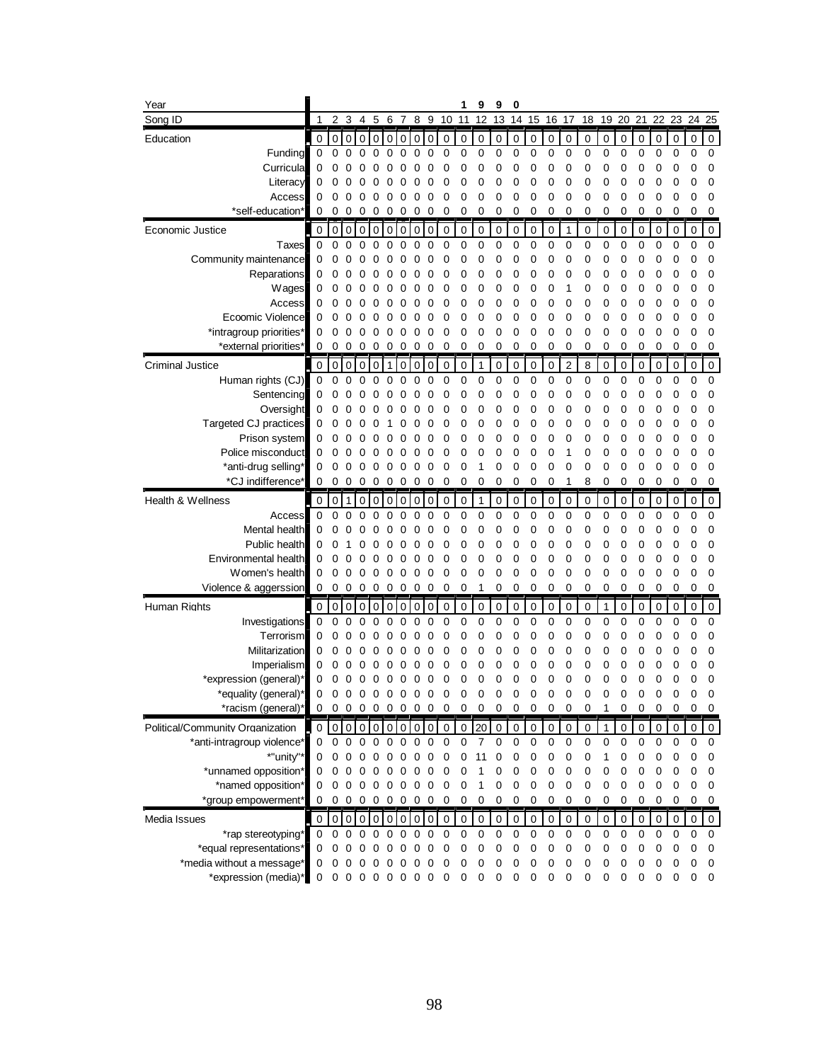| Year | 1990 | | | | | | | | | | | | | | | | | | | | | | | | |
|---|---|---|---|---|---|---|---|---|---|---|---|---|---|---|---|---|---|---|---|---|---|---|---|---|---|
| Song ID | 1 | 2 | 3 | 4 | 5 | 6 | 7 | 8 | 9 | 10 | 11 | 12 | 13 | 14 | 15 | 16 | 17 | 18 | 19 | 20 | 21 | 22 | 23 | 24 | 25 |
| Education | 0 | 0 | 0 | 0 | 0 | 0 | 0 | 0 | 0 | 0 | 0 | 0 | 0 | 0 | 0 | 0 | 0 | 0 | 0 | 0 | 0 | 0 | 0 | 0 | 0 |
| Funding | 0 | 0 | 0 | 0 | 0 | 0 | 0 | 0 | 0 | 0 | 0 | 0 | 0 | 0 | 0 | 0 | 0 | 0 | 0 | 0 | 0 | 0 | 0 | 0 | 0 |
| Curricula | 0 | 0 | 0 | 0 | 0 | 0 | 0 | 0 | 0 | 0 | 0 | 0 | 0 | 0 | 0 | 0 | 0 | 0 | 0 | 0 | 0 | 0 | 0 | 0 | 0 |
| Literacy | 0 | 0 | 0 | 0 | 0 | 0 | 0 | 0 | 0 | 0 | 0 | 0 | 0 | 0 | 0 | 0 | 0 | 0 | 0 | 0 | 0 | 0 | 0 | 0 | 0 |
| Access | 0 | 0 | 0 | 0 | 0 | 0 | 0 | 0 | 0 | 0 | 0 | 0 | 0 | 0 | 0 | 0 | 0 | 0 | 0 | 0 | 0 | 0 | 0 | 0 | 0 |
| *self-education* | 0 | 0 | 0 | 0 | 0 | 0 | 0 | 0 | 0 | 0 | 0 | 0 | 0 | 0 | 0 | 0 | 0 | 0 | 0 | 0 | 0 | 0 | 0 | 0 | 0 |
| Economic Justice | 0 | 0 | 0 | 0 | 0 | 0 | 0 | 0 | 0 | 0 | 0 | 0 | 0 | 0 | 0 | 0 | 1 | 0 | 0 | 0 | 0 | 0 | 0 | 0 | 0 |
| Taxes | 0 | 0 | 0 | 0 | 0 | 0 | 0 | 0 | 0 | 0 | 0 | 0 | 0 | 0 | 0 | 0 | 0 | 0 | 0 | 0 | 0 | 0 | 0 | 0 | 0 |
| Community maintenance | 0 | 0 | 0 | 0 | 0 | 0 | 0 | 0 | 0 | 0 | 0 | 0 | 0 | 0 | 0 | 0 | 0 | 0 | 0 | 0 | 0 | 0 | 0 | 0 | 0 |
| Reparations | 0 | 0 | 0 | 0 | 0 | 0 | 0 | 0 | 0 | 0 | 0 | 0 | 0 | 0 | 0 | 0 | 0 | 0 | 0 | 0 | 0 | 0 | 0 | 0 | 0 |
| Wages | 0 | 0 | 0 | 0 | 0 | 0 | 0 | 0 | 0 | 0 | 0 | 0 | 0 | 0 | 0 | 0 | 1 | 0 | 0 | 0 | 0 | 0 | 0 | 0 | 0 |
| Access | 0 | 0 | 0 | 0 | 0 | 0 | 0 | 0 | 0 | 0 | 0 | 0 | 0 | 0 | 0 | 0 | 0 | 0 | 0 | 0 | 0 | 0 | 0 | 0 | 0 |
| Ecoomic Violence | 0 | 0 | 0 | 0 | 0 | 0 | 0 | 0 | 0 | 0 | 0 | 0 | 0 | 0 | 0 | 0 | 0 | 0 | 0 | 0 | 0 | 0 | 0 | 0 | 0 |
| *intragroup priorities* | 0 | 0 | 0 | 0 | 0 | 0 | 0 | 0 | 0 | 0 | 0 | 0 | 0 | 0 | 0 | 0 | 0 | 0 | 0 | 0 | 0 | 0 | 0 | 0 | 0 |
| *external priorities* | 0 | 0 | 0 | 0 | 0 | 0 | 0 | 0 | 0 | 0 | 0 | 0 | 0 | 0 | 0 | 0 | 0 | 0 | 0 | 0 | 0 | 0 | 0 | 0 | 0 |
| Criminal Justice | 0 | 0 | 0 | 0 | 0 | 1 | 0 | 0 | 0 | 0 | 0 | 1 | 0 | 0 | 0 | 0 | 2 | 8 | 0 | 0 | 0 | 0 | 0 | 0 | 0 |
| Human rights (CJ) | 0 | 0 | 0 | 0 | 0 | 0 | 0 | 0 | 0 | 0 | 0 | 0 | 0 | 0 | 0 | 0 | 0 | 0 | 0 | 0 | 0 | 0 | 0 | 0 | 0 |
| Sentencing | 0 | 0 | 0 | 0 | 0 | 0 | 0 | 0 | 0 | 0 | 0 | 0 | 0 | 0 | 0 | 0 | 0 | 0 | 0 | 0 | 0 | 0 | 0 | 0 | 0 |
| Oversight | 0 | 0 | 0 | 0 | 0 | 0 | 0 | 0 | 0 | 0 | 0 | 0 | 0 | 0 | 0 | 0 | 0 | 0 | 0 | 0 | 0 | 0 | 0 | 0 | 0 |
| Targeted CJ practices | 0 | 0 | 0 | 0 | 0 | 1 | 0 | 0 | 0 | 0 | 0 | 0 | 0 | 0 | 0 | 0 | 0 | 0 | 0 | 0 | 0 | 0 | 0 | 0 | 0 |
| Prison system | 0 | 0 | 0 | 0 | 0 | 0 | 0 | 0 | 0 | 0 | 0 | 0 | 0 | 0 | 0 | 0 | 0 | 0 | 0 | 0 | 0 | 0 | 0 | 0 | 0 |
| Police misconduct | 0 | 0 | 0 | 0 | 0 | 0 | 0 | 0 | 0 | 0 | 0 | 0 | 0 | 0 | 0 | 0 | 1 | 0 | 0 | 0 | 0 | 0 | 0 | 0 | 0 |
| *anti-drug selling* | 0 | 0 | 0 | 0 | 0 | 0 | 0 | 0 | 0 | 0 | 0 | 1 | 0 | 0 | 0 | 0 | 0 | 0 | 0 | 0 | 0 | 0 | 0 | 0 | 0 |
| *CJ indifference* | 0 | 0 | 0 | 0 | 0 | 0 | 0 | 0 | 0 | 0 | 0 | 0 | 0 | 0 | 0 | 0 | 1 | 8 | 0 | 0 | 0 | 0 | 0 | 0 | 0 |
| Health & Wellness | 0 | 0 | 1 | 0 | 0 | 0 | 0 | 0 | 0 | 0 | 0 | 1 | 0 | 0 | 0 | 0 | 0 | 0 | 0 | 0 | 0 | 0 | 0 | 0 | 0 |
| Access | 0 | 0 | 0 | 0 | 0 | 0 | 0 | 0 | 0 | 0 | 0 | 0 | 0 | 0 | 0 | 0 | 0 | 0 | 0 | 0 | 0 | 0 | 0 | 0 | 0 |
| Mental health | 0 | 0 | 0 | 0 | 0 | 0 | 0 | 0 | 0 | 0 | 0 | 0 | 0 | 0 | 0 | 0 | 0 | 0 | 0 | 0 | 0 | 0 | 0 | 0 | 0 |
| Public health | 0 | 0 | 1 | 0 | 0 | 0 | 0 | 0 | 0 | 0 | 0 | 0 | 0 | 0 | 0 | 0 | 0 | 0 | 0 | 0 | 0 | 0 | 0 | 0 | 0 |
| Environmental health | 0 | 0 | 0 | 0 | 0 | 0 | 0 | 0 | 0 | 0 | 0 | 0 | 0 | 0 | 0 | 0 | 0 | 0 | 0 | 0 | 0 | 0 | 0 | 0 | 0 |
| Women's health | 0 | 0 | 0 | 0 | 0 | 0 | 0 | 0 | 0 | 0 | 0 | 0 | 0 | 0 | 0 | 0 | 0 | 0 | 0 | 0 | 0 | 0 | 0 | 0 | 0 |
| Violence & aggerssion | 0 | 0 | 0 | 0 | 0 | 0 | 0 | 0 | 0 | 0 | 0 | 1 | 0 | 0 | 0 | 0 | 0 | 0 | 0 | 0 | 0 | 0 | 0 | 0 | 0 |
| Human Rights | 0 | 0 | 0 | 0 | 0 | 0 | 0 | 0 | 0 | 0 | 0 | 0 | 0 | 0 | 0 | 0 | 0 | 0 | 1 | 0 | 0 | 0 | 0 | 0 | 0 |
| Investigations | 0 | 0 | 0 | 0 | 0 | 0 | 0 | 0 | 0 | 0 | 0 | 0 | 0 | 0 | 0 | 0 | 0 | 0 | 0 | 0 | 0 | 0 | 0 | 0 | 0 |
| Terrorism | 0 | 0 | 0 | 0 | 0 | 0 | 0 | 0 | 0 | 0 | 0 | 0 | 0 | 0 | 0 | 0 | 0 | 0 | 0 | 0 | 0 | 0 | 0 | 0 | 0 |
| Militarization | 0 | 0 | 0 | 0 | 0 | 0 | 0 | 0 | 0 | 0 | 0 | 0 | 0 | 0 | 0 | 0 | 0 | 0 | 0 | 0 | 0 | 0 | 0 | 0 | 0 |
| Imperialism | 0 | 0 | 0 | 0 | 0 | 0 | 0 | 0 | 0 | 0 | 0 | 0 | 0 | 0 | 0 | 0 | 0 | 0 | 0 | 0 | 0 | 0 | 0 | 0 | 0 |
| *expression (general)* | 0 | 0 | 0 | 0 | 0 | 0 | 0 | 0 | 0 | 0 | 0 | 0 | 0 | 0 | 0 | 0 | 0 | 0 | 0 | 0 | 0 | 0 | 0 | 0 | 0 |
| *equality (general)* | 0 | 0 | 0 | 0 | 0 | 0 | 0 | 0 | 0 | 0 | 0 | 0 | 0 | 0 | 0 | 0 | 0 | 0 | 0 | 0 | 0 | 0 | 0 | 0 | 0 |
| *racism (general)* | 0 | 0 | 0 | 0 | 0 | 0 | 0 | 0 | 0 | 0 | 0 | 0 | 0 | 0 | 0 | 0 | 0 | 0 | 1 | 0 | 0 | 0 | 0 | 0 | 0 |
| Political/Community Organization | 0 | 0 | 0 | 0 | 0 | 0 | 0 | 0 | 0 | 0 | 0 | 20 | 0 | 0 | 0 | 0 | 0 | 0 | 1 | 0 | 0 | 0 | 0 | 0 | 0 |
| *anti-intragroup violence* | 0 | 0 | 0 | 0 | 0 | 0 | 0 | 0 | 0 | 0 | 0 | 7 | 0 | 0 | 0 | 0 | 0 | 0 | 0 | 0 | 0 | 0 | 0 | 0 | 0 |
| *"unity"* | 0 | 0 | 0 | 0 | 0 | 0 | 0 | 0 | 0 | 0 | 0 | 11 | 0 | 0 | 0 | 0 | 0 | 0 | 1 | 0 | 0 | 0 | 0 | 0 | 0 |
| *unnamed opposition* | 0 | 0 | 0 | 0 | 0 | 0 | 0 | 0 | 0 | 0 | 0 | 1 | 0 | 0 | 0 | 0 | 0 | 0 | 0 | 0 | 0 | 0 | 0 | 0 | 0 |
| *named opposition* | 0 | 0 | 0 | 0 | 0 | 0 | 0 | 0 | 0 | 0 | 0 | 1 | 0 | 0 | 0 | 0 | 0 | 0 | 0 | 0 | 0 | 0 | 0 | 0 | 0 |
| *group empowerment* | 0 | 0 | 0 | 0 | 0 | 0 | 0 | 0 | 0 | 0 | 0 | 0 | 0 | 0 | 0 | 0 | 0 | 0 | 0 | 0 | 0 | 0 | 0 | 0 | 0 |
| Media Issues | 0 | 0 | 0 | 0 | 0 | 0 | 0 | 0 | 0 | 0 | 0 | 0 | 0 | 0 | 0 | 0 | 0 | 0 | 0 | 0 | 0 | 0 | 0 | 0 | 0 |
| *rap stereotyping* | 0 | 0 | 0 | 0 | 0 | 0 | 0 | 0 | 0 | 0 | 0 | 0 | 0 | 0 | 0 | 0 | 0 | 0 | 0 | 0 | 0 | 0 | 0 | 0 | 0 |
| *equal representations* | 0 | 0 | 0 | 0 | 0 | 0 | 0 | 0 | 0 | 0 | 0 | 0 | 0 | 0 | 0 | 0 | 0 | 0 | 0 | 0 | 0 | 0 | 0 | 0 | 0 |
| *media without a message* | 0 | 0 | 0 | 0 | 0 | 0 | 0 | 0 | 0 | 0 | 0 | 0 | 0 | 0 | 0 | 0 | 0 | 0 | 0 | 0 | 0 | 0 | 0 | 0 | 0 |
| *expression (media)* | 0 | 0 | 0 | 0 | 0 | 0 | 0 | 0 | 0 | 0 | 0 | 0 | 0 | 0 | 0 | 0 | 0 | 0 | 0 | 0 | 0 | 0 | 0 | 0 | 0 |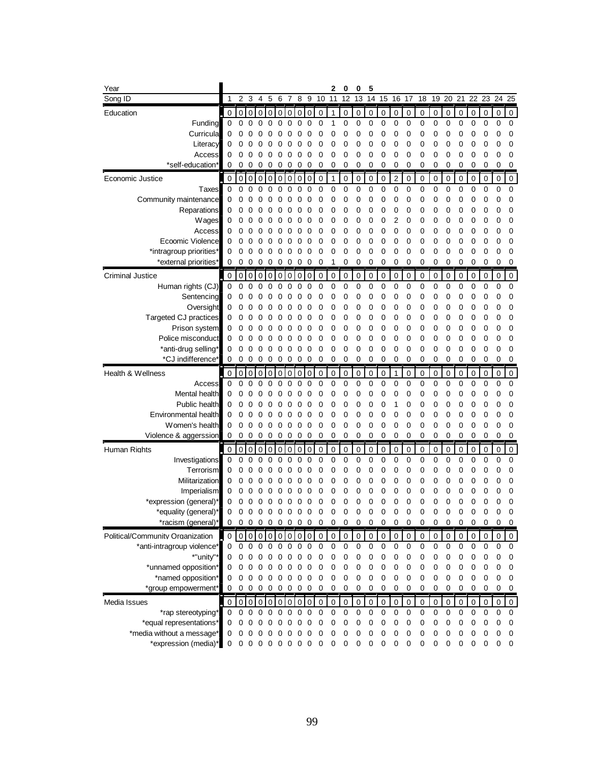| Year | 2005 | | | | | | | | | | | | | | | | | | | | | | | | |
|---|---|---|---|---|---|---|---|---|---|---|---|---|---|---|---|---|---|---|---|---|---|---|---|---|---|
| Song ID | 1 | 2 | 3 | 4 | 5 | 6 | 7 | 8 | 9 | 10 | 11 | 12 | 13 | 14 | 15 | 16 | 17 | 18 | 19 | 20 | 21 | 22 | 23 | 24 | 25 |
| Education | 0 | 0 | 0 | 0 | 0 | 0 | 0 | 0 | 0 | 0 | 1 | 0 | 0 | 0 | 0 | 0 | 0 | 0 | 0 | 0 | 0 | 0 | 0 | 0 | 0 |
| Funding | 0 | 0 | 0 | 0 | 0 | 0 | 0 | 0 | 0 | 0 | 1 | 0 | 0 | 0 | 0 | 0 | 0 | 0 | 0 | 0 | 0 | 0 | 0 | 0 | 0 |
| Curricula | 0 | 0 | 0 | 0 | 0 | 0 | 0 | 0 | 0 | 0 | 0 | 0 | 0 | 0 | 0 | 0 | 0 | 0 | 0 | 0 | 0 | 0 | 0 | 0 | 0 |
| Literacy | 0 | 0 | 0 | 0 | 0 | 0 | 0 | 0 | 0 | 0 | 0 | 0 | 0 | 0 | 0 | 0 | 0 | 0 | 0 | 0 | 0 | 0 | 0 | 0 | 0 |
| Access | 0 | 0 | 0 | 0 | 0 | 0 | 0 | 0 | 0 | 0 | 0 | 0 | 0 | 0 | 0 | 0 | 0 | 0 | 0 | 0 | 0 | 0 | 0 | 0 | 0 |
| *self-education* | 0 | 0 | 0 | 0 | 0 | 0 | 0 | 0 | 0 | 0 | 0 | 0 | 0 | 0 | 0 | 0 | 0 | 0 | 0 | 0 | 0 | 0 | 0 | 0 | 0 |
| Economic Justice | 0 | 0 | 0 | 0 | 0 | 0 | 0 | 0 | 0 | 0 | 1 | 0 | 0 | 0 | 0 | 2 | 0 | 0 | 0 | 0 | 0 | 0 | 0 | 0 | 0 |
| Taxes | 0 | 0 | 0 | 0 | 0 | 0 | 0 | 0 | 0 | 0 | 0 | 0 | 0 | 0 | 0 | 0 | 0 | 0 | 0 | 0 | 0 | 0 | 0 | 0 | 0 |
| Community maintenance | 0 | 0 | 0 | 0 | 0 | 0 | 0 | 0 | 0 | 0 | 0 | 0 | 0 | 0 | 0 | 0 | 0 | 0 | 0 | 0 | 0 | 0 | 0 | 0 | 0 |
| Reparations | 0 | 0 | 0 | 0 | 0 | 0 | 0 | 0 | 0 | 0 | 0 | 0 | 0 | 0 | 0 | 0 | 0 | 0 | 0 | 0 | 0 | 0 | 0 | 0 | 0 |
| Wages | 0 | 0 | 0 | 0 | 0 | 0 | 0 | 0 | 0 | 0 | 0 | 0 | 0 | 0 | 0 | 2 | 0 | 0 | 0 | 0 | 0 | 0 | 0 | 0 | 0 |
| Access | 0 | 0 | 0 | 0 | 0 | 0 | 0 | 0 | 0 | 0 | 0 | 0 | 0 | 0 | 0 | 0 | 0 | 0 | 0 | 0 | 0 | 0 | 0 | 0 | 0 |
| Ecoomic Violence | 0 | 0 | 0 | 0 | 0 | 0 | 0 | 0 | 0 | 0 | 0 | 0 | 0 | 0 | 0 | 0 | 0 | 0 | 0 | 0 | 0 | 0 | 0 | 0 | 0 |
| *intragroup priorities* | 0 | 0 | 0 | 0 | 0 | 0 | 0 | 0 | 0 | 0 | 0 | 0 | 0 | 0 | 0 | 0 | 0 | 0 | 0 | 0 | 0 | 0 | 0 | 0 | 0 |
| *external priorities* | 0 | 0 | 0 | 0 | 0 | 0 | 0 | 0 | 0 | 0 | 1 | 0 | 0 | 0 | 0 | 0 | 0 | 0 | 0 | 0 | 0 | 0 | 0 | 0 | 0 |
| Criminal Justice | 0 | 0 | 0 | 0 | 0 | 0 | 0 | 0 | 0 | 0 | 0 | 0 | 0 | 0 | 0 | 0 | 0 | 0 | 0 | 0 | 0 | 0 | 0 | 0 | 0 |
| Human rights (CJ) | 0 | 0 | 0 | 0 | 0 | 0 | 0 | 0 | 0 | 0 | 0 | 0 | 0 | 0 | 0 | 0 | 0 | 0 | 0 | 0 | 0 | 0 | 0 | 0 | 0 |
| Sentencing | 0 | 0 | 0 | 0 | 0 | 0 | 0 | 0 | 0 | 0 | 0 | 0 | 0 | 0 | 0 | 0 | 0 | 0 | 0 | 0 | 0 | 0 | 0 | 0 | 0 |
| Oversight | 0 | 0 | 0 | 0 | 0 | 0 | 0 | 0 | 0 | 0 | 0 | 0 | 0 | 0 | 0 | 0 | 0 | 0 | 0 | 0 | 0 | 0 | 0 | 0 | 0 |
| Targeted CJ practices | 0 | 0 | 0 | 0 | 0 | 0 | 0 | 0 | 0 | 0 | 0 | 0 | 0 | 0 | 0 | 0 | 0 | 0 | 0 | 0 | 0 | 0 | 0 | 0 | 0 |
| Prison system | 0 | 0 | 0 | 0 | 0 | 0 | 0 | 0 | 0 | 0 | 0 | 0 | 0 | 0 | 0 | 0 | 0 | 0 | 0 | 0 | 0 | 0 | 0 | 0 | 0 |
| Police misconduct | 0 | 0 | 0 | 0 | 0 | 0 | 0 | 0 | 0 | 0 | 0 | 0 | 0 | 0 | 0 | 0 | 0 | 0 | 0 | 0 | 0 | 0 | 0 | 0 | 0 |
| *anti-drug selling* | 0 | 0 | 0 | 0 | 0 | 0 | 0 | 0 | 0 | 0 | 0 | 0 | 0 | 0 | 0 | 0 | 0 | 0 | 0 | 0 | 0 | 0 | 0 | 0 | 0 |
| *CJ indifference* | 0 | 0 | 0 | 0 | 0 | 0 | 0 | 0 | 0 | 0 | 0 | 0 | 0 | 0 | 0 | 0 | 0 | 0 | 0 | 0 | 0 | 0 | 0 | 0 | 0 |
| Health & Wellness | 0 | 0 | 0 | 0 | 0 | 0 | 0 | 0 | 0 | 0 | 0 | 0 | 0 | 0 | 0 | 1 | 0 | 0 | 0 | 0 | 0 | 0 | 0 | 0 | 0 |
| Access | 0 | 0 | 0 | 0 | 0 | 0 | 0 | 0 | 0 | 0 | 0 | 0 | 0 | 0 | 0 | 0 | 0 | 0 | 0 | 0 | 0 | 0 | 0 | 0 | 0 |
| Mental health | 0 | 0 | 0 | 0 | 0 | 0 | 0 | 0 | 0 | 0 | 0 | 0 | 0 | 0 | 0 | 0 | 0 | 0 | 0 | 0 | 0 | 0 | 0 | 0 | 0 |
| Public health | 0 | 0 | 0 | 0 | 0 | 0 | 0 | 0 | 0 | 0 | 0 | 0 | 0 | 0 | 0 | 1 | 0 | 0 | 0 | 0 | 0 | 0 | 0 | 0 | 0 |
| Environmental health | 0 | 0 | 0 | 0 | 0 | 0 | 0 | 0 | 0 | 0 | 0 | 0 | 0 | 0 | 0 | 0 | 0 | 0 | 0 | 0 | 0 | 0 | 0 | 0 | 0 |
| Women's health | 0 | 0 | 0 | 0 | 0 | 0 | 0 | 0 | 0 | 0 | 0 | 0 | 0 | 0 | 0 | 0 | 0 | 0 | 0 | 0 | 0 | 0 | 0 | 0 | 0 |
| Violence & aggerssion | 0 | 0 | 0 | 0 | 0 | 0 | 0 | 0 | 0 | 0 | 0 | 0 | 0 | 0 | 0 | 0 | 0 | 0 | 0 | 0 | 0 | 0 | 0 | 0 | 0 |
| Human Rights | 0 | 0 | 0 | 0 | 0 | 0 | 0 | 0 | 0 | 0 | 0 | 0 | 0 | 0 | 0 | 0 | 0 | 0 | 0 | 0 | 0 | 0 | 0 | 0 | 0 |
| Investigations | 0 | 0 | 0 | 0 | 0 | 0 | 0 | 0 | 0 | 0 | 0 | 0 | 0 | 0 | 0 | 0 | 0 | 0 | 0 | 0 | 0 | 0 | 0 | 0 | 0 |
| Terrorism | 0 | 0 | 0 | 0 | 0 | 0 | 0 | 0 | 0 | 0 | 0 | 0 | 0 | 0 | 0 | 0 | 0 | 0 | 0 | 0 | 0 | 0 | 0 | 0 | 0 |
| Militarization | 0 | 0 | 0 | 0 | 0 | 0 | 0 | 0 | 0 | 0 | 0 | 0 | 0 | 0 | 0 | 0 | 0 | 0 | 0 | 0 | 0 | 0 | 0 | 0 | 0 |
| Imperialism | 0 | 0 | 0 | 0 | 0 | 0 | 0 | 0 | 0 | 0 | 0 | 0 | 0 | 0 | 0 | 0 | 0 | 0 | 0 | 0 | 0 | 0 | 0 | 0 | 0 |
| *expression (general)* | 0 | 0 | 0 | 0 | 0 | 0 | 0 | 0 | 0 | 0 | 0 | 0 | 0 | 0 | 0 | 0 | 0 | 0 | 0 | 0 | 0 | 0 | 0 | 0 | 0 |
| *equality (general)* | 0 | 0 | 0 | 0 | 0 | 0 | 0 | 0 | 0 | 0 | 0 | 0 | 0 | 0 | 0 | 0 | 0 | 0 | 0 | 0 | 0 | 0 | 0 | 0 | 0 |
| *racism (general)* | 0 | 0 | 0 | 0 | 0 | 0 | 0 | 0 | 0 | 0 | 0 | 0 | 0 | 0 | 0 | 0 | 0 | 0 | 0 | 0 | 0 | 0 | 0 | 0 | 0 |
| Political/Community Organization | 0 | 0 | 0 | 0 | 0 | 0 | 0 | 0 | 0 | 0 | 0 | 0 | 0 | 0 | 0 | 0 | 0 | 0 | 0 | 0 | 0 | 0 | 0 | 0 | 0 |
| *anti-intragroup violence* | 0 | 0 | 0 | 0 | 0 | 0 | 0 | 0 | 0 | 0 | 0 | 0 | 0 | 0 | 0 | 0 | 0 | 0 | 0 | 0 | 0 | 0 | 0 | 0 | 0 |
| *"unity"* | 0 | 0 | 0 | 0 | 0 | 0 | 0 | 0 | 0 | 0 | 0 | 0 | 0 | 0 | 0 | 0 | 0 | 0 | 0 | 0 | 0 | 0 | 0 | 0 | 0 |
| *unnamed opposition* | 0 | 0 | 0 | 0 | 0 | 0 | 0 | 0 | 0 | 0 | 0 | 0 | 0 | 0 | 0 | 0 | 0 | 0 | 0 | 0 | 0 | 0 | 0 | 0 | 0 |
| *named opposition* | 0 | 0 | 0 | 0 | 0 | 0 | 0 | 0 | 0 | 0 | 0 | 0 | 0 | 0 | 0 | 0 | 0 | 0 | 0 | 0 | 0 | 0 | 0 | 0 | 0 |
| *group empowerment* | 0 | 0 | 0 | 0 | 0 | 0 | 0 | 0 | 0 | 0 | 0 | 0 | 0 | 0 | 0 | 0 | 0 | 0 | 0 | 0 | 0 | 0 | 0 | 0 | 0 |
| Media Issues | 0 | 0 | 0 | 0 | 0 | 0 | 0 | 0 | 0 | 0 | 0 | 0 | 0 | 0 | 0 | 0 | 0 | 0 | 0 | 0 | 0 | 0 | 0 | 0 | 0 |
| *rap stereotyping* | 0 | 0 | 0 | 0 | 0 | 0 | 0 | 0 | 0 | 0 | 0 | 0 | 0 | 0 | 0 | 0 | 0 | 0 | 0 | 0 | 0 | 0 | 0 | 0 | 0 |
| *equal representations* | 0 | 0 | 0 | 0 | 0 | 0 | 0 | 0 | 0 | 0 | 0 | 0 | 0 | 0 | 0 | 0 | 0 | 0 | 0 | 0 | 0 | 0 | 0 | 0 | 0 |
| *media without a message* | 0 | 0 | 0 | 0 | 0 | 0 | 0 | 0 | 0 | 0 | 0 | 0 | 0 | 0 | 0 | 0 | 0 | 0 | 0 | 0 | 0 | 0 | 0 | 0 | 0 |
| *expression (media)* | 0 | 0 | 0 | 0 | 0 | 0 | 0 | 0 | 0 | 0 | 0 | 0 | 0 | 0 | 0 | 0 | 0 | 0 | 0 | 0 | 0 | 0 | 0 | 0 | 0 |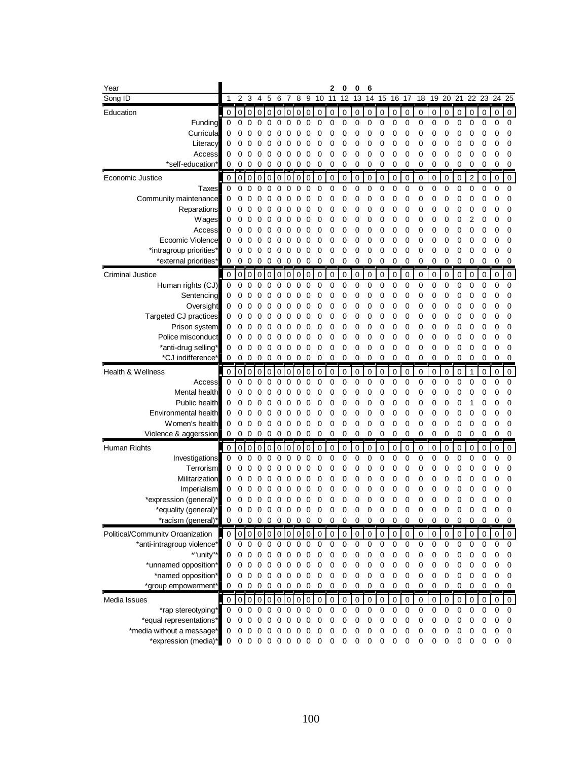| Year | 2006 | | | | | | | | | | | | | | | | | | | | | | | | |
|---|---|---|---|---|---|---|---|---|---|---|---|---|---|---|---|---|---|---|---|---|---|---|---|---|---|
| Song ID | 1 | 2 | 3 | 4 | 5 | 6 | 7 | 8 | 9 | 10 | 11 | 12 | 13 | 14 | 15 | 16 | 17 | 18 | 19 | 20 | 21 | 22 | 23 | 24 | 25 |
| Education | 0 | 0 | 0 | 0 | 0 | 0 | 0 | 0 | 0 | 0 | 0 | 0 | 0 | 0 | 0 | 0 | 0 | 0 | 0 | 0 | 0 | 0 | 0 | 0 | 0 |
| Funding | 0 | 0 | 0 | 0 | 0 | 0 | 0 | 0 | 0 | 0 | 0 | 0 | 0 | 0 | 0 | 0 | 0 | 0 | 0 | 0 | 0 | 0 | 0 | 0 | 0 |
| Curricula | 0 | 0 | 0 | 0 | 0 | 0 | 0 | 0 | 0 | 0 | 0 | 0 | 0 | 0 | 0 | 0 | 0 | 0 | 0 | 0 | 0 | 0 | 0 | 0 | 0 |
| Literacy | 0 | 0 | 0 | 0 | 0 | 0 | 0 | 0 | 0 | 0 | 0 | 0 | 0 | 0 | 0 | 0 | 0 | 0 | 0 | 0 | 0 | 0 | 0 | 0 | 0 |
| Access | 0 | 0 | 0 | 0 | 0 | 0 | 0 | 0 | 0 | 0 | 0 | 0 | 0 | 0 | 0 | 0 | 0 | 0 | 0 | 0 | 0 | 0 | 0 | 0 | 0 |
| *self-education* | 0 | 0 | 0 | 0 | 0 | 0 | 0 | 0 | 0 | 0 | 0 | 0 | 0 | 0 | 0 | 0 | 0 | 0 | 0 | 0 | 0 | 0 | 0 | 0 | 0 |
| Economic Justice | 0 | 0 | 0 | 0 | 0 | 0 | 0 | 0 | 0 | 0 | 0 | 0 | 0 | 0 | 0 | 0 | 0 | 0 | 0 | 0 | 0 | 2 | 0 | 0 | 0 |
| Taxes | 0 | 0 | 0 | 0 | 0 | 0 | 0 | 0 | 0 | 0 | 0 | 0 | 0 | 0 | 0 | 0 | 0 | 0 | 0 | 0 | 0 | 0 | 0 | 0 | 0 |
| Community maintenance | 0 | 0 | 0 | 0 | 0 | 0 | 0 | 0 | 0 | 0 | 0 | 0 | 0 | 0 | 0 | 0 | 0 | 0 | 0 | 0 | 0 | 0 | 0 | 0 | 0 |
| Reparations | 0 | 0 | 0 | 0 | 0 | 0 | 0 | 0 | 0 | 0 | 0 | 0 | 0 | 0 | 0 | 0 | 0 | 0 | 0 | 0 | 0 | 0 | 0 | 0 | 0 |
| Wages | 0 | 0 | 0 | 0 | 0 | 0 | 0 | 0 | 0 | 0 | 0 | 0 | 0 | 0 | 0 | 0 | 0 | 0 | 0 | 0 | 0 | 2 | 0 | 0 | 0 |
| Access | 0 | 0 | 0 | 0 | 0 | 0 | 0 | 0 | 0 | 0 | 0 | 0 | 0 | 0 | 0 | 0 | 0 | 0 | 0 | 0 | 0 | 0 | 0 | 0 | 0 |
| Ecoomic Violence | 0 | 0 | 0 | 0 | 0 | 0 | 0 | 0 | 0 | 0 | 0 | 0 | 0 | 0 | 0 | 0 | 0 | 0 | 0 | 0 | 0 | 0 | 0 | 0 | 0 |
| *intragroup priorities* | 0 | 0 | 0 | 0 | 0 | 0 | 0 | 0 | 0 | 0 | 0 | 0 | 0 | 0 | 0 | 0 | 0 | 0 | 0 | 0 | 0 | 0 | 0 | 0 | 0 |
| *external priorities* | 0 | 0 | 0 | 0 | 0 | 0 | 0 | 0 | 0 | 0 | 0 | 0 | 0 | 0 | 0 | 0 | 0 | 0 | 0 | 0 | 0 | 0 | 0 | 0 | 0 |
| Criminal Justice | 0 | 0 | 0 | 0 | 0 | 0 | 0 | 0 | 0 | 0 | 0 | 0 | 0 | 0 | 0 | 0 | 0 | 0 | 0 | 0 | 0 | 0 | 0 | 0 | 0 |
| Human rights (CJ) | 0 | 0 | 0 | 0 | 0 | 0 | 0 | 0 | 0 | 0 | 0 | 0 | 0 | 0 | 0 | 0 | 0 | 0 | 0 | 0 | 0 | 0 | 0 | 0 | 0 |
| Sentencing | 0 | 0 | 0 | 0 | 0 | 0 | 0 | 0 | 0 | 0 | 0 | 0 | 0 | 0 | 0 | 0 | 0 | 0 | 0 | 0 | 0 | 0 | 0 | 0 | 0 |
| Oversight | 0 | 0 | 0 | 0 | 0 | 0 | 0 | 0 | 0 | 0 | 0 | 0 | 0 | 0 | 0 | 0 | 0 | 0 | 0 | 0 | 0 | 0 | 0 | 0 | 0 |
| Targeted CJ practices | 0 | 0 | 0 | 0 | 0 | 0 | 0 | 0 | 0 | 0 | 0 | 0 | 0 | 0 | 0 | 0 | 0 | 0 | 0 | 0 | 0 | 0 | 0 | 0 | 0 |
| Prison system | 0 | 0 | 0 | 0 | 0 | 0 | 0 | 0 | 0 | 0 | 0 | 0 | 0 | 0 | 0 | 0 | 0 | 0 | 0 | 0 | 0 | 0 | 0 | 0 | 0 |
| Police misconduct | 0 | 0 | 0 | 0 | 0 | 0 | 0 | 0 | 0 | 0 | 0 | 0 | 0 | 0 | 0 | 0 | 0 | 0 | 0 | 0 | 0 | 0 | 0 | 0 | 0 |
| *anti-drug selling* | 0 | 0 | 0 | 0 | 0 | 0 | 0 | 0 | 0 | 0 | 0 | 0 | 0 | 0 | 0 | 0 | 0 | 0 | 0 | 0 | 0 | 0 | 0 | 0 | 0 |
| *CJ indifference* | 0 | 0 | 0 | 0 | 0 | 0 | 0 | 0 | 0 | 0 | 0 | 0 | 0 | 0 | 0 | 0 | 0 | 0 | 0 | 0 | 0 | 0 | 0 | 0 | 0 |
| Health & Wellness | 0 | 0 | 0 | 0 | 0 | 0 | 0 | 0 | 0 | 0 | 0 | 0 | 0 | 0 | 0 | 0 | 0 | 0 | 0 | 0 | 0 | 1 | 0 | 0 | 0 |
| Access | 0 | 0 | 0 | 0 | 0 | 0 | 0 | 0 | 0 | 0 | 0 | 0 | 0 | 0 | 0 | 0 | 0 | 0 | 0 | 0 | 0 | 0 | 0 | 0 | 0 |
| Mental health | 0 | 0 | 0 | 0 | 0 | 0 | 0 | 0 | 0 | 0 | 0 | 0 | 0 | 0 | 0 | 0 | 0 | 0 | 0 | 0 | 0 | 0 | 0 | 0 | 0 |
| Public health | 0 | 0 | 0 | 0 | 0 | 0 | 0 | 0 | 0 | 0 | 0 | 0 | 0 | 0 | 0 | 0 | 0 | 0 | 0 | 0 | 0 | 1 | 0 | 0 | 0 |
| Environmental health | 0 | 0 | 0 | 0 | 0 | 0 | 0 | 0 | 0 | 0 | 0 | 0 | 0 | 0 | 0 | 0 | 0 | 0 | 0 | 0 | 0 | 0 | 0 | 0 | 0 |
| Women's health | 0 | 0 | 0 | 0 | 0 | 0 | 0 | 0 | 0 | 0 | 0 | 0 | 0 | 0 | 0 | 0 | 0 | 0 | 0 | 0 | 0 | 0 | 0 | 0 | 0 |
| Violence & aggerssion | 0 | 0 | 0 | 0 | 0 | 0 | 0 | 0 | 0 | 0 | 0 | 0 | 0 | 0 | 0 | 0 | 0 | 0 | 0 | 0 | 0 | 0 | 0 | 0 | 0 |
| Human Rights | 0 | 0 | 0 | 0 | 0 | 0 | 0 | 0 | 0 | 0 | 0 | 0 | 0 | 0 | 0 | 0 | 0 | 0 | 0 | 0 | 0 | 0 | 0 | 0 | 0 |
| Investigations | 0 | 0 | 0 | 0 | 0 | 0 | 0 | 0 | 0 | 0 | 0 | 0 | 0 | 0 | 0 | 0 | 0 | 0 | 0 | 0 | 0 | 0 | 0 | 0 | 0 |
| Terrorism | 0 | 0 | 0 | 0 | 0 | 0 | 0 | 0 | 0 | 0 | 0 | 0 | 0 | 0 | 0 | 0 | 0 | 0 | 0 | 0 | 0 | 0 | 0 | 0 | 0 |
| Militarization | 0 | 0 | 0 | 0 | 0 | 0 | 0 | 0 | 0 | 0 | 0 | 0 | 0 | 0 | 0 | 0 | 0 | 0 | 0 | 0 | 0 | 0 | 0 | 0 | 0 |
| Imperialism | 0 | 0 | 0 | 0 | 0 | 0 | 0 | 0 | 0 | 0 | 0 | 0 | 0 | 0 | 0 | 0 | 0 | 0 | 0 | 0 | 0 | 0 | 0 | 0 | 0 |
| *expression (general)* | 0 | 0 | 0 | 0 | 0 | 0 | 0 | 0 | 0 | 0 | 0 | 0 | 0 | 0 | 0 | 0 | 0 | 0 | 0 | 0 | 0 | 0 | 0 | 0 | 0 |
| *equality (general)* | 0 | 0 | 0 | 0 | 0 | 0 | 0 | 0 | 0 | 0 | 0 | 0 | 0 | 0 | 0 | 0 | 0 | 0 | 0 | 0 | 0 | 0 | 0 | 0 | 0 |
| *racism (general)* | 0 | 0 | 0 | 0 | 0 | 0 | 0 | 0 | 0 | 0 | 0 | 0 | 0 | 0 | 0 | 0 | 0 | 0 | 0 | 0 | 0 | 0 | 0 | 0 | 0 |
| Political/Community Organization | 0 | 0 | 0 | 0 | 0 | 0 | 0 | 0 | 0 | 0 | 0 | 0 | 0 | 0 | 0 | 0 | 0 | 0 | 0 | 0 | 0 | 0 | 0 | 0 | 0 |
| *anti-intragroup violence* | 0 | 0 | 0 | 0 | 0 | 0 | 0 | 0 | 0 | 0 | 0 | 0 | 0 | 0 | 0 | 0 | 0 | 0 | 0 | 0 | 0 | 0 | 0 | 0 | 0 |
| *"unity"* | 0 | 0 | 0 | 0 | 0 | 0 | 0 | 0 | 0 | 0 | 0 | 0 | 0 | 0 | 0 | 0 | 0 | 0 | 0 | 0 | 0 | 0 | 0 | 0 | 0 |
| *unnamed opposition* | 0 | 0 | 0 | 0 | 0 | 0 | 0 | 0 | 0 | 0 | 0 | 0 | 0 | 0 | 0 | 0 | 0 | 0 | 0 | 0 | 0 | 0 | 0 | 0 | 0 |
| *named opposition* | 0 | 0 | 0 | 0 | 0 | 0 | 0 | 0 | 0 | 0 | 0 | 0 | 0 | 0 | 0 | 0 | 0 | 0 | 0 | 0 | 0 | 0 | 0 | 0 | 0 |
| *group empowerment* | 0 | 0 | 0 | 0 | 0 | 0 | 0 | 0 | 0 | 0 | 0 | 0 | 0 | 0 | 0 | 0 | 0 | 0 | 0 | 0 | 0 | 0 | 0 | 0 | 0 |
| Media Issues | 0 | 0 | 0 | 0 | 0 | 0 | 0 | 0 | 0 | 0 | 0 | 0 | 0 | 0 | 0 | 0 | 0 | 0 | 0 | 0 | 0 | 0 | 0 | 0 | 0 |
| *rap stereotyping* | 0 | 0 | 0 | 0 | 0 | 0 | 0 | 0 | 0 | 0 | 0 | 0 | 0 | 0 | 0 | 0 | 0 | 0 | 0 | 0 | 0 | 0 | 0 | 0 | 0 |
| *equal representations* | 0 | 0 | 0 | 0 | 0 | 0 | 0 | 0 | 0 | 0 | 0 | 0 | 0 | 0 | 0 | 0 | 0 | 0 | 0 | 0 | 0 | 0 | 0 | 0 | 0 |
| *media without a message* | 0 | 0 | 0 | 0 | 0 | 0 | 0 | 0 | 0 | 0 | 0 | 0 | 0 | 0 | 0 | 0 | 0 | 0 | 0 | 0 | 0 | 0 | 0 | 0 | 0 |
| *expression (media)* | 0 | 0 | 0 | 0 | 0 | 0 | 0 | 0 | 0 | 0 | 0 | 0 | 0 | 0 | 0 | 0 | 0 | 0 | 0 | 0 | 0 | 0 | 0 | 0 | 0 |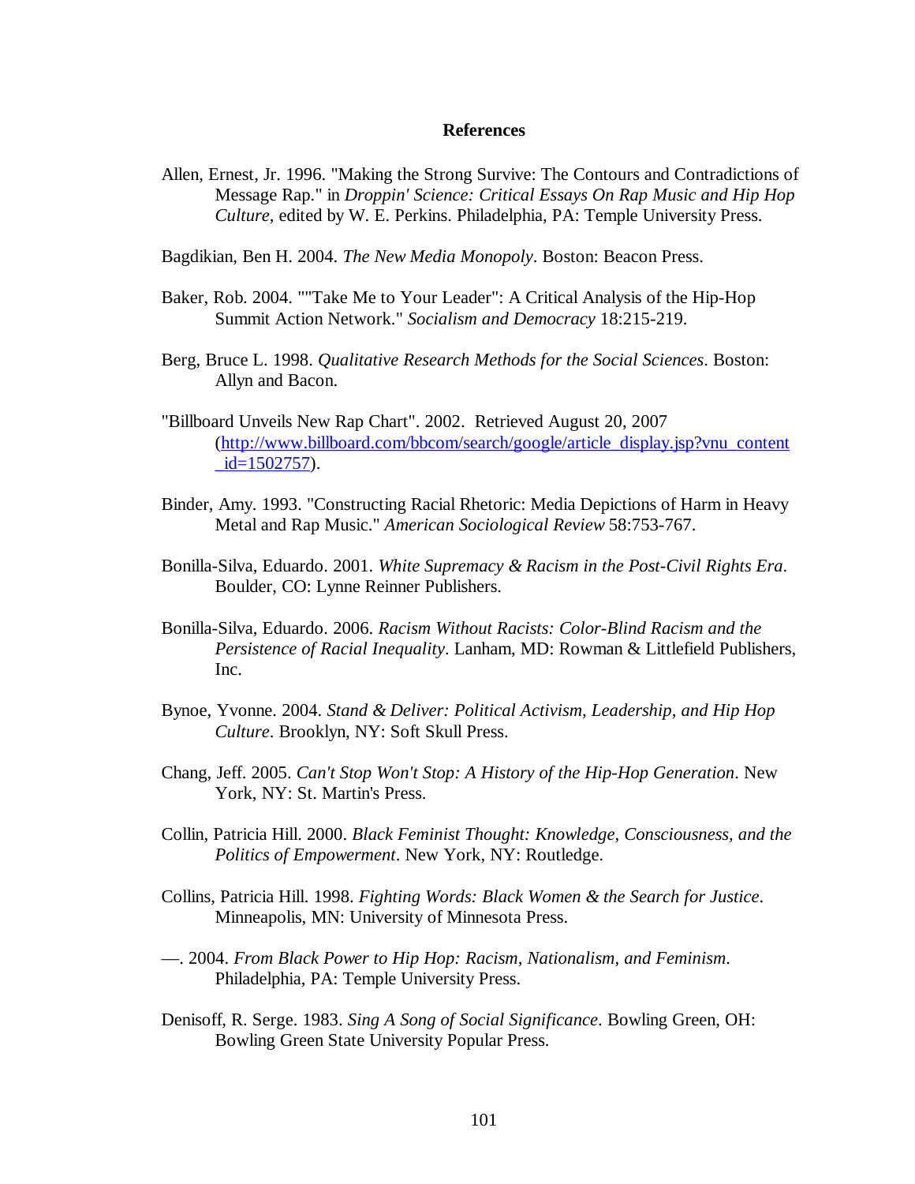## References

Allen, Ernest, Jr. 1996. "Making the Strong Survive: The Contours and Contradictions of Message Rap." in *Droppin' Science: Critical Essays On Rap Music and Hip Hop Culture*, edited by W. E. Perkins. Philadelphia, PA: Temple University Press.

Bagdikian, Ben H. 2004. *The New Media Monopoly*. Boston: Beacon Press.

Baker, Rob. 2004. ""Take Me to Your Leader": A Critical Analysis of the Hip-Hop Summit Action Network." *Socialism and Democracy* 18:215-219.

Berg, Bruce L. 1998. *Qualitative Research Methods for the Social Sciences*. Boston: Allyn and Bacon.

"Billboard Unveils New Rap Chart". 2002. Retrieved August 20, 2007 (http://www.billboard.com/bbcom/search/google/article_display.jsp?vnu_content_id=1502757).

Binder, Amy. 1993. "Constructing Racial Rhetoric: Media Depictions of Harm in Heavy Metal and Rap Music." *American Sociological Review* 58:753-767.

Bonilla-Silva, Eduardo. 2001. *White Supremacy & Racism in the Post-Civil Rights Era*. Boulder, CO: Lynne Reinner Publishers.

Bonilla-Silva, Eduardo. 2006. *Racism Without Racists: Color-Blind Racism and the Persistence of Racial Inequality*. Lanham, MD: Rowman & Littlefield Publishers, Inc.

Bynoe, Yvonne. 2004. *Stand & Deliver: Political Activism, Leadership, and Hip Hop Culture*. Brooklyn, NY: Soft Skull Press.

Chang, Jeff. 2005. *Can't Stop Won't Stop: A History of the Hip-Hop Generation*. New York, NY: St. Martin's Press.

Collin, Patricia Hill. 2000. *Black Feminist Thought: Knowledge, Consciousness, and the Politics of Empowerment*. New York, NY: Routledge.

Collins, Patricia Hill. 1998. *Fighting Words: Black Women & the Search for Justice*. Minneapolis, MN: University of Minnesota Press.

—. 2004. *From Black Power to Hip Hop: Racism, Nationalism, and Feminism*. Philadelphia, PA: Temple University Press.

Denisoff, R. Serge. 1983. *Sing A Song of Social Significance*. Bowling Green, OH: Bowling Green State University Popular Press.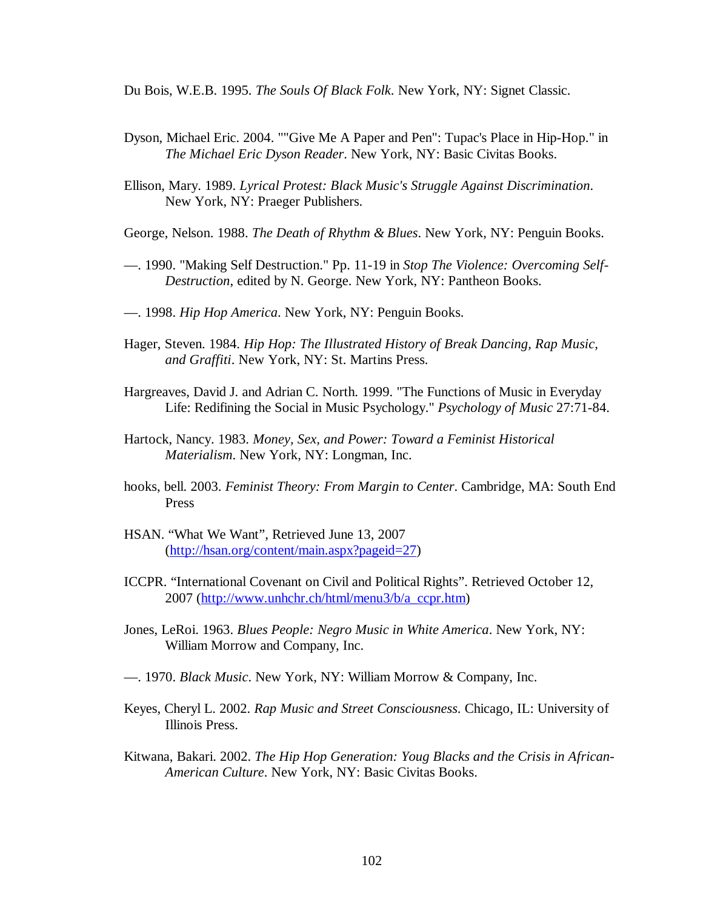Du Bois, W.E.B. 1995. *The Souls Of Black Folk*. New York, NY: Signet Classic.

Dyson, Michael Eric. 2004. ""Give Me A Paper and Pen": Tupac's Place in Hip-Hop." in *The Michael Eric Dyson Reader*. New York, NY: Basic Civitas Books.

Ellison, Mary. 1989. *Lyrical Protest: Black Music's Struggle Against Discrimination*. New York, NY: Praeger Publishers.

George, Nelson. 1988. *The Death of Rhythm & Blues*. New York, NY: Penguin Books.

—. 1990. "Making Self Destruction." Pp. 11-19 in *Stop The Violence: Overcoming Self-Destruction*, edited by N. George. New York, NY: Pantheon Books.

—. 1998. *Hip Hop America*. New York, NY: Penguin Books.

Hager, Steven. 1984. *Hip Hop: The Illustrated History of Break Dancing, Rap Music, and Graffiti*. New York, NY: St. Martins Press.

Hargreaves, David J. and Adrian C. North. 1999. "The Functions of Music in Everyday Life: Redifining the Social in Music Psychology." *Psychology of Music* 27:71-84.

Hartock, Nancy. 1983. *Money, Sex, and Power: Toward a Feminist Historical Materialism*. New York, NY: Longman, Inc.

hooks, bell. 2003. *Feminist Theory: From Margin to Center*. Cambridge, MA: South End Press

HSAN. "What We Want", Retrieved June 13, 2007 (http://hsan.org/content/main.aspx?pageid=27)

ICCPR. "International Covenant on Civil and Political Rights". Retrieved October 12, 2007 (http://www.unhchr.ch/html/menu3/b/a_ccpr.htm)

Jones, LeRoi. 1963. *Blues People: Negro Music in White America*. New York, NY: William Morrow and Company, Inc.

—. 1970. *Black Music*. New York, NY: William Morrow & Company, Inc.

Keyes, Cheryl L. 2002. *Rap Music and Street Consciousness*. Chicago, IL: University of Illinois Press.

Kitwana, Bakari. 2002. *The Hip Hop Generation: Youg Blacks and the Crisis in African-American Culture*. New York, NY: Basic Civitas Books.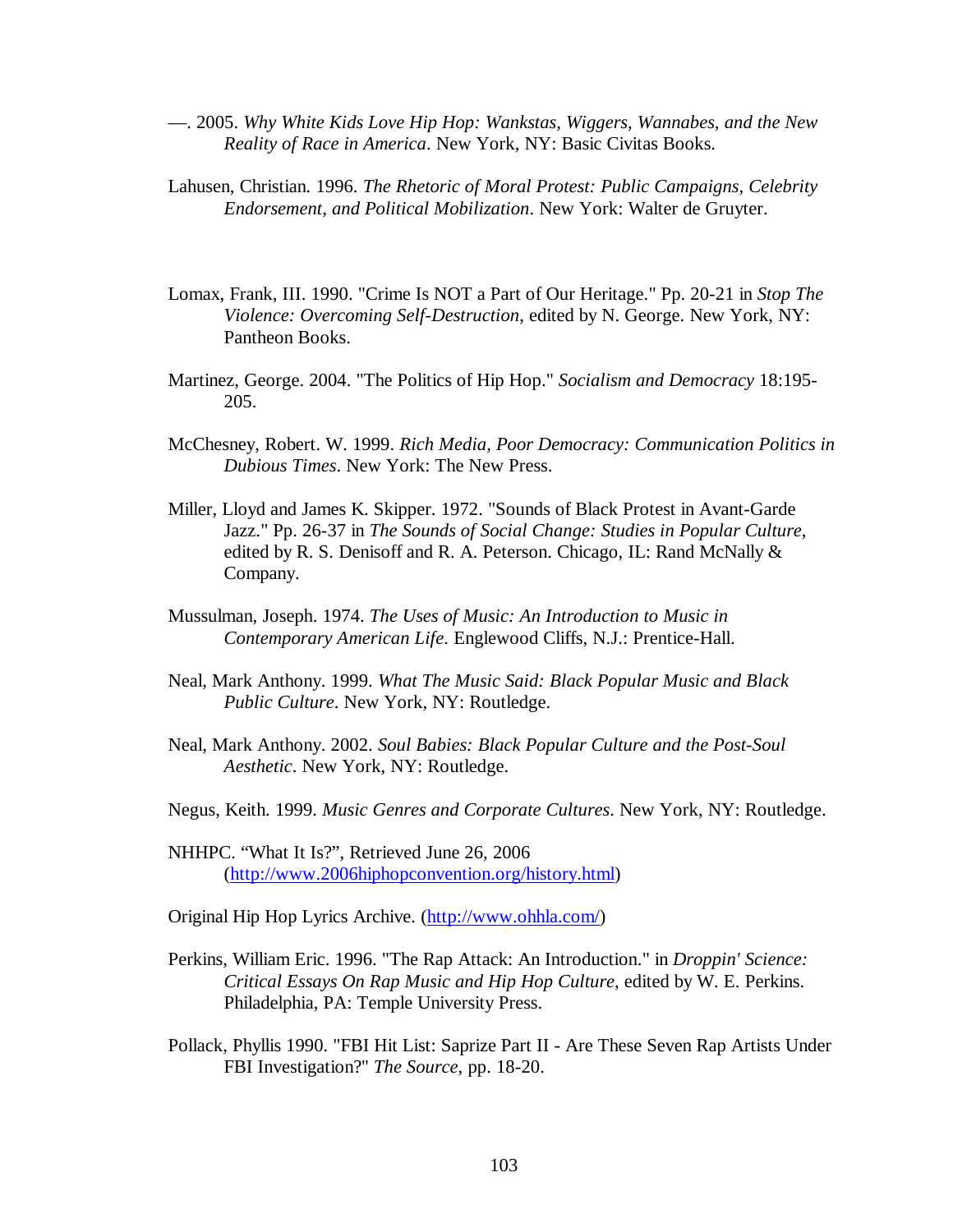—. 2005. *Why White Kids Love Hip Hop: Wankstas, Wiggers, Wannabes, and the New Reality of Race in America*. New York, NY: Basic Civitas Books.

Lahusen, Christian. 1996. *The Rhetoric of Moral Protest: Public Campaigns, Celebrity Endorsement, and Political Mobilization*. New York: Walter de Gruyter.

Lomax, Frank, III. 1990. "Crime Is NOT a Part of Our Heritage." Pp. 20-21 in *Stop The Violence: Overcoming Self-Destruction*, edited by N. George. New York, NY: Pantheon Books.

Martinez, George. 2004. "The Politics of Hip Hop." *Socialism and Democracy* 18:195-205.

McChesney, Robert. W. 1999. *Rich Media, Poor Democracy: Communication Politics in Dubious Times*. New York: The New Press.

Miller, Lloyd and James K. Skipper. 1972. "Sounds of Black Protest in Avant-Garde Jazz." Pp. 26-37 in *The Sounds of Social Change: Studies in Popular Culture*, edited by R. S. Denisoff and R. A. Peterson. Chicago, IL: Rand McNally & Company.

Mussulman, Joseph. 1974. *The Uses of Music: An Introduction to Music in Contemporary American Life*. Englewood Cliffs, N.J.: Prentice-Hall.

Neal, Mark Anthony. 1999. *What The Music Said: Black Popular Music and Black Public Culture*. New York, NY: Routledge.

Neal, Mark Anthony. 2002. *Soul Babies: Black Popular Culture and the Post-Soul Aesthetic*. New York, NY: Routledge.

Negus, Keith. 1999. *Music Genres and Corporate Cultures*. New York, NY: Routledge.

NHHPC. "What It Is?", Retrieved June 26, 2006 (http://www.2006hiphopconvention.org/history.html)

Original Hip Hop Lyrics Archive. (http://www.ohhla.com/)

Perkins, William Eric. 1996. "The Rap Attack: An Introduction." in *Droppin' Science: Critical Essays On Rap Music and Hip Hop Culture*, edited by W. E. Perkins. Philadelphia, PA: Temple University Press.

Pollack, Phyllis 1990. "FBI Hit List: Saprize Part II - Are These Seven Rap Artists Under FBI Investigation?" *The Source*, pp. 18-20.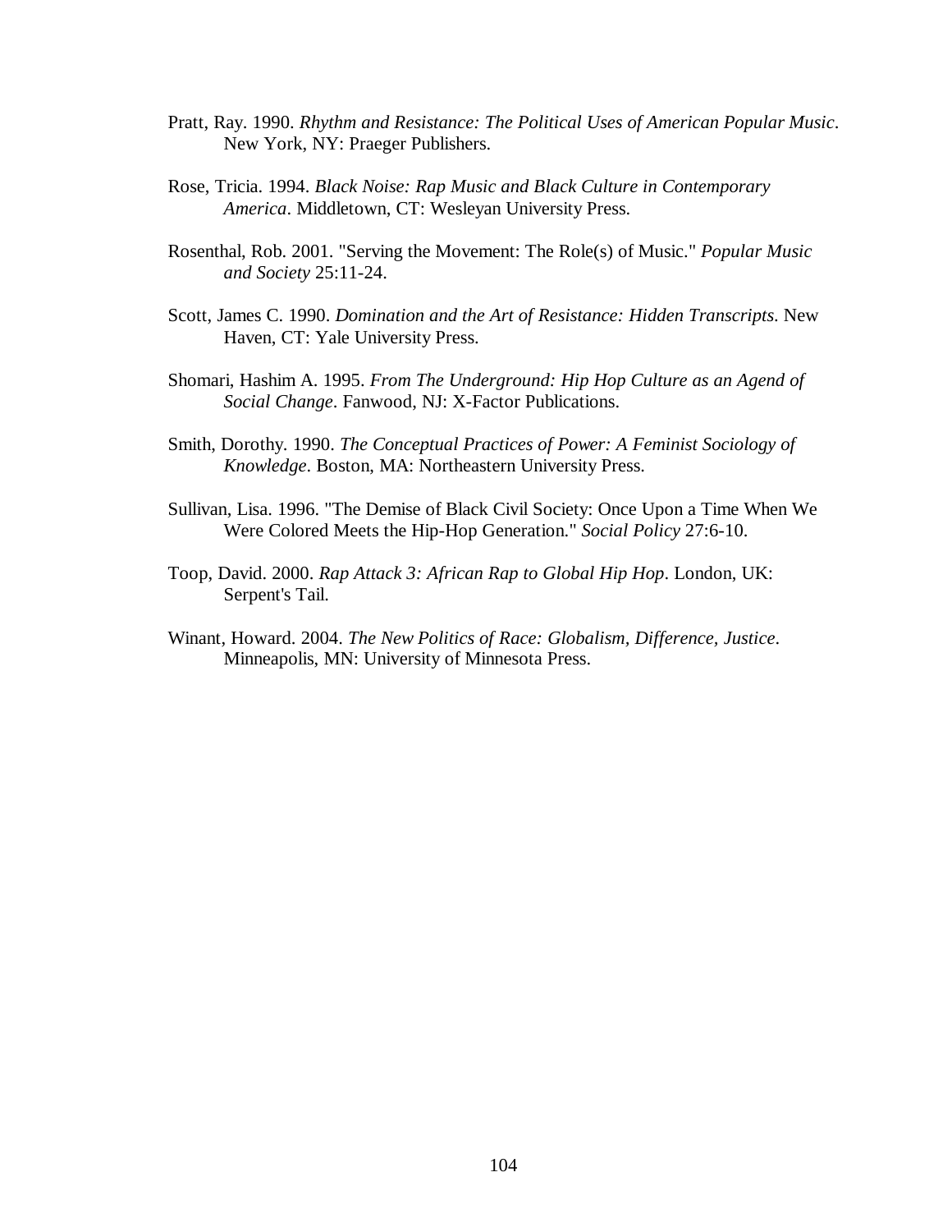Pratt, Ray. 1990. *Rhythm and Resistance: The Political Uses of American Popular Music*. New York, NY: Praeger Publishers.

Rose, Tricia. 1994. *Black Noise: Rap Music and Black Culture in Contemporary America*. Middletown, CT: Wesleyan University Press.

Rosenthal, Rob. 2001. "Serving the Movement: The Role(s) of Music." *Popular Music and Society* 25:11-24.

Scott, James C. 1990. *Domination and the Art of Resistance: Hidden Transcripts*. New Haven, CT: Yale University Press.

Shomari, Hashim A. 1995. *From The Underground: Hip Hop Culture as an Agend of Social Change*. Fanwood, NJ: X-Factor Publications.

Smith, Dorothy. 1990. *The Conceptual Practices of Power: A Feminist Sociology of Knowledge*. Boston, MA: Northeastern University Press.

Sullivan, Lisa. 1996. "The Demise of Black Civil Society: Once Upon a Time When We Were Colored Meets the Hip-Hop Generation." *Social Policy* 27:6-10.

Toop, David. 2000. *Rap Attack 3: African Rap to Global Hip Hop*. London, UK: Serpent's Tail.

Winant, Howard. 2004. *The New Politics of Race: Globalism, Difference, Justice*. Minneapolis, MN: University of Minnesota Press.